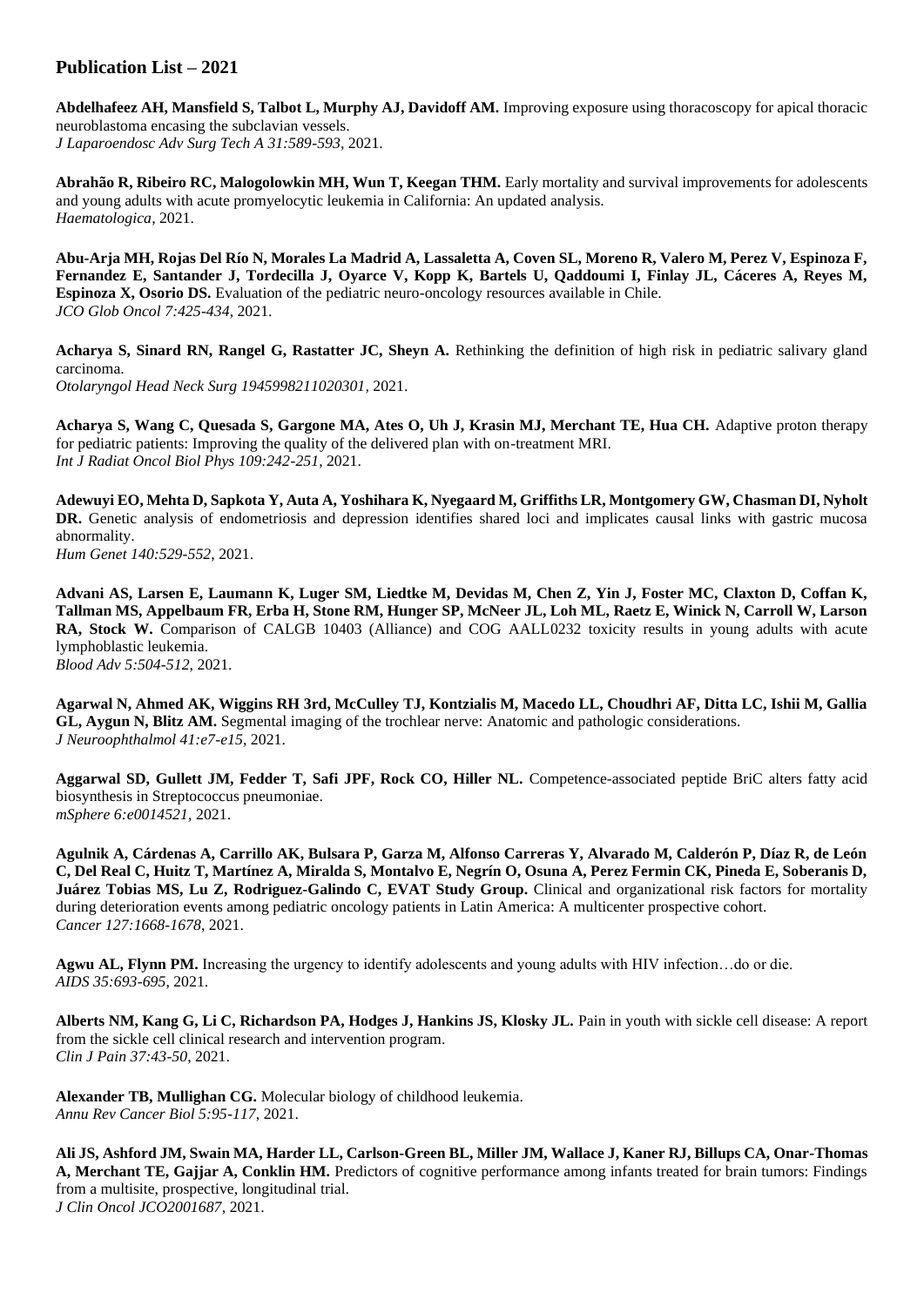## Publication List – 2021

**Abdelhafeez AH, Mansfield S, Talbot L, Murphy AJ, Davidoff AM.** Improving exposure using thoracoscopy for apical thoracic neuroblastoma encasing the subclavian vessels.
*J Laparoendosc Adv Surg Tech A 31:589-593*, 2021.

**Abrahão R, Ribeiro RC, Malogolowkin MH, Wun T, Keegan THM.** Early mortality and survival improvements for adolescents and young adults with acute promyelocytic leukemia in California: An updated analysis.
*Haematologica*, 2021.

**Abu-Arja MH, Rojas Del Río N, Morales La Madrid A, Lassaletta A, Coven SL, Moreno R, Valero M, Perez V, Espinoza F, Fernandez E, Santander J, Tordecilla J, Oyarce V, Kopp K, Bartels U, Qaddoumi I, Finlay JL, Cáceres A, Reyes M, Espinoza X, Osorio DS.** Evaluation of the pediatric neuro-oncology resources available in Chile.
*JCO Glob Oncol 7:425-434*, 2021.

**Acharya S, Sinard RN, Rangel G, Rastatter JC, Sheyn A.** Rethinking the definition of high risk in pediatric salivary gland carcinoma.
*Otolaryngol Head Neck Surg 1945998211020301*, 2021.

**Acharya S, Wang C, Quesada S, Gargone MA, Ates O, Uh J, Krasin MJ, Merchant TE, Hua CH.** Adaptive proton therapy for pediatric patients: Improving the quality of the delivered plan with on-treatment MRI.
*Int J Radiat Oncol Biol Phys 109:242-251*, 2021.

**Adewuyi EO, Mehta D, Sapkota Y, Auta A, Yoshihara K, Nyegaard M, Griffiths LR, Montgomery GW, Chasman DI, Nyholt DR.** Genetic analysis of endometriosis and depression identifies shared loci and implicates causal links with gastric mucosa abnormality.
*Hum Genet 140:529-552*, 2021.

**Advani AS, Larsen E, Laumann K, Luger SM, Liedtke M, Devidas M, Chen Z, Yin J, Foster MC, Claxton D, Coffan K, Tallman MS, Appelbaum FR, Erba H, Stone RM, Hunger SP, McNeer JL, Loh ML, Raetz E, Winick N, Carroll W, Larson RA, Stock W.** Comparison of CALGB 10403 (Alliance) and COG AALL0232 toxicity results in young adults with acute lymphoblastic leukemia.
*Blood Adv 5:504-512*, 2021.

**Agarwal N, Ahmed AK, Wiggins RH 3rd, McCulley TJ, Kontzialis M, Macedo LL, Choudhri AF, Ditta LC, Ishii M, Gallia GL, Aygun N, Blitz AM.** Segmental imaging of the trochlear nerve: Anatomic and pathologic considerations.
*J Neuroophthalmol 41:e7-e15*, 2021.

**Aggarwal SD, Gullett JM, Fedder T, Safi JPF, Rock CO, Hiller NL.** Competence-associated peptide BriC alters fatty acid biosynthesis in Streptococcus pneumoniae.
*mSphere 6:e0014521*, 2021.

**Agulnik A, Cárdenas A, Carrillo AK, Bulsara P, Garza M, Alfonso Carreras Y, Alvarado M, Calderón P, Díaz R, de León C, Del Real C, Huitz T, Martínez A, Miralda S, Montalvo E, Negrín O, Osuna A, Perez Fermin CK, Pineda E, Soberanis D, Juárez Tobias MS, Lu Z, Rodriguez-Galindo C, EVAT Study Group.** Clinical and organizational risk factors for mortality during deterioration events among pediatric oncology patients in Latin America: A multicenter prospective cohort.
*Cancer 127:1668-1678*, 2021.

**Agwu AL, Flynn PM.** Increasing the urgency to identify adolescents and young adults with HIV infection…do or die.
*AIDS 35:693-695*, 2021.

**Alberts NM, Kang G, Li C, Richardson PA, Hodges J, Hankins JS, Klosky JL.** Pain in youth with sickle cell disease: A report from the sickle cell clinical research and intervention program.
*Clin J Pain 37:43-50*, 2021.

**Alexander TB, Mullighan CG.** Molecular biology of childhood leukemia.
*Annu Rev Cancer Biol 5:95-117*, 2021.

**Ali JS, Ashford JM, Swain MA, Harder LL, Carlson-Green BL, Miller JM, Wallace J, Kaner RJ, Billups CA, Onar-Thomas A, Merchant TE, Gajjar A, Conklin HM.** Predictors of cognitive performance among infants treated for brain tumors: Findings from a multisite, prospective, longitudinal trial.
*J Clin Oncol JCO2001687*, 2021.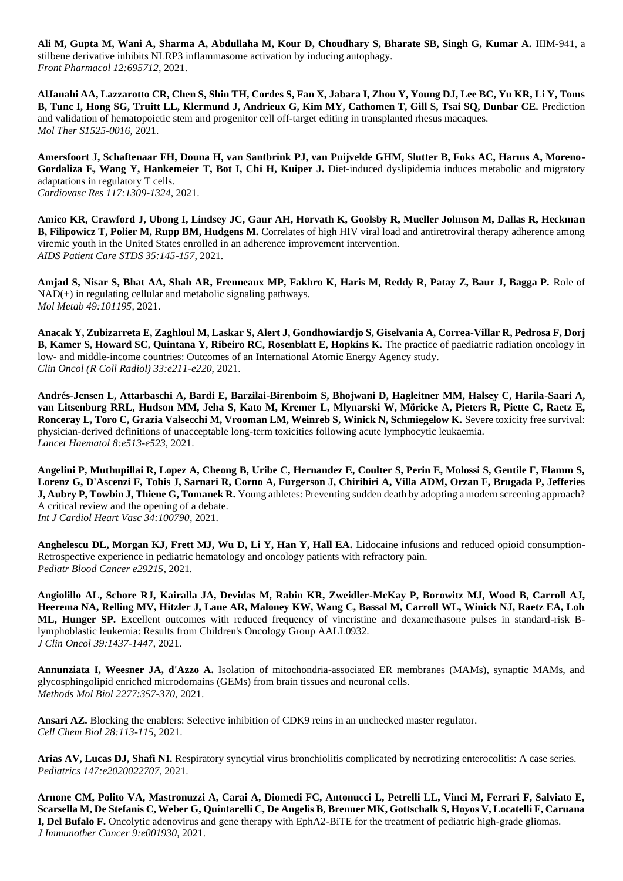**Ali M, Gupta M, Wani A, Sharma A, Abdullaha M, Kour D, Choudhary S, Bharate SB, Singh G, Kumar A.** IIIM-941, a stilbene derivative inhibits NLRP3 inflammasome activation by inducing autophagy.
*Front Pharmacol 12:695712*, 2021.

**AlJanahi AA, Lazzarotto CR, Chen S, Shin TH, Cordes S, Fan X, Jabara I, Zhou Y, Young DJ, Lee BC, Yu KR, Li Y, Toms B, Tunc I, Hong SG, Truitt LL, Klermund J, Andrieux G, Kim MY, Cathomen T, Gill S, Tsai SQ, Dunbar CE.** Prediction and validation of hematopoietic stem and progenitor cell off-target editing in transplanted rhesus macaques.
*Mol Ther S1525-0016*, 2021.

**Amersfoort J, Schaftenaar FH, Douna H, van Santbrink PJ, van Puijvelde GHM, Slutter B, Foks AC, Harms A, Moreno-Gordaliza E, Wang Y, Hankemeier T, Bot I, Chi H, Kuiper J.** Diet-induced dyslipidemia induces metabolic and migratory adaptations in regulatory T cells.
*Cardiovasc Res 117:1309-1324*, 2021.

**Amico KR, Crawford J, Ubong I, Lindsey JC, Gaur AH, Horvath K, Goolsby R, Mueller Johnson M, Dallas R, Heckman B, Filipowicz T, Polier M, Rupp BM, Hudgens M.** Correlates of high HIV viral load and antiretroviral therapy adherence among viremic youth in the United States enrolled in an adherence improvement intervention.
*AIDS Patient Care STDS 35:145-157*, 2021.

**Amjad S, Nisar S, Bhat AA, Shah AR, Frenneaux MP, Fakhro K, Haris M, Reddy R, Patay Z, Baur J, Bagga P.** Role of NAD(+) in regulating cellular and metabolic signaling pathways.
*Mol Metab 49:101195*, 2021.

**Anacak Y, Zubizarreta E, Zaghloul M, Laskar S, Alert J, Gondhowiardjo S, Giselvania A, Correa-Villar R, Pedrosa F, Dorj B, Kamer S, Howard SC, Quintana Y, Ribeiro RC, Rosenblatt E, Hopkins K.** The practice of paediatric radiation oncology in low- and middle-income countries: Outcomes of an International Atomic Energy Agency study.
*Clin Oncol (R Coll Radiol) 33:e211-e220*, 2021.

**Andrés-Jensen L, Attarbaschi A, Bardi E, Barzilai-Birenboim S, Bhojwani D, Hagleitner MM, Halsey C, Harila-Saari A, van Litsenburg RRL, Hudson MM, Jeha S, Kato M, Kremer L, Mlynarski W, Möricke A, Pieters R, Piette C, Raetz E, Ronceray L, Toro C, Grazia Valsecchi M, Vrooman LM, Weinreb S, Winick N, Schmiegelow K.** Severe toxicity free survival: physician-derived definitions of unacceptable long-term toxicities following acute lymphocytic leukaemia.
*Lancet Haematol 8:e513-e523*, 2021.

**Angelini P, Muthupillai R, Lopez A, Cheong B, Uribe C, Hernandez E, Coulter S, Perin E, Molossi S, Gentile F, Flamm S, Lorenz G, D'Ascenzi F, Tobis J, Sarnari R, Corno A, Furgerson J, Chiribiri A, Villa ADM, Orzan F, Brugada P, Jefferies J, Aubry P, Towbin J, Thiene G, Tomanek R.** Young athletes: Preventing sudden death by adopting a modern screening approach? A critical review and the opening of a debate.
*Int J Cardiol Heart Vasc 34:100790*, 2021.

**Anghelescu DL, Morgan KJ, Frett MJ, Wu D, Li Y, Han Y, Hall EA.** Lidocaine infusions and reduced opioid consumption-Retrospective experience in pediatric hematology and oncology patients with refractory pain.
*Pediatr Blood Cancer e29215*, 2021.

**Angiolillo AL, Schore RJ, Kairalla JA, Devidas M, Rabin KR, Zweidler-McKay P, Borowitz MJ, Wood B, Carroll AJ, Heerema NA, Relling MV, Hitzler J, Lane AR, Maloney KW, Wang C, Bassal M, Carroll WL, Winick NJ, Raetz EA, Loh ML, Hunger SP.** Excellent outcomes with reduced frequency of vincristine and dexamethasone pulses in standard-risk B-lymphoblastic leukemia: Results from Children's Oncology Group AALL0932.
*J Clin Oncol 39:1437-1447*, 2021.

**Annunziata I, Weesner JA, d'Azzo A.** Isolation of mitochondria-associated ER membranes (MAMs), synaptic MAMs, and glycosphingolipid enriched microdomains (GEMs) from brain tissues and neuronal cells.
*Methods Mol Biol 2277:357-370*, 2021.

**Ansari AZ.** Blocking the enablers: Selective inhibition of CDK9 reins in an unchecked master regulator.
*Cell Chem Biol 28:113-115*, 2021.

**Arias AV, Lucas DJ, Shafi NI.** Respiratory syncytial virus bronchiolitis complicated by necrotizing enterocolitis: A case series.
*Pediatrics 147:e2020022707*, 2021.

**Arnone CM, Polito VA, Mastronuzzi A, Carai A, Diomedi FC, Antonucci L, Petrelli LL, Vinci M, Ferrari F, Salviato E, Scarsella M, De Stefanis C, Weber G, Quintarelli C, De Angelis B, Brenner MK, Gottschalk S, Hoyos V, Locatelli F, Caruana I, Del Bufalo F.** Oncolytic adenovirus and gene therapy with EphA2-BiTE for the treatment of pediatric high-grade gliomas.
*J Immunother Cancer 9:e001930*, 2021.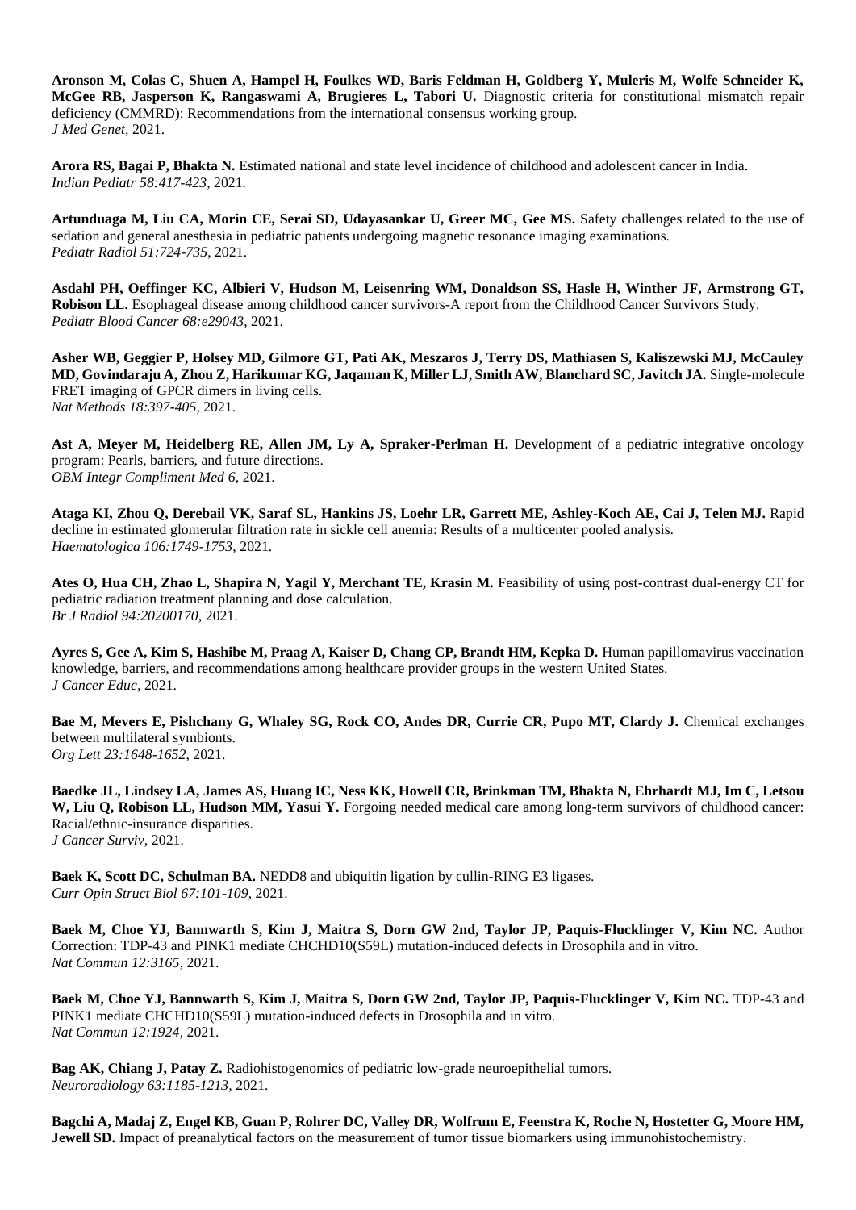**Aronson M, Colas C, Shuen A, Hampel H, Foulkes WD, Baris Feldman H, Goldberg Y, Muleris M, Wolfe Schneider K, McGee RB, Jasperson K, Rangaswami A, Brugieres L, Tabori U.** Diagnostic criteria for constitutional mismatch repair deficiency (CMMRD): Recommendations from the international consensus working group.
*J Med Genet,* 2021.

**Arora RS, Bagai P, Bhakta N.** Estimated national and state level incidence of childhood and adolescent cancer in India.
*Indian Pediatr 58:417-423,* 2021.

**Artunduaga M, Liu CA, Morin CE, Serai SD, Udayasankar U, Greer MC, Gee MS.** Safety challenges related to the use of sedation and general anesthesia in pediatric patients undergoing magnetic resonance imaging examinations.
*Pediatr Radiol 51:724-735,* 2021.

**Asdahl PH, Oeffinger KC, Albieri V, Hudson M, Leisenring WM, Donaldson SS, Hasle H, Winther JF, Armstrong GT, Robison LL.** Esophageal disease among childhood cancer survivors-A report from the Childhood Cancer Survivors Study.
*Pediatr Blood Cancer 68:e29043,* 2021.

**Asher WB, Geggier P, Holsey MD, Gilmore GT, Pati AK, Meszaros J, Terry DS, Mathiasen S, Kaliszewski MJ, McCauley MD, Govindaraju A, Zhou Z, Harikumar KG, Jaqaman K, Miller LJ, Smith AW, Blanchard SC, Javitch JA.** Single-molecule FRET imaging of GPCR dimers in living cells.
*Nat Methods 18:397-405,* 2021.

**Ast A, Meyer M, Heidelberg RE, Allen JM, Ly A, Spraker-Perlman H.** Development of a pediatric integrative oncology program: Pearls, barriers, and future directions.
*OBM Integr Compliment Med 6,* 2021.

**Ataga KI, Zhou Q, Derebail VK, Saraf SL, Hankins JS, Loehr LR, Garrett ME, Ashley-Koch AE, Cai J, Telen MJ.** Rapid decline in estimated glomerular filtration rate in sickle cell anemia: Results of a multicenter pooled analysis.
*Haematologica 106:1749-1753,* 2021.

**Ates O, Hua CH, Zhao L, Shapira N, Yagil Y, Merchant TE, Krasin M.** Feasibility of using post-contrast dual-energy CT for pediatric radiation treatment planning and dose calculation.
*Br J Radiol 94:20200170,* 2021.

**Ayres S, Gee A, Kim S, Hashibe M, Praag A, Kaiser D, Chang CP, Brandt HM, Kepka D.** Human papillomavirus vaccination knowledge, barriers, and recommendations among healthcare provider groups in the western United States.
*J Cancer Educ,* 2021.

**Bae M, Mevers E, Pishchany G, Whaley SG, Rock CO, Andes DR, Currie CR, Pupo MT, Clardy J.** Chemical exchanges between multilateral symbionts.
*Org Lett 23:1648-1652,* 2021.

**Baedke JL, Lindsey LA, James AS, Huang IC, Ness KK, Howell CR, Brinkman TM, Bhakta N, Ehrhardt MJ, Im C, Letsou W, Liu Q, Robison LL, Hudson MM, Yasui Y.** Forgoing needed medical care among long-term survivors of childhood cancer: Racial/ethnic-insurance disparities.
*J Cancer Surviv,* 2021.

**Baek K, Scott DC, Schulman BA.** NEDD8 and ubiquitin ligation by cullin-RING E3 ligases.
*Curr Opin Struct Biol 67:101-109,* 2021.

**Baek M, Choe YJ, Bannwarth S, Kim J, Maitra S, Dorn GW 2nd, Taylor JP, Paquis-Flucklinger V, Kim NC.** Author Correction: TDP-43 and PINK1 mediate CHCHD10(S59L) mutation-induced defects in Drosophila and in vitro.
*Nat Commun 12:3165,* 2021.

**Baek M, Choe YJ, Bannwarth S, Kim J, Maitra S, Dorn GW 2nd, Taylor JP, Paquis-Flucklinger V, Kim NC.** TDP-43 and PINK1 mediate CHCHD10(S59L) mutation-induced defects in Drosophila and in vitro.
*Nat Commun 12:1924,* 2021.

**Bag AK, Chiang J, Patay Z.** Radiohistogenomics of pediatric low-grade neuroepithelial tumors.
*Neuroradiology 63:1185-1213,* 2021.

**Bagchi A, Madaj Z, Engel KB, Guan P, Rohrer DC, Valley DR, Wolfrum E, Feenstra K, Roche N, Hostetter G, Moore HM, Jewell SD.** Impact of preanalytical factors on the measurement of tumor tissue biomarkers using immunohistochemistry.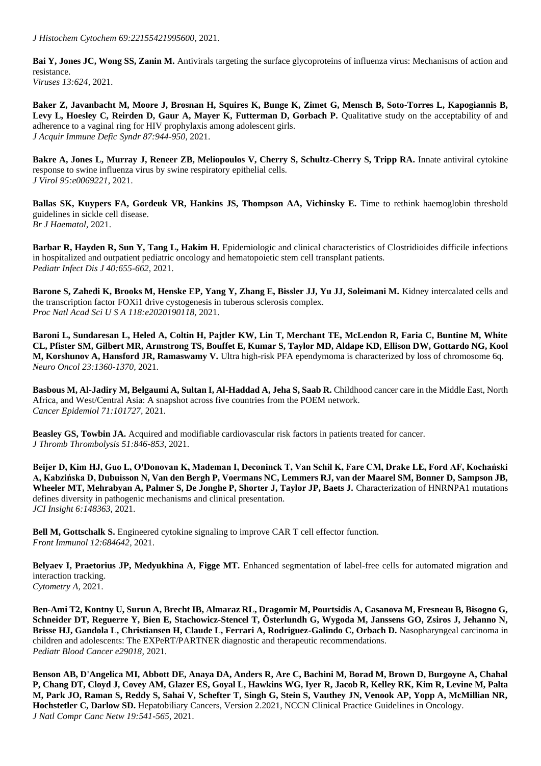*J Histochem Cytochem 69:22155421995600,* 2021.

**Bai Y, Jones JC, Wong SS, Zanin M.** Antivirals targeting the surface glycoproteins of influenza virus: Mechanisms of action and resistance.
*Viruses 13:624,* 2021.

**Baker Z, Javanbacht M, Moore J, Brosnan H, Squires K, Bunge K, Zimet G, Mensch B, Soto-Torres L, Kapogiannis B, Levy L, Hoesley C, Reirden D, Gaur A, Mayer K, Futterman D, Gorbach P.** Qualitative study on the acceptability of and adherence to a vaginal ring for HIV prophylaxis among adolescent girls.
*J Acquir Immune Defic Syndr 87:944-950,* 2021.

**Bakre A, Jones L, Murray J, Reneer ZB, Meliopoulos V, Cherry S, Schultz-Cherry S, Tripp RA.** Innate antiviral cytokine response to swine influenza virus by swine respiratory epithelial cells.
*J Virol 95:e0069221,* 2021.

**Ballas SK, Kuypers FA, Gordeuk VR, Hankins JS, Thompson AA, Vichinsky E.** Time to rethink haemoglobin threshold guidelines in sickle cell disease.
*Br J Haematol,* 2021.

**Barbar R, Hayden R, Sun Y, Tang L, Hakim H.** Epidemiologic and clinical characteristics of Clostridioides difficile infections in hospitalized and outpatient pediatric oncology and hematopoietic stem cell transplant patients.
*Pediatr Infect Dis J 40:655-662,* 2021.

**Barone S, Zahedi K, Brooks M, Henske EP, Yang Y, Zhang E, Bissler JJ, Yu JJ, Soleimani M.** Kidney intercalated cells and the transcription factor FOXi1 drive cystogenesis in tuberous sclerosis complex.
*Proc Natl Acad Sci U S A 118:e2020190118,* 2021.

**Baroni L, Sundaresan L, Heled A, Coltin H, Pajtler KW, Lin T, Merchant TE, McLendon R, Faria C, Buntine M, White CL, Pfister SM, Gilbert MR, Armstrong TS, Bouffet E, Kumar S, Taylor MD, Aldape KD, Ellison DW, Gottardo NG, Kool M, Korshunov A, Hansford JR, Ramaswamy V.** Ultra high-risk PFA ependymoma is characterized by loss of chromosome 6q.
*Neuro Oncol 23:1360-1370,* 2021.

**Basbous M, Al-Jadiry M, Belgaumi A, Sultan I, Al-Haddad A, Jeha S, Saab R.** Childhood cancer care in the Middle East, North Africa, and West/Central Asia: A snapshot across five countries from the POEM network.
*Cancer Epidemiol 71:101727,* 2021.

**Beasley GS, Towbin JA.** Acquired and modifiable cardiovascular risk factors in patients treated for cancer.
*J Thromb Thrombolysis 51:846-853,* 2021.

**Beijer D, Kim HJ, Guo L, O'Donovan K, Mademan I, Deconinck T, Van Schil K, Fare CM, Drake LE, Ford AF, Kochański A, Kabzińska D, Dubuisson N, Van den Bergh P, Voermans NC, Lemmers RJ, van der Maarel SM, Bonner D, Sampson JB, Wheeler MT, Mehrabyan A, Palmer S, De Jonghe P, Shorter J, Taylor JP, Baets J.** Characterization of HNRNPA1 mutations defines diversity in pathogenic mechanisms and clinical presentation.
*JCI Insight 6:148363,* 2021.

**Bell M, Gottschalk S.** Engineered cytokine signaling to improve CAR T cell effector function.
*Front Immunol 12:684642,* 2021.

**Belyaev I, Praetorius JP, Medyukhina A, Figge MT.** Enhanced segmentation of label-free cells for automated migration and interaction tracking.
*Cytometry A,* 2021.

**Ben-Ami T2, Kontny U, Surun A, Brecht IB, Almaraz RL, Dragomir M, Pourtsidis A, Casanova M, Fresneau B, Bisogno G, Schneider DT, Reguerre Y, Bien E, Stachowicz-Stencel T, Österlundh G, Wygoda M, Janssens GO, Zsiros J, Jehanno N, Brisse HJ, Gandola L, Christiansen H, Claude L, Ferrari A, Rodriguez-Galindo C, Orbach D.** Nasopharyngeal carcinoma in children and adolescents: The EXPeRT/PARTNER diagnostic and therapeutic recommendations.
*Pediatr Blood Cancer e29018,* 2021.

**Benson AB, D'Angelica MI, Abbott DE, Anaya DA, Anders R, Are C, Bachini M, Borad M, Brown D, Burgoyne A, Chahal P, Chang DT, Cloyd J, Covey AM, Glazer ES, Goyal L, Hawkins WG, Iyer R, Jacob R, Kelley RK, Kim R, Levine M, Palta M, Park JO, Raman S, Reddy S, Sahai V, Schefter T, Singh G, Stein S, Vauthey JN, Venook AP, Yopp A, McMillian NR, Hochstetler C, Darlow SD.** Hepatobiliary Cancers, Version 2.2021, NCCN Clinical Practice Guidelines in Oncology.
*J Natl Compr Canc Netw 19:541-565,* 2021.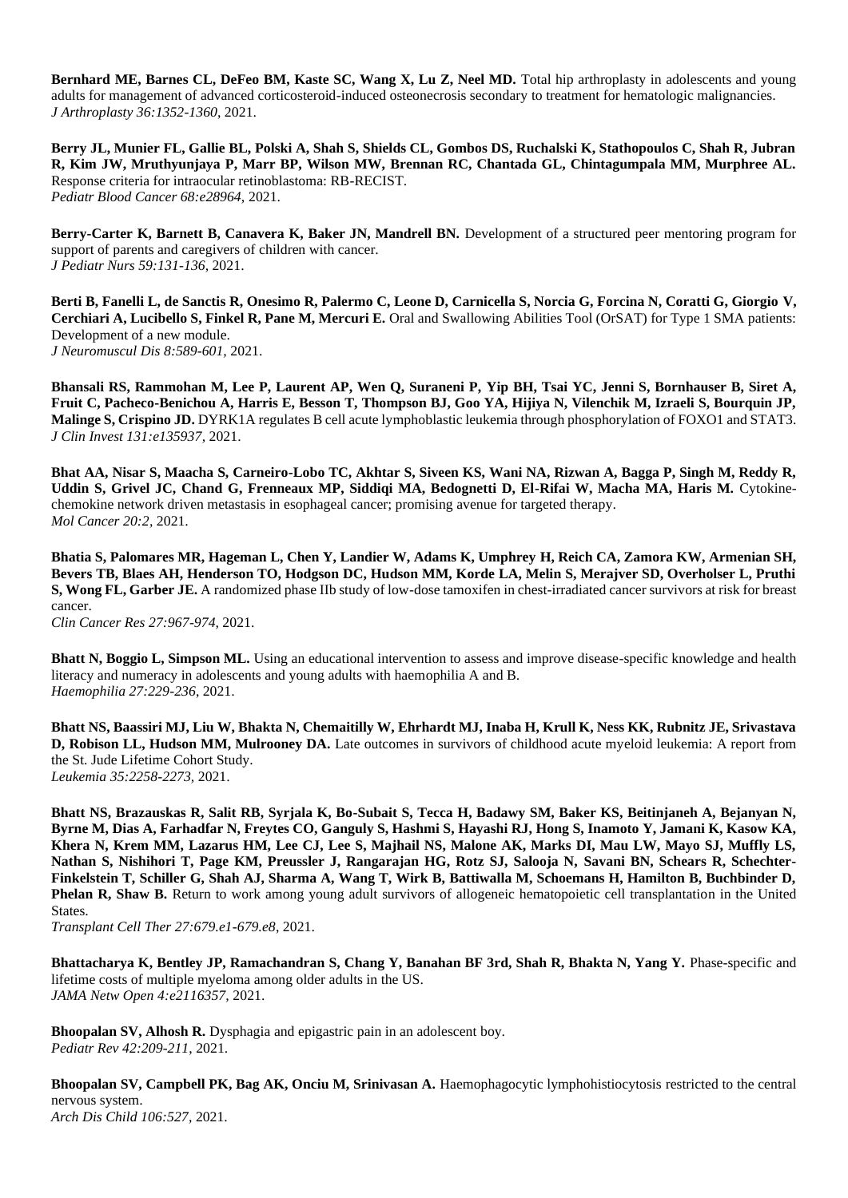**Bernhard ME, Barnes CL, DeFeo BM, Kaste SC, Wang X, Lu Z, Neel MD.** Total hip arthroplasty in adolescents and young adults for management of advanced corticosteroid-induced osteonecrosis secondary to treatment for hematologic malignancies. *J Arthroplasty 36:1352-1360*, 2021.

**Berry JL, Munier FL, Gallie BL, Polski A, Shah S, Shields CL, Gombos DS, Ruchalski K, Stathopoulos C, Shah R, Jubran R, Kim JW, Mruthyunjaya P, Marr BP, Wilson MW, Brennan RC, Chantada GL, Chintagumpala MM, Murphree AL.** Response criteria for intraocular retinoblastoma: RB-RECIST. *Pediatr Blood Cancer 68:e28964*, 2021.

**Berry-Carter K, Barnett B, Canavera K, Baker JN, Mandrell BN.** Development of a structured peer mentoring program for support of parents and caregivers of children with cancer. *J Pediatr Nurs 59:131-136*, 2021.

**Berti B, Fanelli L, de Sanctis R, Onesimo R, Palermo C, Leone D, Carnicella S, Norcia G, Forcina N, Coratti G, Giorgio V, Cerchiari A, Lucibello S, Finkel R, Pane M, Mercuri E.** Oral and Swallowing Abilities Tool (OrSAT) for Type 1 SMA patients: Development of a new module. *J Neuromuscul Dis 8:589-601*, 2021.

**Bhansali RS, Rammohan M, Lee P, Laurent AP, Wen Q, Suraneni P, Yip BH, Tsai YC, Jenni S, Bornhauser B, Siret A, Fruit C, Pacheco-Benichou A, Harris E, Besson T, Thompson BJ, Goo YA, Hijiya N, Vilenchik M, Izraeli S, Bourquin JP, Malinge S, Crispino JD.** DYRK1A regulates B cell acute lymphoblastic leukemia through phosphorylation of FOXO1 and STAT3. *J Clin Invest 131:e135937*, 2021.

**Bhat AA, Nisar S, Maacha S, Carneiro-Lobo TC, Akhtar S, Siveen KS, Wani NA, Rizwan A, Bagga P, Singh M, Reddy R, Uddin S, Grivel JC, Chand G, Frenneaux MP, Siddiqi MA, Bedognetti D, El-Rifai W, Macha MA, Haris M.** Cytokine-chemokine network driven metastasis in esophageal cancer; promising avenue for targeted therapy. *Mol Cancer 20:2*, 2021.

**Bhatia S, Palomares MR, Hageman L, Chen Y, Landier W, Adams K, Umphrey H, Reich CA, Zamora KW, Armenian SH, Bevers TB, Blaes AH, Henderson TO, Hodgson DC, Hudson MM, Korde LA, Melin S, Merajver SD, Overholser L, Pruthi S, Wong FL, Garber JE.** A randomized phase IIb study of low-dose tamoxifen in chest-irradiated cancer survivors at risk for breast cancer. *Clin Cancer Res 27:967-974*, 2021.

**Bhatt N, Boggio L, Simpson ML.** Using an educational intervention to assess and improve disease-specific knowledge and health literacy and numeracy in adolescents and young adults with haemophilia A and B. *Haemophilia 27:229-236*, 2021.

**Bhatt NS, Baassiri MJ, Liu W, Bhakta N, Chemaitilly W, Ehrhardt MJ, Inaba H, Krull K, Ness KK, Rubnitz JE, Srivastava D, Robison LL, Hudson MM, Mulrooney DA.** Late outcomes in survivors of childhood acute myeloid leukemia: A report from the St. Jude Lifetime Cohort Study. *Leukemia 35:2258-2273*, 2021.

**Bhatt NS, Brazauskas R, Salit RB, Syrjala K, Bo-Subait S, Tecca H, Badawy SM, Baker KS, Beitinjaneh A, Bejanyan N, Byrne M, Dias A, Farhadfar N, Freytes CO, Ganguly S, Hashmi S, Hayashi RJ, Hong S, Inamoto Y, Jamani K, Kasow KA, Khera N, Krem MM, Lazarus HM, Lee CJ, Lee S, Majhail NS, Malone AK, Marks DI, Mau LW, Mayo SJ, Muffly LS, Nathan S, Nishihori T, Page KM, Preussler J, Rangarajan HG, Rotz SJ, Salooja N, Savani BN, Schears R, Schechter-Finkelstein T, Schiller G, Shah AJ, Sharma A, Wang T, Wirk B, Battiwalla M, Schoemans H, Hamilton B, Buchbinder D, Phelan R, Shaw B.** Return to work among young adult survivors of allogeneic hematopoietic cell transplantation in the United States. *Transplant Cell Ther 27:679.e1-679.e8*, 2021.

**Bhattacharya K, Bentley JP, Ramachandran S, Chang Y, Banahan BF 3rd, Shah R, Bhakta N, Yang Y.** Phase-specific and lifetime costs of multiple myeloma among older adults in the US. *JAMA Netw Open 4:e2116357*, 2021.

**Bhoopalan SV, Alhosh R.** Dysphagia and epigastric pain in an adolescent boy. *Pediatr Rev 42:209-211*, 2021.

**Bhoopalan SV, Campbell PK, Bag AK, Onciu M, Srinivasan A.** Haemophagocytic lymphohistiocytosis restricted to the central nervous system. *Arch Dis Child 106:527*, 2021.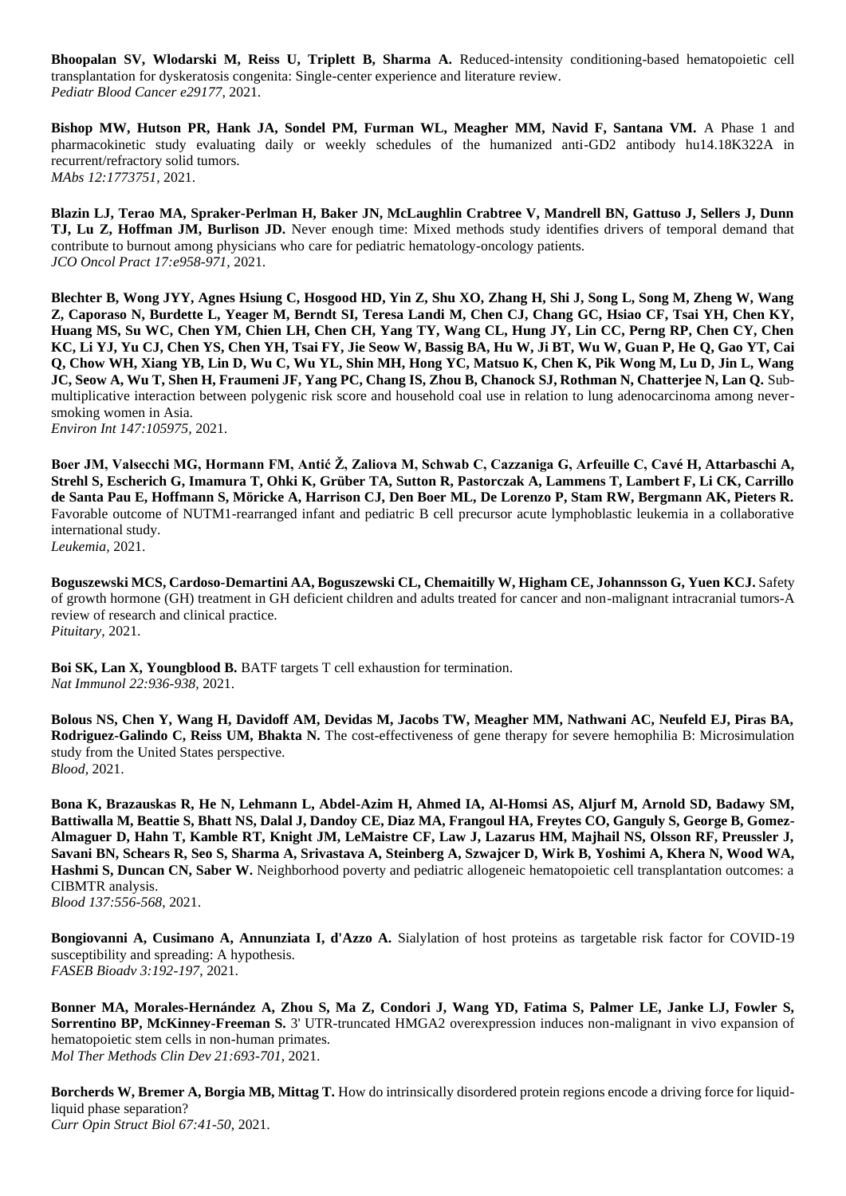**Bhoopalan SV, Wlodarski M, Reiss U, Triplett B, Sharma A.** Reduced-intensity conditioning-based hematopoietic cell transplantation for dyskeratosis congenita: Single-center experience and literature review.
*Pediatr Blood Cancer e29177*, 2021.

**Bishop MW, Hutson PR, Hank JA, Sondel PM, Furman WL, Meagher MM, Navid F, Santana VM.** A Phase 1 and pharmacokinetic study evaluating daily or weekly schedules of the humanized anti-GD2 antibody hu14.18K322A in recurrent/refractory solid tumors.
*MAbs 12:1773751*, 2021.

**Blazin LJ, Terao MA, Spraker-Perlman H, Baker JN, McLaughlin Crabtree V, Mandrell BN, Gattuso J, Sellers J, Dunn TJ, Lu Z, Hoffman JM, Burlison JD.** Never enough time: Mixed methods study identifies drivers of temporal demand that contribute to burnout among physicians who care for pediatric hematology-oncology patients.
*JCO Oncol Pract 17:e958-971*, 2021.

**Blechter B, Wong JYY, Agnes Hsiung C, Hosgood HD, Yin Z, Shu XO, Zhang H, Shi J, Song L, Song M, Zheng W, Wang Z, Caporaso N, Burdette L, Yeager M, Berndt SI, Teresa Landi M, Chen CJ, Chang GC, Hsiao CF, Tsai YH, Chen KY, Huang MS, Su WC, Chen YM, Chien LH, Chen CH, Yang TY, Wang CL, Hung JY, Lin CC, Perng RP, Chen CY, Chen KC, Li YJ, Yu CJ, Chen YS, Chen YH, Tsai FY, Jie Seow W, Bassig BA, Hu W, Ji BT, Wu W, Guan P, He Q, Gao YT, Cai Q, Chow WH, Xiang YB, Lin D, Wu C, Wu YL, Shin MH, Hong YC, Matsuo K, Chen K, Pik Wong M, Lu D, Jin L, Wang JC, Seow A, Wu T, Shen H, Fraumeni JF, Yang PC, Chang IS, Zhou B, Chanock SJ, Rothman N, Chatterjee N, Lan Q.** Sub-multiplicative interaction between polygenic risk score and household coal use in relation to lung adenocarcinoma among never-smoking women in Asia.
*Environ Int 147:105975*, 2021.

**Boer JM, Valsecchi MG, Hormann FM, Antić Ž, Zaliova M, Schwab C, Cazzaniga G, Arfeuille C, Cavé H, Attarbaschi A, Strehl S, Escherich G, Imamura T, Ohki K, Grüber TA, Sutton R, Pastorczak A, Lammens T, Lambert F, Li CK, Carrillo de Santa Pau E, Hoffmann S, Möricke A, Harrison CJ, Den Boer ML, De Lorenzo P, Stam RW, Bergmann AK, Pieters R.** Favorable outcome of NUTM1-rearranged infant and pediatric B cell precursor acute lymphoblastic leukemia in a collaborative international study.
*Leukemia*, 2021.

**Boguszewski MCS, Cardoso-Demartini AA, Boguszewski CL, Chemaitilly W, Higham CE, Johannsson G, Yuen KCJ.** Safety of growth hormone (GH) treatment in GH deficient children and adults treated for cancer and non-malignant intracranial tumors-A review of research and clinical practice.
*Pituitary*, 2021.

**Boi SK, Lan X, Youngblood B.** BATF targets T cell exhaustion for termination.
*Nat Immunol 22:936-938*, 2021.

**Bolous NS, Chen Y, Wang H, Davidoff AM, Devidas M, Jacobs TW, Meagher MM, Nathwani AC, Neufeld EJ, Piras BA, Rodriguez-Galindo C, Reiss UM, Bhakta N.** The cost-effectiveness of gene therapy for severe hemophilia B: Microsimulation study from the United States perspective.
*Blood*, 2021.

**Bona K, Brazauskas R, He N, Lehmann L, Abdel-Azim H, Ahmed IA, Al-Homsi AS, Aljurf M, Arnold SD, Badawy SM, Battiwalla M, Beattie S, Bhatt NS, Dalal J, Dandoy CE, Diaz MA, Frangoul HA, Freytes CO, Ganguly S, George B, Gomez-Almaguer D, Hahn T, Kamble RT, Knight JM, LeMaistre CF, Law J, Lazarus HM, Majhail NS, Olsson RF, Preussler J, Savani BN, Schears R, Seo S, Sharma A, Srivastava A, Steinberg A, Szwajcer D, Wirk B, Yoshimi A, Khera N, Wood WA, Hashmi S, Duncan CN, Saber W.** Neighborhood poverty and pediatric allogeneic hematopoietic cell transplantation outcomes: a CIBMTR analysis.
*Blood 137:556-568*, 2021.

**Bongiovanni A, Cusimano A, Annunziata I, d'Azzo A.** Sialylation of host proteins as targetable risk factor for COVID-19 susceptibility and spreading: A hypothesis.
*FASEB Bioadv 3:192-197*, 2021.

**Bonner MA, Morales-Hernández A, Zhou S, Ma Z, Condori J, Wang YD, Fatima S, Palmer LE, Janke LJ, Fowler S, Sorrentino BP, McKinney-Freeman S.** 3' UTR-truncated HMGA2 overexpression induces non-malignant in vivo expansion of hematopoietic stem cells in non-human primates.
*Mol Ther Methods Clin Dev 21:693-701*, 2021.

**Borcherds W, Bremer A, Borgia MB, Mittag T.** How do intrinsically disordered protein regions encode a driving force for liquid-liquid phase separation?
*Curr Opin Struct Biol 67:41-50*, 2021.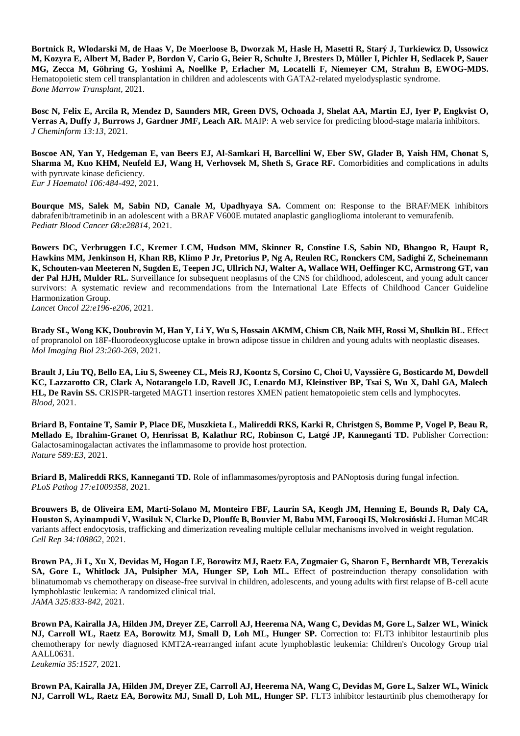**Bortnick R, Wlodarski M, de Haas V, De Moerloose B, Dworzak M, Hasle H, Masetti R, Starý J, Turkiewicz D, Ussowicz M, Kozyra E, Albert M, Bader P, Bordon V, Cario G, Beier R, Schulte J, Bresters D, Müller I, Pichler H, Sedlacek P, Sauer MG, Zecca M, Göhring G, Yoshimi A, Noellke P, Erlacher M, Locatelli F, Niemeyer CM, Strahm B, EWOG-MDS.** Hematopoietic stem cell transplantation in children and adolescents with GATA2-related myelodysplastic syndrome.
*Bone Marrow Transplant,* 2021.

**Bosc N, Felix E, Arcila R, Mendez D, Saunders MR, Green DVS, Ochoada J, Shelat AA, Martin EJ, Iyer P, Engkvist O, Verras A, Duffy J, Burrows J, Gardner JMF, Leach AR.** MAIP: A web service for predicting blood-stage malaria inhibitors.
*J Cheminform 13:13,* 2021.

**Boscoe AN, Yan Y, Hedgeman E, van Beers EJ, Al-Samkari H, Barcellini W, Eber SW, Glader B, Yaish HM, Chonat S, Sharma M, Kuo KHM, Neufeld EJ, Wang H, Verhovsek M, Sheth S, Grace RF.** Comorbidities and complications in adults with pyruvate kinase deficiency.
*Eur J Haematol 106:484-492,* 2021.

**Bourque MS, Salek M, Sabin ND, Canale M, Upadhyaya SA.** Comment on: Response to the BRAF/MEK inhibitors dabrafenib/trametinib in an adolescent with a BRAF V600E mutated anaplastic ganglioglioma intolerant to vemurafenib.
*Pediatr Blood Cancer 68:e28814,* 2021.

**Bowers DC, Verbruggen LC, Kremer LCM, Hudson MM, Skinner R, Constine LS, Sabin ND, Bhangoo R, Haupt R, Hawkins MM, Jenkinson H, Khan RB, Klimo P Jr, Pretorius P, Ng A, Reulen RC, Ronckers CM, Sadighi Z, Scheinemann K, Schouten-van Meeteren N, Sugden E, Teepen JC, Ullrich NJ, Walter A, Wallace WH, Oeffinger KC, Armstrong GT, van der Pal HJH, Mulder RL.** Surveillance for subsequent neoplasms of the CNS for childhood, adolescent, and young adult cancer survivors: A systematic review and recommendations from the International Late Effects of Childhood Cancer Guideline Harmonization Group.
*Lancet Oncol 22:e196-e206,* 2021.

**Brady SL, Wong KK, Doubrovin M, Han Y, Li Y, Wu S, Hossain AKMM, Chism CB, Naik MH, Rossi M, Shulkin BL.** Effect of propranolol on 18F-fluorodeoxyglucose uptake in brown adipose tissue in children and young adults with neoplastic diseases.
*Mol Imaging Biol 23:260-269,* 2021.

**Brault J, Liu TQ, Bello EA, Liu S, Sweeney CL, Meis RJ, Koontz S, Corsino C, Choi U, Vayssière G, Bosticardo M, Dowdell KC, Lazzarotto CR, Clark A, Notarangelo LD, Ravell JC, Lenardo MJ, Kleinstiver BP, Tsai S, Wu X, Dahl GA, Malech HL, De Ravin SS.** CRISPR-targeted MAGT1 insertion restores XMEN patient hematopoietic stem cells and lymphocytes.
*Blood,* 2021.

**Briard B, Fontaine T, Samir P, Place DE, Muszkieta L, Malireddi RKS, Karki R, Christgen S, Bomme P, Vogel P, Beau R, Mellado E, Ibrahim-Granet O, Henrissat B, Kalathur RC, Robinson C, Latgé JP, Kanneganti TD.** Publisher Correction: Galactosaminogalactan activates the inflammasome to provide host protection.
*Nature 589:E3,* 2021.

**Briard B, Malireddi RKS, Kanneganti TD.** Role of inflammasomes/pyroptosis and PANoptosis during fungal infection.
*PLoS Pathog 17:e1009358,* 2021.

**Brouwers B, de Oliveira EM, Marti-Solano M, Monteiro FBF, Laurin SA, Keogh JM, Henning E, Bounds R, Daly CA, Houston S, Ayinampudi V, Wasiluk N, Clarke D, Plouffe B, Bouvier M, Babu MM, Farooqi IS, Mokrosiński J.** Human MC4R variants affect endocytosis, trafficking and dimerization revealing multiple cellular mechanisms involved in weight regulation.
*Cell Rep 34:108862,* 2021.

**Brown PA, Ji L, Xu X, Devidas M, Hogan LE, Borowitz MJ, Raetz EA, Zugmaier G, Sharon E, Bernhardt MB, Terezakis SA, Gore L, Whitlock JA, Pulsipher MA, Hunger SP, Loh ML.** Effect of postreinduction therapy consolidation with blinatumomab vs chemotherapy on disease-free survival in children, adolescents, and young adults with first relapse of B-cell acute lymphoblastic leukemia: A randomized clinical trial.
*JAMA 325:833-842,* 2021.

**Brown PA, Kairalla JA, Hilden JM, Dreyer ZE, Carroll AJ, Heerema NA, Wang C, Devidas M, Gore L, Salzer WL, Winick NJ, Carroll WL, Raetz EA, Borowitz MJ, Small D, Loh ML, Hunger SP.** Correction to: FLT3 inhibitor lestaurtinib plus chemotherapy for newly diagnosed KMT2A-rearranged infant acute lymphoblastic leukemia: Children's Oncology Group trial AALL0631.
*Leukemia 35:1527,* 2021.

**Brown PA, Kairalla JA, Hilden JM, Dreyer ZE, Carroll AJ, Heerema NA, Wang C, Devidas M, Gore L, Salzer WL, Winick NJ, Carroll WL, Raetz EA, Borowitz MJ, Small D, Loh ML, Hunger SP.** FLT3 inhibitor lestaurtinib plus chemotherapy for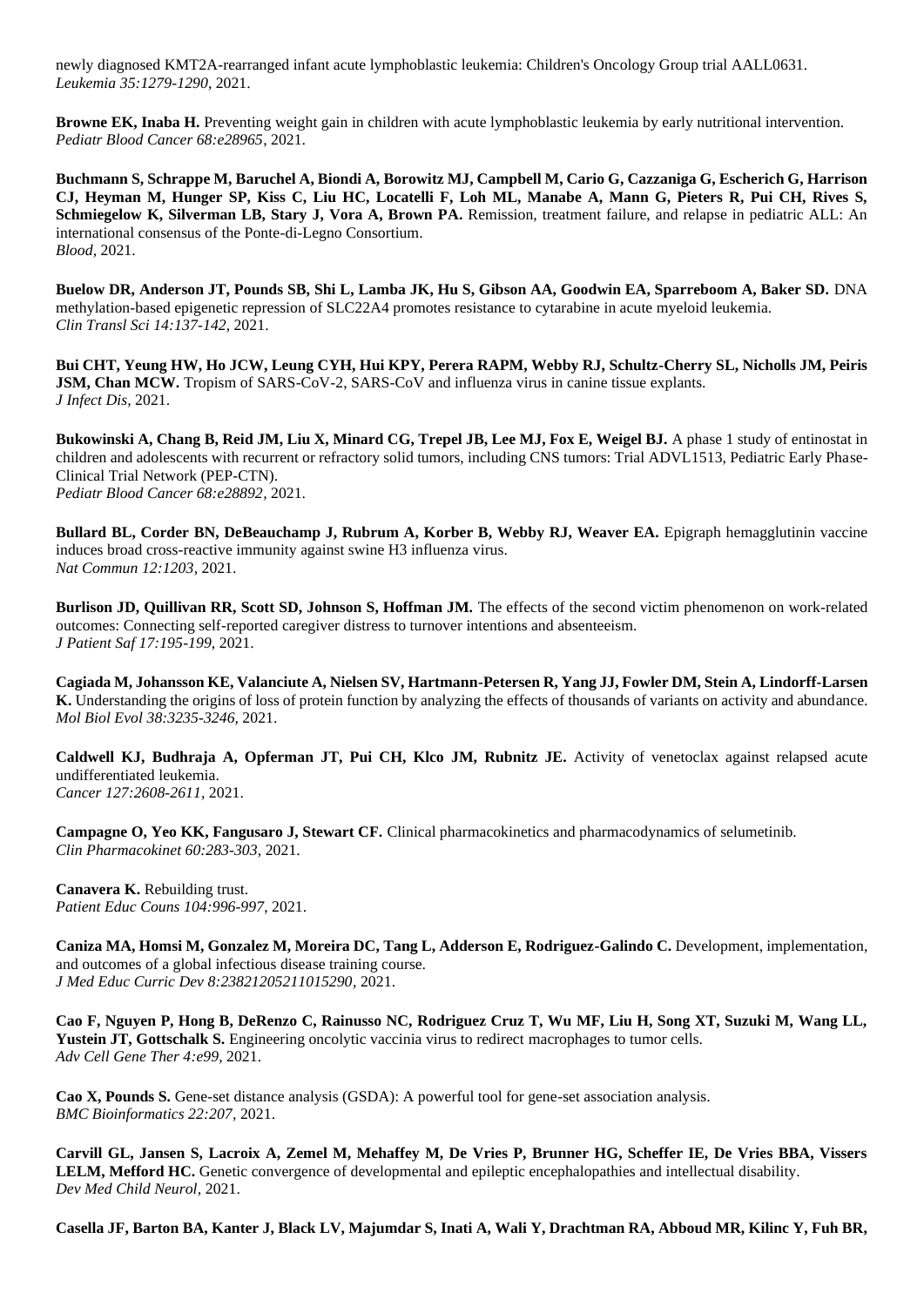newly diagnosed KMT2A-rearranged infant acute lymphoblastic leukemia: Children's Oncology Group trial AALL0631.
*Leukemia 35:1279-1290*, 2021.

**Browne EK, Inaba H.** Preventing weight gain in children with acute lymphoblastic leukemia by early nutritional intervention.
*Pediatr Blood Cancer 68:e28965*, 2021.

**Buchmann S, Schrappe M, Baruchel A, Biondi A, Borowitz MJ, Campbell M, Cario G, Cazzaniga G, Escherich G, Harrison CJ, Heyman M, Hunger SP, Kiss C, Liu HC, Locatelli F, Loh ML, Manabe A, Mann G, Pieters R, Pui CH, Rives S, Schmiegelow K, Silverman LB, Stary J, Vora A, Brown PA.** Remission, treatment failure, and relapse in pediatric ALL: An international consensus of the Ponte-di-Legno Consortium.
*Blood*, 2021.

**Buelow DR, Anderson JT, Pounds SB, Shi L, Lamba JK, Hu S, Gibson AA, Goodwin EA, Sparreboom A, Baker SD.** DNA methylation-based epigenetic repression of SLC22A4 promotes resistance to cytarabine in acute myeloid leukemia.
*Clin Transl Sci 14:137-142*, 2021.

**Bui CHT, Yeung HW, Ho JCW, Leung CYH, Hui KPY, Perera RAPM, Webby RJ, Schultz-Cherry SL, Nicholls JM, Peiris JSM, Chan MCW.** Tropism of SARS-CoV-2, SARS-CoV and influenza virus in canine tissue explants.
*J Infect Dis*, 2021.

**Bukowinski A, Chang B, Reid JM, Liu X, Minard CG, Trepel JB, Lee MJ, Fox E, Weigel BJ.** A phase 1 study of entinostat in children and adolescents with recurrent or refractory solid tumors, including CNS tumors: Trial ADVL1513, Pediatric Early Phase-Clinical Trial Network (PEP-CTN).
*Pediatr Blood Cancer 68:e28892*, 2021.

**Bullard BL, Corder BN, DeBeauchamp J, Rubrum A, Korber B, Webby RJ, Weaver EA.** Epigraph hemagglutinin vaccine induces broad cross-reactive immunity against swine H3 influenza virus.
*Nat Commun 12:1203*, 2021.

**Burlison JD, Quillivan RR, Scott SD, Johnson S, Hoffman JM.** The effects of the second victim phenomenon on work-related outcomes: Connecting self-reported caregiver distress to turnover intentions and absenteeism.
*J Patient Saf 17:195-199*, 2021.

**Cagiada M, Johansson KE, Valanciute A, Nielsen SV, Hartmann-Petersen R, Yang JJ, Fowler DM, Stein A, Lindorff-Larsen K.** Understanding the origins of loss of protein function by analyzing the effects of thousands of variants on activity and abundance.
*Mol Biol Evol 38:3235-3246*, 2021.

**Caldwell KJ, Budhraja A, Opferman JT, Pui CH, Klco JM, Rubnitz JE.** Activity of venetoclax against relapsed acute undifferentiated leukemia.
*Cancer 127:2608-2611*, 2021.

**Campagne O, Yeo KK, Fangusaro J, Stewart CF.** Clinical pharmacokinetics and pharmacodynamics of selumetinib.
*Clin Pharmacokinet 60:283-303*, 2021.

**Canavera K.** Rebuilding trust.
*Patient Educ Couns 104:996-997*, 2021.

**Caniza MA, Homsi M, Gonzalez M, Moreira DC, Tang L, Adderson E, Rodriguez-Galindo C.** Development, implementation, and outcomes of a global infectious disease training course.
*J Med Educ Curric Dev 8:23821205211015290*, 2021.

**Cao F, Nguyen P, Hong B, DeRenzo C, Rainusso NC, Rodriguez Cruz T, Wu MF, Liu H, Song XT, Suzuki M, Wang LL, Yustein JT, Gottschalk S.** Engineering oncolytic vaccinia virus to redirect macrophages to tumor cells.
*Adv Cell Gene Ther 4:e99*, 2021.

**Cao X, Pounds S.** Gene-set distance analysis (GSDA): A powerful tool for gene-set association analysis.
*BMC Bioinformatics 22:207*, 2021.

**Carvill GL, Jansen S, Lacroix A, Zemel M, Mehaffey M, De Vries P, Brunner HG, Scheffer IE, De Vries BBA, Vissers LELM, Mefford HC.** Genetic convergence of developmental and epileptic encephalopathies and intellectual disability.
*Dev Med Child Neurol*, 2021.

**Casella JF, Barton BA, Kanter J, Black LV, Majumdar S, Inati A, Wali Y, Drachtman RA, Abboud MR, Kilinc Y, Fuh BR,**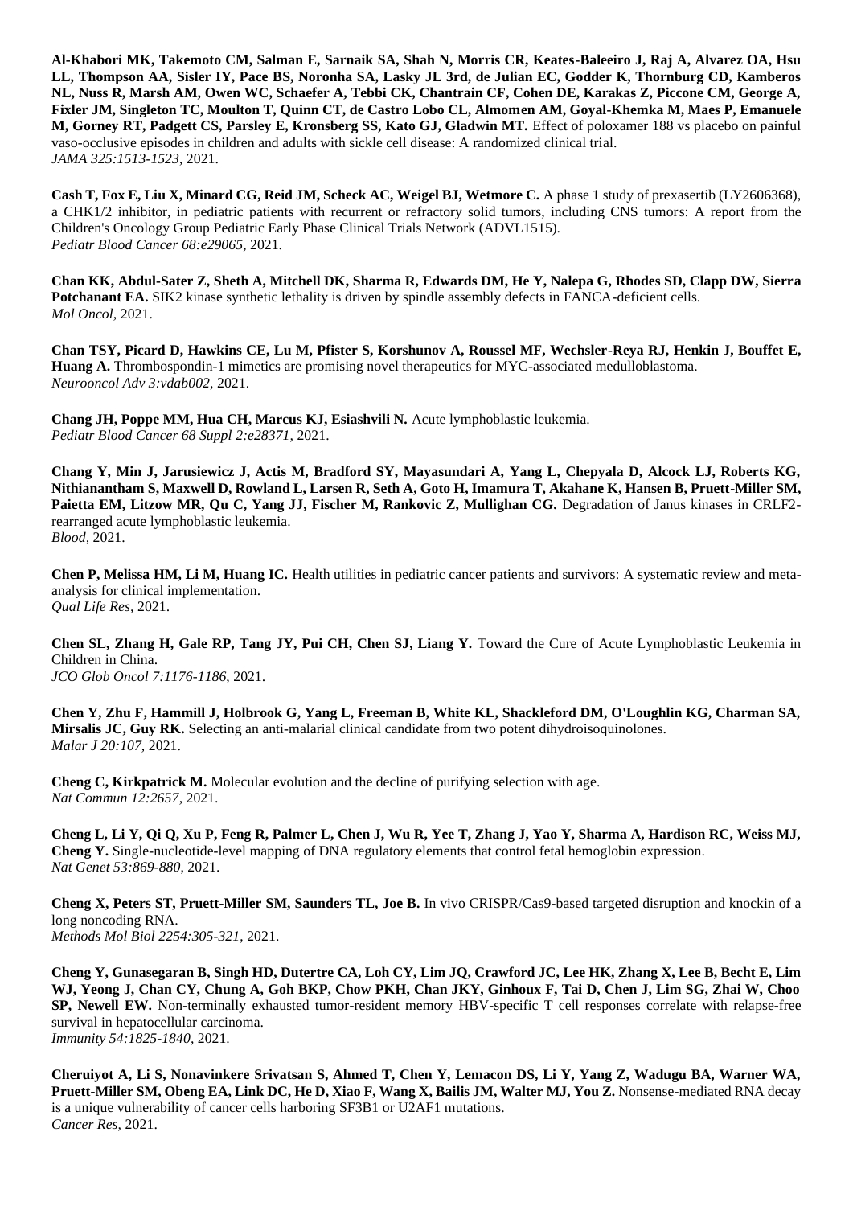**Al-Khabori MK, Takemoto CM, Salman E, Sarnaik SA, Shah N, Morris CR, Keates-Baleeiro J, Raj A, Alvarez OA, Hsu LL, Thompson AA, Sisler IY, Pace BS, Noronha SA, Lasky JL 3rd, de Julian EC, Godder K, Thornburg CD, Kamberos NL, Nuss R, Marsh AM, Owen WC, Schaefer A, Tebbi CK, Chantrain CF, Cohen DE, Karakas Z, Piccone CM, George A, Fixler JM, Singleton TC, Moulton T, Quinn CT, de Castro Lobo CL, Almomen AM, Goyal-Khemka M, Maes P, Emanuele M, Gorney RT, Padgett CS, Parsley E, Kronsberg SS, Kato GJ, Gladwin MT.** Effect of poloxamer 188 vs placebo on painful vaso-occlusive episodes in children and adults with sickle cell disease: A randomized clinical trial.
*JAMA 325:1513-1523,* 2021.

**Cash T, Fox E, Liu X, Minard CG, Reid JM, Scheck AC, Weigel BJ, Wetmore C.** A phase 1 study of prexasertib (LY2606368), a CHK1/2 inhibitor, in pediatric patients with recurrent or refractory solid tumors, including CNS tumors: A report from the Children's Oncology Group Pediatric Early Phase Clinical Trials Network (ADVL1515).
*Pediatr Blood Cancer 68:e29065,* 2021.

**Chan KK, Abdul-Sater Z, Sheth A, Mitchell DK, Sharma R, Edwards DM, He Y, Nalepa G, Rhodes SD, Clapp DW, Sierra Potchanant EA.** SIK2 kinase synthetic lethality is driven by spindle assembly defects in FANCA-deficient cells.
*Mol Oncol,* 2021.

**Chan TSY, Picard D, Hawkins CE, Lu M, Pfister S, Korshunov A, Roussel MF, Wechsler-Reya RJ, Henkin J, Bouffet E, Huang A.** Thrombospondin-1 mimetics are promising novel therapeutics for MYC-associated medulloblastoma.
*Neurooncol Adv 3:vdab002,* 2021.

**Chang JH, Poppe MM, Hua CH, Marcus KJ, Esiashvili N.** Acute lymphoblastic leukemia.
*Pediatr Blood Cancer 68 Suppl 2:e28371,* 2021.

**Chang Y, Min J, Jarusiewicz J, Actis M, Bradford SY, Mayasundari A, Yang L, Chepyala D, Alcock LJ, Roberts KG, Nithianantham S, Maxwell D, Rowland L, Larsen R, Seth A, Goto H, Imamura T, Akahane K, Hansen B, Pruett-Miller SM, Paietta EM, Litzow MR, Qu C, Yang JJ, Fischer M, Rankovic Z, Mullighan CG.** Degradation of Janus kinases in CRLF2-rearranged acute lymphoblastic leukemia.
*Blood,* 2021.

**Chen P, Melissa HM, Li M, Huang IC.** Health utilities in pediatric cancer patients and survivors: A systematic review and meta-analysis for clinical implementation.
*Qual Life Res,* 2021.

**Chen SL, Zhang H, Gale RP, Tang JY, Pui CH, Chen SJ, Liang Y.** Toward the Cure of Acute Lymphoblastic Leukemia in Children in China.
*JCO Glob Oncol 7:1176-1186,* 2021.

**Chen Y, Zhu F, Hammill J, Holbrook G, Yang L, Freeman B, White KL, Shackleford DM, O'Loughlin KG, Charman SA, Mirsalis JC, Guy RK.** Selecting an anti-malarial clinical candidate from two potent dihydroisoquinolones.
*Malar J 20:107,* 2021.

**Cheng C, Kirkpatrick M.** Molecular evolution and the decline of purifying selection with age.
*Nat Commun 12:2657,* 2021.

**Cheng L, Li Y, Qi Q, Xu P, Feng R, Palmer L, Chen J, Wu R, Yee T, Zhang J, Yao Y, Sharma A, Hardison RC, Weiss MJ, Cheng Y.** Single-nucleotide-level mapping of DNA regulatory elements that control fetal hemoglobin expression.
*Nat Genet 53:869-880,* 2021.

**Cheng X, Peters ST, Pruett-Miller SM, Saunders TL, Joe B.** In vivo CRISPR/Cas9-based targeted disruption and knockin of a long noncoding RNA.
*Methods Mol Biol 2254:305-321,* 2021.

**Cheng Y, Gunasegaran B, Singh HD, Dutertre CA, Loh CY, Lim JQ, Crawford JC, Lee HK, Zhang X, Lee B, Becht E, Lim WJ, Yeong J, Chan CY, Chung A, Goh BKP, Chow PKH, Chan JKY, Ginhoux F, Tai D, Chen J, Lim SG, Zhai W, Choo SP, Newell EW.** Non-terminally exhausted tumor-resident memory HBV-specific T cell responses correlate with relapse-free survival in hepatocellular carcinoma.
*Immunity 54:1825-1840,* 2021.

**Cheruiyot A, Li S, Nonavinkere Srivatsan S, Ahmed T, Chen Y, Lemacon DS, Li Y, Yang Z, Wadugu BA, Warner WA, Pruett-Miller SM, Obeng EA, Link DC, He D, Xiao F, Wang X, Bailis JM, Walter MJ, You Z.** Nonsense-mediated RNA decay is a unique vulnerability of cancer cells harboring SF3B1 or U2AF1 mutations.
*Cancer Res,* 2021.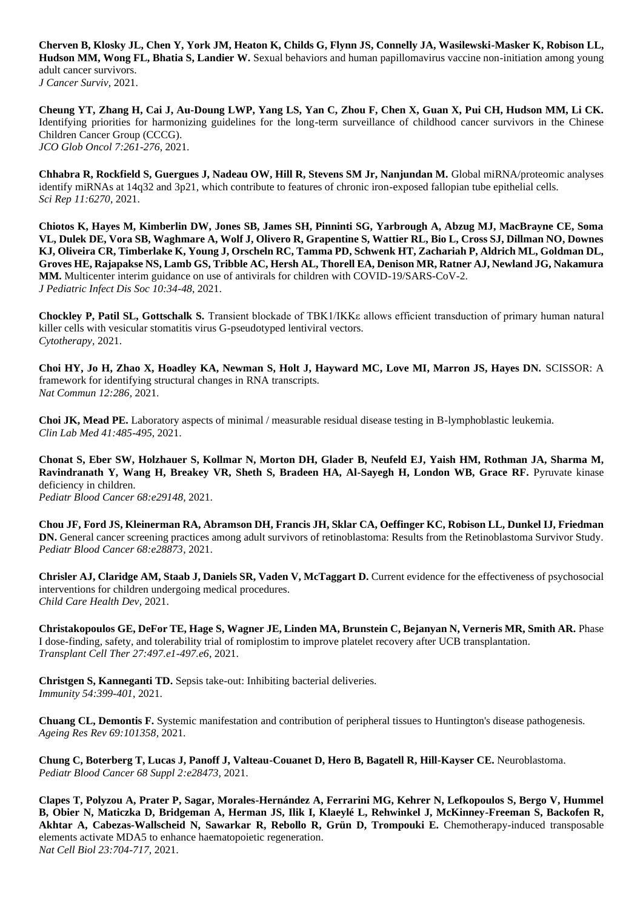**Cherven B, Klosky JL, Chen Y, York JM, Heaton K, Childs G, Flynn JS, Connelly JA, Wasilewski-Masker K, Robison LL, Hudson MM, Wong FL, Bhatia S, Landier W.** Sexual behaviors and human papillomavirus vaccine non-initiation among young adult cancer survivors.
*J Cancer Surviv*, 2021.

**Cheung YT, Zhang H, Cai J, Au-Doung LWP, Yang LS, Yan C, Zhou F, Chen X, Guan X, Pui CH, Hudson MM, Li CK.** Identifying priorities for harmonizing guidelines for the long-term surveillance of childhood cancer survivors in the Chinese Children Cancer Group (CCCG).
*JCO Glob Oncol 7:261-276*, 2021.

**Chhabra R, Rockfield S, Guergues J, Nadeau OW, Hill R, Stevens SM Jr, Nanjundan M.** Global miRNA/proteomic analyses identify miRNAs at 14q32 and 3p21, which contribute to features of chronic iron-exposed fallopian tube epithelial cells.
*Sci Rep 11:6270*, 2021.

**Chiotos K, Hayes M, Kimberlin DW, Jones SB, James SH, Pinninti SG, Yarbrough A, Abzug MJ, MacBrayne CE, Soma VL, Dulek DE, Vora SB, Waghmare A, Wolf J, Olivero R, Grapentine S, Wattier RL, Bio L, Cross SJ, Dillman NO, Downes KJ, Oliveira CR, Timberlake K, Young J, Orscheln RC, Tamma PD, Schwenk HT, Zachariah P, Aldrich ML, Goldman DL, Groves HE, Rajapakse NS, Lamb GS, Tribble AC, Hersh AL, Thorell EA, Denison MR, Ratner AJ, Newland JG, Nakamura MM.** Multicenter interim guidance on use of antivirals for children with COVID-19/SARS-CoV-2.
*J Pediatric Infect Dis Soc 10:34-48*, 2021.

**Chockley P, Patil SL, Gottschalk S.** Transient blockade of TBK1/IKKε allows efficient transduction of primary human natural killer cells with vesicular stomatitis virus G-pseudotyped lentiviral vectors.
*Cytotherapy*, 2021.

**Choi HY, Jo H, Zhao X, Hoadley KA, Newman S, Holt J, Hayward MC, Love MI, Marron JS, Hayes DN.** SCISSOR: A framework for identifying structural changes in RNA transcripts.
*Nat Commun 12:286*, 2021.

**Choi JK, Mead PE.** Laboratory aspects of minimal / measurable residual disease testing in B-lymphoblastic leukemia.
*Clin Lab Med 41:485-495*, 2021.

**Chonat S, Eber SW, Holzhauer S, Kollmar N, Morton DH, Glader B, Neufeld EJ, Yaish HM, Rothman JA, Sharma M, Ravindranath Y, Wang H, Breakey VR, Sheth S, Bradeen HA, Al-Sayegh H, London WB, Grace RF.** Pyruvate kinase deficiency in children.
*Pediatr Blood Cancer 68:e29148*, 2021.

**Chou JF, Ford JS, Kleinerman RA, Abramson DH, Francis JH, Sklar CA, Oeffinger KC, Robison LL, Dunkel IJ, Friedman DN.** General cancer screening practices among adult survivors of retinoblastoma: Results from the Retinoblastoma Survivor Study.
*Pediatr Blood Cancer 68:e28873*, 2021.

**Chrisler AJ, Claridge AM, Staab J, Daniels SR, Vaden V, McTaggart D.** Current evidence for the effectiveness of psychosocial interventions for children undergoing medical procedures.
*Child Care Health Dev*, 2021.

**Christakopoulos GE, DeFor TE, Hage S, Wagner JE, Linden MA, Brunstein C, Bejanyan N, Verneris MR, Smith AR.** Phase I dose-finding, safety, and tolerability trial of romiplostim to improve platelet recovery after UCB transplantation.
*Transplant Cell Ther 27:497.e1-497.e6*, 2021.

**Christgen S, Kanneganti TD.** Sepsis take-out: Inhibiting bacterial deliveries.
*Immunity 54:399-401*, 2021.

**Chuang CL, Demontis F.** Systemic manifestation and contribution of peripheral tissues to Huntington's disease pathogenesis.
*Ageing Res Rev 69:101358*, 2021.

**Chung C, Boterberg T, Lucas J, Panoff J, Valteau-Couanet D, Hero B, Bagatell R, Hill-Kayser CE.** Neuroblastoma.
*Pediatr Blood Cancer 68 Suppl 2:e28473*, 2021.

**Clapes T, Polyzou A, Prater P, Sagar, Morales-Hernández A, Ferrarini MG, Kehrer N, Lefkopoulos S, Bergo V, Hummel B, Obier N, Maticzka D, Bridgeman A, Herman JS, Ilik I, Klaeylé L, Rehwinkel J, McKinney-Freeman S, Backofen R, Akhtar A, Cabezas-Wallscheid N, Sawarkar R, Rebollo R, Grün D, Trompouki E.** Chemotherapy-induced transposable elements activate MDA5 to enhance haematopoietic regeneration.
*Nat Cell Biol 23:704-717*, 2021.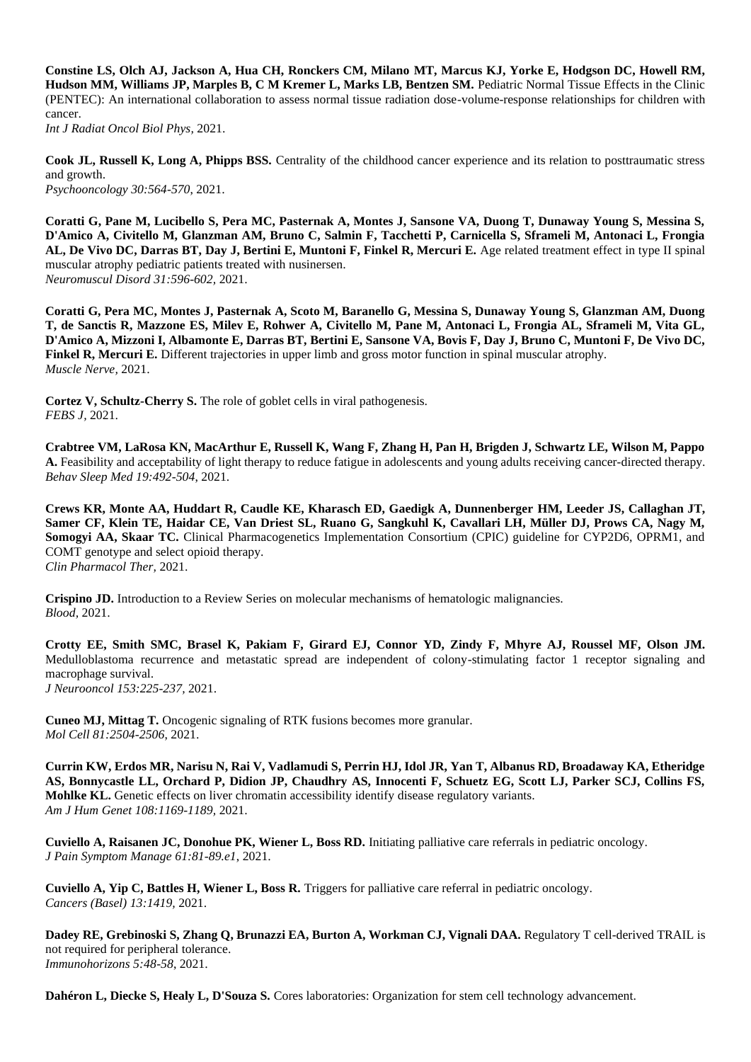**Constine LS, Olch AJ, Jackson A, Hua CH, Ronckers CM, Milano MT, Marcus KJ, Yorke E, Hodgson DC, Howell RM, Hudson MM, Williams JP, Marples B, C M Kremer L, Marks LB, Bentzen SM.** Pediatric Normal Tissue Effects in the Clinic (PENTEC): An international collaboration to assess normal tissue radiation dose-volume-response relationships for children with cancer.
*Int J Radiat Oncol Biol Phys,* 2021.

**Cook JL, Russell K, Long A, Phipps BSS.** Centrality of the childhood cancer experience and its relation to posttraumatic stress and growth.
*Psychooncology 30:564-570,* 2021.

**Coratti G, Pane M, Lucibello S, Pera MC, Pasternak A, Montes J, Sansone VA, Duong T, Dunaway Young S, Messina S, D'Amico A, Civitello M, Glanzman AM, Bruno C, Salmin F, Tacchetti P, Carnicella S, Sframeli M, Antonaci L, Frongia AL, De Vivo DC, Darras BT, Day J, Bertini E, Muntoni F, Finkel R, Mercuri E.** Age related treatment effect in type II spinal muscular atrophy pediatric patients treated with nusinersen.
*Neuromuscul Disord 31:596-602,* 2021.

**Coratti G, Pera MC, Montes J, Pasternak A, Scoto M, Baranello G, Messina S, Dunaway Young S, Glanzman AM, Duong T, de Sanctis R, Mazzone ES, Milev E, Rohwer A, Civitello M, Pane M, Antonaci L, Frongia AL, Sframeli M, Vita GL, D'Amico A, Mizzoni I, Albamonte E, Darras BT, Bertini E, Sansone VA, Bovis F, Day J, Bruno C, Muntoni F, De Vivo DC, Finkel R, Mercuri E.** Different trajectories in upper limb and gross motor function in spinal muscular atrophy.
*Muscle Nerve,* 2021.

**Cortez V, Schultz-Cherry S.** The role of goblet cells in viral pathogenesis.
*FEBS J,* 2021.

**Crabtree VM, LaRosa KN, MacArthur E, Russell K, Wang F, Zhang H, Pan H, Brigden J, Schwartz LE, Wilson M, Pappo A.** Feasibility and acceptability of light therapy to reduce fatigue in adolescents and young adults receiving cancer-directed therapy.
*Behav Sleep Med 19:492-504,* 2021.

**Crews KR, Monte AA, Huddart R, Caudle KE, Kharasch ED, Gaedigk A, Dunnenberger HM, Leeder JS, Callaghan JT, Samer CF, Klein TE, Haidar CE, Van Driest SL, Ruano G, Sangkuhl K, Cavallari LH, Müller DJ, Prows CA, Nagy M, Somogyi AA, Skaar TC.** Clinical Pharmacogenetics Implementation Consortium (CPIC) guideline for CYP2D6, OPRM1, and COMT genotype and select opioid therapy.
*Clin Pharmacol Ther,* 2021.

**Crispino JD.** Introduction to a Review Series on molecular mechanisms of hematologic malignancies.
*Blood,* 2021.

**Crotty EE, Smith SMC, Brasel K, Pakiam F, Girard EJ, Connor YD, Zindy F, Mhyre AJ, Roussel MF, Olson JM.** Medulloblastoma recurrence and metastatic spread are independent of colony-stimulating factor 1 receptor signaling and macrophage survival.
*J Neurooncol 153:225-237,* 2021.

**Cuneo MJ, Mittag T.** Oncogenic signaling of RTK fusions becomes more granular.
*Mol Cell 81:2504-2506,* 2021.

**Currin KW, Erdos MR, Narisu N, Rai V, Vadlamudi S, Perrin HJ, Idol JR, Yan T, Albanus RD, Broadaway KA, Etheridge AS, Bonnycastle LL, Orchard P, Didion JP, Chaudhry AS, Innocenti F, Schuetz EG, Scott LJ, Parker SCJ, Collins FS, Mohlke KL.** Genetic effects on liver chromatin accessibility identify disease regulatory variants.
*Am J Hum Genet 108:1169-1189,* 2021.

**Cuviello A, Raisanen JC, Donohue PK, Wiener L, Boss RD.** Initiating palliative care referrals in pediatric oncology.
*J Pain Symptom Manage 61:81-89.e1,* 2021.

**Cuviello A, Yip C, Battles H, Wiener L, Boss R.** Triggers for palliative care referral in pediatric oncology.
*Cancers (Basel) 13:1419,* 2021.

**Dadey RE, Grebinoski S, Zhang Q, Brunazzi EA, Burton A, Workman CJ, Vignali DAA.** Regulatory T cell-derived TRAIL is not required for peripheral tolerance.
*Immunohorizons 5:48-58,* 2021.

**Dahéron L, Diecke S, Healy L, D'Souza S.** Cores laboratories: Organization for stem cell technology advancement.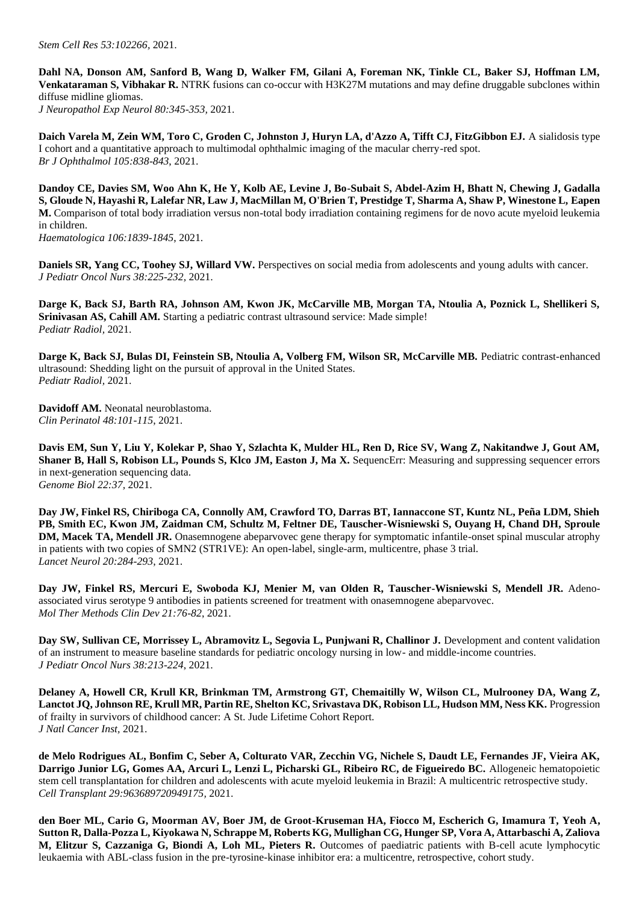*Stem Cell Res 53:102266*, 2021.

**Dahl NA, Donson AM, Sanford B, Wang D, Walker FM, Gilani A, Foreman NK, Tinkle CL, Baker SJ, Hoffman LM, Venkataraman S, Vibhakar R.** NTRK fusions can co-occur with H3K27M mutations and may define druggable subclones within diffuse midline gliomas.
*J Neuropathol Exp Neurol 80:345-353*, 2021.

**Daich Varela M, Zein WM, Toro C, Groden C, Johnston J, Huryn LA, d'Azzo A, Tifft CJ, FitzGibbon EJ.** A sialidosis type I cohort and a quantitative approach to multimodal ophthalmic imaging of the macular cherry-red spot.
*Br J Ophthalmol 105:838-843*, 2021.

**Dandoy CE, Davies SM, Woo Ahn K, He Y, Kolb AE, Levine J, Bo-Subait S, Abdel-Azim H, Bhatt N, Chewing J, Gadalla S, Gloude N, Hayashi R, Lalefar NR, Law J, MacMillan M, O'Brien T, Prestidge T, Sharma A, Shaw P, Winestone L, Eapen M.** Comparison of total body irradiation versus non-total body irradiation containing regimens for de novo acute myeloid leukemia in children.
*Haematologica 106:1839-1845*, 2021.

**Daniels SR, Yang CC, Toohey SJ, Willard VW.** Perspectives on social media from adolescents and young adults with cancer.
*J Pediatr Oncol Nurs 38:225-232*, 2021.

**Darge K, Back SJ, Barth RA, Johnson AM, Kwon JK, McCarville MB, Morgan TA, Ntoulia A, Poznick L, Shellikeri S, Srinivasan AS, Cahill AM.** Starting a pediatric contrast ultrasound service: Made simple!
*Pediatr Radiol*, 2021.

**Darge K, Back SJ, Bulas DI, Feinstein SB, Ntoulia A, Volberg FM, Wilson SR, McCarville MB.** Pediatric contrast-enhanced ultrasound: Shedding light on the pursuit of approval in the United States.
*Pediatr Radiol*, 2021.

**Davidoff AM.** Neonatal neuroblastoma.
*Clin Perinatol 48:101-115*, 2021.

**Davis EM, Sun Y, Liu Y, Kolekar P, Shao Y, Szlachta K, Mulder HL, Ren D, Rice SV, Wang Z, Nakitandwe J, Gout AM, Shaner B, Hall S, Robison LL, Pounds S, Klco JM, Easton J, Ma X.** SequencErr: Measuring and suppressing sequencer errors in next-generation sequencing data.
*Genome Biol 22:37*, 2021.

**Day JW, Finkel RS, Chiriboga CA, Connolly AM, Crawford TO, Darras BT, Iannaccone ST, Kuntz NL, Peña LDM, Shieh PB, Smith EC, Kwon JM, Zaidman CM, Schultz M, Feltner DE, Tauscher-Wisniewski S, Ouyang H, Chand DH, Sproule DM, Macek TA, Mendell JR.** Onasemnogene abeparvovec gene therapy for symptomatic infantile-onset spinal muscular atrophy in patients with two copies of SMN2 (STR1VE): An open-label, single-arm, multicentre, phase 3 trial.
*Lancet Neurol 20:284-293*, 2021.

**Day JW, Finkel RS, Mercuri E, Swoboda KJ, Menier M, van Olden R, Tauscher-Wisniewski S, Mendell JR.** Adeno-associated virus serotype 9 antibodies in patients screened for treatment with onasemnogene abeparvovec.
*Mol Ther Methods Clin Dev 21:76-82*, 2021.

**Day SW, Sullivan CE, Morrissey L, Abramovitz L, Segovia L, Punjwani R, Challinor J.** Development and content validation of an instrument to measure baseline standards for pediatric oncology nursing in low- and middle-income countries.
*J Pediatr Oncol Nurs 38:213-224*, 2021.

**Delaney A, Howell CR, Krull KR, Brinkman TM, Armstrong GT, Chemaitilly W, Wilson CL, Mulrooney DA, Wang Z, Lanctot JQ, Johnson RE, Krull MR, Partin RE, Shelton KC, Srivastava DK, Robison LL, Hudson MM, Ness KK.** Progression of frailty in survivors of childhood cancer: A St. Jude Lifetime Cohort Report.
*J Natl Cancer Inst*, 2021.

**de Melo Rodrigues AL, Bonfim C, Seber A, Colturato VAR, Zecchin VG, Nichele S, Daudt LE, Fernandes JF, Vieira AK, Darrigo Junior LG, Gomes AA, Arcuri L, Lenzi L, Picharski GL, Ribeiro RC, de Figueiredo BC.** Allogeneic hematopoietic stem cell transplantation for children and adolescents with acute myeloid leukemia in Brazil: A multicentric retrospective study.
*Cell Transplant 29:963689720949175*, 2021.

**den Boer ML, Cario G, Moorman AV, Boer JM, de Groot-Kruseman HA, Fiocco M, Escherich G, Imamura T, Yeoh A, Sutton R, Dalla-Pozza L, Kiyokawa N, Schrappe M, Roberts KG, Mullighan CG, Hunger SP, Vora A, Attarbaschi A, Zaliova M, Elitzur S, Cazzaniga G, Biondi A, Loh ML, Pieters R.** Outcomes of paediatric patients with B-cell acute lymphocytic leukaemia with ABL-class fusion in the pre-tyrosine-kinase inhibitor era: a multicentre, retrospective, cohort study.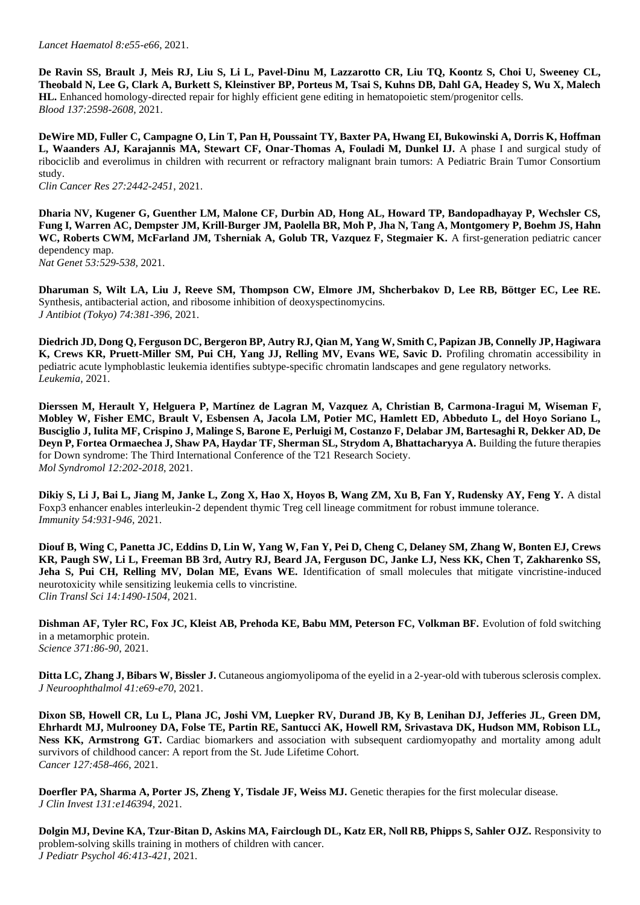*Lancet Haematol 8:e55-e66*, 2021.

**De Ravin SS, Brault J, Meis RJ, Liu S, Li L, Pavel-Dinu M, Lazzarotto CR, Liu TQ, Koontz S, Choi U, Sweeney CL, Theobald N, Lee G, Clark A, Burkett S, Kleinstiver BP, Porteus M, Tsai S, Kuhns DB, Dahl GA, Headey S, Wu X, Malech HL.** Enhanced homology-directed repair for highly efficient gene editing in hematopoietic stem/progenitor cells.
*Blood 137:2598-2608*, 2021.

**DeWire MD, Fuller C, Campagne O, Lin T, Pan H, Poussaint TY, Baxter PA, Hwang EI, Bukowinski A, Dorris K, Hoffman L, Waanders AJ, Karajannis MA, Stewart CF, Onar-Thomas A, Fouladi M, Dunkel IJ.** A phase I and surgical study of ribociclib and everolimus in children with recurrent or refractory malignant brain tumors: A Pediatric Brain Tumor Consortium study.
*Clin Cancer Res 27:2442-2451*, 2021.

**Dharia NV, Kugener G, Guenther LM, Malone CF, Durbin AD, Hong AL, Howard TP, Bandopadhayay P, Wechsler CS, Fung I, Warren AC, Dempster JM, Krill-Burger JM, Paolella BR, Moh P, Jha N, Tang A, Montgomery P, Boehm JS, Hahn WC, Roberts CWM, McFarland JM, Tsherniak A, Golub TR, Vazquez F, Stegmaier K.** A first-generation pediatric cancer dependency map.
*Nat Genet 53:529-538*, 2021.

**Dharuman S, Wilt LA, Liu J, Reeve SM, Thompson CW, Elmore JM, Shcherbakov D, Lee RB, Böttger EC, Lee RE.** Synthesis, antibacterial action, and ribosome inhibition of deoxyspectinomycins.
*J Antibiot (Tokyo) 74:381-396*, 2021.

**Diedrich JD, Dong Q, Ferguson DC, Bergeron BP, Autry RJ, Qian M, Yang W, Smith C, Papizan JB, Connelly JP, Hagiwara K, Crews KR, Pruett-Miller SM, Pui CH, Yang JJ, Relling MV, Evans WE, Savic D.** Profiling chromatin accessibility in pediatric acute lymphoblastic leukemia identifies subtype-specific chromatin landscapes and gene regulatory networks.
*Leukemia*, 2021.

**Dierssen M, Herault Y, Helguera P, Martínez de Lagran M, Vazquez A, Christian B, Carmona-Iragui M, Wiseman F, Mobley W, Fisher EMC, Brault V, Esbensen A, Jacola LM, Potier MC, Hamlett ED, Abbeduto L, del Hoyo Soriano L, Busciglio J, Iulita MF, Crispino J, Malinge S, Barone E, Perluigi M, Costanzo F, Delabar JM, Bartesaghi R, Dekker AD, De Deyn P, Fortea Ormaechea J, Shaw PA, Haydar TF, Sherman SL, Strydom A, Bhattacharyya A.** Building the future therapies for Down syndrome: The Third International Conference of the T21 Research Society.
*Mol Syndromol 12:202-2018*, 2021.

**Dikiy S, Li J, Bai L, Jiang M, Janke L, Zong X, Hao X, Hoyos B, Wang ZM, Xu B, Fan Y, Rudensky AY, Feng Y.** A distal Foxp3 enhancer enables interleukin-2 dependent thymic Treg cell lineage commitment for robust immune tolerance.
*Immunity 54:931-946*, 2021.

**Diouf B, Wing C, Panetta JC, Eddins D, Lin W, Yang W, Fan Y, Pei D, Cheng C, Delaney SM, Zhang W, Bonten EJ, Crews KR, Paugh SW, Li L, Freeman BB 3rd, Autry RJ, Beard JA, Ferguson DC, Janke LJ, Ness KK, Chen T, Zakharenko SS, Jeha S, Pui CH, Relling MV, Dolan ME, Evans WE.** Identification of small molecules that mitigate vincristine-induced neurotoxicity while sensitizing leukemia cells to vincristine.
*Clin Transl Sci 14:1490-1504*, 2021.

**Dishman AF, Tyler RC, Fox JC, Kleist AB, Prehoda KE, Babu MM, Peterson FC, Volkman BF.** Evolution of fold switching in a metamorphic protein.
*Science 371:86-90*, 2021.

**Ditta LC, Zhang J, Bibars W, Bissler J.** Cutaneous angiomyolipoma of the eyelid in a 2-year-old with tuberous sclerosis complex.
*J Neuroophthalmol 41:e69-e70*, 2021.

**Dixon SB, Howell CR, Lu L, Plana JC, Joshi VM, Luepker RV, Durand JB, Ky B, Lenihan DJ, Jefferies JL, Green DM, Ehrhardt MJ, Mulrooney DA, Folse TE, Partin RE, Santucci AK, Howell RM, Srivastava DK, Hudson MM, Robison LL, Ness KK, Armstrong GT.** Cardiac biomarkers and association with subsequent cardiomyopathy and mortality among adult survivors of childhood cancer: A report from the St. Jude Lifetime Cohort.
*Cancer 127:458-466*, 2021.

**Doerfler PA, Sharma A, Porter JS, Zheng Y, Tisdale JF, Weiss MJ.** Genetic therapies for the first molecular disease.
*J Clin Invest 131:e146394*, 2021.

**Dolgin MJ, Devine KA, Tzur-Bitan D, Askins MA, Fairclough DL, Katz ER, Noll RB, Phipps S, Sahler OJZ.** Responsivity to problem-solving skills training in mothers of children with cancer.
*J Pediatr Psychol 46:413-421*, 2021.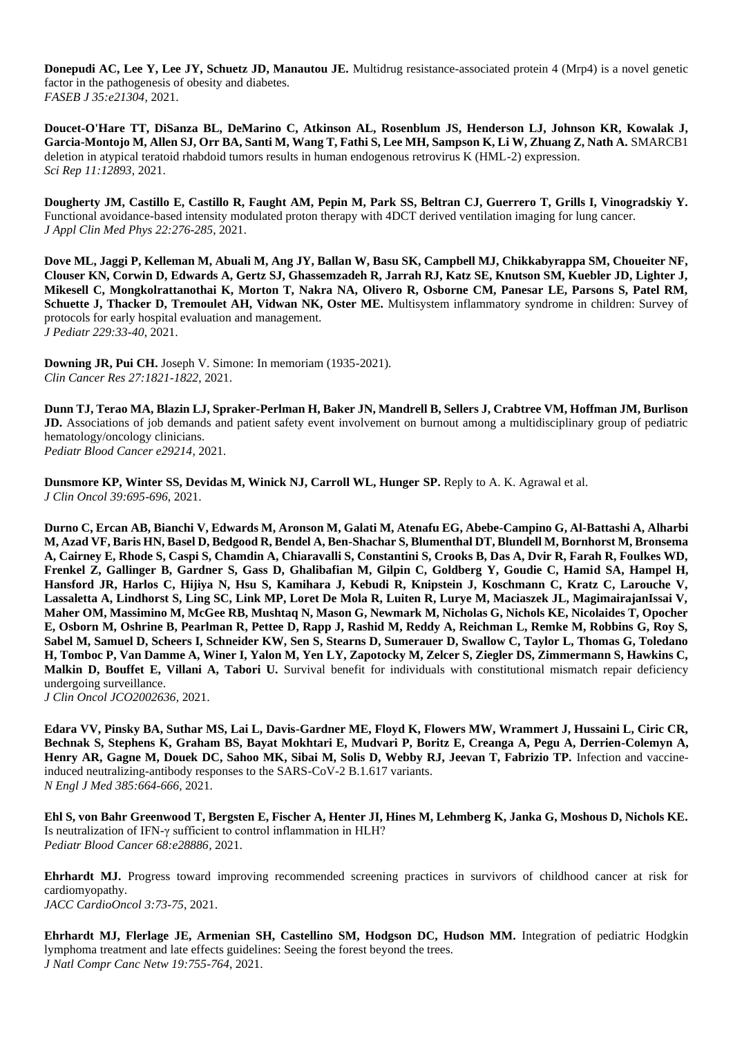**Donepudi AC, Lee Y, Lee JY, Schuetz JD, Manautou JE.** Multidrug resistance-associated protein 4 (Mrp4) is a novel genetic factor in the pathogenesis of obesity and diabetes.
*FASEB J 35:e21304,* 2021.

**Doucet-O'Hare TT, DiSanza BL, DeMarino C, Atkinson AL, Rosenblum JS, Henderson LJ, Johnson KR, Kowalak J, Garcia-Montojo M, Allen SJ, Orr BA, Santi M, Wang T, Fathi S, Lee MH, Sampson K, Li W, Zhuang Z, Nath A.** SMARCB1 deletion in atypical teratoid rhabdoid tumors results in human endogenous retrovirus K (HML-2) expression.
*Sci Rep 11:12893,* 2021.

**Dougherty JM, Castillo E, Castillo R, Faught AM, Pepin M, Park SS, Beltran CJ, Guerrero T, Grills I, Vinogradskiy Y.** Functional avoidance-based intensity modulated proton therapy with 4DCT derived ventilation imaging for lung cancer.
*J Appl Clin Med Phys 22:276-285,* 2021.

**Dove ML, Jaggi P, Kelleman M, Abuali M, Ang JY, Ballan W, Basu SK, Campbell MJ, Chikkabyrappa SM, Choueiter NF, Clouser KN, Corwin D, Edwards A, Gertz SJ, Ghassemzadeh R, Jarrah RJ, Katz SE, Knutson SM, Kuebler JD, Lighter J, Mikesell C, Mongkolrattanothai K, Morton T, Nakra NA, Olivero R, Osborne CM, Panesar LE, Parsons S, Patel RM, Schuette J, Thacker D, Tremoulet AH, Vidwan NK, Oster ME.** Multisystem inflammatory syndrome in children: Survey of protocols for early hospital evaluation and management.
*J Pediatr 229:33-40,* 2021.

**Downing JR, Pui CH.** Joseph V. Simone: In memoriam (1935-2021).
*Clin Cancer Res 27:1821-1822,* 2021.

**Dunn TJ, Terao MA, Blazin LJ, Spraker-Perlman H, Baker JN, Mandrell B, Sellers J, Crabtree VM, Hoffman JM, Burlison JD.** Associations of job demands and patient safety event involvement on burnout among a multidisciplinary group of pediatric hematology/oncology clinicians.
*Pediatr Blood Cancer e29214,* 2021.

**Dunsmore KP, Winter SS, Devidas M, Winick NJ, Carroll WL, Hunger SP.** Reply to A. K. Agrawal et al.
*J Clin Oncol 39:695-696,* 2021.

**Durno C, Ercan AB, Bianchi V, Edwards M, Aronson M, Galati M, Atenafu EG, Abebe-Campino G, Al-Battashi A, Alharbi M, Azad VF, Baris HN, Basel D, Bedgood R, Bendel A, Ben-Shachar S, Blumenthal DT, Blundell M, Bornhorst M, Bronsema A, Cairney E, Rhode S, Caspi S, Chamdin A, Chiaravalli S, Constantini S, Crooks B, Das A, Dvir R, Farah R, Foulkes WD, Frenkel Z, Gallinger B, Gardner S, Gass D, Ghalibafian M, Gilpin C, Goldberg Y, Goudie C, Hamid SA, Hampel H, Hansford JR, Harlos C, Hijiya N, Hsu S, Kamihara J, Kebudi R, Knipstein J, Koschmann C, Kratz C, Larouche V, Lassaletta A, Lindhorst S, Ling SC, Link MP, Loret De Mola R, Luiten R, Lurye M, Maciaszek JL, MagimairajanIssai V, Maher OM, Massimino M, McGee RB, Mushtaq N, Mason G, Newmark M, Nicholas G, Nichols KE, Nicolaides T, Opocher E, Osborn M, Oshrine B, Pearlman R, Pettee D, Rapp J, Rashid M, Reddy A, Reichman L, Remke M, Robbins G, Roy S, Sabel M, Samuel D, Scheers I, Schneider KW, Sen S, Stearns D, Sumerauer D, Swallow C, Taylor L, Thomas G, Toledano H, Tomboc P, Van Damme A, Winer I, Yalon M, Yen LY, Zapotocky M, Zelcer S, Ziegler DS, Zimmermann S, Hawkins C, Malkin D, Bouffet E, Villani A, Tabori U.** Survival benefit for individuals with constitutional mismatch repair deficiency undergoing surveillance.
*J Clin Oncol JCO2002636,* 2021.

**Edara VV, Pinsky BA, Suthar MS, Lai L, Davis-Gardner ME, Floyd K, Flowers MW, Wrammert J, Hussaini L, Ciric CR, Bechnak S, Stephens K, Graham BS, Bayat Mokhtari E, Mudvari P, Boritz E, Creanga A, Pegu A, Derrien-Colemyn A, Henry AR, Gagne M, Douek DC, Sahoo MK, Sibai M, Solis D, Webby RJ, Jeevan T, Fabrizio TP.** Infection and vaccine-induced neutralizing-antibody responses to the SARS-CoV-2 B.1.617 variants.
*N Engl J Med 385:664-666,* 2021.

**Ehl S, von Bahr Greenwood T, Bergsten E, Fischer A, Henter JI, Hines M, Lehmberg K, Janka G, Moshous D, Nichols KE.** Is neutralization of IFN-γ sufficient to control inflammation in HLH?
*Pediatr Blood Cancer 68:e28886,* 2021.

**Ehrhardt MJ.** Progress toward improving recommended screening practices in survivors of childhood cancer at risk for cardiomyopathy.
*JACC CardioOncol 3:73-75,* 2021.

**Ehrhardt MJ, Flerlage JE, Armenian SH, Castellino SM, Hodgson DC, Hudson MM.** Integration of pediatric Hodgkin lymphoma treatment and late effects guidelines: Seeing the forest beyond the trees.
*J Natl Compr Canc Netw 19:755-764,* 2021.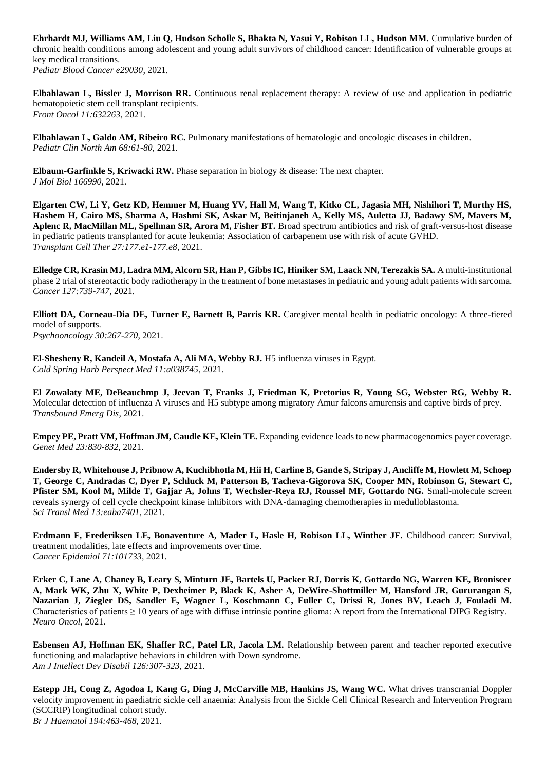**Ehrhardt MJ, Williams AM, Liu Q, Hudson Scholle S, Bhakta N, Yasui Y, Robison LL, Hudson MM.** Cumulative burden of chronic health conditions among adolescent and young adult survivors of childhood cancer: Identification of vulnerable groups at key medical transitions.
*Pediatr Blood Cancer e29030,* 2021.

**Elbahlawan L, Bissler J, Morrison RR.** Continuous renal replacement therapy: A review of use and application in pediatric hematopoietic stem cell transplant recipients.
*Front Oncol 11:632263,* 2021.

**Elbahlawan L, Galdo AM, Ribeiro RC.** Pulmonary manifestations of hematologic and oncologic diseases in children.
*Pediatr Clin North Am 68:61-80,* 2021.

**Elbaum-Garfinkle S, Kriwacki RW.** Phase separation in biology & disease: The next chapter.
*J Mol Biol 166990,* 2021.

**Elgarten CW, Li Y, Getz KD, Hemmer M, Huang YV, Hall M, Wang T, Kitko CL, Jagasia MH, Nishihori T, Murthy HS, Hashem H, Cairo MS, Sharma A, Hashmi SK, Askar M, Beitinjaneh A, Kelly MS, Auletta JJ, Badawy SM, Mavers M, Aplenc R, MacMillan ML, Spellman SR, Arora M, Fisher BT.** Broad spectrum antibiotics and risk of graft-versus-host disease in pediatric patients transplanted for acute leukemia: Association of carbapenem use with risk of acute GVHD.
*Transplant Cell Ther 27:177.e1-177.e8,* 2021.

**Elledge CR, Krasin MJ, Ladra MM, Alcorn SR, Han P, Gibbs IC, Hiniker SM, Laack NN, Terezakis SA.** A multi-institutional phase 2 trial of stereotactic body radiotherapy in the treatment of bone metastases in pediatric and young adult patients with sarcoma.
*Cancer 127:739-747,* 2021.

**Elliott DA, Corneau-Dia DE, Turner E, Barnett B, Parris KR.** Caregiver mental health in pediatric oncology: A three-tiered model of supports.
*Psychooncology 30:267-270,* 2021.

**El-Shesheny R, Kandeil A, Mostafa A, Ali MA, Webby RJ.** H5 influenza viruses in Egypt.
*Cold Spring Harb Perspect Med 11:a038745,* 2021.

**El Zowalaty ME, DeBeauchmp J, Jeevan T, Franks J, Friedman K, Pretorius R, Young SG, Webster RG, Webby R.** Molecular detection of influenza A viruses and H5 subtype among migratory Amur falcons amurensis and captive birds of prey.
*Transbound Emerg Dis,* 2021.

**Empey PE, Pratt VM, Hoffman JM, Caudle KE, Klein TE.** Expanding evidence leads to new pharmacogenomics payer coverage.
*Genet Med 23:830-832,* 2021.

**Endersby R, Whitehouse J, Pribnow A, Kuchibhotla M, Hii H, Carline B, Gande S, Stripay J, Ancliffe M, Howlett M, Schoep T, George C, Andradas C, Dyer P, Schluck M, Patterson B, Tacheva-Gigorova SK, Cooper MN, Robinson G, Stewart C, Pfister SM, Kool M, Milde T, Gajjar A, Johns T, Wechsler-Reya RJ, Roussel MF, Gottardo NG.** Small-molecule screen reveals synergy of cell cycle checkpoint kinase inhibitors with DNA-damaging chemotherapies in medulloblastoma.
*Sci Transl Med 13:eaba7401,* 2021.

**Erdmann F, Frederiksen LE, Bonaventure A, Mader L, Hasle H, Robison LL, Winther JF.** Childhood cancer: Survival, treatment modalities, late effects and improvements over time.
*Cancer Epidemiol 71:101733,* 2021.

**Erker C, Lane A, Chaney B, Leary S, Minturn JE, Bartels U, Packer RJ, Dorris K, Gottardo NG, Warren KE, Broniscer A, Mark WK, Zhu X, White P, Dexheimer P, Black K, Asher A, DeWire-Shottmiller M, Hansford JR, Gururangan S, Nazarian J, Ziegler DS, Sandler E, Wagner L, Koschmann C, Fuller C, Drissi R, Jones BV, Leach J, Fouladi M.** Characteristics of patients ≥ 10 years of age with diffuse intrinsic pontine glioma: A report from the International DIPG Registry.
*Neuro Oncol,* 2021.

**Esbensen AJ, Hoffman EK, Shaffer RC, Patel LR, Jacola LM.** Relationship between parent and teacher reported executive functioning and maladaptive behaviors in children with Down syndrome.
*Am J Intellect Dev Disabil 126:307-323,* 2021.

**Estepp JH, Cong Z, Agodoa I, Kang G, Ding J, McCarville MB, Hankins JS, Wang WC.** What drives transcranial Doppler velocity improvement in paediatric sickle cell anaemia: Analysis from the Sickle Cell Clinical Research and Intervention Program (SCCRIP) longitudinal cohort study.
*Br J Haematol 194:463-468,* 2021.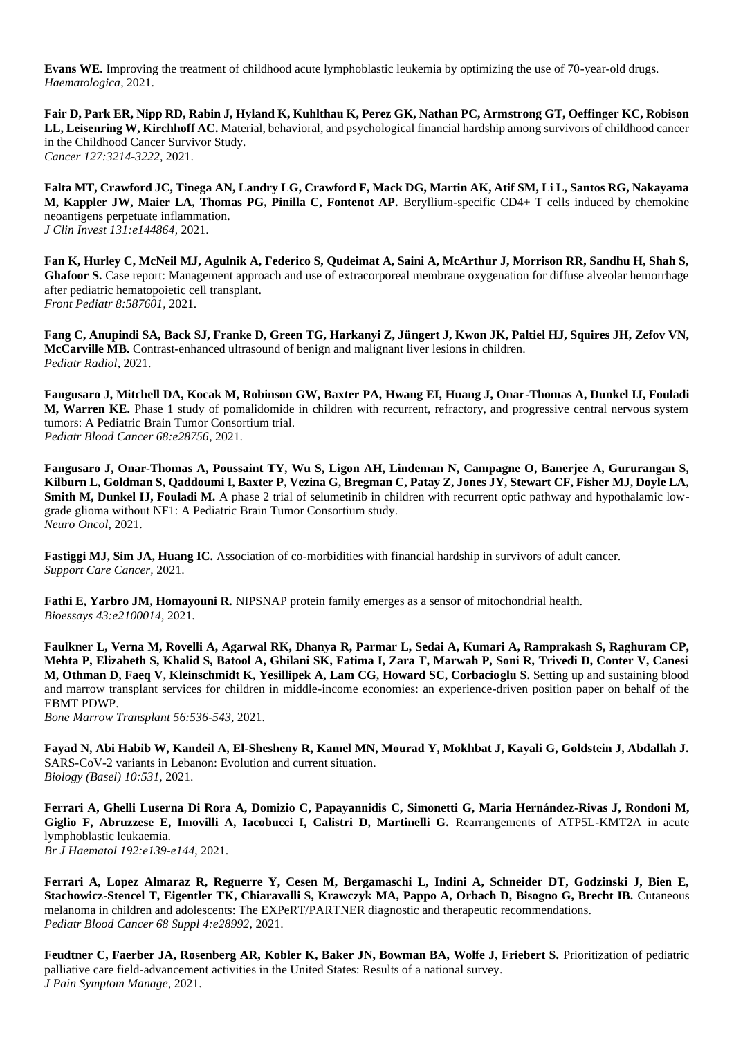**Evans WE.** Improving the treatment of childhood acute lymphoblastic leukemia by optimizing the use of 70-year-old drugs. *Haematologica,* 2021.

**Fair D, Park ER, Nipp RD, Rabin J, Hyland K, Kuhlthau K, Perez GK, Nathan PC, Armstrong GT, Oeffinger KC, Robison LL, Leisenring W, Kirchhoff AC.** Material, behavioral, and psychological financial hardship among survivors of childhood cancer in the Childhood Cancer Survivor Study.
*Cancer 127:3214-3222,* 2021.

**Falta MT, Crawford JC, Tinega AN, Landry LG, Crawford F, Mack DG, Martin AK, Atif SM, Li L, Santos RG, Nakayama M, Kappler JW, Maier LA, Thomas PG, Pinilla C, Fontenot AP.** Beryllium-specific CD4+ T cells induced by chemokine neoantigens perpetuate inflammation.
*J Clin Invest 131:e144864,* 2021.

**Fan K, Hurley C, McNeil MJ, Agulnik A, Federico S, Qudeimat A, Saini A, McArthur J, Morrison RR, Sandhu H, Shah S, Ghafoor S.** Case report: Management approach and use of extracorporeal membrane oxygenation for diffuse alveolar hemorrhage after pediatric hematopoietic cell transplant.
*Front Pediatr 8:587601,* 2021.

**Fang C, Anupindi SA, Back SJ, Franke D, Green TG, Harkanyi Z, Jüngert J, Kwon JK, Paltiel HJ, Squires JH, Zefov VN, McCarville MB.** Contrast-enhanced ultrasound of benign and malignant liver lesions in children.
*Pediatr Radiol,* 2021.

**Fangusaro J, Mitchell DA, Kocak M, Robinson GW, Baxter PA, Hwang EI, Huang J, Onar-Thomas A, Dunkel IJ, Fouladi M, Warren KE.** Phase 1 study of pomalidomide in children with recurrent, refractory, and progressive central nervous system tumors: A Pediatric Brain Tumor Consortium trial.
*Pediatr Blood Cancer 68:e28756,* 2021.

**Fangusaro J, Onar-Thomas A, Poussaint TY, Wu S, Ligon AH, Lindeman N, Campagne O, Banerjee A, Gururangan S, Kilburn L, Goldman S, Qaddoumi I, Baxter P, Vezina G, Bregman C, Patay Z, Jones JY, Stewart CF, Fisher MJ, Doyle LA, Smith M, Dunkel IJ, Fouladi M.** A phase 2 trial of selumetinib in children with recurrent optic pathway and hypothalamic low-grade glioma without NF1: A Pediatric Brain Tumor Consortium study.
*Neuro Oncol,* 2021.

**Fastiggi MJ, Sim JA, Huang IC.** Association of co-morbidities with financial hardship in survivors of adult cancer.
*Support Care Cancer,* 2021.

**Fathi E, Yarbro JM, Homayouni R.** NIPSNAP protein family emerges as a sensor of mitochondrial health.
*Bioessays 43:e2100014,* 2021.

**Faulkner L, Verna M, Rovelli A, Agarwal RK, Dhanya R, Parmar L, Sedai A, Kumari A, Ramprakash S, Raghuram CP, Mehta P, Elizabeth S, Khalid S, Batool A, Ghilani SK, Fatima I, Zara T, Marwah P, Soni R, Trivedi D, Conter V, Canesi M, Othman D, Faeq V, Kleinschmidt K, Yesillipek A, Lam CG, Howard SC, Corbacioglu S.** Setting up and sustaining blood and marrow transplant services for children in middle-income economies: an experience-driven position paper on behalf of the EBMT PDWP.
*Bone Marrow Transplant 56:536-543,* 2021.

**Fayad N, Abi Habib W, Kandeil A, El-Shesheny R, Kamel MN, Mourad Y, Mokhbat J, Kayali G, Goldstein J, Abdallah J.** SARS-CoV-2 variants in Lebanon: Evolution and current situation.
*Biology (Basel) 10:531,* 2021.

**Ferrari A, Ghelli Luserna Di Rora A, Domizio C, Papayannidis C, Simonetti G, Maria Hernández-Rivas J, Rondoni M, Giglio F, Abruzzese E, Imovilli A, Iacobucci I, Calistri D, Martinelli G.** Rearrangements of ATP5L-KMT2A in acute lymphoblastic leukaemia.
*Br J Haematol 192:e139-e144,* 2021.

**Ferrari A, Lopez Almaraz R, Reguerre Y, Cesen M, Bergamaschi L, Indini A, Schneider DT, Godzinski J, Bien E, Stachowicz-Stencel T, Eigentler TK, Chiaravalli S, Krawczyk MA, Pappo A, Orbach D, Bisogno G, Brecht IB.** Cutaneous melanoma in children and adolescents: The EXPeRT/PARTNER diagnostic and therapeutic recommendations.
*Pediatr Blood Cancer 68 Suppl 4:e28992,* 2021.

**Feudtner C, Faerber JA, Rosenberg AR, Kobler K, Baker JN, Bowman BA, Wolfe J, Friebert S.** Prioritization of pediatric palliative care field-advancement activities in the United States: Results of a national survey.
*J Pain Symptom Manage,* 2021.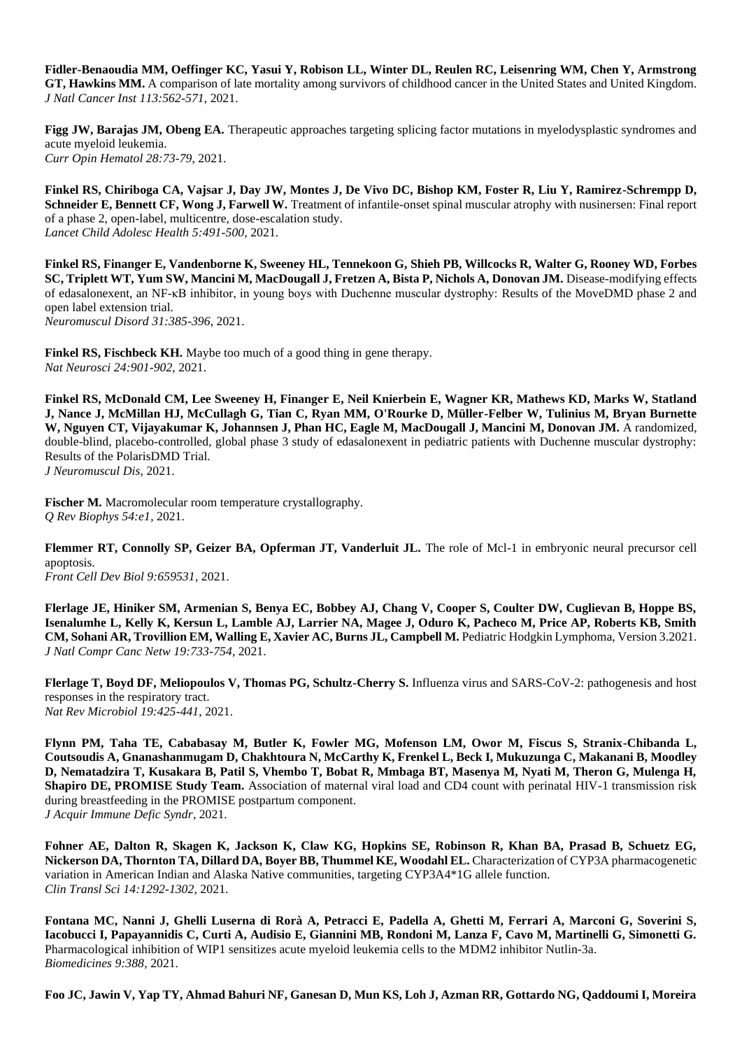**Fidler-Benaoudia MM, Oeffinger KC, Yasui Y, Robison LL, Winter DL, Reulen RC, Leisenring WM, Chen Y, Armstrong GT, Hawkins MM.** A comparison of late mortality among survivors of childhood cancer in the United States and United Kingdom. 
*J Natl Cancer Inst 113:562-571,* 2021.

**Figg JW, Barajas JM, Obeng EA.** Therapeutic approaches targeting splicing factor mutations in myelodysplastic syndromes and acute myeloid leukemia. 
*Curr Opin Hematol 28:73-79,* 2021.

**Finkel RS, Chiriboga CA, Vajsar J, Day JW, Montes J, De Vivo DC, Bishop KM, Foster R, Liu Y, Ramirez-Schrempp D, Schneider E, Bennett CF, Wong J, Farwell W.** Treatment of infantile-onset spinal muscular atrophy with nusinersen: Final report of a phase 2, open-label, multicentre, dose-escalation study. 
*Lancet Child Adolesc Health 5:491-500,* 2021.

**Finkel RS, Finanger E, Vandenborne K, Sweeney HL, Tennekoon G, Shieh PB, Willcocks R, Walter G, Rooney WD, Forbes SC, Triplett WT, Yum SW, Mancini M, MacDougall J, Fretzen A, Bista P, Nichols A, Donovan JM.** Disease-modifying effects of edasalonexent, an NF-κB inhibitor, in young boys with Duchenne muscular dystrophy: Results of the MoveDMD phase 2 and open label extension trial. 
*Neuromuscul Disord 31:385-396,* 2021.

**Finkel RS, Fischbeck KH.** Maybe too much of a good thing in gene therapy. 
*Nat Neurosci 24:901-902,* 2021.

**Finkel RS, McDonald CM, Lee Sweeney H, Finanger E, Neil Knierbein E, Wagner KR, Mathews KD, Marks W, Statland J, Nance J, McMillan HJ, McCullagh G, Tian C, Ryan MM, O'Rourke D, Müller-Felber W, Tulinius M, Bryan Burnette W, Nguyen CT, Vijayakumar K, Johannsen J, Phan HC, Eagle M, MacDougall J, Mancini M, Donovan JM.** A randomized, double-blind, placebo-controlled, global phase 3 study of edasalonexent in pediatric patients with Duchenne muscular dystrophy: Results of the PolarisDMD Trial. 
*J Neuromuscul Dis,* 2021.

**Fischer M.** Macromolecular room temperature crystallography. 
*Q Rev Biophys 54:e1,* 2021.

**Flemmer RT, Connolly SP, Geizer BA, Opferman JT, Vanderluit JL.** The role of Mcl-1 in embryonic neural precursor cell apoptosis. 
*Front Cell Dev Biol 9:659531,* 2021.

**Flerlage JE, Hiniker SM, Armenian S, Benya EC, Bobbey AJ, Chang V, Cooper S, Coulter DW, Cuglievan B, Hoppe BS, Isenalumhe L, Kelly K, Kersun L, Lamble AJ, Larrier NA, Magee J, Oduro K, Pacheco M, Price AP, Roberts KB, Smith CM, Sohani AR, Trovillion EM, Walling E, Xavier AC, Burns JL, Campbell M.** Pediatric Hodgkin Lymphoma, Version 3.2021. 
*J Natl Compr Canc Netw 19:733-754,* 2021.

**Flerlage T, Boyd DF, Meliopoulos V, Thomas PG, Schultz-Cherry S.** Influenza virus and SARS-CoV-2: pathogenesis and host responses in the respiratory tract. 
*Nat Rev Microbiol 19:425-441,* 2021.

**Flynn PM, Taha TE, Cababasay M, Butler K, Fowler MG, Mofenson LM, Owor M, Fiscus S, Stranix-Chibanda L, Coutsoudis A, Gnanashanmugam D, Chakhtoura N, McCarthy K, Frenkel L, Beck I, Mukuzunga C, Makanani B, Moodley D, Nematadzira T, Kusakara B, Patil S, Vhembo T, Bobat R, Mmbaga BT, Masenya M, Nyati M, Theron G, Mulenga H, Shapiro DE, PROMISE Study Team.** Association of maternal viral load and CD4 count with perinatal HIV-1 transmission risk during breastfeeding in the PROMISE postpartum component. 
*J Acquir Immune Defic Syndr,* 2021.

**Fohner AE, Dalton R, Skagen K, Jackson K, Claw KG, Hopkins SE, Robinson R, Khan BA, Prasad B, Schuetz EG, Nickerson DA, Thornton TA, Dillard DA, Boyer BB, Thummel KE, Woodahl EL.** Characterization of CYP3A pharmacogenetic variation in American Indian and Alaska Native communities, targeting CYP3A4*1G allele function. 
*Clin Transl Sci 14:1292-1302,* 2021.

**Fontana MC, Nanni J, Ghelli Luserna di Rorà A, Petracci E, Padella A, Ghetti M, Ferrari A, Marconi G, Soverini S, Iacobucci I, Papayannidis C, Curti A, Audisio E, Giannini MB, Rondoni M, Lanza F, Cavo M, Martinelli G, Simonetti G.** Pharmacological inhibition of WIP1 sensitizes acute myeloid leukemia cells to the MDM2 inhibitor Nutlin-3a. 
*Biomedicines 9:388,* 2021.

**Foo JC, Jawin V, Yap TY, Ahmad Bahuri NF, Ganesan D, Mun KS, Loh J, Azman RR, Gottardo NG, Qaddoumi I, Moreira**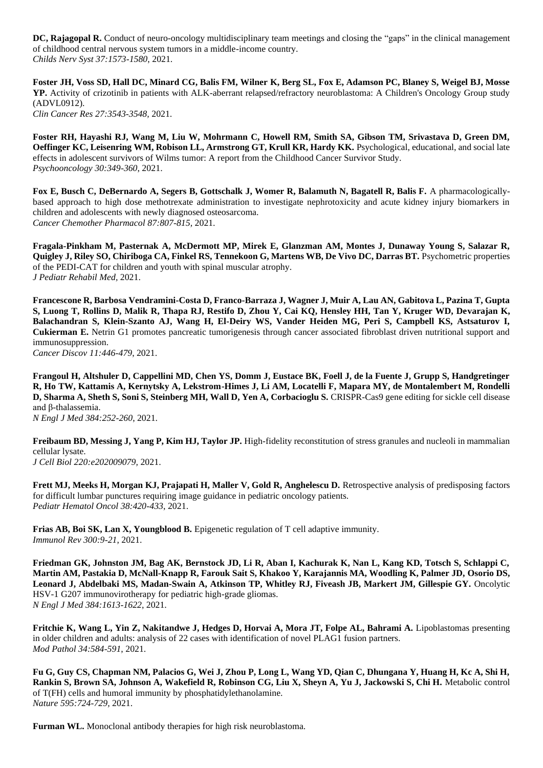**DC, Rajagopal R.** Conduct of neuro-oncology multidisciplinary team meetings and closing the "gaps" in the clinical management of childhood central nervous system tumors in a middle-income country.
*Childs Nerv Syst 37:1573-1580,* 2021.

**Foster JH, Voss SD, Hall DC, Minard CG, Balis FM, Wilner K, Berg SL, Fox E, Adamson PC, Blaney S, Weigel BJ, Mosse YP.** Activity of crizotinib in patients with ALK-aberrant relapsed/refractory neuroblastoma: A Children's Oncology Group study (ADVL0912).
*Clin Cancer Res 27:3543-3548,* 2021.

**Foster RH, Hayashi RJ, Wang M, Liu W, Mohrmann C, Howell RM, Smith SA, Gibson TM, Srivastava D, Green DM, Oeffinger KC, Leisenring WM, Robison LL, Armstrong GT, Krull KR, Hardy KK.** Psychological, educational, and social late effects in adolescent survivors of Wilms tumor: A report from the Childhood Cancer Survivor Study.
*Psychooncology 30:349-360,* 2021.

**Fox E, Busch C, DeBernardo A, Segers B, Gottschalk J, Womer R, Balamuth N, Bagatell R, Balis F.** A pharmacologically-based approach to high dose methotrexate administration to investigate nephrotoxicity and acute kidney injury biomarkers in children and adolescents with newly diagnosed osteosarcoma.
*Cancer Chemother Pharmacol 87:807-815,* 2021.

**Fragala-Pinkham M, Pasternak A, McDermott MP, Mirek E, Glanzman AM, Montes J, Dunaway Young S, Salazar R, Quigley J, Riley SO, Chiriboga CA, Finkel RS, Tennekoon G, Martens WB, De Vivo DC, Darras BT.** Psychometric properties of the PEDI-CAT for children and youth with spinal muscular atrophy.
*J Pediatr Rehabil Med,* 2021.

**Francescone R, Barbosa Vendramini-Costa D, Franco-Barraza J, Wagner J, Muir A, Lau AN, Gabitova L, Pazina T, Gupta S, Luong T, Rollins D, Malik R, Thapa RJ, Restifo D, Zhou Y, Cai KQ, Hensley HH, Tan Y, Kruger WD, Devarajan K, Balachandran S, Klein-Szanto AJ, Wang H, El-Deiry WS, Vander Heiden MG, Peri S, Campbell KS, Astsaturov I, Cukierman E.** Netrin G1 promotes pancreatic tumorigenesis through cancer associated fibroblast driven nutritional support and immunosuppression.
*Cancer Discov 11:446-479,* 2021.

**Frangoul H, Altshuler D, Cappellini MD, Chen YS, Domm J, Eustace BK, Foell J, de la Fuente J, Grupp S, Handgretinger R, Ho TW, Kattamis A, Kernytsky A, Lekstrom-Himes J, Li AM, Locatelli F, Mapara MY, de Montalembert M, Rondelli D, Sharma A, Sheth S, Soni S, Steinberg MH, Wall D, Yen A, Corbacioglu S.** CRISPR-Cas9 gene editing for sickle cell disease and β-thalassemia.
*N Engl J Med 384:252-260,* 2021.

**Freibaum BD, Messing J, Yang P, Kim HJ, Taylor JP.** High-fidelity reconstitution of stress granules and nucleoli in mammalian cellular lysate.
*J Cell Biol 220:e202009079,* 2021.

**Frett MJ, Meeks H, Morgan KJ, Prajapati H, Maller V, Gold R, Anghelescu D.** Retrospective analysis of predisposing factors for difficult lumbar punctures requiring image guidance in pediatric oncology patients.
*Pediatr Hematol Oncol 38:420-433,* 2021.

**Frias AB, Boi SK, Lan X, Youngblood B.** Epigenetic regulation of T cell adaptive immunity.
*Immunol Rev 300:9-21,* 2021.

**Friedman GK, Johnston JM, Bag AK, Bernstock JD, Li R, Aban I, Kachurak K, Nan L, Kang KD, Totsch S, Schlappi C, Martin AM, Pastakia D, McNall-Knapp R, Farouk Sait S, Khakoo Y, Karajannis MA, Woodling K, Palmer JD, Osorio DS, Leonard J, Abdelbaki MS, Madan-Swain A, Atkinson TP, Whitley RJ, Fiveash JB, Markert JM, Gillespie GY.** Oncolytic HSV-1 G207 immunovirotherapy for pediatric high-grade gliomas.
*N Engl J Med 384:1613-1622,* 2021.

**Fritchie K, Wang L, Yin Z, Nakitandwe J, Hedges D, Horvai A, Mora JT, Folpe AL, Bahrami A.** Lipoblastomas presenting in older children and adults: analysis of 22 cases with identification of novel PLAG1 fusion partners.
*Mod Pathol 34:584-591,* 2021.

**Fu G, Guy CS, Chapman NM, Palacios G, Wei J, Zhou P, Long L, Wang YD, Qian C, Dhungana Y, Huang H, Kc A, Shi H, Rankin S, Brown SA, Johnson A, Wakefield R, Robinson CG, Liu X, Sheyn A, Yu J, Jackowski S, Chi H.** Metabolic control of T(FH) cells and humoral immunity by phosphatidylethanolamine.
*Nature 595:724-729,* 2021.

**Furman WL.** Monoclonal antibody therapies for high risk neuroblastoma.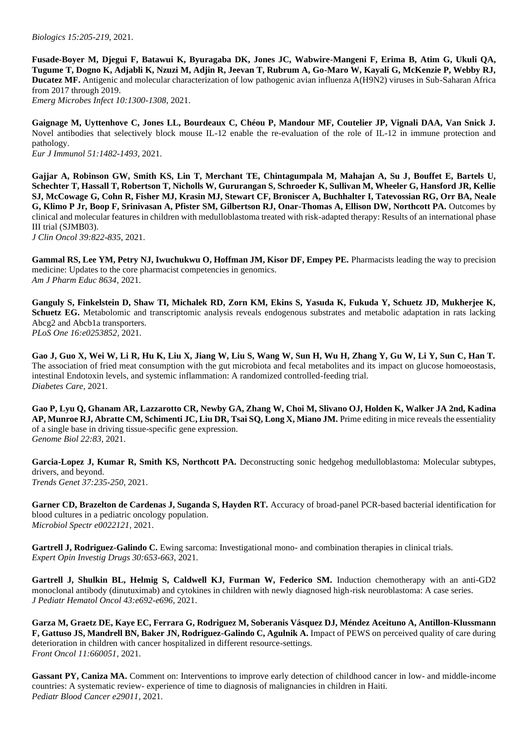*Biologics 15:205-219*, 2021.

**Fusade-Boyer M, Djegui F, Batawui K, Byuragaba DK, Jones JC, Wabwire-Mangeni F, Erima B, Atim G, Ukuli QA, Tugume T, Dogno K, Adjabli K, Nzuzi M, Adjin R, Jeevan T, Rubrum A, Go-Maro W, Kayali G, McKenzie P, Webby RJ, Ducatez MF.** Antigenic and molecular characterization of low pathogenic avian influenza A(H9N2) viruses in Sub-Saharan Africa from 2017 through 2019.
*Emerg Microbes Infect 10:1300-1308*, 2021.

**Gaignage M, Uyttenhove C, Jones LL, Bourdeaux C, Chéou P, Mandour MF, Coutelier JP, Vignali DAA, Van Snick J.** Novel antibodies that selectively block mouse IL-12 enable the re-evaluation of the role of IL-12 in immune protection and pathology.
*Eur J Immunol 51:1482-1493*, 2021.

**Gajjar A, Robinson GW, Smith KS, Lin T, Merchant TE, Chintagumpala M, Mahajan A, Su J, Bouffet E, Bartels U, Schechter T, Hassall T, Robertson T, Nicholls W, Gururangan S, Schroeder K, Sullivan M, Wheeler G, Hansford JR, Kellie SJ, McCowage G, Cohn R, Fisher MJ, Krasin MJ, Stewart CF, Broniscer A, Buchhalter I, Tatevossian RG, Orr BA, Neale G, Klimo P Jr, Boop F, Srinivasan A, Pfister SM, Gilbertson RJ, Onar-Thomas A, Ellison DW, Northcott PA.** Outcomes by clinical and molecular features in children with medulloblastoma treated with risk-adapted therapy: Results of an international phase III trial (SJMB03).
*J Clin Oncol 39:822-835*, 2021.

**Gammal RS, Lee YM, Petry NJ, Iwuchukwu O, Hoffman JM, Kisor DF, Empey PE.** Pharmacists leading the way to precision medicine: Updates to the core pharmacist competencies in genomics.
*Am J Pharm Educ 8634*, 2021.

**Ganguly S, Finkelstein D, Shaw TI, Michalek RD, Zorn KM, Ekins S, Yasuda K, Fukuda Y, Schuetz JD, Mukherjee K, Schuetz EG.** Metabolomic and transcriptomic analysis reveals endogenous substrates and metabolic adaptation in rats lacking Abcg2 and Abcb1a transporters.
*PLoS One 16:e0253852*, 2021.

**Gao J, Guo X, Wei W, Li R, Hu K, Liu X, Jiang W, Liu S, Wang W, Sun H, Wu H, Zhang Y, Gu W, Li Y, Sun C, Han T.** The association of fried meat consumption with the gut microbiota and fecal metabolites and its impact on glucose homoeostasis, intestinal Endotoxin levels, and systemic inflammation: A randomized controlled-feeding trial.
*Diabetes Care*, 2021.

**Gao P, Lyu Q, Ghanam AR, Lazzarotto CR, Newby GA, Zhang W, Choi M, Slivano OJ, Holden K, Walker JA 2nd, Kadina AP, Munroe RJ, Abratte CM, Schimenti JC, Liu DR, Tsai SQ, Long X, Miano JM.** Prime editing in mice reveals the essentiality of a single base in driving tissue-specific gene expression.
*Genome Biol 22:83*, 2021.

**Garcia-Lopez J, Kumar R, Smith KS, Northcott PA.** Deconstructing sonic hedgehog medulloblastoma: Molecular subtypes, drivers, and beyond.
*Trends Genet 37:235-250*, 2021.

**Garner CD, Brazelton de Cardenas J, Suganda S, Hayden RT.** Accuracy of broad-panel PCR-based bacterial identification for blood cultures in a pediatric oncology population.
*Microbiol Spectr e0022121*, 2021.

**Gartrell J, Rodriguez-Galindo C.** Ewing sarcoma: Investigational mono- and combination therapies in clinical trials.
*Expert Opin Investig Drugs 30:653-663*, 2021.

**Gartrell J, Shulkin BL, Helmig S, Caldwell KJ, Furman W, Federico SM.** Induction chemotherapy with an anti-GD2 monoclonal antibody (dinutuximab) and cytokines in children with newly diagnosed high-risk neuroblastoma: A case series.
*J Pediatr Hematol Oncol 43:e692-e696*, 2021.

**Garza M, Graetz DE, Kaye EC, Ferrara G, Rodriguez M, Soberanis Vásquez DJ, Méndez Aceituno A, Antillon-Klussmann F, Gattuso JS, Mandrell BN, Baker JN, Rodriguez-Galindo C, Agulnik A.** Impact of PEWS on perceived quality of care during deterioration in children with cancer hospitalized in different resource-settings.
*Front Oncol 11:660051*, 2021.

**Gassant PY, Caniza MA.** Comment on: Interventions to improve early detection of childhood cancer in low- and middle-income countries: A systematic review- experience of time to diagnosis of malignancies in children in Haiti.
*Pediatr Blood Cancer e29011*, 2021.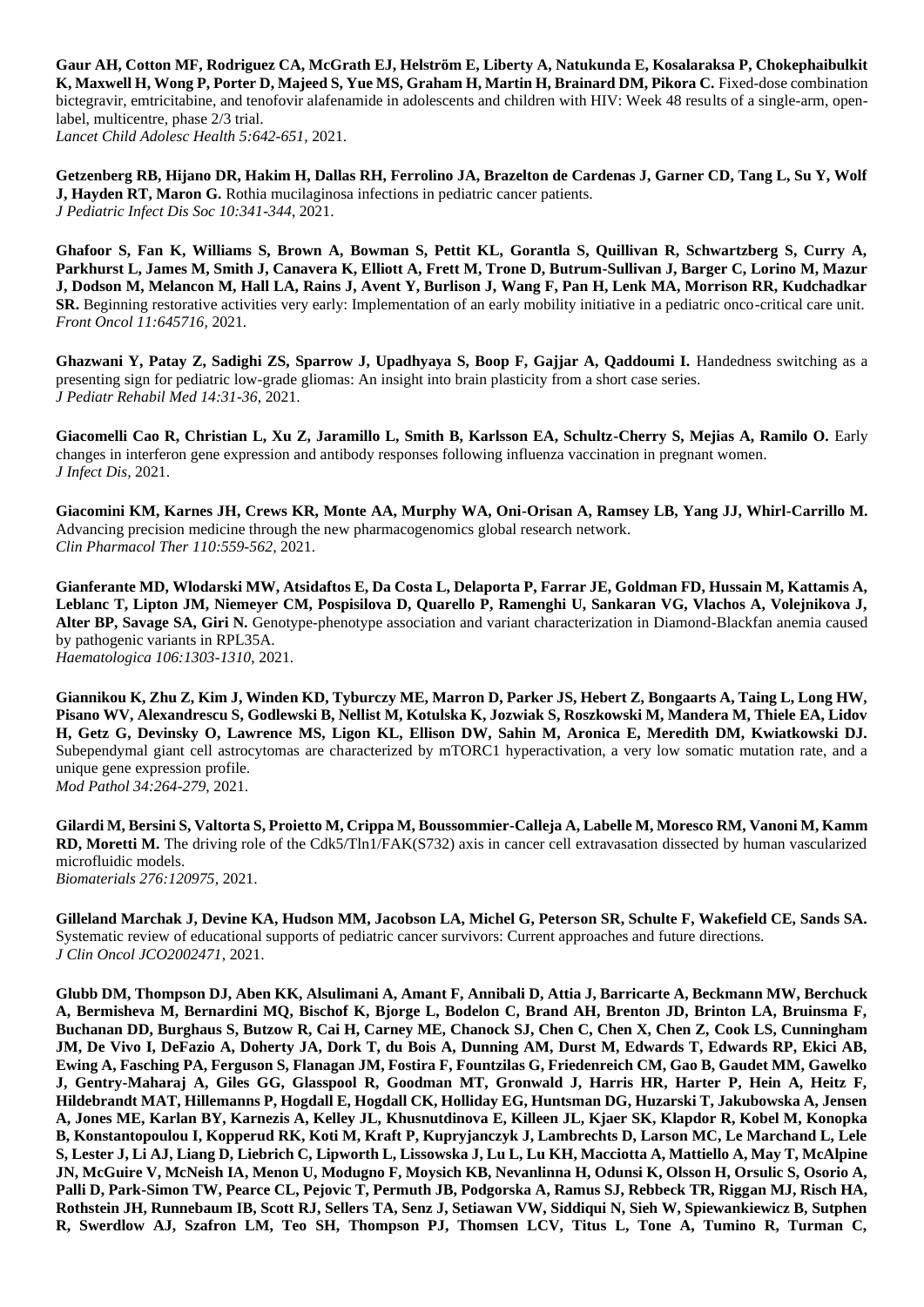**Gaur AH, Cotton MF, Rodriguez CA, McGrath EJ, Helström E, Liberty A, Natukunda E, Kosalaraksa P, Chokephaibulkit K, Maxwell H, Wong P, Porter D, Majeed S, Yue MS, Graham H, Martin H, Brainard DM, Pikora C.** Fixed-dose combination bictegravir, emtricitabine, and tenofovir alafenamide in adolescents and children with HIV: Week 48 results of a single-arm, open-label, multicentre, phase 2/3 trial.
*Lancet Child Adolesc Health 5:642-651,* 2021.

**Getzenberg RB, Hijano DR, Hakim H, Dallas RH, Ferrolino JA, Brazelton de Cardenas J, Garner CD, Tang L, Su Y, Wolf J, Hayden RT, Maron G.** Rothia mucilaginosa infections in pediatric cancer patients.
*J Pediatric Infect Dis Soc 10:341-344,* 2021.

**Ghafoor S, Fan K, Williams S, Brown A, Bowman S, Pettit KL, Gorantla S, Quillivan R, Schwartzberg S, Curry A, Parkhurst L, James M, Smith J, Canavera K, Elliott A, Frett M, Trone D, Butrum-Sullivan J, Barger C, Lorino M, Mazur J, Dodson M, Melancon M, Hall LA, Rains J, Avent Y, Burlison J, Wang F, Pan H, Lenk MA, Morrison RR, Kudchadkar SR.** Beginning restorative activities very early: Implementation of an early mobility initiative in a pediatric onco-critical care unit.
*Front Oncol 11:645716,* 2021.

**Ghazwani Y, Patay Z, Sadighi ZS, Sparrow J, Upadhyaya S, Boop F, Gajjar A, Qaddoumi I.** Handedness switching as a presenting sign for pediatric low-grade gliomas: An insight into brain plasticity from a short case series.
*J Pediatr Rehabil Med 14:31-36,* 2021.

**Giacomelli Cao R, Christian L, Xu Z, Jaramillo L, Smith B, Karlsson EA, Schultz-Cherry S, Mejias A, Ramilo O.** Early changes in interferon gene expression and antibody responses following influenza vaccination in pregnant women.
*J Infect Dis,* 2021.

**Giacomini KM, Karnes JH, Crews KR, Monte AA, Murphy WA, Oni-Orisan A, Ramsey LB, Yang JJ, Whirl-Carrillo M.** Advancing precision medicine through the new pharmacogenomics global research network.
*Clin Pharmacol Ther 110:559-562,* 2021.

**Gianferante MD, Wlodarski MW, Atsidaftos E, Da Costa L, Delaporta P, Farrar JE, Goldman FD, Hussain M, Kattamis A, Leblanc T, Lipton JM, Niemeyer CM, Pospisilova D, Quarello P, Ramenghi U, Sankaran VG, Vlachos A, Volejnikova J, Alter BP, Savage SA, Giri N.** Genotype-phenotype association and variant characterization in Diamond-Blackfan anemia caused by pathogenic variants in RPL35A.
*Haematologica 106:1303-1310,* 2021.

**Giannikou K, Zhu Z, Kim J, Winden KD, Tyburczy ME, Marron D, Parker JS, Hebert Z, Bongaarts A, Taing L, Long HW, Pisano WV, Alexandrescu S, Godlewski B, Nellist M, Kotulska K, Jozwiak S, Roszkowski M, Mandera M, Thiele EA, Lidov H, Getz G, Devinsky O, Lawrence MS, Ligon KL, Ellison DW, Sahin M, Aronica E, Meredith DM, Kwiatkowski DJ.** Subependymal giant cell astrocytomas are characterized by mTORC1 hyperactivation, a very low somatic mutation rate, and a unique gene expression profile.
*Mod Pathol 34:264-279,* 2021.

**Gilardi M, Bersini S, Valtorta S, Proietto M, Crippa M, Boussommier-Calleja A, Labelle M, Moresco RM, Vanoni M, Kamm RD, Moretti M.** The driving role of the Cdk5/Tln1/FAK(S732) axis in cancer cell extravasation dissected by human vascularized microfluidic models.
*Biomaterials 276:120975,* 2021.

**Gilleland Marchak J, Devine KA, Hudson MM, Jacobson LA, Michel G, Peterson SR, Schulte F, Wakefield CE, Sands SA.** Systematic review of educational supports of pediatric cancer survivors: Current approaches and future directions.
*J Clin Oncol JCO2002471,* 2021.

**Glubb DM, Thompson DJ, Aben KK, Alsulimani A, Amant F, Annibali D, Attia J, Barricarte A, Beckmann MW, Berchuck A, Bermisheva M, Bernardini MQ, Bischof K, Bjorge L, Bodelon C, Brand AH, Brenton JD, Brinton LA, Bruinsma F, Buchanan DD, Burghaus S, Butzow R, Cai H, Carney ME, Chanock SJ, Chen C, Chen X, Chen Z, Cook LS, Cunningham JM, De Vivo I, DeFazio A, Doherty JA, Dork T, du Bois A, Dunning AM, Durst M, Edwards T, Edwards RP, Ekici AB, Ewing A, Fasching PA, Ferguson S, Flanagan JM, Fostira F, Fountzilas G, Friedenreich CM, Gao B, Gaudet MM, Gawelko J, Gentry-Maharaj A, Giles GG, Glasspool R, Goodman MT, Gronwald J, Harris HR, Harter P, Hein A, Heitz F, Hildebrandt MAT, Hillemanns P, Hogdall E, Hogdall CK, Holliday EG, Huntsman DG, Huzarski T, Jakubowska A, Jensen A, Jones ME, Karlan BY, Karnezis A, Kelley JL, Khusnutdinova E, Killeen JL, Kjaer SK, Klapdor R, Kobel M, Konopka B, Konstantopoulou I, Kopperud RK, Koti M, Kraft P, Kupryjanczyk J, Lambrechts D, Larson MC, Le Marchand L, Lele S, Lester J, Li AJ, Liang D, Liebrich C, Lipworth L, Lissowska J, Lu L, Lu KH, Macciotta A, Mattiello A, May T, McAlpine JN, McGuire V, McNeish IA, Menon U, Modugno F, Moysich KB, Nevanlinna H, Odunsi K, Olsson H, Orsulic S, Osorio A, Palli D, Park-Simon TW, Pearce CL, Pejovic T, Permuth JB, Podgorska A, Ramus SJ, Rebbeck TR, Riggan MJ, Risch HA, Rothstein JH, Runnebaum IB, Scott RJ, Sellers TA, Senz J, Setiawan VW, Siddiqui N, Sieh W, Spiewankiewicz B, Sutphen R, Swerdlow AJ, Szafron LM, Teo SH, Thompson PJ, Thomsen LCV, Titus L, Tone A, Tumino R, Turman C,**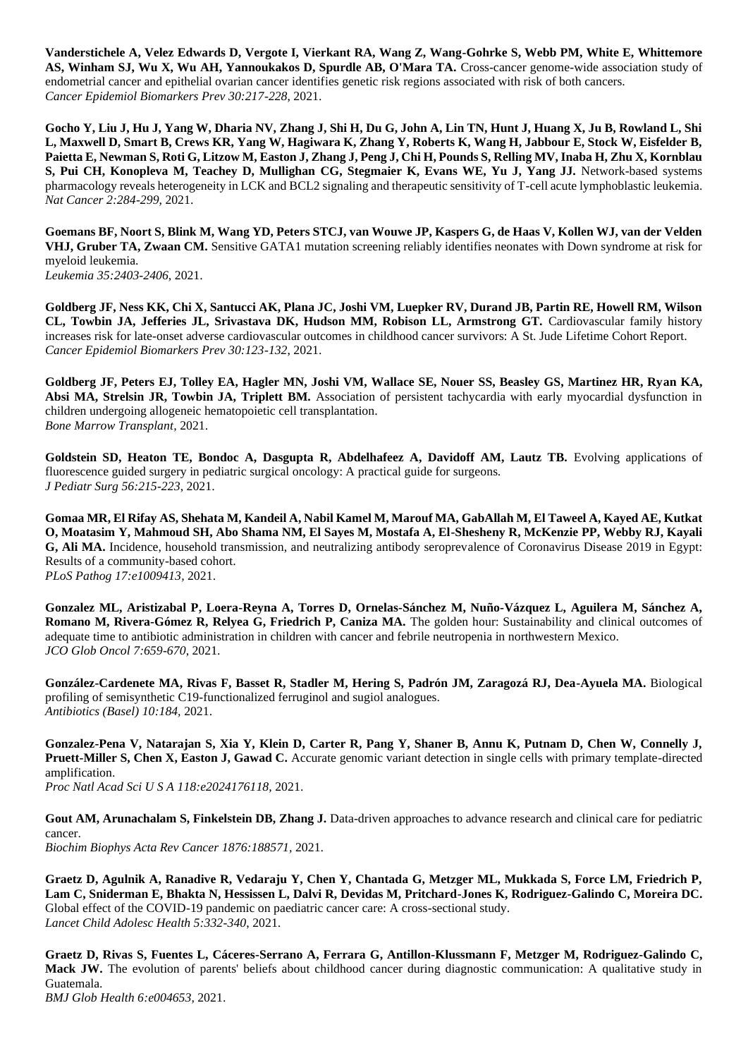**Vanderstichele A, Velez Edwards D, Vergote I, Vierkant RA, Wang Z, Wang-Gohrke S, Webb PM, White E, Whittemore AS, Winham SJ, Wu X, Wu AH, Yannoukakos D, Spurdle AB, O'Mara TA.** Cross-cancer genome-wide association study of endometrial cancer and epithelial ovarian cancer identifies genetic risk regions associated with risk of both cancers.
*Cancer Epidemiol Biomarkers Prev 30:217-228,* 2021.

**Gocho Y, Liu J, Hu J, Yang W, Dharia NV, Zhang J, Shi H, Du G, John A, Lin TN, Hunt J, Huang X, Ju B, Rowland L, Shi L, Maxwell D, Smart B, Crews KR, Yang W, Hagiwara K, Zhang Y, Roberts K, Wang H, Jabbour E, Stock W, Eisfelder B, Paietta E, Newman S, Roti G, Litzow M, Easton J, Zhang J, Peng J, Chi H, Pounds S, Relling MV, Inaba H, Zhu X, Kornblau S, Pui CH, Konopleva M, Teachey D, Mullighan CG, Stegmaier K, Evans WE, Yu J, Yang JJ.** Network-based systems pharmacology reveals heterogeneity in LCK and BCL2 signaling and therapeutic sensitivity of T-cell acute lymphoblastic leukemia.
*Nat Cancer 2:284-299,* 2021.

**Goemans BF, Noort S, Blink M, Wang YD, Peters STCJ, van Wouwe JP, Kaspers G, de Haas V, Kollen WJ, van der Velden VHJ, Gruber TA, Zwaan CM.** Sensitive GATA1 mutation screening reliably identifies neonates with Down syndrome at risk for myeloid leukemia.
*Leukemia 35:2403-2406,* 2021.

**Goldberg JF, Ness KK, Chi X, Santucci AK, Plana JC, Joshi VM, Luepker RV, Durand JB, Partin RE, Howell RM, Wilson CL, Towbin JA, Jefferies JL, Srivastava DK, Hudson MM, Robison LL, Armstrong GT.** Cardiovascular family history increases risk for late-onset adverse cardiovascular outcomes in childhood cancer survivors: A St. Jude Lifetime Cohort Report.
*Cancer Epidemiol Biomarkers Prev 30:123-132,* 2021.

**Goldberg JF, Peters EJ, Tolley EA, Hagler MN, Joshi VM, Wallace SE, Nouer SS, Beasley GS, Martinez HR, Ryan KA, Absi MA, Strelsin JR, Towbin JA, Triplett BM.** Association of persistent tachycardia with early myocardial dysfunction in children undergoing allogeneic hematopoietic cell transplantation.
*Bone Marrow Transplant,* 2021.

**Goldstein SD, Heaton TE, Bondoc A, Dasgupta R, Abdelhafeez A, Davidoff AM, Lautz TB.** Evolving applications of fluorescence guided surgery in pediatric surgical oncology: A practical guide for surgeons.
*J Pediatr Surg 56:215-223,* 2021.

**Gomaa MR, El Rifay AS, Shehata M, Kandeil A, Nabil Kamel M, Marouf MA, GabAllah M, El Taweel A, Kayed AE, Kutkat O, Moatasim Y, Mahmoud SH, Abo Shama NM, El Sayes M, Mostafa A, El-Shesheny R, McKenzie PP, Webby RJ, Kayali G, Ali MA.** Incidence, household transmission, and neutralizing antibody seroprevalence of Coronavirus Disease 2019 in Egypt: Results of a community-based cohort.
*PLoS Pathog 17:e1009413,* 2021.

**Gonzalez ML, Aristizabal P, Loera-Reyna A, Torres D, Ornelas-Sánchez M, Nuño-Vázquez L, Aguilera M, Sánchez A, Romano M, Rivera-Gómez R, Relyea G, Friedrich P, Caniza MA.** The golden hour: Sustainability and clinical outcomes of adequate time to antibiotic administration in children with cancer and febrile neutropenia in northwestern Mexico.
*JCO Glob Oncol 7:659-670,* 2021.

**González-Cardenete MA, Rivas F, Basset R, Stadler M, Hering S, Padrón JM, Zaragozá RJ, Dea-Ayuela MA.** Biological profiling of semisynthetic C19-functionalized ferruginol and sugiol analogues.
*Antibiotics (Basel) 10:184,* 2021.

**Gonzalez-Pena V, Natarajan S, Xia Y, Klein D, Carter R, Pang Y, Shaner B, Annu K, Putnam D, Chen W, Connelly J, Pruett-Miller S, Chen X, Easton J, Gawad C.** Accurate genomic variant detection in single cells with primary template-directed amplification.
*Proc Natl Acad Sci U S A 118:e2024176118,* 2021.

**Gout AM, Arunachalam S, Finkelstein DB, Zhang J.** Data-driven approaches to advance research and clinical care for pediatric cancer.
*Biochim Biophys Acta Rev Cancer 1876:188571,* 2021.

**Graetz D, Agulnik A, Ranadive R, Vedaraju Y, Chen Y, Chantada G, Metzger ML, Mukkada S, Force LM, Friedrich P, Lam C, Sniderman E, Bhakta N, Hessissen L, Dalvi R, Devidas M, Pritchard-Jones K, Rodriguez-Galindo C, Moreira DC.** Global effect of the COVID-19 pandemic on paediatric cancer care: A cross-sectional study.
*Lancet Child Adolesc Health 5:332-340,* 2021.

**Graetz D, Rivas S, Fuentes L, Cáceres-Serrano A, Ferrara G, Antillon-Klussmann F, Metzger M, Rodriguez-Galindo C, Mack JW.** The evolution of parents' beliefs about childhood cancer during diagnostic communication: A qualitative study in Guatemala.
*BMJ Glob Health 6:e004653,* 2021.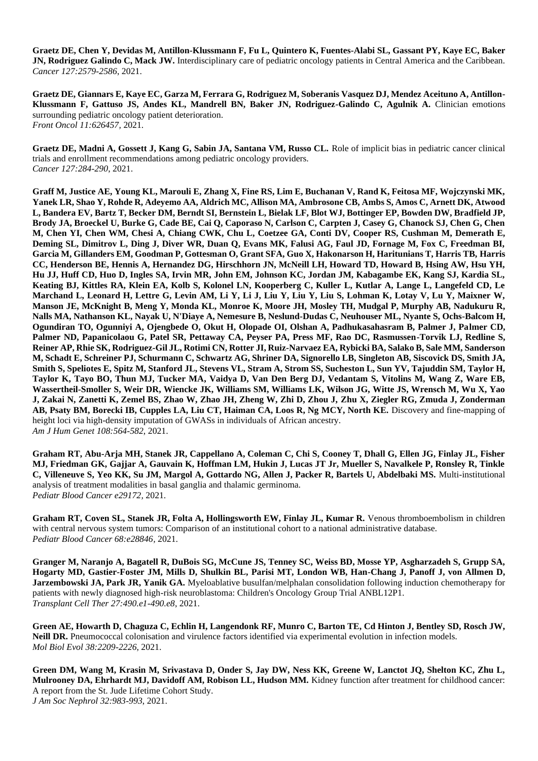**Graetz DE, Chen Y, Devidas M, Antillon-Klussmann F, Fu L, Quintero K, Fuentes-Alabi SL, Gassant PY, Kaye EC, Baker JN, Rodriguez Galindo C, Mack JW.** Interdisciplinary care of pediatric oncology patients in Central America and the Caribbean. *Cancer 127:2579-2586*, 2021.

**Graetz DE, Giannars E, Kaye EC, Garza M, Ferrara G, Rodriguez M, Soberanis Vasquez DJ, Mendez Aceituno A, Antillon-Klussmann F, Gattuso JS, Andes KL, Mandrell BN, Baker JN, Rodriguez-Galindo C, Agulnik A.** Clinician emotions surrounding pediatric oncology patient deterioration. *Front Oncol 11:626457*, 2021.

**Graetz DE, Madni A, Gossett J, Kang G, Sabin JA, Santana VM, Russo CL.** Role of implicit bias in pediatric cancer clinical trials and enrollment recommendations among pediatric oncology providers. *Cancer 127:284-290*, 2021.

**Graff M, Justice AE, Young KL, Marouli E, Zhang X, Fine RS, Lim E, Buchanan V, Rand K, Feitosa MF, Wojczynski MK, Yanek LR, Shao Y, Rohde R, Adeyemo AA, Aldrich MC, Allison MA, Ambrosone CB, Ambs S, Amos C, Arnett DK, Atwood L, Bandera EV, Bartz T, Becker DM, Berndt SI, Bernstein L, Bielak LF, Blot WJ, Bottinger EP, Bowden DW, Bradfield JP, Brody JA, Broeckel U, Burke G, Cade BE, Cai Q, Caporaso N, Carlson C, Carpten J, Casey G, Chanock SJ, Chen G, Chen M, Chen YI, Chen WM, Chesi A, Chiang CWK, Chu L, Coetzee GA, Conti DV, Cooper RS, Cushman M, Demerath E, Deming SL, Dimitrov L, Ding J, Diver WR, Duan Q, Evans MK, Falusi AG, Faul JD, Fornage M, Fox C, Freedman BI, Garcia M, Gillanders EM, Goodman P, Gottesman O, Grant SFA, Guo X, Hakonarson H, Haritunians T, Harris TB, Harris CC, Henderson BE, Hennis A, Hernandez DG, Hirschhorn JN, McNeill LH, Howard TD, Howard B, Hsing AW, Hsu YH, Hu JJ, Huff CD, Huo D, Ingles SA, Irvin MR, John EM, Johnson KC, Jordan JM, Kabagambe EK, Kang SJ, Kardia SL, Keating BJ, Kittles RA, Klein EA, Kolb S, Kolonel LN, Kooperberg C, Kuller L, Kutlar A, Lange L, Langefeld CD, Le Marchand L, Leonard H, Lettre G, Levin AM, Li Y, Li J, Liu Y, Liu Y, Liu S, Lohman K, Lotay V, Lu Y, Maixner W, Manson JE, McKnight B, Meng Y, Monda KL, Monroe K, Moore JH, Mosley TH, Mudgal P, Murphy AB, Nadukuru R, Nalls MA, Nathanson KL, Nayak U, N'Diaye A, Nemesure B, Neslund-Dudas C, Neuhouser ML, Nyante S, Ochs-Balcom H, Ogundiran TO, Ogunniyi A, Ojengbede O, Okut H, Olopade OI, Olshan A, Padhukasahasram B, Palmer J, Palmer CD, Palmer ND, Papanicolaou G, Patel SR, Pettaway CA, Peyser PA, Press MF, Rao DC, Rasmussen-Torvik LJ, Redline S, Reiner AP, Rhie SK, Rodriguez-Gil JL, Rotimi CN, Rotter JI, Ruiz-Narvaez EA, Rybicki BA, Salako B, Sale MM, Sanderson M, Schadt E, Schreiner PJ, Schurmann C, Schwartz AG, Shriner DA, Signorello LB, Singleton AB, Siscovick DS, Smith JA, Smith S, Speliotes E, Spitz M, Stanford JL, Stevens VL, Stram A, Strom SS, Sucheston L, Sun YV, Tajuddin SM, Taylor H, Taylor K, Tayo BO, Thun MJ, Tucker MA, Vaidya D, Van Den Berg DJ, Vedantam S, Vitolins M, Wang Z, Ware EB, Wassertheil-Smoller S, Weir DR, Wiencke JK, Williams SM, Williams LK, Wilson JG, Witte JS, Wrensch M, Wu X, Yao J, Zakai N, Zanetti K, Zemel BS, Zhao W, Zhao JH, Zheng W, Zhi D, Zhou J, Zhu X, Ziegler RG, Zmuda J, Zonderman AB, Psaty BM, Borecki IB, Cupples LA, Liu CT, Haiman CA, Loos R, Ng MCY, North KE.** Discovery and fine-mapping of height loci via high-density imputation of GWASs in individuals of African ancestry. *Am J Hum Genet 108:564-582*, 2021.

**Graham RT, Abu-Arja MH, Stanek JR, Cappellano A, Coleman C, Chi S, Cooney T, Dhall G, Ellen JG, Finlay JL, Fisher MJ, Friedman GK, Gajjar A, Gauvain K, Hoffman LM, Hukin J, Lucas JT Jr, Mueller S, Navalkele P, Ronsley R, Tinkle C, Villeneuve S, Yeo KK, Su JM, Margol A, Gottardo NG, Allen J, Packer R, Bartels U, Abdelbaki MS.** Multi-institutional analysis of treatment modalities in basal ganglia and thalamic germinoma. *Pediatr Blood Cancer e29172*, 2021.

**Graham RT, Coven SL, Stanek JR, Folta A, Hollingsworth EW, Finlay JL, Kumar R.** Venous thromboembolism in children with central nervous system tumors: Comparison of an institutional cohort to a national administrative database. *Pediatr Blood Cancer 68:e28846*, 2021.

**Granger M, Naranjo A, Bagatell R, DuBois SG, McCune JS, Tenney SC, Weiss BD, Mosse YP, Asgharzadeh S, Grupp SA, Hogarty MD, Gastier-Foster JM, Mills D, Shulkin BL, Parisi MT, London WB, Han-Chang J, Panoff J, von Allmen D, Jarzembowski JA, Park JR, Yanik GA.** Myeloablative busulfan/melphalan consolidation following induction chemotherapy for patients with newly diagnosed high-risk neuroblastoma: Children's Oncology Group Trial ANBL12P1. *Transplant Cell Ther 27:490.e1-490.e8*, 2021.

**Green AE, Howarth D, Chaguza C, Echlin H, Langendonk RF, Munro C, Barton TE, Cd Hinton J, Bentley SD, Rosch JW, Neill DR.** Pneumococcal colonisation and virulence factors identified via experimental evolution in infection models. *Mol Biol Evol 38:2209-2226*, 2021.

**Green DM, Wang M, Krasin M, Srivastava D, Onder S, Jay DW, Ness KK, Greene W, Lanctot JQ, Shelton KC, Zhu L, Mulrooney DA, Ehrhardt MJ, Davidoff AM, Robison LL, Hudson MM.** Kidney function after treatment for childhood cancer: A report from the St. Jude Lifetime Cohort Study. *J Am Soc Nephrol 32:983-993*, 2021.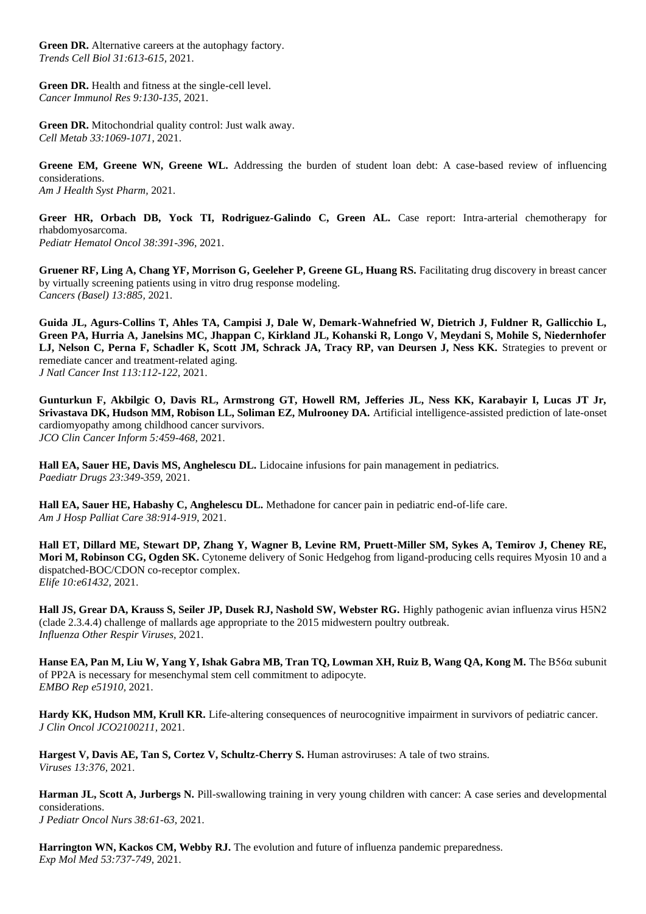**Green DR.** Alternative careers at the autophagy factory.
*Trends Cell Biol 31:613-615,* 2021.

**Green DR.** Health and fitness at the single-cell level.
*Cancer Immunol Res 9:130-135,* 2021.

**Green DR.** Mitochondrial quality control: Just walk away.
*Cell Metab 33:1069-1071,* 2021.

**Greene EM, Greene WN, Greene WL.** Addressing the burden of student loan debt: A case-based review of influencing considerations.
*Am J Health Syst Pharm,* 2021.

**Greer HR, Orbach DB, Yock TI, Rodriguez-Galindo C, Green AL.** Case report: Intra-arterial chemotherapy for rhabdomyosarcoma.
*Pediatr Hematol Oncol 38:391-396,* 2021.

**Gruener RF, Ling A, Chang YF, Morrison G, Geeleher P, Greene GL, Huang RS.** Facilitating drug discovery in breast cancer by virtually screening patients using in vitro drug response modeling.
*Cancers (Basel) 13:885,* 2021.

**Guida JL, Agurs-Collins T, Ahles TA, Campisi J, Dale W, Demark-Wahnefried W, Dietrich J, Fuldner R, Gallicchio L, Green PA, Hurria A, Janelsins MC, Jhappan C, Kirkland JL, Kohanski R, Longo V, Meydani S, Mohile S, Niedernhofer LJ, Nelson C, Perna F, Schadler K, Scott JM, Schrack JA, Tracy RP, van Deursen J, Ness KK.** Strategies to prevent or remediate cancer and treatment-related aging.
*J Natl Cancer Inst 113:112-122,* 2021.

**Gunturkun F, Akbilgic O, Davis RL, Armstrong GT, Howell RM, Jefferies JL, Ness KK, Karabayir I, Lucas JT Jr, Srivastava DK, Hudson MM, Robison LL, Soliman EZ, Mulrooney DA.** Artificial intelligence-assisted prediction of late-onset cardiomyopathy among childhood cancer survivors.
*JCO Clin Cancer Inform 5:459-468,* 2021.

**Hall EA, Sauer HE, Davis MS, Anghelescu DL.** Lidocaine infusions for pain management in pediatrics.
*Paediatr Drugs 23:349-359,* 2021.

**Hall EA, Sauer HE, Habashy C, Anghelescu DL.** Methadone for cancer pain in pediatric end-of-life care.
*Am J Hosp Palliat Care 38:914-919,* 2021.

**Hall ET, Dillard ME, Stewart DP, Zhang Y, Wagner B, Levine RM, Pruett-Miller SM, Sykes A, Temirov J, Cheney RE, Mori M, Robinson CG, Ogden SK.** Cytoneme delivery of Sonic Hedgehog from ligand-producing cells requires Myosin 10 and a dispatched-BOC/CDON co-receptor complex.
*Elife 10:e61432,* 2021.

**Hall JS, Grear DA, Krauss S, Seiler JP, Dusek RJ, Nashold SW, Webster RG.** Highly pathogenic avian influenza virus H5N2 (clade 2.3.4.4) challenge of mallards age appropriate to the 2015 midwestern poultry outbreak.
*Influenza Other Respir Viruses,* 2021.

**Hanse EA, Pan M, Liu W, Yang Y, Ishak Gabra MB, Tran TQ, Lowman XH, Ruiz B, Wang QA, Kong M.** The B56α subunit of PP2A is necessary for mesenchymal stem cell commitment to adipocyte.
*EMBO Rep e51910,* 2021.

**Hardy KK, Hudson MM, Krull KR.** Life-altering consequences of neurocognitive impairment in survivors of pediatric cancer.
*J Clin Oncol JCO2100211,* 2021.

**Hargest V, Davis AE, Tan S, Cortez V, Schultz-Cherry S.** Human astroviruses: A tale of two strains.
*Viruses 13:376,* 2021.

**Harman JL, Scott A, Jurbergs N.** Pill-swallowing training in very young children with cancer: A case series and developmental considerations.
*J Pediatr Oncol Nurs 38:61-63,* 2021.

**Harrington WN, Kackos CM, Webby RJ.** The evolution and future of influenza pandemic preparedness.
*Exp Mol Med 53:737-749,* 2021.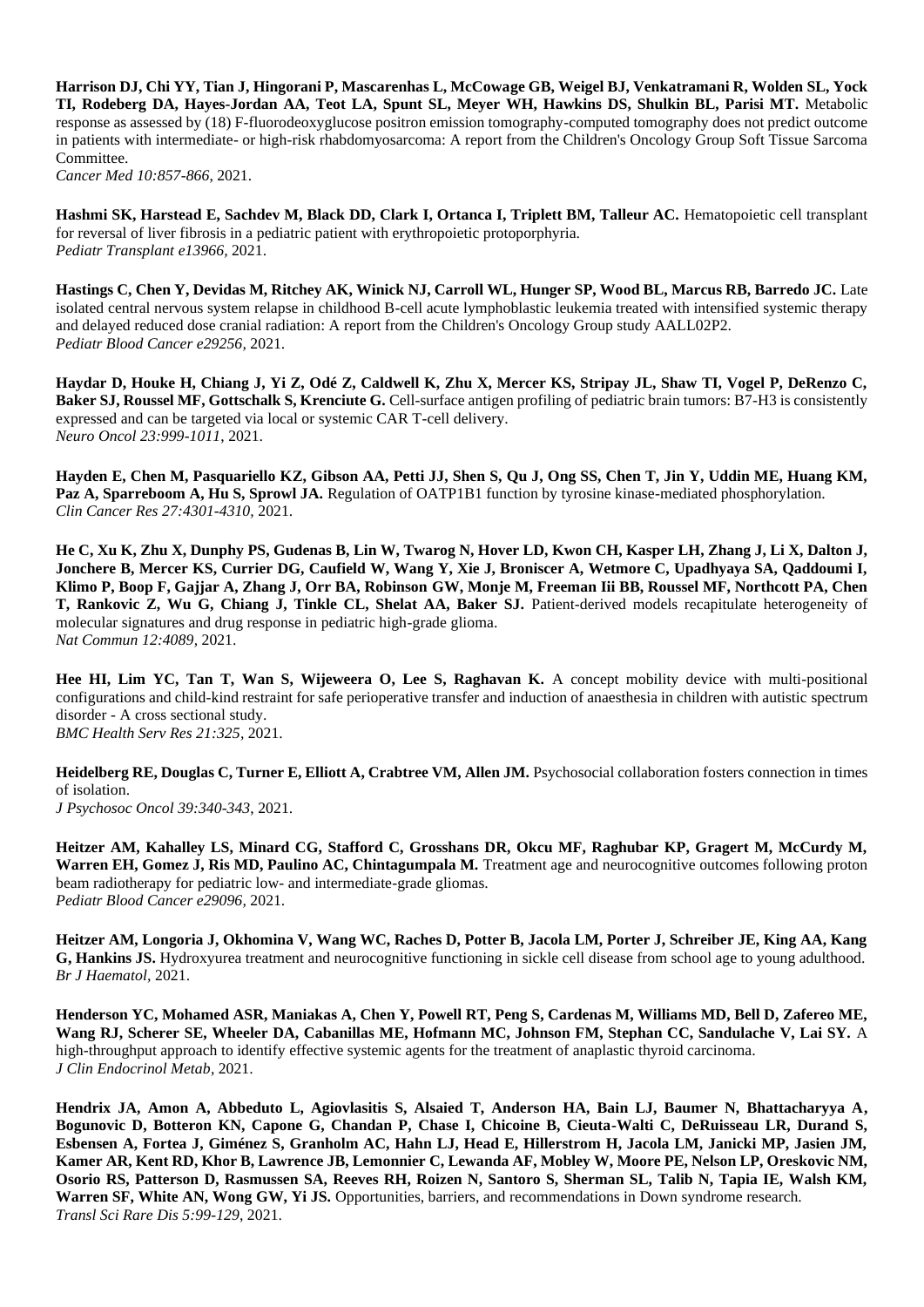**Harrison DJ, Chi YY, Tian J, Hingorani P, Mascarenhas L, McCowage GB, Weigel BJ, Venkatramani R, Wolden SL, Yock TI, Rodeberg DA, Hayes-Jordan AA, Teot LA, Spunt SL, Meyer WH, Hawkins DS, Shulkin BL, Parisi MT.** Metabolic response as assessed by (18) F-fluorodeoxyglucose positron emission tomography-computed tomography does not predict outcome in patients with intermediate- or high-risk rhabdomyosarcoma: A report from the Children's Oncology Group Soft Tissue Sarcoma Committee.
*Cancer Med 10:857-866,* 2021.

**Hashmi SK, Harstead E, Sachdev M, Black DD, Clark I, Ortanca I, Triplett BM, Talleur AC.** Hematopoietic cell transplant for reversal of liver fibrosis in a pediatric patient with erythropoietic protoporphyria.
*Pediatr Transplant e13966,* 2021.

**Hastings C, Chen Y, Devidas M, Ritchey AK, Winick NJ, Carroll WL, Hunger SP, Wood BL, Marcus RB, Barredo JC.** Late isolated central nervous system relapse in childhood B-cell acute lymphoblastic leukemia treated with intensified systemic therapy and delayed reduced dose cranial radiation: A report from the Children's Oncology Group study AALL02P2.
*Pediatr Blood Cancer e29256,* 2021.

**Haydar D, Houke H, Chiang J, Yi Z, Odé Z, Caldwell K, Zhu X, Mercer KS, Stripay JL, Shaw TI, Vogel P, DeRenzo C, Baker SJ, Roussel MF, Gottschalk S, Krenciute G.** Cell-surface antigen profiling of pediatric brain tumors: B7-H3 is consistently expressed and can be targeted via local or systemic CAR T-cell delivery.
*Neuro Oncol 23:999-1011,* 2021.

**Hayden E, Chen M, Pasquariello KZ, Gibson AA, Petti JJ, Shen S, Qu J, Ong SS, Chen T, Jin Y, Uddin ME, Huang KM, Paz A, Sparreboom A, Hu S, Sprowl JA.** Regulation of OATP1B1 function by tyrosine kinase-mediated phosphorylation.
*Clin Cancer Res 27:4301-4310,* 2021.

**He C, Xu K, Zhu X, Dunphy PS, Gudenas B, Lin W, Twarog N, Hover LD, Kwon CH, Kasper LH, Zhang J, Li X, Dalton J, Jonchere B, Mercer KS, Currier DG, Caufield W, Wang Y, Xie J, Broniscer A, Wetmore C, Upadhyaya SA, Qaddoumi I, Klimo P, Boop F, Gajjar A, Zhang J, Orr BA, Robinson GW, Monje M, Freeman Iii BB, Roussel MF, Northcott PA, Chen T, Rankovic Z, Wu G, Chiang J, Tinkle CL, Shelat AA, Baker SJ.** Patient-derived models recapitulate heterogeneity of molecular signatures and drug response in pediatric high-grade glioma.
*Nat Commun 12:4089,* 2021.

**Hee HI, Lim YC, Tan T, Wan S, Wijeweera O, Lee S, Raghavan K.** A concept mobility device with multi-positional configurations and child-kind restraint for safe perioperative transfer and induction of anaesthesia in children with autistic spectrum disorder - A cross sectional study.
*BMC Health Serv Res 21:325,* 2021.

**Heidelberg RE, Douglas C, Turner E, Elliott A, Crabtree VM, Allen JM.** Psychosocial collaboration fosters connection in times of isolation.
*J Psychosoc Oncol 39:340-343*, 2021.

**Heitzer AM, Kahalley LS, Minard CG, Stafford C, Grosshans DR, Okcu MF, Raghubar KP, Gragert M, McCurdy M, Warren EH, Gomez J, Ris MD, Paulino AC, Chintagumpala M.** Treatment age and neurocognitive outcomes following proton beam radiotherapy for pediatric low- and intermediate-grade gliomas.
*Pediatr Blood Cancer e29096,* 2021.

**Heitzer AM, Longoria J, Okhomina V, Wang WC, Raches D, Potter B, Jacola LM, Porter J, Schreiber JE, King AA, Kang G, Hankins JS.** Hydroxyurea treatment and neurocognitive functioning in sickle cell disease from school age to young adulthood.
*Br J Haematol,* 2021.

**Henderson YC, Mohamed ASR, Maniakas A, Chen Y, Powell RT, Peng S, Cardenas M, Williams MD, Bell D, Zafereo ME, Wang RJ, Scherer SE, Wheeler DA, Cabanillas ME, Hofmann MC, Johnson FM, Stephan CC, Sandulache V, Lai SY.** A high-throughput approach to identify effective systemic agents for the treatment of anaplastic thyroid carcinoma.
*J Clin Endocrinol Metab,* 2021.

**Hendrix JA, Amon A, Abbeduto L, Agiovlasitis S, Alsaied T, Anderson HA, Bain LJ, Baumer N, Bhattacharyya A, Bogunovic D, Botteron KN, Capone G, Chandan P, Chase I, Chicoine B, Cieuta-Walti C, DeRuisseau LR, Durand S, Esbensen A, Fortea J, Giménez S, Granholm AC, Hahn LJ, Head E, Hillerstrom H, Jacola LM, Janicki MP, Jasien JM, Kamer AR, Kent RD, Khor B, Lawrence JB, Lemonnier C, Lewanda AF, Mobley W, Moore PE, Nelson LP, Oreskovic NM, Osorio RS, Patterson D, Rasmussen SA, Reeves RH, Roizen N, Santoro S, Sherman SL, Talib N, Tapia IE, Walsh KM, Warren SF, White AN, Wong GW, Yi JS.** Opportunities, barriers, and recommendations in Down syndrome research.
*Transl Sci Rare Dis 5:99-129,* 2021.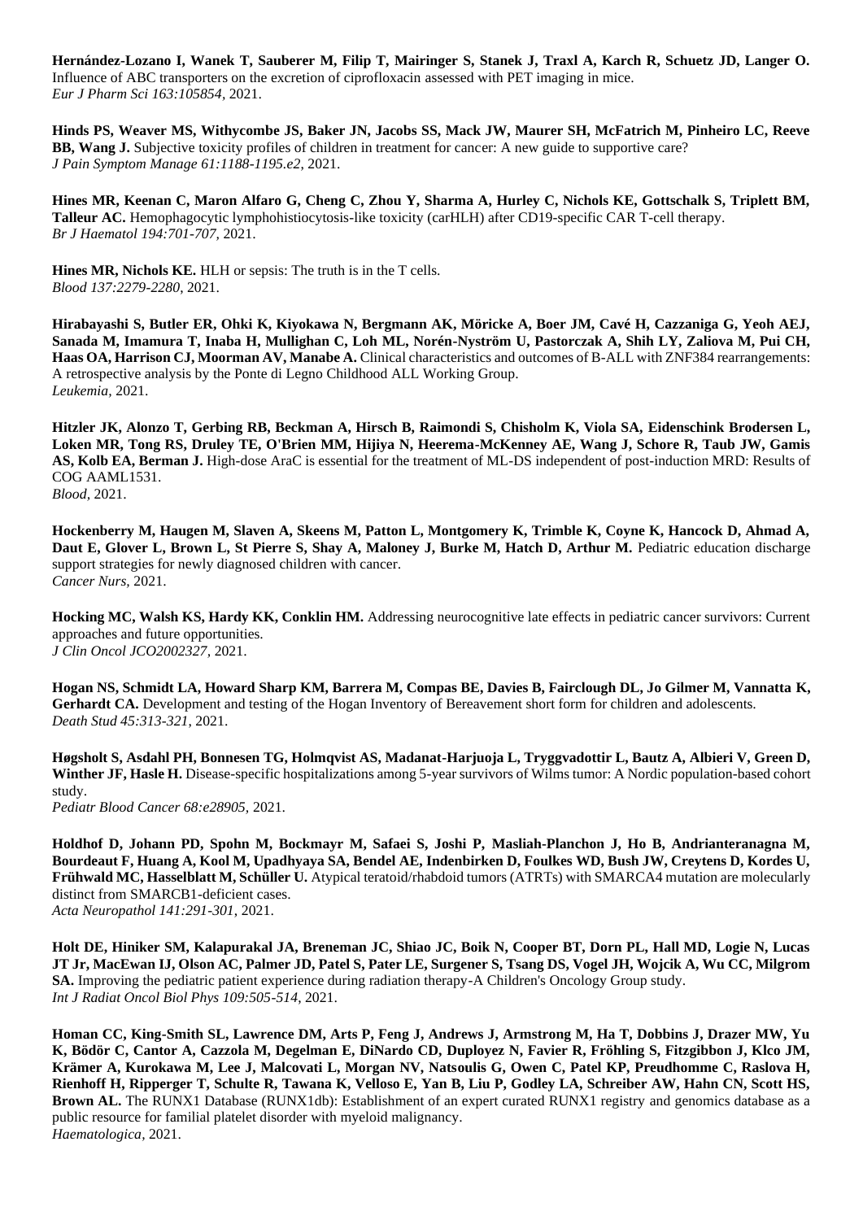**Hernández-Lozano I, Wanek T, Sauberer M, Filip T, Mairinger S, Stanek J, Traxl A, Karch R, Schuetz JD, Langer O.** Influence of ABC transporters on the excretion of ciprofloxacin assessed with PET imaging in mice.
*Eur J Pharm Sci 163:105854*, 2021.

**Hinds PS, Weaver MS, Withycombe JS, Baker JN, Jacobs SS, Mack JW, Maurer SH, McFatrich M, Pinheiro LC, Reeve BB, Wang J.** Subjective toxicity profiles of children in treatment for cancer: A new guide to supportive care?
*J Pain Symptom Manage 61:1188-1195.e2*, 2021.

**Hines MR, Keenan C, Maron Alfaro G, Cheng C, Zhou Y, Sharma A, Hurley C, Nichols KE, Gottschalk S, Triplett BM, Talleur AC.** Hemophagocytic lymphohistiocytosis-like toxicity (carHLH) after CD19-specific CAR T-cell therapy.
*Br J Haematol 194:701-707*, 2021.

**Hines MR, Nichols KE.** HLH or sepsis: The truth is in the T cells.
*Blood 137:2279-2280*, 2021.

**Hirabayashi S, Butler ER, Ohki K, Kiyokawa N, Bergmann AK, Möricke A, Boer JM, Cavé H, Cazzaniga G, Yeoh AEJ, Sanada M, Imamura T, Inaba H, Mullighan C, Loh ML, Norén-Nyström U, Pastorczak A, Shih LY, Zaliova M, Pui CH, Haas OA, Harrison CJ, Moorman AV, Manabe A.** Clinical characteristics and outcomes of B-ALL with ZNF384 rearrangements: A retrospective analysis by the Ponte di Legno Childhood ALL Working Group.
*Leukemia*, 2021.

**Hitzler JK, Alonzo T, Gerbing RB, Beckman A, Hirsch B, Raimondi S, Chisholm K, Viola SA, Eidenschink Brodersen L, Loken MR, Tong RS, Druley TE, O'Brien MM, Hijiya N, Heerema-McKenney AE, Wang J, Schore R, Taub JW, Gamis AS, Kolb EA, Berman J.** High-dose AraC is essential for the treatment of ML-DS independent of post-induction MRD: Results of COG AAML1531.
*Blood*, 2021.

**Hockenberry M, Haugen M, Slaven A, Skeens M, Patton L, Montgomery K, Trimble K, Coyne K, Hancock D, Ahmad A, Daut E, Glover L, Brown L, St Pierre S, Shay A, Maloney J, Burke M, Hatch D, Arthur M.** Pediatric education discharge support strategies for newly diagnosed children with cancer.
*Cancer Nurs*, 2021.

**Hocking MC, Walsh KS, Hardy KK, Conklin HM.** Addressing neurocognitive late effects in pediatric cancer survivors: Current approaches and future opportunities.
*J Clin Oncol JCO2002327*, 2021.

**Hogan NS, Schmidt LA, Howard Sharp KM, Barrera M, Compas BE, Davies B, Fairclough DL, Jo Gilmer M, Vannatta K, Gerhardt CA.** Development and testing of the Hogan Inventory of Bereavement short form for children and adolescents.
*Death Stud 45:313-321*, 2021.

**Høgsholt S, Asdahl PH, Bonnesen TG, Holmqvist AS, Madanat-Harjuoja L, Tryggvadottir L, Bautz A, Albieri V, Green D, Winther JF, Hasle H.** Disease-specific hospitalizations among 5-year survivors of Wilms tumor: A Nordic population-based cohort study.
*Pediatr Blood Cancer 68:e28905*, 2021.

**Holdhof D, Johann PD, Spohn M, Bockmayr M, Safaei S, Joshi P, Masliah-Planchon J, Ho B, Andrianteranagna M, Bourdeaut F, Huang A, Kool M, Upadhyaya SA, Bendel AE, Indenbirken D, Foulkes WD, Bush JW, Creytens D, Kordes U, Frühwald MC, Hasselblatt M, Schüller U.** Atypical teratoid/rhabdoid tumors (ATRTs) with SMARCA4 mutation are molecularly distinct from SMARCB1-deficient cases.
*Acta Neuropathol 141:291-301*, 2021.

**Holt DE, Hiniker SM, Kalapurakal JA, Breneman JC, Shiao JC, Boik N, Cooper BT, Dorn PL, Hall MD, Logie N, Lucas JT Jr, MacEwan IJ, Olson AC, Palmer JD, Patel S, Pater LE, Surgener S, Tsang DS, Vogel JH, Wojcik A, Wu CC, Milgrom SA.** Improving the pediatric patient experience during radiation therapy-A Children's Oncology Group study.
*Int J Radiat Oncol Biol Phys 109:505-514*, 2021.

**Homan CC, King-Smith SL, Lawrence DM, Arts P, Feng J, Andrews J, Armstrong M, Ha T, Dobbins J, Drazer MW, Yu K, Bödör C, Cantor A, Cazzola M, Degelman E, DiNardo CD, Duployez N, Favier R, Fröhling S, Fitzgibbon J, Klco JM, Krämer A, Kurokawa M, Lee J, Malcovati L, Morgan NV, Natsoulis G, Owen C, Patel KP, Preudhomme C, Raslova H, Rienhoff H, Ripperger T, Schulte R, Tawana K, Velloso E, Yan B, Liu P, Godley LA, Schreiber AW, Hahn CN, Scott HS, Brown AL.** The RUNX1 Database (RUNX1db): Establishment of an expert curated RUNX1 registry and genomics database as a public resource for familial platelet disorder with myeloid malignancy.
*Haematologica*, 2021.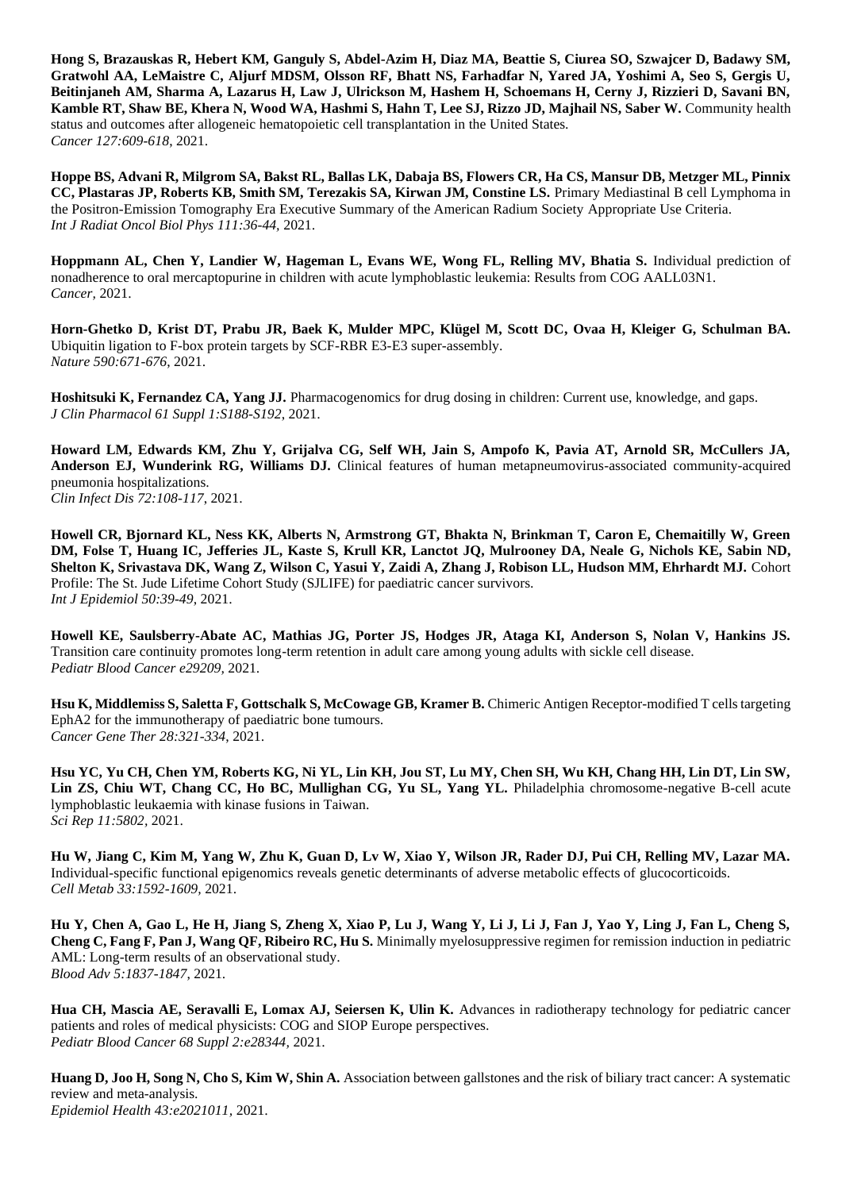**Hong S, Brazauskas R, Hebert KM, Ganguly S, Abdel-Azim H, Diaz MA, Beattie S, Ciurea SO, Szwajcer D, Badawy SM, Gratwohl AA, LeMaistre C, Aljurf MDSM, Olsson RF, Bhatt NS, Farhadfar N, Yared JA, Yoshimi A, Seo S, Gergis U, Beitinjaneh AM, Sharma A, Lazarus H, Law J, Ulrickson M, Hashem H, Schoemans H, Cerny J, Rizzieri D, Savani BN, Kamble RT, Shaw BE, Khera N, Wood WA, Hashmi S, Hahn T, Lee SJ, Rizzo JD, Majhail NS, Saber W.** Community health status and outcomes after allogeneic hematopoietic cell transplantation in the United States.
*Cancer 127:609-618*, 2021.

**Hoppe BS, Advani R, Milgrom SA, Bakst RL, Ballas LK, Dabaja BS, Flowers CR, Ha CS, Mansur DB, Metzger ML, Pinnix CC, Plastaras JP, Roberts KB, Smith SM, Terezakis SA, Kirwan JM, Constine LS.** Primary Mediastinal B cell Lymphoma in the Positron-Emission Tomography Era Executive Summary of the American Radium Society Appropriate Use Criteria.
*Int J Radiat Oncol Biol Phys 111:36-44*, 2021.

**Hoppmann AL, Chen Y, Landier W, Hageman L, Evans WE, Wong FL, Relling MV, Bhatia S.** Individual prediction of nonadherence to oral mercaptopurine in children with acute lymphoblastic leukemia: Results from COG AALL03N1.
*Cancer,* 2021.

**Horn-Ghetko D, Krist DT, Prabu JR, Baek K, Mulder MPC, Klügel M, Scott DC, Ovaa H, Kleiger G, Schulman BA.** Ubiquitin ligation to F-box protein targets by SCF-RBR E3-E3 super-assembly.
*Nature 590:671-676*, 2021.

**Hoshitsuki K, Fernandez CA, Yang JJ.** Pharmacogenomics for drug dosing in children: Current use, knowledge, and gaps.
*J Clin Pharmacol 61 Suppl 1:S188-S192*, 2021.

**Howard LM, Edwards KM, Zhu Y, Grijalva CG, Self WH, Jain S, Ampofo K, Pavia AT, Arnold SR, McCullers JA, Anderson EJ, Wunderink RG, Williams DJ.** Clinical features of human metapneumovirus-associated community-acquired pneumonia hospitalizations.
*Clin Infect Dis 72:108-117*, 2021.

**Howell CR, Bjornard KL, Ness KK, Alberts N, Armstrong GT, Bhakta N, Brinkman T, Caron E, Chemaitilly W, Green DM, Folse T, Huang IC, Jefferies JL, Kaste S, Krull KR, Lanctot JQ, Mulrooney DA, Neale G, Nichols KE, Sabin ND, Shelton K, Srivastava DK, Wang Z, Wilson C, Yasui Y, Zaidi A, Zhang J, Robison LL, Hudson MM, Ehrhardt MJ.** Cohort Profile: The St. Jude Lifetime Cohort Study (SJLIFE) for paediatric cancer survivors.
*Int J Epidemiol 50:39-49*, 2021.

**Howell KE, Saulsberry-Abate AC, Mathias JG, Porter JS, Hodges JR, Ataga KI, Anderson S, Nolan V, Hankins JS.** Transition care continuity promotes long-term retention in adult care among young adults with sickle cell disease.
*Pediatr Blood Cancer e29209*, 2021.

**Hsu K, Middlemiss S, Saletta F, Gottschalk S, McCowage GB, Kramer B.** Chimeric Antigen Receptor-modified T cells targeting EphA2 for the immunotherapy of paediatric bone tumours.
*Cancer Gene Ther 28:321-334*, 2021.

**Hsu YC, Yu CH, Chen YM, Roberts KG, Ni YL, Lin KH, Jou ST, Lu MY, Chen SH, Wu KH, Chang HH, Lin DT, Lin SW, Lin ZS, Chiu WT, Chang CC, Ho BC, Mullighan CG, Yu SL, Yang YL.** Philadelphia chromosome-negative B-cell acute lymphoblastic leukaemia with kinase fusions in Taiwan.
*Sci Rep 11:5802*, 2021.

**Hu W, Jiang C, Kim M, Yang W, Zhu K, Guan D, Lv W, Xiao Y, Wilson JR, Rader DJ, Pui CH, Relling MV, Lazar MA.** Individual-specific functional epigenomics reveals genetic determinants of adverse metabolic effects of glucocorticoids.
*Cell Metab 33:1592-1609*, 2021.

**Hu Y, Chen A, Gao L, He H, Jiang S, Zheng X, Xiao P, Lu J, Wang Y, Li J, Li J, Fan J, Yao Y, Ling J, Fan L, Cheng S, Cheng C, Fang F, Pan J, Wang QF, Ribeiro RC, Hu S.** Minimally myelosuppressive regimen for remission induction in pediatric AML: Long-term results of an observational study.
*Blood Adv 5:1837-1847*, 2021.

**Hua CH, Mascia AE, Seravalli E, Lomax AJ, Seiersen K, Ulin K.** Advances in radiotherapy technology for pediatric cancer patients and roles of medical physicists: COG and SIOP Europe perspectives.
*Pediatr Blood Cancer 68 Suppl 2:e28344*, 2021.

**Huang D, Joo H, Song N, Cho S, Kim W, Shin A.** Association between gallstones and the risk of biliary tract cancer: A systematic review and meta-analysis.
*Epidemiol Health 43:e2021011*, 2021.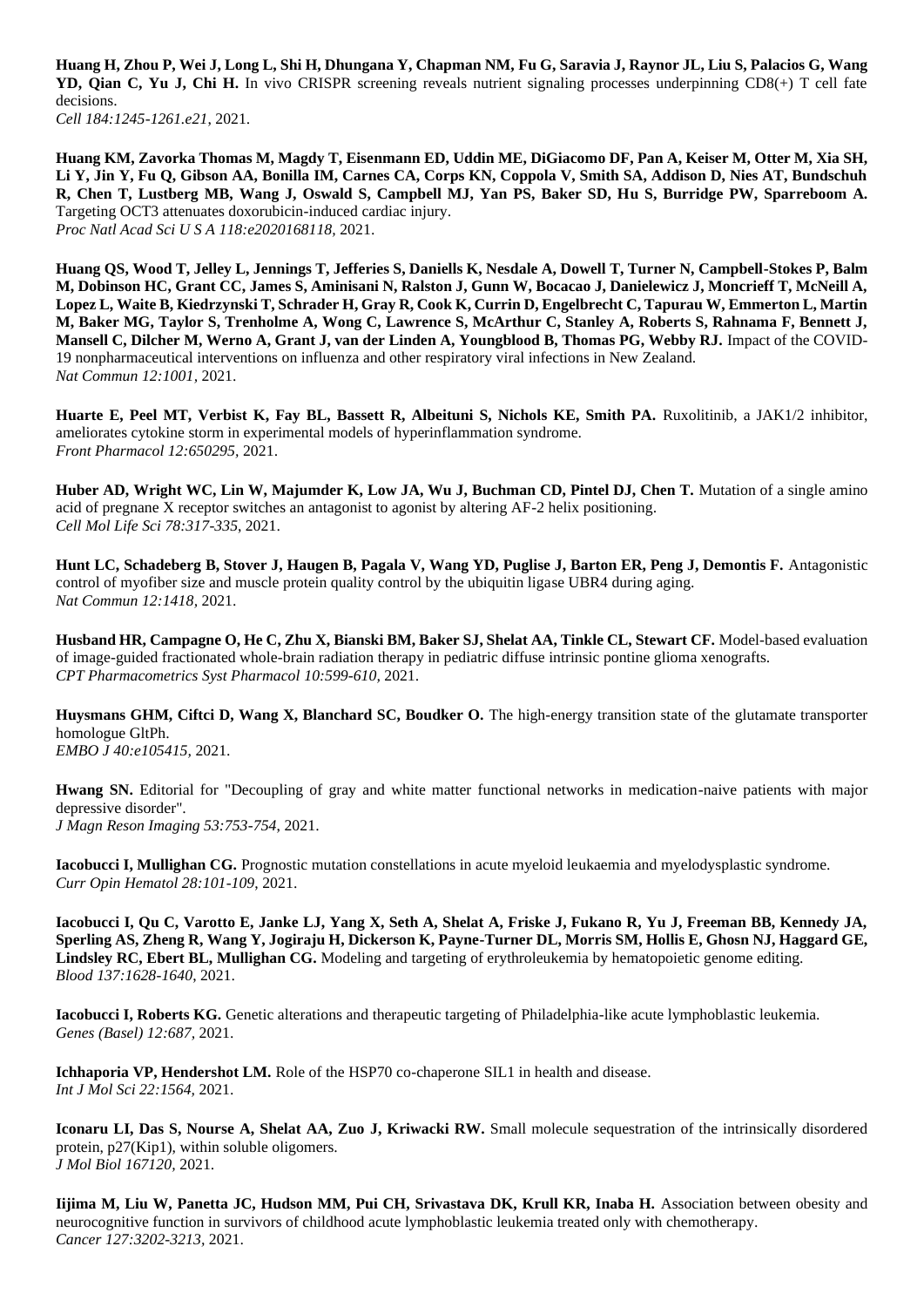**Huang H, Zhou P, Wei J, Long L, Shi H, Dhungana Y, Chapman NM, Fu G, Saravia J, Raynor JL, Liu S, Palacios G, Wang YD, Qian C, Yu J, Chi H.** In vivo CRISPR screening reveals nutrient signaling processes underpinning CD8(+) T cell fate decisions.
*Cell 184:1245-1261.e21,* 2021.

**Huang KM, Zavorka Thomas M, Magdy T, Eisenmann ED, Uddin ME, DiGiacomo DF, Pan A, Keiser M, Otter M, Xia SH, Li Y, Jin Y, Fu Q, Gibson AA, Bonilla IM, Carnes CA, Corps KN, Coppola V, Smith SA, Addison D, Nies AT, Bundschuh R, Chen T, Lustberg MB, Wang J, Oswald S, Campbell MJ, Yan PS, Baker SD, Hu S, Burridge PW, Sparreboom A.** Targeting OCT3 attenuates doxorubicin-induced cardiac injury.
*Proc Natl Acad Sci U S A 118:e2020168118,* 2021.

**Huang QS, Wood T, Jelley L, Jennings T, Jefferies S, Daniells K, Nesdale A, Dowell T, Turner N, Campbell-Stokes P, Balm M, Dobinson HC, Grant CC, James S, Aminisani N, Ralston J, Gunn W, Bocacao J, Danielewicz J, Moncrieff T, McNeill A, Lopez L, Waite B, Kiedrzynski T, Schrader H, Gray R, Cook K, Currin D, Engelbrecht C, Tapurau W, Emmerton L, Martin M, Baker MG, Taylor S, Trenholme A, Wong C, Lawrence S, McArthur C, Stanley A, Roberts S, Rahnama F, Bennett J, Mansell C, Dilcher M, Werno A, Grant J, van der Linden A, Youngblood B, Thomas PG, Webby RJ.** Impact of the COVID-19 nonpharmaceutical interventions on influenza and other respiratory viral infections in New Zealand.
*Nat Commun 12:1001,* 2021.

**Huarte E, Peel MT, Verbist K, Fay BL, Bassett R, Albeituni S, Nichols KE, Smith PA.** Ruxolitinib, a JAK1/2 inhibitor, ameliorates cytokine storm in experimental models of hyperinflammation syndrome.
*Front Pharmacol 12:650295,* 2021.

**Huber AD, Wright WC, Lin W, Majumder K, Low JA, Wu J, Buchman CD, Pintel DJ, Chen T.** Mutation of a single amino acid of pregnane X receptor switches an antagonist to agonist by altering AF-2 helix positioning.
*Cell Mol Life Sci 78:317-335,* 2021.

**Hunt LC, Schadeberg B, Stover J, Haugen B, Pagala V, Wang YD, Puglise J, Barton ER, Peng J, Demontis F.** Antagonistic control of myofiber size and muscle protein quality control by the ubiquitin ligase UBR4 during aging.
*Nat Commun 12:1418,* 2021.

**Husband HR, Campagne O, He C, Zhu X, Bianski BM, Baker SJ, Shelat AA, Tinkle CL, Stewart CF.** Model-based evaluation of image-guided fractionated whole-brain radiation therapy in pediatric diffuse intrinsic pontine glioma xenografts.
*CPT Pharmacometrics Syst Pharmacol 10:599-610,* 2021.

**Huysmans GHM, Ciftci D, Wang X, Blanchard SC, Boudker O.** The high-energy transition state of the glutamate transporter homologue GltPh.
*EMBO J 40:e105415,* 2021.

**Hwang SN.** Editorial for "Decoupling of gray and white matter functional networks in medication-naive patients with major depressive disorder".
*J Magn Reson Imaging 53:753-754,* 2021.

**Iacobucci I, Mullighan CG.** Prognostic mutation constellations in acute myeloid leukaemia and myelodysplastic syndrome.
*Curr Opin Hematol 28:101-109,* 2021.

**Iacobucci I, Qu C, Varotto E, Janke LJ, Yang X, Seth A, Shelat A, Friske J, Fukano R, Yu J, Freeman BB, Kennedy JA, Sperling AS, Zheng R, Wang Y, Jogiraju H, Dickerson K, Payne-Turner DL, Morris SM, Hollis E, Ghosn NJ, Haggard GE, Lindsley RC, Ebert BL, Mullighan CG.** Modeling and targeting of erythroleukemia by hematopoietic genome editing.
*Blood 137:1628-1640,* 2021.

**Iacobucci I, Roberts KG.** Genetic alterations and therapeutic targeting of Philadelphia-like acute lymphoblastic leukemia.
*Genes (Basel) 12:687,* 2021.

**Ichhaporia VP, Hendershot LM.** Role of the HSP70 co-chaperone SIL1 in health and disease.
*Int J Mol Sci 22:1564,* 2021.

**Iconaru LI, Das S, Nourse A, Shelat AA, Zuo J, Kriwacki RW.** Small molecule sequestration of the intrinsically disordered protein, p27(Kip1), within soluble oligomers.
*J Mol Biol 167120,* 2021.

**Iijima M, Liu W, Panetta JC, Hudson MM, Pui CH, Srivastava DK, Krull KR, Inaba H.** Association between obesity and neurocognitive function in survivors of childhood acute lymphoblastic leukemia treated only with chemotherapy.
*Cancer 127:3202-3213,* 2021.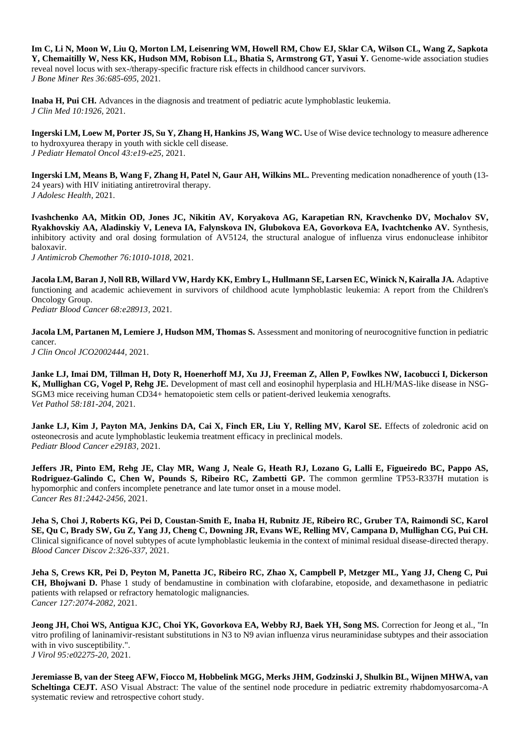**Im C, Li N, Moon W, Liu Q, Morton LM, Leisenring WM, Howell RM, Chow EJ, Sklar CA, Wilson CL, Wang Z, Sapkota Y, Chemaitilly W, Ness KK, Hudson MM, Robison LL, Bhatia S, Armstrong GT, Yasui Y.** Genome-wide association studies reveal novel locus with sex-/therapy-specific fracture risk effects in childhood cancer survivors.
*J Bone Miner Res 36:685-695*, 2021.

**Inaba H, Pui CH.** Advances in the diagnosis and treatment of pediatric acute lymphoblastic leukemia.
*J Clin Med 10:1926*, 2021.

**Ingerski LM, Loew M, Porter JS, Su Y, Zhang H, Hankins JS, Wang WC.** Use of Wise device technology to measure adherence to hydroxyurea therapy in youth with sickle cell disease.
*J Pediatr Hematol Oncol 43:e19-e25*, 2021.

**Ingerski LM, Means B, Wang F, Zhang H, Patel N, Gaur AH, Wilkins ML.** Preventing medication nonadherence of youth (13-24 years) with HIV initiating antiretroviral therapy.
*J Adolesc Health*, 2021.

**Ivashchenko AA, Mitkin OD, Jones JC, Nikitin AV, Koryakova AG, Karapetian RN, Kravchenko DV, Mochalov SV, Ryakhovskiy AA, Aladinskiy V, Leneva IA, Falynskova IN, Glubokova EA, Govorkova EA, Ivachtchenko AV.** Synthesis, inhibitory activity and oral dosing formulation of AV5124, the structural analogue of influenza virus endonuclease inhibitor baloxavir.
*J Antimicrob Chemother 76:1010-1018*, 2021.

**Jacola LM, Baran J, Noll RB, Willard VW, Hardy KK, Embry L, Hullmann SE, Larsen EC, Winick N, Kairalla JA.** Adaptive functioning and academic achievement in survivors of childhood acute lymphoblastic leukemia: A report from the Children's Oncology Group.
*Pediatr Blood Cancer 68:e28913*, 2021.

**Jacola LM, Partanen M, Lemiere J, Hudson MM, Thomas S.** Assessment and monitoring of neurocognitive function in pediatric cancer.
*J Clin Oncol JCO2002444*, 2021.

**Janke LJ, Imai DM, Tillman H, Doty R, Hoenerhoff MJ, Xu JJ, Freeman Z, Allen P, Fowlkes NW, Iacobucci I, Dickerson K, Mullighan CG, Vogel P, Rehg JE.** Development of mast cell and eosinophil hyperplasia and HLH/MAS-like disease in NSG-SGM3 mice receiving human CD34+ hematopoietic stem cells or patient-derived leukemia xenografts.
*Vet Pathol 58:181-204*, 2021.

**Janke LJ, Kim J, Payton MA, Jenkins DA, Cai X, Finch ER, Liu Y, Relling MV, Karol SE.** Effects of zoledronic acid on osteonecrosis and acute lymphoblastic leukemia treatment efficacy in preclinical models.
*Pediatr Blood Cancer e29183*, 2021.

**Jeffers JR, Pinto EM, Rehg JE, Clay MR, Wang J, Neale G, Heath RJ, Lozano G, Lalli E, Figueiredo BC, Pappo AS, Rodriguez-Galindo C, Chen W, Pounds S, Ribeiro RC, Zambetti GP.** The common germline TP53-R337H mutation is hypomorphic and confers incomplete penetrance and late tumor onset in a mouse model.
*Cancer Res 81:2442-2456*, 2021.

**Jeha S, Choi J, Roberts KG, Pei D, Coustan-Smith E, Inaba H, Rubnitz JE, Ribeiro RC, Gruber TA, Raimondi SC, Karol SE, Qu C, Brady SW, Gu Z, Yang JJ, Cheng C, Downing JR, Evans WE, Relling MV, Campana D, Mullighan CG, Pui CH.** Clinical significance of novel subtypes of acute lymphoblastic leukemia in the context of minimal residual disease-directed therapy.
*Blood Cancer Discov 2:326-337*, 2021.

**Jeha S, Crews KR, Pei D, Peyton M, Panetta JC, Ribeiro RC, Zhao X, Campbell P, Metzger ML, Yang JJ, Cheng C, Pui CH, Bhojwani D.** Phase 1 study of bendamustine in combination with clofarabine, etoposide, and dexamethasone in pediatric patients with relapsed or refractory hematologic malignancies.
*Cancer 127:2074-2082*, 2021.

**Jeong JH, Choi WS, Antigua KJC, Choi YK, Govorkova EA, Webby RJ, Baek YH, Song MS.** Correction for Jeong et al., "In vitro profiling of laninamivir-resistant substitutions in N3 to N9 avian influenza virus neuraminidase subtypes and their association with in vivo susceptibility.".
*J Virol 95:e02275-20*, 2021.

**Jeremiasse B, van der Steeg AFW, Fiocco M, Hobbelink MGG, Merks JHM, Godzinski J, Shulkin BL, Wijnen MHWA, van Scheltinga CEJT.** ASO Visual Abstract: The value of the sentinel node procedure in pediatric extremity rhabdomyosarcoma-A systematic review and retrospective cohort study.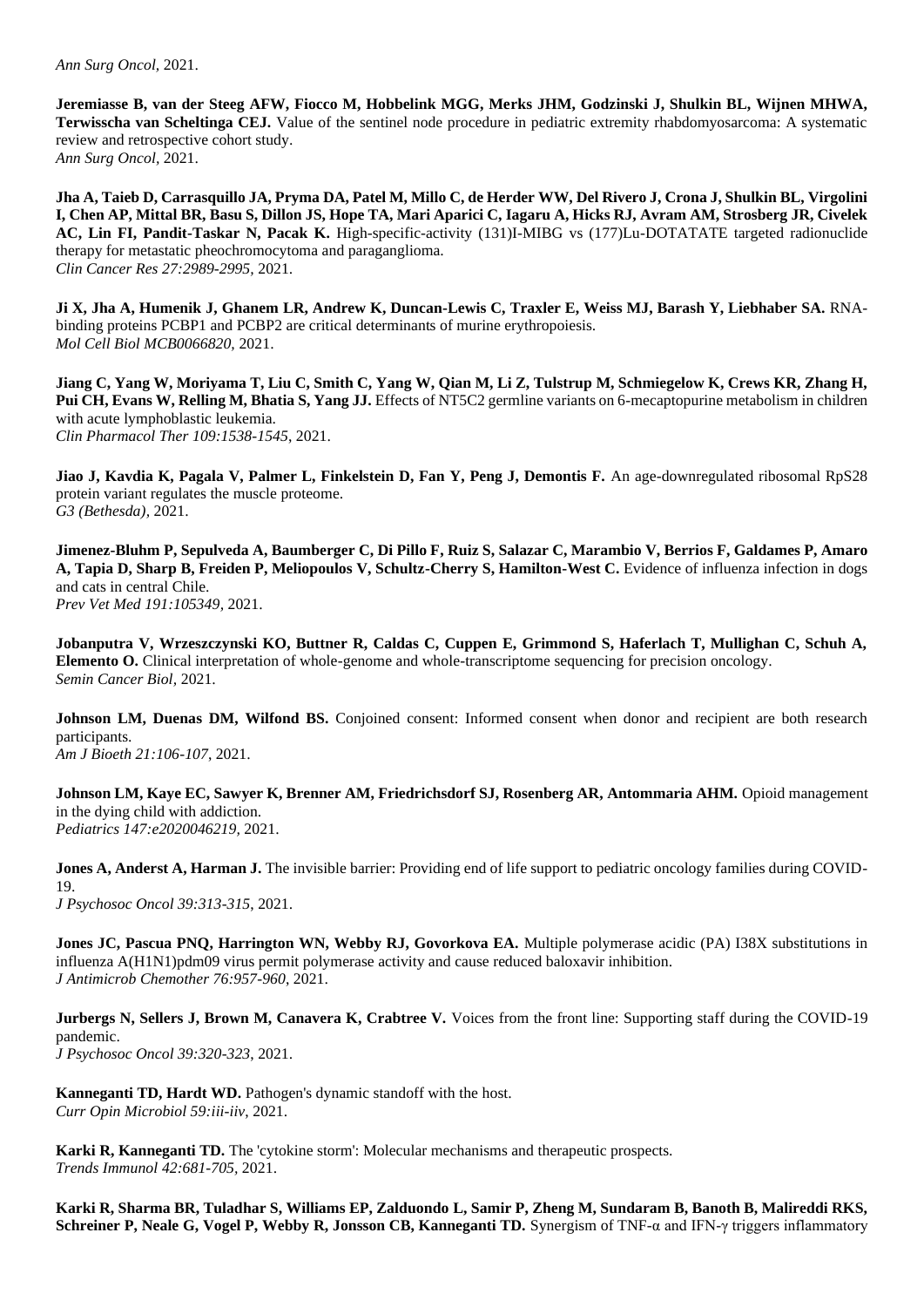*Ann Surg Oncol*, 2021.

**Jeremiasse B, van der Steeg AFW, Fiocco M, Hobbelink MGG, Merks JHM, Godzinski J, Shulkin BL, Wijnen MHWA, Terwisscha van Scheltinga CEJ.** Value of the sentinel node procedure in pediatric extremity rhabdomyosarcoma: A systematic review and retrospective cohort study.
*Ann Surg Oncol*, 2021.

**Jha A, Taieb D, Carrasquillo JA, Pryma DA, Patel M, Millo C, de Herder WW, Del Rivero J, Crona J, Shulkin BL, Virgolini I, Chen AP, Mittal BR, Basu S, Dillon JS, Hope TA, Mari Aparici C, Iagaru A, Hicks RJ, Avram AM, Strosberg JR, Civelek AC, Lin FI, Pandit-Taskar N, Pacak K.** High-specific-activity (131)I-MIBG vs (177)Lu-DOTATATE targeted radionuclide therapy for metastatic pheochromocytoma and paraganglioma.
*Clin Cancer Res 27:2989-2995*, 2021.

**Ji X, Jha A, Humenik J, Ghanem LR, Andrew K, Duncan-Lewis C, Traxler E, Weiss MJ, Barash Y, Liebhaber SA.** RNA-binding proteins PCBP1 and PCBP2 are critical determinants of murine erythropoiesis.
*Mol Cell Biol MCB0066820*, 2021.

**Jiang C, Yang W, Moriyama T, Liu C, Smith C, Yang W, Qian M, Li Z, Tulstrup M, Schmiegelow K, Crews KR, Zhang H, Pui CH, Evans W, Relling M, Bhatia S, Yang JJ.** Effects of NT5C2 germline variants on 6-mecaptopurine metabolism in children with acute lymphoblastic leukemia.
*Clin Pharmacol Ther 109:1538-1545*, 2021.

**Jiao J, Kavdia K, Pagala V, Palmer L, Finkelstein D, Fan Y, Peng J, Demontis F.** An age-downregulated ribosomal RpS28 protein variant regulates the muscle proteome.
*G3 (Bethesda)*, 2021.

**Jimenez-Bluhm P, Sepulveda A, Baumberger C, Di Pillo F, Ruiz S, Salazar C, Marambio V, Berrios F, Galdames P, Amaro A, Tapia D, Sharp B, Freiden P, Meliopoulos V, Schultz-Cherry S, Hamilton-West C.** Evidence of influenza infection in dogs and cats in central Chile.
*Prev Vet Med 191:105349*, 2021.

**Jobanputra V, Wrzeszczynski KO, Buttner R, Caldas C, Cuppen E, Grimmond S, Haferlach T, Mullighan C, Schuh A, Elemento O.** Clinical interpretation of whole-genome and whole-transcriptome sequencing for precision oncology.
*Semin Cancer Biol*, 2021.

**Johnson LM, Duenas DM, Wilfond BS.** Conjoined consent: Informed consent when donor and recipient are both research participants.
*Am J Bioeth 21:106-107*, 2021.

**Johnson LM, Kaye EC, Sawyer K, Brenner AM, Friedrichsdorf SJ, Rosenberg AR, Antommaria AHM.** Opioid management in the dying child with addiction.
*Pediatrics 147:e2020046219*, 2021.

**Jones A, Anderst A, Harman J.** The invisible barrier: Providing end of life support to pediatric oncology families during COVID-19.
*J Psychosoc Oncol 39:313-315*, 2021.

**Jones JC, Pascua PNQ, Harrington WN, Webby RJ, Govorkova EA.** Multiple polymerase acidic (PA) I38X substitutions in influenza A(H1N1)pdm09 virus permit polymerase activity and cause reduced baloxavir inhibition.
*J Antimicrob Chemother 76:957-960*, 2021.

**Jurbergs N, Sellers J, Brown M, Canavera K, Crabtree V.** Voices from the front line: Supporting staff during the COVID-19 pandemic.
*J Psychosoc Oncol 39:320-323*, 2021.

**Kanneganti TD, Hardt WD.** Pathogen's dynamic standoff with the host.
*Curr Opin Microbiol 59:iii-iiv*, 2021.

**Karki R, Kanneganti TD.** The 'cytokine storm': Molecular mechanisms and therapeutic prospects.
*Trends Immunol 42:681-705*, 2021.

**Karki R, Sharma BR, Tuladhar S, Williams EP, Zalduondo L, Samir P, Zheng M, Sundaram B, Banoth B, Malireddi RKS, Schreiner P, Neale G, Vogel P, Webby R, Jonsson CB, Kanneganti TD.** Synergism of TNF-α and IFN-γ triggers inflammatory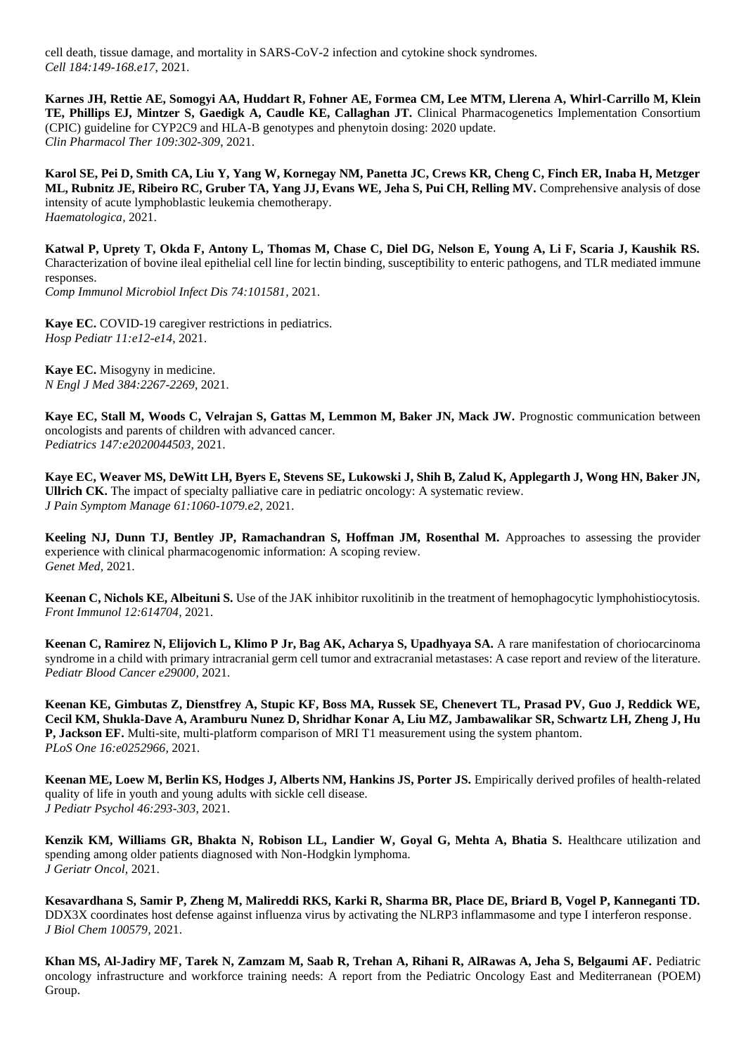cell death, tissue damage, and mortality in SARS-CoV-2 infection and cytokine shock syndromes.
*Cell 184:149-168.e17,* 2021.

**Karnes JH, Rettie AE, Somogyi AA, Huddart R, Fohner AE, Formea CM, Lee MTM, Llerena A, Whirl-Carrillo M, Klein TE, Phillips EJ, Mintzer S, Gaedigk A, Caudle KE, Callaghan JT.** Clinical Pharmacogenetics Implementation Consortium (CPIC) guideline for CYP2C9 and HLA-B genotypes and phenytoin dosing: 2020 update.
*Clin Pharmacol Ther 109:302-309,* 2021.

**Karol SE, Pei D, Smith CA, Liu Y, Yang W, Kornegay NM, Panetta JC, Crews KR, Cheng C, Finch ER, Inaba H, Metzger ML, Rubnitz JE, Ribeiro RC, Gruber TA, Yang JJ, Evans WE, Jeha S, Pui CH, Relling MV.** Comprehensive analysis of dose intensity of acute lymphoblastic leukemia chemotherapy.
*Haematologica,* 2021.

**Katwal P, Uprety T, Okda F, Antony L, Thomas M, Chase C, Diel DG, Nelson E, Young A, Li F, Scaria J, Kaushik RS.** Characterization of bovine ileal epithelial cell line for lectin binding, susceptibility to enteric pathogens, and TLR mediated immune responses.
*Comp Immunol Microbiol Infect Dis 74:101581,* 2021.

**Kaye EC.** COVID-19 caregiver restrictions in pediatrics.
*Hosp Pediatr 11:e12-e14,* 2021.

**Kaye EC.** Misogyny in medicine.
*N Engl J Med 384:2267-2269,* 2021.

**Kaye EC, Stall M, Woods C, Velrajan S, Gattas M, Lemmon M, Baker JN, Mack JW.** Prognostic communication between oncologists and parents of children with advanced cancer.
*Pediatrics 147:e2020044503,* 2021.

**Kaye EC, Weaver MS, DeWitt LH, Byers E, Stevens SE, Lukowski J, Shih B, Zalud K, Applegarth J, Wong HN, Baker JN, Ullrich CK.** The impact of specialty palliative care in pediatric oncology: A systematic review.
*J Pain Symptom Manage 61:1060-1079.e2,* 2021.

**Keeling NJ, Dunn TJ, Bentley JP, Ramachandran S, Hoffman JM, Rosenthal M.** Approaches to assessing the provider experience with clinical pharmacogenomic information: A scoping review.
*Genet Med,* 2021.

**Keenan C, Nichols KE, Albeituni S.** Use of the JAK inhibitor ruxolitinib in the treatment of hemophagocytic lymphohistiocytosis.
*Front Immunol 12:614704,* 2021.

**Keenan C, Ramirez N, Elijovich L, Klimo P Jr, Bag AK, Acharya S, Upadhyaya SA.** A rare manifestation of choriocarcinoma syndrome in a child with primary intracranial germ cell tumor and extracranial metastases: A case report and review of the literature.
*Pediatr Blood Cancer e29000,* 2021.

**Keenan KE, Gimbutas Z, Dienstfrey A, Stupic KF, Boss MA, Russek SE, Chenevert TL, Prasad PV, Guo J, Reddick WE, Cecil KM, Shukla-Dave A, Aramburu Nunez D, Shridhar Konar A, Liu MZ, Jambawalikar SR, Schwartz LH, Zheng J, Hu P, Jackson EF.** Multi-site, multi-platform comparison of MRI T1 measurement using the system phantom.
*PLoS One 16:e0252966,* 2021.

**Keenan ME, Loew M, Berlin KS, Hodges J, Alberts NM, Hankins JS, Porter JS.** Empirically derived profiles of health-related quality of life in youth and young adults with sickle cell disease.
*J Pediatr Psychol 46:293-303,* 2021.

**Kenzik KM, Williams GR, Bhakta N, Robison LL, Landier W, Goyal G, Mehta A, Bhatia S.** Healthcare utilization and spending among older patients diagnosed with Non-Hodgkin lymphoma.
*J Geriatr Oncol,* 2021.

**Kesavardhana S, Samir P, Zheng M, Malireddi RKS, Karki R, Sharma BR, Place DE, Briard B, Vogel P, Kanneganti TD.** DDX3X coordinates host defense against influenza virus by activating the NLRP3 inflammasome and type I interferon response.
*J Biol Chem 100579,* 2021.

**Khan MS, Al-Jadiry MF, Tarek N, Zamzam M, Saab R, Trehan A, Rihani R, AlRawas A, Jeha S, Belgaumi AF.** Pediatric oncology infrastructure and workforce training needs: A report from the Pediatric Oncology East and Mediterranean (POEM) Group.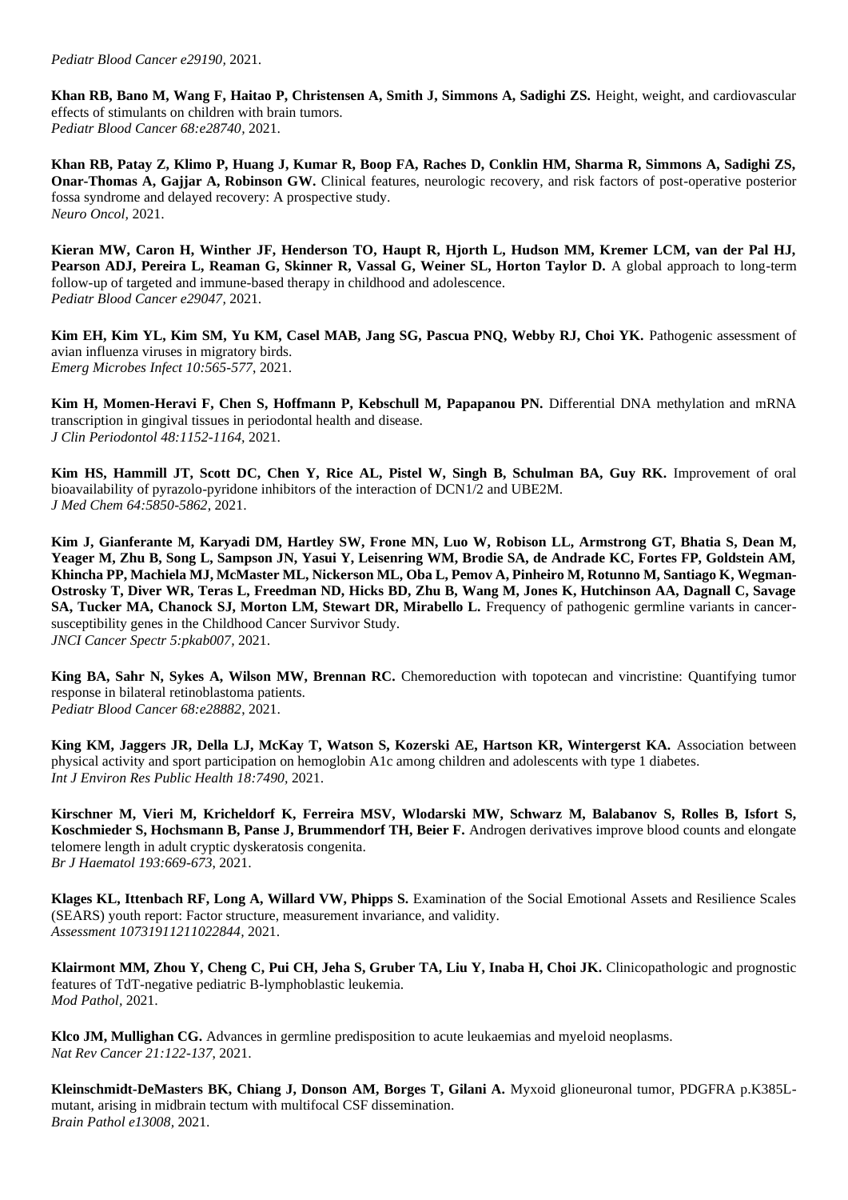*Pediatr Blood Cancer e29190*, 2021.

**Khan RB, Bano M, Wang F, Haitao P, Christensen A, Smith J, Simmons A, Sadighi ZS.** Height, weight, and cardiovascular effects of stimulants on children with brain tumors.
*Pediatr Blood Cancer 68:e28740*, 2021.

**Khan RB, Patay Z, Klimo P, Huang J, Kumar R, Boop FA, Raches D, Conklin HM, Sharma R, Simmons A, Sadighi ZS, Onar-Thomas A, Gajjar A, Robinson GW.** Clinical features, neurologic recovery, and risk factors of post-operative posterior fossa syndrome and delayed recovery: A prospective study.
*Neuro Oncol*, 2021.

**Kieran MW, Caron H, Winther JF, Henderson TO, Haupt R, Hjorth L, Hudson MM, Kremer LCM, van der Pal HJ, Pearson ADJ, Pereira L, Reaman G, Skinner R, Vassal G, Weiner SL, Horton Taylor D.** A global approach to long-term follow-up of targeted and immune-based therapy in childhood and adolescence.
*Pediatr Blood Cancer e29047*, 2021.

**Kim EH, Kim YL, Kim SM, Yu KM, Casel MAB, Jang SG, Pascua PNQ, Webby RJ, Choi YK.** Pathogenic assessment of avian influenza viruses in migratory birds.
*Emerg Microbes Infect 10:565-577*, 2021.

**Kim H, Momen-Heravi F, Chen S, Hoffmann P, Kebschull M, Papapanou PN.** Differential DNA methylation and mRNA transcription in gingival tissues in periodontal health and disease.
*J Clin Periodontol 48:1152-1164*, 2021.

**Kim HS, Hammill JT, Scott DC, Chen Y, Rice AL, Pistel W, Singh B, Schulman BA, Guy RK.** Improvement of oral bioavailability of pyrazolo-pyridone inhibitors of the interaction of DCN1/2 and UBE2M.
*J Med Chem 64:5850-5862*, 2021.

**Kim J, Gianferante M, Karyadi DM, Hartley SW, Frone MN, Luo W, Robison LL, Armstrong GT, Bhatia S, Dean M, Yeager M, Zhu B, Song L, Sampson JN, Yasui Y, Leisenring WM, Brodie SA, de Andrade KC, Fortes FP, Goldstein AM, Khincha PP, Machiela MJ, McMaster ML, Nickerson ML, Oba L, Pemov A, Pinheiro M, Rotunno M, Santiago K, Wegman-Ostrosky T, Diver WR, Teras L, Freedman ND, Hicks BD, Zhu B, Wang M, Jones K, Hutchinson AA, Dagnall C, Savage SA, Tucker MA, Chanock SJ, Morton LM, Stewart DR, Mirabello L.** Frequency of pathogenic germline variants in cancer-susceptibility genes in the Childhood Cancer Survivor Study.
*JNCI Cancer Spectr 5:pkab007*, 2021.

**King BA, Sahr N, Sykes A, Wilson MW, Brennan RC.** Chemoreduction with topotecan and vincristine: Quantifying tumor response in bilateral retinoblastoma patients.
*Pediatr Blood Cancer 68:e28882*, 2021.

**King KM, Jaggers JR, Della LJ, McKay T, Watson S, Kozerski AE, Hartson KR, Wintergerst KA.** Association between physical activity and sport participation on hemoglobin A1c among children and adolescents with type 1 diabetes.
*Int J Environ Res Public Health 18:7490*, 2021.

**Kirschner M, Vieri M, Kricheldorf K, Ferreira MSV, Wlodarski MW, Schwarz M, Balabanov S, Rolles B, Isfort S, Koschmieder S, Hochsmann B, Panse J, Brummendorf TH, Beier F.** Androgen derivatives improve blood counts and elongate telomere length in adult cryptic dyskeratosis congenita.
*Br J Haematol 193:669-673*, 2021.

**Klages KL, Ittenbach RF, Long A, Willard VW, Phipps S.** Examination of the Social Emotional Assets and Resilience Scales (SEARS) youth report: Factor structure, measurement invariance, and validity.
*Assessment 10731911211022844*, 2021.

**Klairmont MM, Zhou Y, Cheng C, Pui CH, Jeha S, Gruber TA, Liu Y, Inaba H, Choi JK.** Clinicopathologic and prognostic features of TdT-negative pediatric B-lymphoblastic leukemia.
*Mod Pathol*, 2021.

**Klco JM, Mullighan CG.** Advances in germline predisposition to acute leukaemias and myeloid neoplasms.
*Nat Rev Cancer 21:122-137*, 2021.

**Kleinschmidt-DeMasters BK, Chiang J, Donson AM, Borges T, Gilani A.** Myxoid glioneuronal tumor, PDGFRA p.K385L-mutant, arising in midbrain tectum with multifocal CSF dissemination.
*Brain Pathol e13008*, 2021.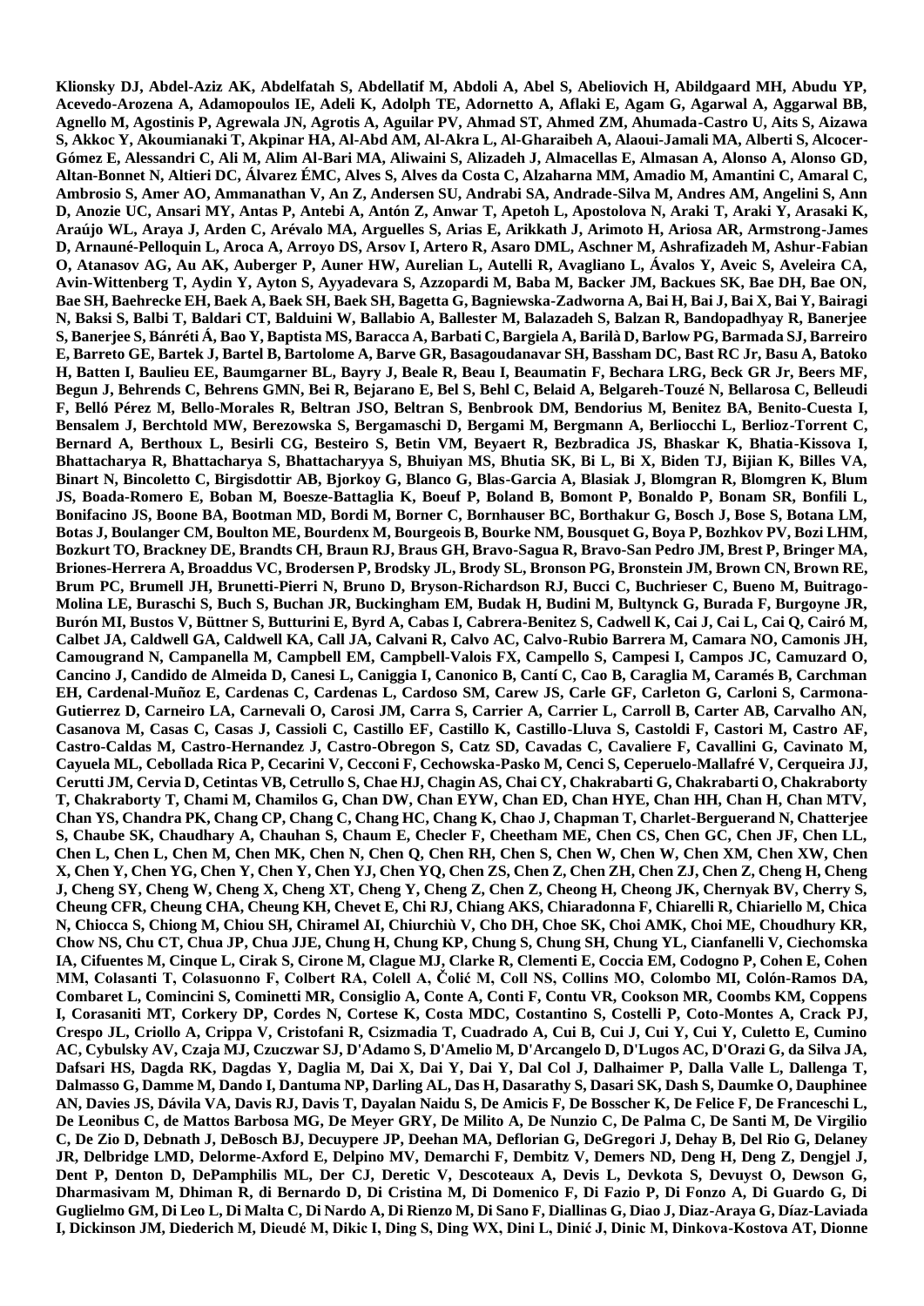**Klionsky DJ, Abdel-Aziz AK, Abdelfatah S, Abdellatif M, Abdoli A, Abel S, Abeliovich H, Abildgaard MH, Abudu YP, Acevedo-Arozena A, Adamopoulos IE, Adeli K, Adolph TE, Adornetto A, Aflaki E, Agam G, Agarwal A, Aggarwal BB, Agnello M, Agostinis P, Agrewala JN, Agrotis A, Aguilar PV, Ahmad ST, Ahmed ZM, Ahumada-Castro U, Aits S, Aizawa S, Akkoc Y, Akoumianaki T, Akpinar HA, Al-Abd AM, Al-Akra L, Al-Gharaibeh A, Alaoui-Jamali MA, Alberti S, Alcocer-Gómez E, Alessandri C, Ali M, Alim Al-Bari MA, Aliwaini S, Alizadeh J, Almacellas E, Almasan A, Alonso A, Alonso GD, Altan-Bonnet N, Altieri DC, Álvarez ÉMC, Alves S, Alves da Costa C, Alzaharna MM, Amadio M, Amantini C, Amaral C, Ambrosio S, Amer AO, Ammanathan V, An Z, Andersen SU, Andrabi SA, Andrade-Silva M, Andres AM, Angelini S, Ann D, Anozie UC, Ansari MY, Antas P, Antebi A, Antón Z, Anwar T, Apetoh L, Apostolova N, Araki T, Araki Y, Arasaki K, Araújo WL, Araya J, Arden C, Arévalo MA, Arguelles S, Arias E, Arikkath J, Arimoto H, Ariosa AR, Armstrong-James D, Arnauné-Pelloquin L, Aroca A, Arroyo DS, Arsov I, Artero R, Asaro DML, Aschner M, Ashrafizadeh M, Ashur-Fabian O, Atanasov AG, Au AK, Auberger P, Auner HW, Aurelian L, Autelli R, Avagliano L, Ávalos Y, Aveic S, Aveleira CA, Avin-Wittenberg T, Aydin Y, Ayton S, Ayyadevara S, Azzopardi M, Baba M, Backer JM, Backues SK, Bae DH, Bae ON, Bae SH, Baehrecke EH, Baek A, Baek SH, Baek SH, Bagetta G, Bagniewska-Zadworna A, Bai H, Bai J, Bai X, Bai Y, Bairagi N, Baksi S, Balbi T, Baldari CT, Balduini W, Ballabio A, Ballester M, Balazadeh S, Balzan R, Bandopadhyay R, Banerjee S, Banerjee S, Bánréti Á, Bao Y, Baptista MS, Baracca A, Barbati C, Bargiela A, Barilà D, Barlow PG, Barmada SJ, Barreiro E, Barreto GE, Bartek J, Bartel B, Bartolome A, Barve GR, Basagoudanavar SH, Bassham DC, Bast RC Jr, Basu A, Batoko H, Batten I, Baulieu EE, Baumgarner BL, Bayry J, Beale R, Beau I, Beaumatin F, Bechara LRG, Beck GR Jr, Beers MF, Begun J, Behrends C, Behrens GMN, Bei R, Bejarano E, Bel S, Behl C, Belaid A, Belgareh-Touzé N, Bellarosa C, Belleudi F, Belló Pérez M, Bello-Morales R, Beltran JSO, Beltran S, Benbrook DM, Bendorius M, Benitez BA, Benito-Cuesta I, Bensalem J, Berchtold MW, Berezowska S, Bergamaschi D, Bergami M, Bergmann A, Berliocchi L, Berlioz-Torrent C, Bernard A, Berthoux L, Besirli CG, Besteiro S, Betin VM, Beyaert R, Bezbradica JS, Bhaskar K, Bhatia-Kissova I, Bhattacharya R, Bhattacharya S, Bhattacharyya S, Bhuiyan MS, Bhutia SK, Bi L, Bi X, Biden TJ, Bijian K, Billes VA, Binart N, Bincoletto C, Birgisdottir AB, Bjorkoy G, Blanco G, Blas-Garcia A, Blasiak J, Blomgran R, Blomgren K, Blum JS, Boada-Romero E, Boban M, Boesze-Battaglia K, Boeuf P, Boland B, Bomont P, Bonaldo P, Bonam SR, Bonfili L, Bonifacino JS, Boone BA, Bootman MD, Bordi M, Borner C, Bornhauser BC, Borthakur G, Bosch J, Bose S, Botana LM, Botas J, Boulanger CM, Boulton ME, Bourdenx M, Bourgeois B, Bourke NM, Bousquet G, Boya P, Bozhkov PV, Bozi LHM, Bozkurt TO, Brackney DE, Brandts CH, Braun RJ, Braus GH, Bravo-Sagua R, Bravo-San Pedro JM, Brest P, Bringer MA, Briones-Herrera A, Broaddus VC, Brodersen P, Brodsky JL, Brody SL, Bronson PG, Bronstein JM, Brown CN, Brown RE, Brum PC, Brumell JH, Brunetti-Pierri N, Bruno D, Bryson-Richardson RJ, Bucci C, Buchrieser C, Bueno M, Buitrago-Molina LE, Buraschi S, Buch S, Buchan JR, Buckingham EM, Budak H, Budini M, Bultynck G, Burada F, Burgoyne JR, Burón MI, Bustos V, Büttner S, Butturini E, Byrd A, Cabas I, Cabrera-Benitez S, Cadwell K, Cai J, Cai L, Cai Q, Cairó M, Calbet JA, Caldwell GA, Caldwell KA, Call JA, Calvani R, Calvo AC, Calvo-Rubio Barrera M, Camara NO, Camonis JH, Camougrand N, Campanella M, Campbell EM, Campbell-Valois FX, Campello S, Campesi I, Campos JC, Camuzard O, Cancino J, Candido de Almeida D, Canesi L, Caniggia I, Canonico B, Cantí C, Cao B, Caraglia M, Caramés B, Carchman EH, Cardenal-Muñoz E, Cardenas C, Cardenas L, Cardoso SM, Carew JS, Carle GF, Carleton G, Carloni S, Carmona-Gutierrez D, Carneiro LA, Carnevali O, Carosi JM, Carra S, Carrier A, Carrier L, Carroll B, Carter AB, Carvalho AN, Casanova M, Casas C, Casas J, Cassioli C, Castillo EF, Castillo K, Castillo-Lluva S, Castoldi F, Castori M, Castro AF, Castro-Caldas M, Castro-Hernandez J, Castro-Obregon S, Catz SD, Cavadas C, Cavaliere F, Cavallini G, Cavinato M, Cayuela ML, Cebollada Rica P, Cecarini V, Cecconi F, Cechowska-Pasko M, Cenci S, Ceperuelo-Mallafré V, Cerqueira JJ, Cerutti JM, Cervia D, Cetintas VB, Cetrullo S, Chae HJ, Chagin AS, Chai CY, Chakrabarti G, Chakrabarti O, Chakraborty T, Chakraborty T, Chami M, Chamilos G, Chan DW, Chan EYW, Chan ED, Chan HYE, Chan HH, Chan H, Chan MTV, Chan YS, Chandra PK, Chang CP, Chang C, Chang HC, Chang K, Chao J, Chapman T, Charlet-Berguerand N, Chatterjee S, Chaube SK, Chaudhary A, Chauhan S, Chaum E, Checler F, Cheetham ME, Chen CS, Chen GC, Chen JF, Chen LL, Chen L, Chen L, Chen M, Chen MK, Chen N, Chen Q, Chen RH, Chen S, Chen W, Chen W, Chen XM, Chen XW, Chen X, Chen Y, Chen YG, Chen Y, Chen Y, Chen YJ, Chen YQ, Chen ZS, Chen Z, Chen ZH, Chen ZJ, Chen Z, Cheng H, Cheng J, Cheng SY, Cheng W, Cheng X, Cheng XT, Cheng Y, Cheng Z, Chen Z, Cheong H, Cheong JK, Chernyak BV, Cherry S, Cheung CFR, Cheung CHA, Cheung KH, Chevet E, Chi RJ, Chiang AKS, Chiaradonna F, Chiarelli R, Chiariello M, Chica N, Chiocca S, Chiong M, Chiou SH, Chiramel AI, Chiurchiù V, Cho DH, Choe SK, Choi AMK, Choi ME, Choudhury KR, Chow NS, Chu CT, Chua JP, Chua JJE, Chung H, Chung KP, Chung S, Chung SH, Chung YL, Cianfanelli V, Ciechomska IA, Cifuentes M, Cinque L, Cirak S, Cirone M, Clague MJ, Clarke R, Clementi E, Coccia EM, Codogno P, Cohen E, Cohen MM, Colasanti T, Colasuonno F, Colbert RA, Colell A, Čolić M, Coll NS, Collins MO, Colombo MI, Colón-Ramos DA, Combaret L, Comincini S, Cominetti MR, Consiglio A, Conte A, Conti F, Contu VR, Cookson MR, Coombs KM, Coppens I, Corasaniti MT, Corkery DP, Cordes N, Cortese K, Costa MDC, Costantino S, Costelli P, Coto-Montes A, Crack PJ, Crespo JL, Criollo A, Crippa V, Cristofani R, Csizmadia T, Cuadrado A, Cui B, Cui J, Cui Y, Cui Y, Culetto E, Cumino AC, Cybulsky AV, Czaja MJ, Czuczwar SJ, D'Adamo S, D'Amelio M, D'Arcangelo D, D'Lugos AC, D'Orazi G, da Silva JA, Dafsari HS, Dagda RK, Dagdas Y, Daglia M, Dai X, Dai Y, Dai Y, Dal Col J, Dalhaimer P, Dalla Valle L, Dallenga T, Dalmasso G, Damme M, Dando I, Dantuma NP, Darling AL, Das H, Dasarathy S, Dasari SK, Dash S, Daumke O, Dauphinee AN, Davies JS, Dávila VA, Davis RJ, Davis T, Dayalan Naidu S, De Amicis F, De Bosscher K, De Felice F, De Franceschi L, De Leonibus C, de Mattos Barbosa MG, De Meyer GRY, De Milito A, De Nunzio C, De Palma C, De Santi M, De Virgilio C, De Zio D, Debnath J, DeBosch BJ, Decuypere JP, Deehan MA, Deflorian G, DeGregori J, Dehay B, Del Rio G, Delaney JR, Delbridge LMD, Delorme-Axford E, Delpino MV, Demarchi F, Dembitz V, Demers ND, Deng H, Deng Z, Dengjel J, Dent P, Denton D, DePamphilis ML, Der CJ, Deretic V, Descoteaux A, Devis L, Devkota S, Devuyst O, Dewson G, Dharmasivam M, Dhiman R, di Bernardo D, Di Cristina M, Di Domenico F, Di Fazio P, Di Fonzo A, Di Guardo G, Di Guglielmo GM, Di Leo L, Di Malta C, Di Nardo A, Di Rienzo M, Di Sano F, Diallinas G, Diao J, Diaz-Araya G, Díaz-Laviada I, Dickinson JM, Diederich M, Dieudé M, Dikic I, Ding S, Ding WX, Dini L, Dinić J, Dinic M, Dinkova-Kostova AT, Dionne**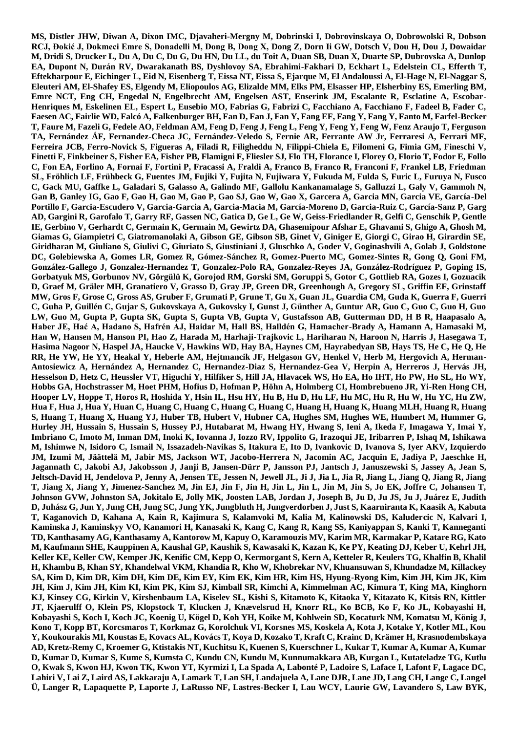**MS, Distler JHW, Diwan A, Dixon IMC, Djavaheri-Mergny M, Dobrinski I, Dobrovinskaya O, Dobrowolski R, Dobson RCJ, Đokić J, Dokmeci Emre S, Donadelli M, Dong B, Dong X, Dong Z, Dorn Ii GW, Dotsch V, Dou H, Dou J, Dowaidar M, Dridi S, Drucker L, Du A, Du C, Du G, Du HN, Du LL, du Toit A, Duan SB, Duan X, Duarte SP, Dubrovska A, Dunlop EA, Dupont N, Durán RV, Dwarakanath BS, Dyshlovoy SA, Ebrahimi-Fakhari D, Eckhart L, Edelstein CL, Efferth T, Eftekharpour E, Eichinger L, Eid N, Eisenberg T, Eissa NT, Eissa S, Ejarque M, El Andaloussi A, El-Hage N, El-Naggar S, Eleuteri AM, El-Shafey ES, Elgendy M, Eliopoulos AG, Elizalde MM, Elks PM, Elsasser HP, Elsherbiny ES, Emerling BM, Emre NCT, Eng CH, Engedal N, Engelbrecht AM, Engelsen AST, Enserink JM, Escalante R, Esclatine A, Escobar-Henriques M, Eskelinen EL, Espert L, Eusebio MO, Fabrias G, Fabrizi C, Facchiano A, Facchiano F, Fadeel B, Fader C, Faesen AC, Fairlie WD, Falcó A, Falkenburger BH, Fan D, Fan J, Fan Y, Fang EF, Fang Y, Fang Y, Fanto M, Farfel-Becker T, Faure M, Fazeli G, Fedele AO, Feldman AM, Feng D, Feng J, Feng L, Feng Y, Feng Y, Feng W, Fenz Araujo T, Ferguson TA, Fernández ÁF, Fernandez-Checa JC, Fernández-Veledo S, Fernie AR, Ferrante AW Jr, Ferraresi A, Ferrari MF, Ferreira JCB, Ferro-Novick S, Figueras A, Filadi R, Filigheddu N, Filippi-Chiela E, Filomeni G, Fimia GM, Fineschi V, Finetti F, Finkbeiner S, Fisher EA, Fisher PB, Flamigni F, Fliesler SJ, Flo TH, Florance I, Florey O, Florio T, Fodor E, Follo C, Fon EA, Forlino A, Fornai F, Fortini P, Fracassi A, Fraldi A, Franco B, Franco R, Franconi F, Frankel LB, Friedman SL, Fröhlich LF, Frühbeck G, Fuentes JM, Fujiki Y, Fujita N, Fujiwara Y, Fukuda M, Fulda S, Furic L, Furuya N, Fusco C, Gack MU, Gaffke L, Galadari S, Galasso A, Galindo MF, Gallolu Kankanamalage S, Galluzzi L, Galy V, Gammoh N, Gan B, Ganley IG, Gao F, Gao H, Gao M, Gao P, Gao SJ, Gao W, Gao X, Garcera A, Garcia MN, Garcia VE, García-Del Portillo F, Garcia-Escudero V, Garcia-Garcia A, Garcia-Macia M, García-Moreno D, Garcia-Ruiz C, García-Sanz P, Garg AD, Gargini R, Garofalo T, Garry RF, Gassen NC, Gatica D, Ge L, Ge W, Geiss-Friedlander R, Gelfi C, Genschik P, Gentle IE, Gerbino V, Gerhardt C, Germain K, Germain M, Gewirtz DA, Ghasemipour Afshar E, Ghavami S, Ghigo A, Ghosh M, Giamas G, Giampietri C, Giatromanolaki A, Gibson GE, Gibson SB, Ginet V, Giniger E, Giorgi C, Girao H, Girardin SE, Giridharan M, Giuliano S, Giulivi C, Giuriato S, Giustiniani J, Gluschko A, Goder V, Goginashvili A, Golab J, Goldstone DC, Golebiewska A, Gomes LR, Gomez R, Gómez-Sánchez R, Gomez-Puerto MC, Gomez-Sintes R, Gong Q, Goni FM, González-Gallego J, Gonzalez-Hernandez T, Gonzalez-Polo RA, Gonzalez-Reyes JA, González-Rodríguez P, Goping IS, Gorbatyuk MS, Gorbunov NV, Görgülü K, Gorojod RM, Gorski SM, Goruppi S, Gotor C, Gottlieb RA, Gozes I, Gozuacik D, Graef M, Gräler MH, Granatiero V, Grasso D, Gray JP, Green DR, Greenhough A, Gregory SL, Griffin EF, Grinstaff MW, Gros F, Grose C, Gross AS, Gruber F, Grumati P, Grune T, Gu X, Guan JL, Guardia CM, Guda K, Guerra F, Guerri C, Guha P, Guillén C, Gujar S, Gukovskaya A, Gukovsky I, Gunst J, Günther A, Guntur AR, Guo C, Guo C, Guo H, Guo LW, Guo M, Gupta P, Gupta SK, Gupta S, Gupta VB, Gupta V, Gustafsson AB, Gutterman DD, H B R, Haapasalo A, Haber JE, Hać A, Hadano S, Hafrén AJ, Haidar M, Hall BS, Halldén G, Hamacher-Brady A, Hamann A, Hamasaki M, Han W, Hansen M, Hanson PI, Hao Z, Harada M, Harhaji-Trajkovic L, Hariharan N, Haroon N, Harris J, Hasegawa T, Hasima Nagoor N, Haspel JA, Haucke V, Hawkins WD, Hay BA, Haynes CM, Hayrabedyan SB, Hays TS, He C, He Q, He RR, He YW, He YY, Heakal Y, Heberle AM, Hejtmancik JF, Helgason GV, Henkel V, Herb M, Hergovich A, Herman-Antosiewicz A, Hernández A, Hernandez C, Hernandez-Diaz S, Hernandez-Gea V, Herpin A, Herreros J, Hervás JH, Hesselson D, Hetz C, Heussler VT, Higuchi Y, Hilfiker S, Hill JA, Hlavacek WS, Ho EA, Ho IHT, Ho PW, Ho SL, Ho WY, Hobbs GA, Hochstrasser M, Hoet PHM, Hofius D, Hofman P, Höhn A, Holmberg CI, Hombrebueno JR, Yi-Ren Hong CH, Hooper LV, Hoppe T, Horos R, Hoshida Y, Hsin IL, Hsu HY, Hu B, Hu D, Hu LF, Hu MC, Hu R, Hu W, Hu YC, Hu ZW, Hua F, Hua J, Hua Y, Huan C, Huang C, Huang C, Huang C, Huang C, Huang H, Huang K, Huang MLH, Huang R, Huang S, Huang T, Huang X, Huang YJ, Huber TB, Hubert V, Hubner CA, Hughes SM, Hughes WE, Humbert M, Hummer G, Hurley JH, Hussain S, Hussain S, Hussey PJ, Hutabarat M, Hwang HY, Hwang S, Ieni A, Ikeda F, Imagawa Y, Imai Y, Imbriano C, Imoto M, Inman DM, Inoki K, Iovanna J, Iozzo RV, Ippolito G, Irazoqui JE, Iribarren P, Ishaq M, Ishikawa M, Ishimwe N, Isidoro C, Ismail N, Issazadeh-Navikas S, Itakura E, Ito D, Ivankovic D, Ivanova S, Iyer AKV, Izquierdo JM, Izumi M, Jäättelä M, Jabir MS, Jackson WT, Jacobo-Herrera N, Jacomin AC, Jacquin E, Jadiya P, Jaeschke H, Jagannath C, Jakobi AJ, Jakobsson J, Janji B, Jansen-Dürr P, Jansson PJ, Jantsch J, Januszewski S, Jassey A, Jean S, Jeltsch-David H, Jendelova P, Jenny A, Jensen TE, Jessen N, Jewell JL, Ji J, Jia L, Jia R, Jiang L, Jiang Q, Jiang R, Jiang T, Jiang X, Jiang Y, Jimenez-Sanchez M, Jin EJ, Jin F, Jin H, Jin L, Jin L, Jin M, Jin S, Jo EK, Joffre C, Johansen T, Johnson GVW, Johnston SA, Jokitalo E, Jolly MK, Joosten LAB, Jordan J, Joseph B, Ju D, Ju JS, Ju J, Juárez E, Judith D, Juhász G, Jun Y, Jung CH, Jung SC, Jung YK, Jungbluth H, Jungverdorben J, Just S, Kaarniranta K, Kaasik A, Kabuta T, Kaganovich D, Kahana A, Kain R, Kajimura S, Kalamvoki M, Kalia M, Kalinowski DS, Kaludercic N, Kalvari I, Kaminska J, Kaminskyy VO, Kanamori H, Kanasaki K, Kang C, Kang R, Kang SS, Kaniyappan S, Kanki T, Kanneganti TD, Kanthasamy AG, Kanthasamy A, Kantorow M, Kapuy O, Karamouzis MV, Karim MR, Karmakar P, Katare RG, Kato M, Kaufmann SHE, Kauppinen A, Kaushal GP, Kaushik S, Kawasaki K, Kazan K, Ke PY, Keating DJ, Keber U, Kehrl JH, Keller KE, Keller CW, Kemper JK, Kenific CM, Kepp O, Kermorgant S, Kern A, Ketteler R, Keulers TG, Khalfin B, Khalil H, Khambu B, Khan SY, Khandelwal VKM, Khandia R, Kho W, Khobrekar NV, Khuansuwan S, Khundadze M, Killackey SA, Kim D, Kim DR, Kim DH, Kim DE, Kim EY, Kim EK, Kim HR, Kim HS, Hyung-Ryong Kim, Kim JH, Kim JK, Kim JH, Kim J, Kim JH, Kim KI, Kim PK, Kim SJ, Kimball SR, Kimchi A, Kimmelman AC, Kimura T, King MA, Kinghorn KJ, Kinsey CG, Kirkin V, Kirshenbaum LA, Kiselev SL, Kishi S, Kitamoto K, Kitaoka Y, Kitazato K, Kitsis RN, Kittler JT, Kjaerulff O, Klein PS, Klopstock T, Klucken J, Knævelsrud H, Knorr RL, Ko BCB, Ko F, Ko JL, Kobayashi H, Kobayashi S, Koch I, Koch JC, Koenig U, Kögel D, Koh YH, Koike M, Kohlwein SD, Kocaturk NM, Komatsu M, König J, Kono T, Kopp BT, Korcsmaros T, Korkmaz G, Korolchuk VI, Korsnes MS, Koskela A, Kota J, Kotake Y, Kotler ML, Kou Y, Koukourakis MI, Koustas E, Kovacs AL, Kovács T, Koya D, Kozako T, Kraft C, Krainc D, Krämer H, Krasnodembskaya AD, Kretz-Remy C, Kroemer G, Ktistakis NT, Kuchitsu K, Kuenen S, Kuerschner L, Kukar T, Kumar A, Kumar A, Kumar D, Kumar D, Kumar S, Kume S, Kumsta C, Kundu CN, Kundu M, Kunnumakkara AB, Kurgan L, Kutateladze TG, Kutlu O, Kwak S, Kwon HJ, Kwon TK, Kwon YT, Kyrmizi I, La Spada A, Labonté P, Ladoire S, Laface I, Lafont F, Lagace DC, Lahiri V, Lai Z, Laird AS, Lakkaraju A, Lamark T, Lan SH, Landajuela A, Lane DJR, Lane JD, Lang CH, Lange C, Langel Ü, Langer R, Lapaquette P, Laporte J, LaRusso NF, Lastres-Becker I, Lau WCY, Laurie GW, Lavandero S, Law BYK,**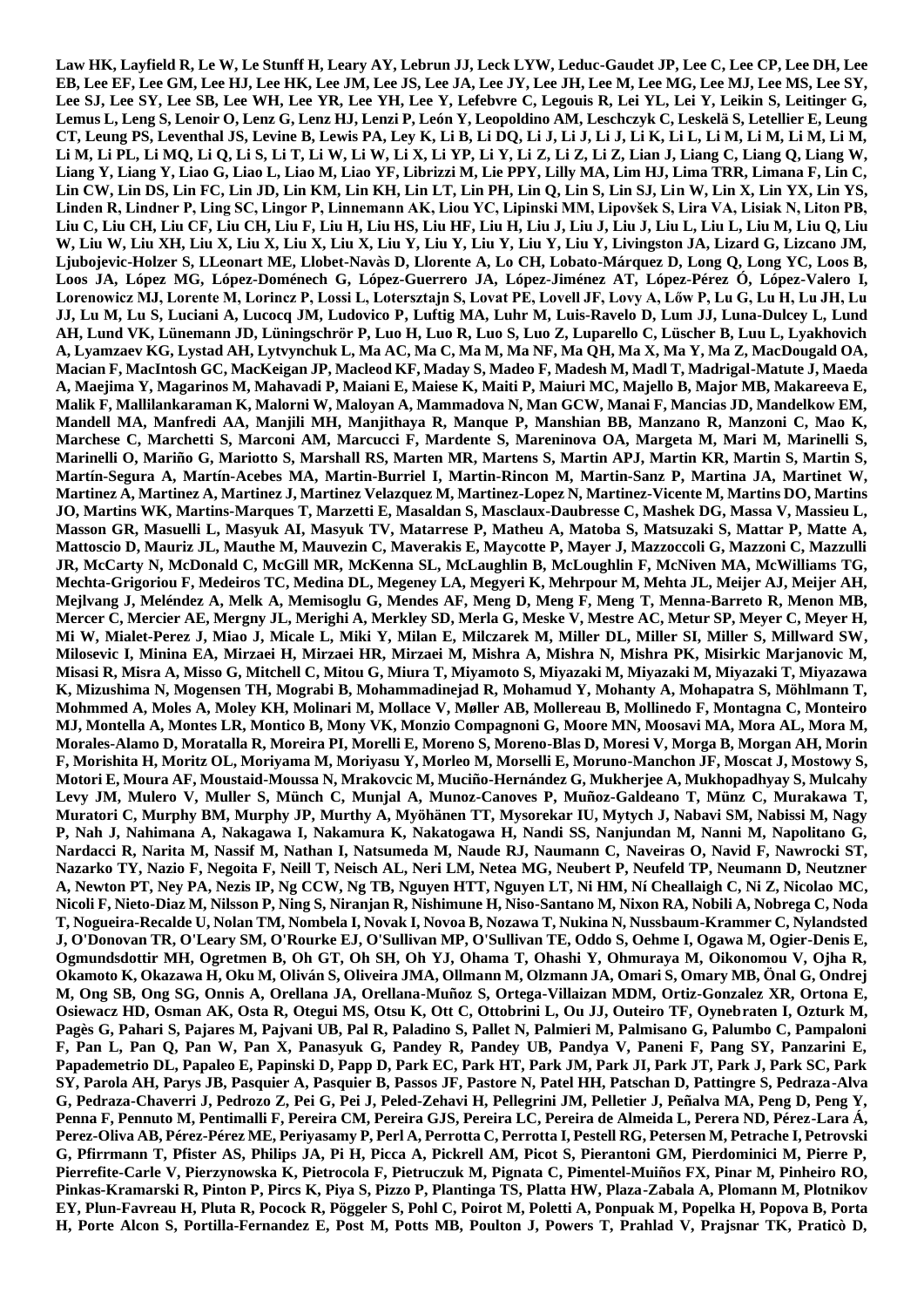**Law HK, Layfield R, Le W, Le Stunff H, Leary AY, Lebrun JJ, Leck LYW, Leduc-Gaudet JP, Lee C, Lee CP, Lee DH, Lee EB, Lee EF, Lee GM, Lee HJ, Lee HK, Lee JM, Lee JS, Lee JA, Lee JY, Lee JH, Lee M, Lee MG, Lee MJ, Lee MS, Lee SY, Lee SJ, Lee SY, Lee SB, Lee WH, Lee YR, Lee YH, Lee Y, Lefebvre C, Legouis R, Lei YL, Lei Y, Leikin S, Leitinger G, Lemus L, Leng S, Lenoir O, Lenz G, Lenz HJ, Lenzi P, León Y, Leopoldino AM, Leschczyk C, Leskelä S, Letellier E, Leung CT, Leung PS, Leventhal JS, Levine B, Lewis PA, Ley K, Li B, Li DQ, Li J, Li J, Li J, Li K, Li L, Li M, Li M, Li M, Li M, Li M, Li PL, Li MQ, Li Q, Li S, Li T, Li W, Li W, Li X, Li YP, Li Y, Li Z, Li Z, Li Z, Lian J, Liang C, Liang Q, Liang W, Liang Y, Liang Y, Liao G, Liao L, Liao M, Liao YF, Librizzi M, Lie PPY, Lilly MA, Lim HJ, Lima TRR, Limana F, Lin C, Lin CW, Lin DS, Lin FC, Lin JD, Lin KM, Lin KH, Lin LT, Lin PH, Lin Q, Lin S, Lin SJ, Lin W, Lin X, Lin YX, Lin YS, Linden R, Lindner P, Ling SC, Lingor P, Linnemann AK, Liou YC, Lipinski MM, Lipovšek S, Lira VA, Lisiak N, Liton PB, Liu C, Liu CH, Liu CF, Liu CH, Liu F, Liu H, Liu HS, Liu HF, Liu H, Liu J, Liu J, Liu J, Liu L, Liu L, Liu M, Liu Q, Liu W, Liu W, Liu XH, Liu X, Liu X, Liu X, Liu X, Liu Y, Liu Y, Liu Y, Liu Y, Liu Y, Livingston JA, Lizard G, Lizcano JM, Ljubojevic-Holzer S, LLeonart ME, Llobet-Navàs D, Llorente A, Lo CH, Lobato-Márquez D, Long Q, Long YC, Loos B, Loos JA, López MG, López-Doménech G, López-Guerrero JA, López-Jiménez AT, López-Pérez Ó, López-Valero I, Lorenowicz MJ, Lorente M, Lorincz P, Lossi L, Lotersztajn S, Lovat PE, Lovell JF, Lovy A, Lőw P, Lu G, Lu H, Lu JH, Lu JJ, Lu M, Lu S, Luciani A, Lucocq JM, Ludovico P, Luftig MA, Luhr M, Luis-Ravelo D, Lum JJ, Luna-Dulcey L, Lund AH, Lund VK, Lünemann JD, Lüningschrör P, Luo H, Luo R, Luo S, Luo Z, Luparello C, Lüscher B, Luu L, Lyakhovich A, Lyamzaev KG, Lystad AH, Lytvynchuk L, Ma AC, Ma C, Ma M, Ma NF, Ma QH, Ma X, Ma Y, Ma Z, MacDougald OA, Macian F, MacIntosh GC, MacKeigan JP, Macleod KF, Maday S, Madeo F, Madesh M, Madl T, Madrigal-Matute J, Maeda A, Maejima Y, Magarinos M, Mahavadi P, Maiani E, Maiese K, Maiti P, Maiuri MC, Majello B, Major MB, Makareeva E, Malik F, Mallilankaraman K, Malorni W, Maloyan A, Mammadova N, Man GCW, Manai F, Mancias JD, Mandelkow EM, Mandell MA, Manfredi AA, Manjili MH, Manjithaya R, Manque P, Manshian BB, Manzano R, Manzoni C, Mao K, Marchese C, Marchetti S, Marconi AM, Marcucci F, Mardente S, Mareninova OA, Margeta M, Mari M, Marinelli S, Marinelli O, Mariño G, Mariotto S, Marshall RS, Marten MR, Martens S, Martin APJ, Martin KR, Martin S, Martin S, Martín-Segura A, Martín-Acebes MA, Martin-Burriel I, Martin-Rincon M, Martin-Sanz P, Martina JA, Martinet W, Martinez A, Martinez A, Martinez J, Martinez Velazquez M, Martinez-Lopez N, Martinez-Vicente M, Martins DO, Martins JO, Martins WK, Martins-Marques T, Marzetti E, Masaldan S, Masclaux-Daubresse C, Mashek DG, Massa V, Massieu L, Masson GR, Masuelli L, Masyuk AI, Masyuk TV, Matarrese P, Matheu A, Matoba S, Matsuzaki S, Mattar P, Matte A, Mattoscio D, Mauriz JL, Mauthe M, Mauvezin C, Maverakis E, Maycotte P, Mayer J, Mazzoccoli G, Mazzoni C, Mazzulli JR, McCarty N, McDonald C, McGill MR, McKenna SL, McLaughlin B, McLoughlin F, McNiven MA, McWilliams TG, Mechta-Grigoriou F, Medeiros TC, Medina DL, Megeney LA, Megyeri K, Mehrpour M, Mehta JL, Meijer AJ, Meijer AH, Mejlvang J, Meléndez A, Melk A, Memisoglu G, Mendes AF, Meng D, Meng F, Meng T, Menna-Barreto R, Menon MB, Mercer C, Mercier AE, Mergny JL, Merighi A, Merkley SD, Merla G, Meske V, Mestre AC, Metur SP, Meyer C, Meyer H, Mi W, Mialet-Perez J, Miao J, Micale L, Miki Y, Milan E, Milczarek M, Miller DL, Miller SI, Miller S, Millward SW, Milosevic I, Minina EA, Mirzaei H, Mirzaei HR, Mirzaei M, Mishra A, Mishra N, Mishra PK, Misirkic Marjanovic M, Misasi R, Misra A, Misso G, Mitchell C, Mitou G, Miura T, Miyamoto S, Miyazaki M, Miyazaki M, Miyazaki T, Miyazawa K, Mizushima N, Mogensen TH, Mograbi B, Mohammadinejad R, Mohamud Y, Mohanty A, Mohapatra S, Möhlmann T, Mohmmed A, Moles A, Moley KH, Molinari M, Mollace V, Møller AB, Mollereau B, Mollinedo F, Montagna C, Monteiro MJ, Montella A, Montes LR, Montico B, Mony VK, Monzio Compagnoni G, Moore MN, Moosavi MA, Mora AL, Mora M, Morales-Alamo D, Moratalla R, Moreira PI, Morelli E, Moreno S, Moreno-Blas D, Moresi V, Morga B, Morgan AH, Morin F, Morishita H, Moritz OL, Moriyama M, Moriyasu Y, Morleo M, Morselli E, Moruno-Manchon JF, Moscat J, Mostowy S, Motori E, Moura AF, Moustaid-Moussa N, Mrakovcic M, Muciño-Hernández G, Mukherjee A, Mukhopadhyay S, Mulcahy Levy JM, Mulero V, Muller S, Münch C, Munjal A, Munoz-Canoves P, Muñoz-Galdeano T, Münz C, Murakawa T, Muratori C, Murphy BM, Murphy JP, Murthy A, Myöhänen TT, Mysorekar IU, Mytych J, Nabavi SM, Nabissi M, Nagy P, Nah J, Nahimana A, Nakagawa I, Nakamura K, Nakatogawa H, Nandi SS, Nanjundan M, Nanni M, Napolitano G, Nardacci R, Narita M, Nassif M, Nathan I, Natsumeda M, Naude RJ, Naumann C, Naveiras O, Navid F, Nawrocki ST, Nazarko TY, Nazio F, Negoita F, Neill T, Neisch AL, Neri LM, Netea MG, Neubert P, Neufeld TP, Neumann D, Neutzner A, Newton PT, Ney PA, Nezis IP, Ng CCW, Ng TB, Nguyen HTT, Nguyen LT, Ni HM, Ní Cheallaigh C, Ni Z, Nicolao MC, Nicoli F, Nieto-Diaz M, Nilsson P, Ning S, Niranjan R, Nishimune H, Niso-Santano M, Nixon RA, Nobili A, Nobrega C, Noda T, Nogueira-Recalde U, Nolan TM, Nombela I, Novak I, Novoa B, Nozawa T, Nukina N, Nussbaum-Krammer C, Nylandsted J, O'Donovan TR, O'Leary SM, O'Rourke EJ, O'Sullivan MP, O'Sullivan TE, Oddo S, Oehme I, Ogawa M, Ogier-Denis E, Ogmundsdottir MH, Ogretmen B, Oh GT, Oh SH, Oh YJ, Ohama T, Ohashi Y, Ohmuraya M, Oikonomou V, Ojha R, Okamoto K, Okazawa H, Oku M, Oliván S, Oliveira JMA, Ollmann M, Olzmann JA, Omari S, Omary MB, Önal G, Ondrej M, Ong SB, Ong SG, Onnis A, Orellana JA, Orellana-Muñoz S, Ortega-Villaizan MDM, Ortiz-Gonzalez XR, Ortona E, Osiewacz HD, Osman AK, Osta R, Otegui MS, Otsu K, Ott C, Ottobrini L, Ou JJ, Outeiro TF, Oynebraten I, Ozturk M, Pagès G, Pahari S, Pajares M, Pajvani UB, Pal R, Paladino S, Pallet N, Palmieri M, Palmisano G, Palumbo C, Pampaloni F, Pan L, Pan Q, Pan W, Pan X, Panasyuk G, Pandey R, Pandey UB, Pandya V, Paneni F, Pang SY, Panzarini E, Papademetrio DL, Papaleo E, Papinski D, Papp D, Park EC, Park HT, Park JM, Park JI, Park JT, Park J, Park SC, Park SY, Parola AH, Parys JB, Pasquier A, Pasquier B, Passos JF, Pastore N, Patel HH, Patschan D, Pattingre S, Pedraza-Alva G, Pedraza-Chaverri J, Pedrozo Z, Pei G, Pei J, Peled-Zehavi H, Pellegrini JM, Pelletier J, Peñalva MA, Peng D, Peng Y, Penna F, Pennuto M, Pentimalli F, Pereira CM, Pereira GJS, Pereira LC, Pereira de Almeida L, Perera ND, Pérez-Lara Á, Perez-Oliva AB, Pérez-Pérez ME, Periyasamy P, Perl A, Perrotta C, Perrotta I, Pestell RG, Petersen M, Petrache I, Petrovski G, Pfirrmann T, Pfister AS, Philips JA, Pi H, Picca A, Pickrell AM, Picot S, Pierantoni GM, Pierdominici M, Pierre P, Pierrefite-Carle V, Pierzynowska K, Pietrocola F, Pietruczuk M, Pignata C, Pimentel-Muiños FX, Pinar M, Pinheiro RO, Pinkas-Kramarski R, Pinton P, Pircs K, Piya S, Pizzo P, Plantinga TS, Platta HW, Plaza-Zabala A, Plomann M, Plotnikov EY, Plun-Favreau H, Pluta R, Pocock R, Pöggeler S, Pohl C, Poirot M, Poletti A, Ponpuak M, Popelka H, Popova B, Porta H, Porte Alcon S, Portilla-Fernandez E, Post M, Potts MB, Poulton J, Powers T, Prahlad V, Prajsnar TK, Praticò D,**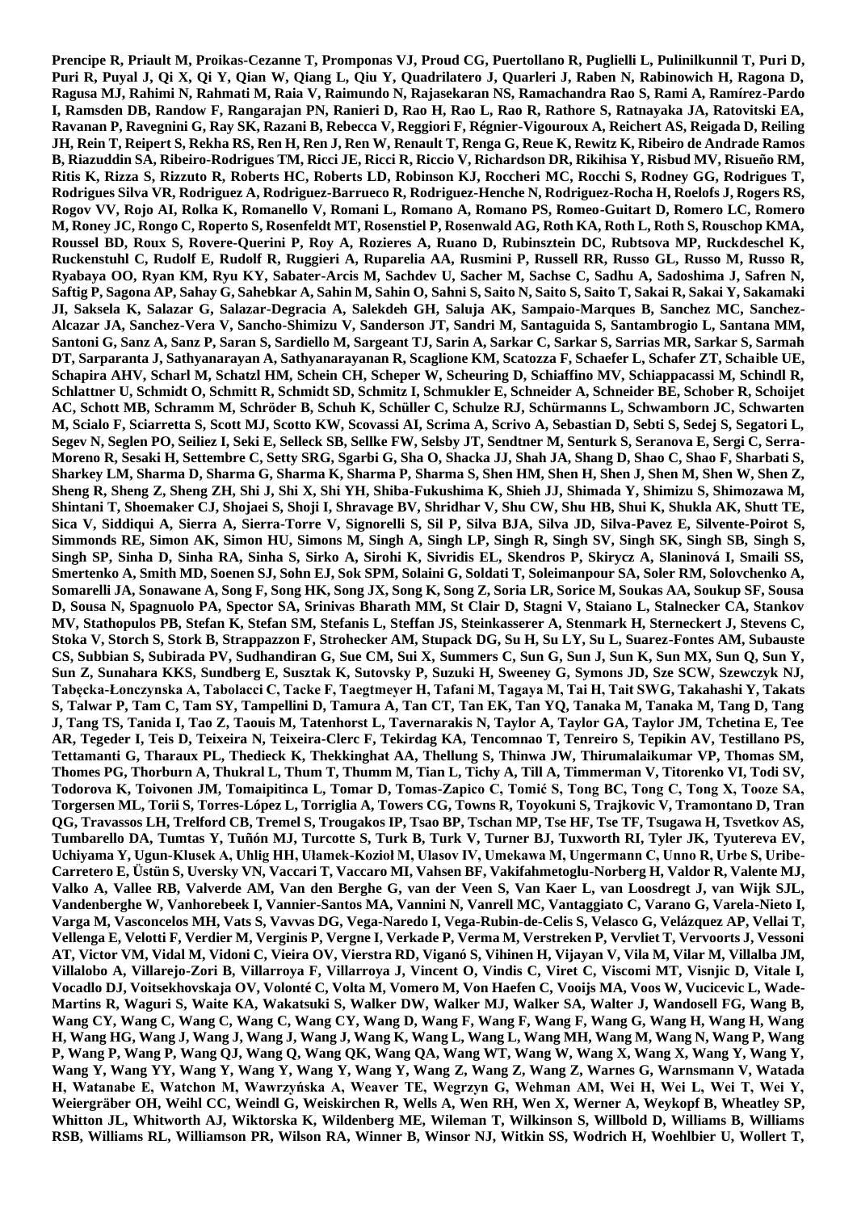**Prencipe R, Priault M, Proikas-Cezanne T, Promponas VJ, Proud CG, Puertollano R, Puglielli L, Pulinilkunnil T, Puri D, Puri R, Puyal J, Qi X, Qi Y, Qian W, Qiang L, Qiu Y, Quadrilatero J, Quarleri J, Raben N, Rabinowich H, Ragona D, Ragusa MJ, Rahimi N, Rahmati M, Raia V, Raimundo N, Rajasekaran NS, Ramachandra Rao S, Rami A, Ramírez-Pardo I, Ramsden DB, Randow F, Rangarajan PN, Ranieri D, Rao H, Rao L, Rao R, Rathore S, Ratnayaka JA, Ratovitski EA, Ravanan P, Ravegnini G, Ray SK, Razani B, Rebecca V, Reggiori F, Régnier-Vigouroux A, Reichert AS, Reigada D, Reiling JH, Rein T, Reipert S, Rekha RS, Ren H, Ren J, Ren W, Renault T, Renga G, Reue K, Rewitz K, Ribeiro de Andrade Ramos B, Riazuddin SA, Ribeiro-Rodrigues TM, Ricci JE, Ricci R, Riccio V, Richardson DR, Rikihisa Y, Risbud MV, Risueño RM, Ritis K, Rizza S, Rizzuto R, Roberts HC, Roberts LD, Robinson KJ, Roccheri MC, Rocchi S, Rodney GG, Rodrigues T, Rodrigues Silva VR, Rodriguez A, Rodriguez-Barrueco R, Rodriguez-Henche N, Rodriguez-Rocha H, Roelofs J, Rogers RS, Rogov VV, Rojo AI, Rolka K, Romanello V, Romani L, Romano A, Romano PS, Romeo-Guitart D, Romero LC, Romero M, Roney JC, Rongo C, Roperto S, Rosenfeldt MT, Rosenstiel P, Rosenwald AG, Roth KA, Roth L, Roth S, Rouschop KMA, Roussel BD, Roux S, Rovere-Querini P, Roy A, Rozieres A, Ruano D, Rubinsztein DC, Rubtsova MP, Ruckdeschel K, Ruckenstuhl C, Rudolf E, Rudolf R, Ruggieri A, Ruparelia AA, Rusmini P, Russell RR, Russo GL, Russo M, Russo R, Ryabaya OO, Ryan KM, Ryu KY, Sabater-Arcis M, Sachdev U, Sacher M, Sachse C, Sadhu A, Sadoshima J, Safren N, Saftig P, Sagona AP, Sahay G, Sahebkar A, Sahin M, Sahin O, Sahni S, Saito N, Saito S, Saito T, Sakai R, Sakai Y, Sakamaki JI, Saksela K, Salazar G, Salazar-Degracia A, Salekdeh GH, Saluja AK, Sampaio-Marques B, Sanchez MC, Sanchez-Alcazar JA, Sanchez-Vera V, Sancho-Shimizu V, Sanderson JT, Sandri M, Santaguida S, Santambrogio L, Santana MM, Santoni G, Sanz A, Sanz P, Saran S, Sardiello M, Sargeant TJ, Sarin A, Sarkar C, Sarkar S, Sarrias MR, Sarkar S, Sarmah DT, Sarparanta J, Sathyanarayan A, Sathyanarayanan R, Scaglione KM, Scatozza F, Schaefer L, Schafer ZT, Schaible UE, Schapira AHV, Scharl M, Schatzl HM, Schein CH, Scheper W, Scheuring D, Schiaffino MV, Schiappacassi M, Schindl R, Schlattner U, Schmidt O, Schmitt R, Schmidt SD, Schmitz I, Schmukler E, Schneider A, Schneider BE, Schober R, Schoijet AC, Schott MB, Schramm M, Schröder B, Schuh K, Schüller C, Schulze RJ, Schürmanns L, Schwamborn JC, Schwarten M, Scialo F, Sciarretta S, Scott MJ, Scotto KW, Scovassi AI, Scrima A, Scrivo A, Sebastian D, Sebti S, Sedej S, Segatori L, Segev N, Seglen PO, Seiliez I, Seki E, Selleck SB, Sellke FW, Selsby JT, Sendtner M, Senturk S, Seranova E, Sergi C, Serra-Moreno R, Sesaki H, Settembre C, Setty SRG, Sgarbi G, Sha O, Shacka JJ, Shah JA, Shang D, Shao C, Shao F, Sharbati S, Sharkey LM, Sharma D, Sharma G, Sharma K, Sharma P, Sharma S, Shen HM, Shen H, Shen J, Shen M, Shen W, Shen Z, Sheng R, Sheng Z, Sheng ZH, Shi J, Shi X, Shi YH, Shiba-Fukushima K, Shieh JJ, Shimada Y, Shimizu S, Shimozawa M, Shintani T, Shoemaker CJ, Shojaei S, Shoji I, Shravage BV, Shridhar V, Shu CW, Shu HB, Shui K, Shukla AK, Shutt TE, Sica V, Siddiqui A, Sierra A, Sierra-Torre V, Signorelli S, Sil P, Silva BJA, Silva JD, Silva-Pavez E, Silvente-Poirot S, Simmonds RE, Simon AK, Simon HU, Simons M, Singh A, Singh LP, Singh R, Singh SV, Singh SK, Singh SB, Singh S, Singh SP, Sinha D, Sinha RA, Sinha S, Sirko A, Sirohi K, Sivridis EL, Skendros P, Skirycz A, Slaninová I, Smaili SS, Smertenko A, Smith MD, Soenen SJ, Sohn EJ, Sok SPM, Solaini G, Soldati T, Soleimanpour SA, Soler RM, Solovchenko A, Somarelli JA, Sonawane A, Song F, Song HK, Song JX, Song K, Song Z, Soria LR, Sorice M, Soukas AA, Soukup SF, Sousa D, Sousa N, Spagnuolo PA, Spector SA, Srinivas Bharath MM, St Clair D, Stagni V, Staiano L, Stalnecker CA, Stankov MV, Stathopulos PB, Stefan K, Stefan SM, Stefanis L, Steffan JS, Steinkasserer A, Stenmark H, Sterneckert J, Stevens C, Stoka V, Storch S, Stork B, Strappazzon F, Strohecker AM, Stupack DG, Su H, Su LY, Su L, Suarez-Fontes AM, Subauste CS, Subbian S, Subirada PV, Sudhandiran G, Sue CM, Sui X, Summers C, Sun G, Sun J, Sun K, Sun MX, Sun Q, Sun Y, Sun Z, Sunahara KKS, Sundberg E, Susztak K, Sutovsky P, Suzuki H, Sweeney G, Symons JD, Sze SCW, Szewczyk NJ, Tabęcka-Łonczynska A, Tabolacci C, Tacke F, Taegtmeyer H, Tafani M, Tagaya M, Tai H, Tait SWG, Takahashi Y, Takats S, Talwar P, Tam C, Tam SY, Tampellini D, Tamura A, Tan CT, Tan EK, Tan YQ, Tanaka M, Tanaka M, Tang D, Tang J, Tang TS, Tanida I, Tao Z, Taouis M, Tatenhorst L, Tavernarakis N, Taylor A, Taylor GA, Taylor JM, Tchetina E, Tee AR, Tegeder I, Teis D, Teixeira N, Teixeira-Clerc F, Tekirdag KA, Tencomnao T, Tenreiro S, Tepikin AV, Testillano PS, Tettamanti G, Tharaux PL, Thedieck K, Thekkinghat AA, Thellung S, Thinwa JW, Thirumalaikumar VP, Thomas SM, Thomes PG, Thorburn A, Thukral L, Thum T, Thumm M, Tian L, Tichy A, Till A, Timmerman V, Titorenko VI, Todi SV, Todorova K, Toivonen JM, Tomaipitinca L, Tomar D, Tomas-Zapico C, Tomić S, Tong BC, Tong C, Tong X, Tooze SA, Torgersen ML, Torii S, Torres-López L, Torriglia A, Towers CG, Towns R, Toyokuni S, Trajkovic V, Tramontano D, Tran QG, Travassos LH, Trelford CB, Tremel S, Trougakos IP, Tsao BP, Tschan MP, Tse HF, Tse TF, Tsugawa H, Tsvetkov AS, Tumbarello DA, Tumtas Y, Tuñón MJ, Turcotte S, Turk B, Turk V, Turner BJ, Tuxworth RI, Tyler JK, Tyutereva EV, Uchiyama Y, Ugun-Klusek A, Uhlig HH, Ułamek-Kozioł M, Ulasov IV, Umekawa M, Ungermann C, Unno R, Urbe S, Uribe-Carretero E, Üstün S, Uversky VN, Vaccari T, Vaccaro MI, Vahsen BF, Vakifahmetoglu-Norberg H, Valdor R, Valente MJ, Valko A, Vallee RB, Valverde AM, Van den Berghe G, van der Veen S, Van Kaer L, van Loosdregt J, van Wijk SJL, Vandenberghe W, Vanhorebeek I, Vannier-Santos MA, Vannini N, Vanrell MC, Vantaggiato C, Varano G, Varela-Nieto I, Varga M, Vasconcelos MH, Vats S, Vavvas DG, Vega-Naredo I, Vega-Rubin-de-Celis S, Velasco G, Velázquez AP, Vellai T, Vellenga E, Velotti F, Verdier M, Verginis P, Vergne I, Verkade P, Verma M, Verstreken P, Vervliet T, Vervoorts J, Vessoni AT, Victor VM, Vidal M, Vidoni C, Vieira OV, Vierstra RD, Viganó S, Vihinen H, Vijayan V, Vila M, Vilar M, Villalba JM, Villalobo A, Villarejo-Zori B, Villarroya F, Villarroya J, Vincent O, Vindis C, Viret C, Viscomi MT, Visnjic D, Vitale I, Vocadlo DJ, Voitsekhovskaja OV, Volonté C, Volta M, Vomero M, Von Haefen C, Vooijs MA, Voos W, Vucicevic L, Wade-Martins R, Waguri S, Waite KA, Wakatsuki S, Walker DW, Walker MJ, Walker SA, Walter J, Wandosell FG, Wang B, Wang CY, Wang C, Wang C, Wang C, Wang CY, Wang D, Wang F, Wang F, Wang F, Wang G, Wang H, Wang H, Wang H, Wang HG, Wang J, Wang J, Wang J, Wang J, Wang K, Wang L, Wang L, Wang MH, Wang M, Wang N, Wang P, Wang P, Wang P, Wang P, Wang QJ, Wang Q, Wang QK, Wang QA, Wang WT, Wang W, Wang X, Wang X, Wang Y, Wang Y, Wang Y, Wang YY, Wang Y, Wang Y, Wang Y, Wang Y, Wang Z, Wang Z, Wang Z, Warnes G, Warnsmann V, Watada H, Watanabe E, Watchon M, Wawrzyńska A, Weaver TE, Wegrzyn G, Wehman AM, Wei H, Wei L, Wei T, Wei Y, Weiergräber OH, Weihl CC, Weindl G, Weiskirchen R, Wells A, Wen RH, Wen X, Werner A, Weykopf B, Wheatley SP, Whitton JL, Whitworth AJ, Wiktorska K, Wildenberg ME, Wileman T, Wilkinson S, Willbold D, Williams B, Williams RSB, Williams RL, Williamson PR, Wilson RA, Winner B, Winsor NJ, Witkin SS, Wodrich H, Woehlbier U, Wollert T,**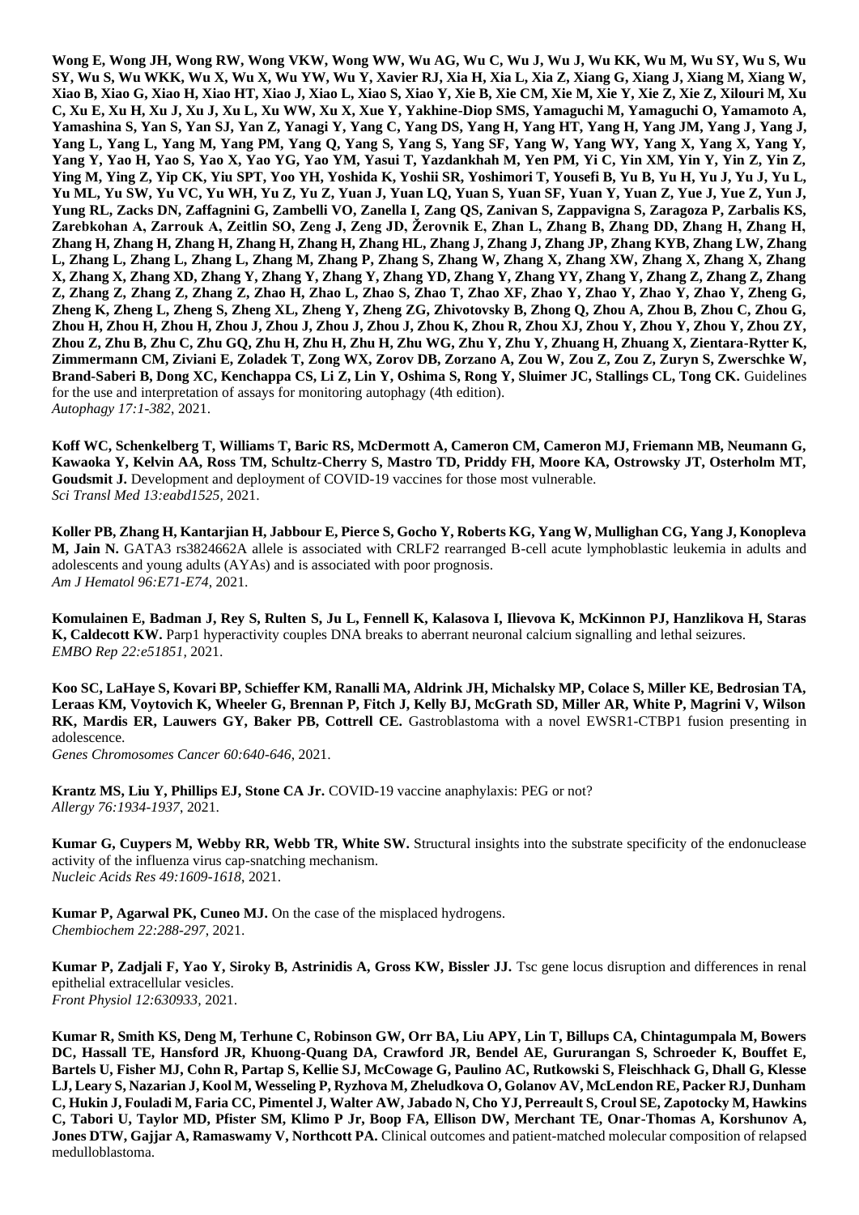**Wong E, Wong JH, Wong RW, Wong VKW, Wong WW, Wu AG, Wu C, Wu J, Wu J, Wu KK, Wu M, Wu SY, Wu S, Wu SY, Wu S, Wu WKK, Wu X, Wu X, Wu YW, Wu Y, Xavier RJ, Xia H, Xia L, Xia Z, Xiang G, Xiang J, Xiang M, Xiang W, Xiao B, Xiao G, Xiao H, Xiao HT, Xiao J, Xiao L, Xiao S, Xiao Y, Xie B, Xie CM, Xie M, Xie Y, Xie Z, Xie Z, Xilouri M, Xu C, Xu E, Xu H, Xu J, Xu J, Xu L, Xu WW, Xu X, Xue Y, Yakhine-Diop SMS, Yamaguchi M, Yamaguchi O, Yamamoto A, Yamashina S, Yan S, Yan SJ, Yan Z, Yanagi Y, Yang C, Yang DS, Yang H, Yang HT, Yang H, Yang JM, Yang J, Yang J, Yang L, Yang L, Yang M, Yang PM, Yang Q, Yang S, Yang S, Yang SF, Yang W, Yang WY, Yang X, Yang X, Yang Y, Yang Y, Yao H, Yao S, Yao X, Yao YG, Yao YM, Yasui T, Yazdankhah M, Yen PM, Yi C, Yin XM, Yin Y, Yin Z, Yin Z, Ying M, Ying Z, Yip CK, Yiu SPT, Yoo YH, Yoshida K, Yoshii SR, Yoshimori T, Yousefi B, Yu B, Yu H, Yu J, Yu J, Yu L, Yu ML, Yu SW, Yu VC, Yu WH, Yu Z, Yu Z, Yuan J, Yuan LQ, Yuan S, Yuan SF, Yuan Y, Yuan Z, Yue J, Yue Z, Yun J, Yung RL, Zacks DN, Zaffagnini G, Zambelli VO, Zanella I, Zang QS, Zanivan S, Zappavigna S, Zaragoza P, Zarbalis KS, Zarebkohan A, Zarrouk A, Zeitlin SO, Zeng J, Zeng JD, Žerovnik E, Zhan L, Zhang B, Zhang DD, Zhang H, Zhang H, Zhang H, Zhang H, Zhang H, Zhang H, Zhang H, Zhang HL, Zhang J, Zhang J, Zhang JP, Zhang KYB, Zhang LW, Zhang L, Zhang L, Zhang L, Zhang L, Zhang M, Zhang P, Zhang S, Zhang W, Zhang X, Zhang XW, Zhang X, Zhang X, Zhang X, Zhang X, Zhang XD, Zhang Y, Zhang Y, Zhang Y, Zhang YD, Zhang Y, Zhang YY, Zhang Y, Zhang Z, Zhang Z, Zhang Z, Zhang Z, Zhang Z, Zhang Z, Zhao H, Zhao L, Zhao S, Zhao T, Zhao XF, Zhao Y, Zhao Y, Zhao Y, Zhao Y, Zheng G, Zheng K, Zheng L, Zheng S, Zheng XL, Zheng Y, Zheng ZG, Zhivotovsky B, Zhong Q, Zhou A, Zhou B, Zhou C, Zhou G, Zhou H, Zhou H, Zhou H, Zhou J, Zhou J, Zhou J, Zhou J, Zhou K, Zhou R, Zhou XJ, Zhou Y, Zhou Y, Zhou Y, Zhou ZY, Zhou Z, Zhu B, Zhu C, Zhu GQ, Zhu H, Zhu H, Zhu H, Zhu WG, Zhu Y, Zhu Y, Zhuang H, Zhuang X, Zientara-Rytter K, Zimmermann CM, Ziviani E, Zoladek T, Zong WX, Zorov DB, Zorzano A, Zou W, Zou Z, Zou Z, Zuryn S, Zwerschke W, Brand-Saberi B, Dong XC, Kenchappa CS, Li Z, Lin Y, Oshima S, Rong Y, Sluimer JC, Stallings CL, Tong CK.** Guidelines for the use and interpretation of assays for monitoring autophagy (4th edition).
*Autophagy 17:1-382*, 2021.

**Koff WC, Schenkelberg T, Williams T, Baric RS, McDermott A, Cameron CM, Cameron MJ, Friemann MB, Neumann G, Kawaoka Y, Kelvin AA, Ross TM, Schultz-Cherry S, Mastro TD, Priddy FH, Moore KA, Ostrowsky JT, Osterholm MT, Goudsmit J.** Development and deployment of COVID-19 vaccines for those most vulnerable.
*Sci Transl Med 13:eabd1525*, 2021.

**Koller PB, Zhang H, Kantarjian H, Jabbour E, Pierce S, Gocho Y, Roberts KG, Yang W, Mullighan CG, Yang J, Konopleva M, Jain N.** GATA3 rs3824662A allele is associated with CRLF2 rearranged B-cell acute lymphoblastic leukemia in adults and adolescents and young adults (AYAs) and is associated with poor prognosis.
*Am J Hematol 96:E71-E74*, 2021.

**Komulainen E, Badman J, Rey S, Rulten S, Ju L, Fennell K, Kalasova I, Ilievova K, McKinnon PJ, Hanzlikova H, Staras K, Caldecott KW.** Parp1 hyperactivity couples DNA breaks to aberrant neuronal calcium signalling and lethal seizures.
*EMBO Rep 22:e51851*, 2021.

**Koo SC, LaHaye S, Kovari BP, Schieffer KM, Ranalli MA, Aldrink JH, Michalsky MP, Colace S, Miller KE, Bedrosian TA, Leraas KM, Voytovich K, Wheeler G, Brennan P, Fitch J, Kelly BJ, McGrath SD, Miller AR, White P, Magrini V, Wilson RK, Mardis ER, Lauwers GY, Baker PB, Cottrell CE.** Gastroblastoma with a novel EWSR1-CTBP1 fusion presenting in adolescence.
*Genes Chromosomes Cancer 60:640-646*, 2021.

**Krantz MS, Liu Y, Phillips EJ, Stone CA Jr.** COVID-19 vaccine anaphylaxis: PEG or not?
*Allergy 76:1934-1937*, 2021.

**Kumar G, Cuypers M, Webby RR, Webb TR, White SW.** Structural insights into the substrate specificity of the endonuclease activity of the influenza virus cap-snatching mechanism.
*Nucleic Acids Res 49:1609-1618*, 2021.

**Kumar P, Agarwal PK, Cuneo MJ.** On the case of the misplaced hydrogens.
*Chembiochem 22:288-297*, 2021.

**Kumar P, Zadjali F, Yao Y, Siroky B, Astrinidis A, Gross KW, Bissler JJ.** Tsc gene locus disruption and differences in renal epithelial extracellular vesicles.
*Front Physiol 12:630933*, 2021.

**Kumar R, Smith KS, Deng M, Terhune C, Robinson GW, Orr BA, Liu APY, Lin T, Billups CA, Chintagumpala M, Bowers DC, Hassall TE, Hansford JR, Khuong-Quang DA, Crawford JR, Bendel AE, Gururangan S, Schroeder K, Bouffet E, Bartels U, Fisher MJ, Cohn R, Partap S, Kellie SJ, McCowage G, Paulino AC, Rutkowski S, Fleischhack G, Dhall G, Klesse LJ, Leary S, Nazarian J, Kool M, Wesseling P, Ryzhova M, Zheludkova O, Golanov AV, McLendon RE, Packer RJ, Dunham C, Hukin J, Fouladi M, Faria CC, Pimentel J, Walter AW, Jabado N, Cho YJ, Perreault S, Croul SE, Zapotocky M, Hawkins C, Tabori U, Taylor MD, Pfister SM, Klimo P Jr, Boop FA, Ellison DW, Merchant TE, Onar-Thomas A, Korshunov A, Jones DTW, Gajjar A, Ramaswamy V, Northcott PA.** Clinical outcomes and patient-matched molecular composition of relapsed medulloblastoma.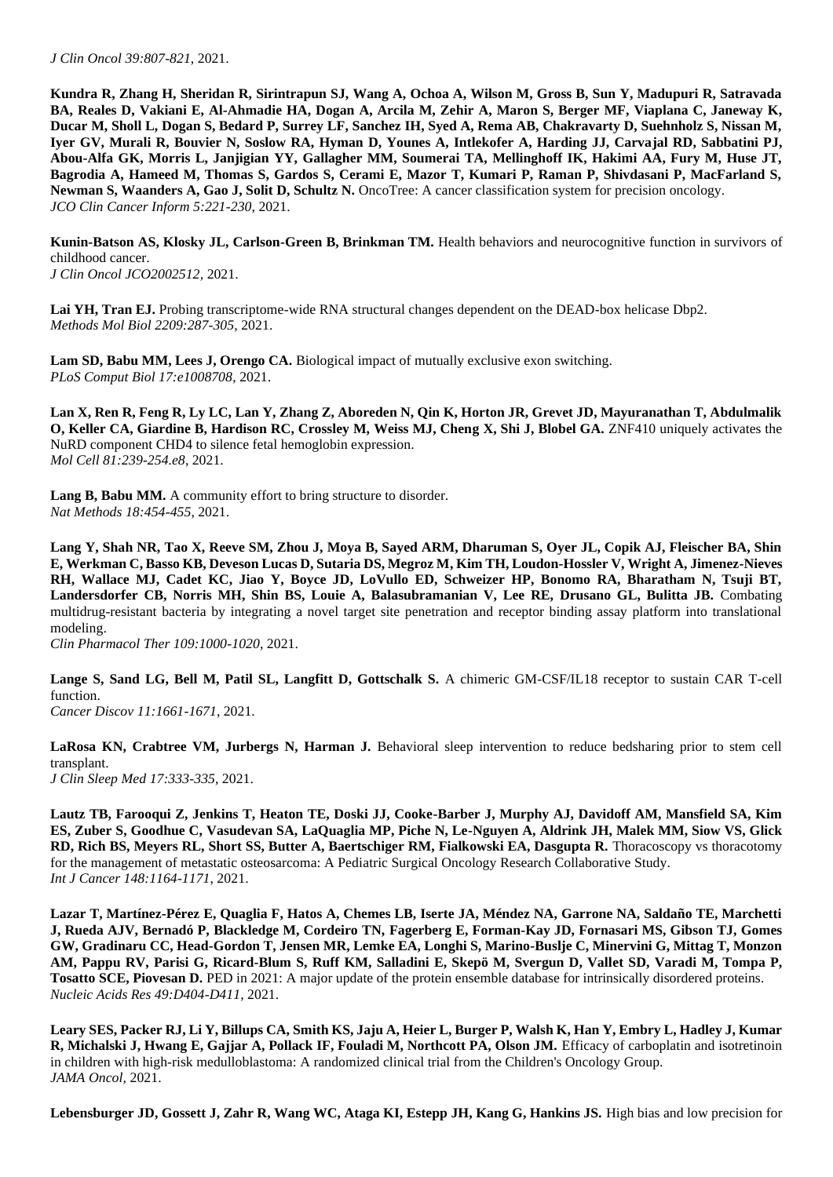*J Clin Oncol 39:807-821*, 2021.

**Kundra R, Zhang H, Sheridan R, Sirintrapun SJ, Wang A, Ochoa A, Wilson M, Gross B, Sun Y, Madupuri R, Satravada BA, Reales D, Vakiani E, Al-Ahmadie HA, Dogan A, Arcila M, Zehir A, Maron S, Berger MF, Viaplana C, Janeway K, Ducar M, Sholl L, Dogan S, Bedard P, Surrey LF, Sanchez IH, Syed A, Rema AB, Chakravarty D, Suehnholz S, Nissan M, Iyer GV, Murali R, Bouvier N, Soslow RA, Hyman D, Younes A, Intlekofer A, Harding JJ, Carvajal RD, Sabbatini PJ, Abou-Alfa GK, Morris L, Janjigian YY, Gallagher MM, Soumerai TA, Mellinghoff IK, Hakimi AA, Fury M, Huse JT, Bagrodia A, Hameed M, Thomas S, Gardos S, Cerami E, Mazor T, Kumari P, Raman P, Shivdasani P, MacFarland S, Newman S, Waanders A, Gao J, Solit D, Schultz N.** OncoTree: A cancer classification system for precision oncology.
*JCO Clin Cancer Inform 5:221-230*, 2021.

**Kunin-Batson AS, Klosky JL, Carlson-Green B, Brinkman TM.** Health behaviors and neurocognitive function in survivors of childhood cancer.
*J Clin Oncol JCO2002512*, 2021.

**Lai YH, Tran EJ.** Probing transcriptome-wide RNA structural changes dependent on the DEAD-box helicase Dbp2.
*Methods Mol Biol 2209:287-305*, 2021.

**Lam SD, Babu MM, Lees J, Orengo CA.** Biological impact of mutually exclusive exon switching.
*PLoS Comput Biol 17:e1008708*, 2021.

**Lan X, Ren R, Feng R, Ly LC, Lan Y, Zhang Z, Aboreden N, Qin K, Horton JR, Grevet JD, Mayuranathan T, Abdulmalik O, Keller CA, Giardine B, Hardison RC, Crossley M, Weiss MJ, Cheng X, Shi J, Blobel GA.** ZNF410 uniquely activates the NuRD component CHD4 to silence fetal hemoglobin expression.
*Mol Cell 81:239-254.e8*, 2021.

**Lang B, Babu MM.** A community effort to bring structure to disorder.
*Nat Methods 18:454-455*, 2021.

**Lang Y, Shah NR, Tao X, Reeve SM, Zhou J, Moya B, Sayed ARM, Dharuman S, Oyer JL, Copik AJ, Fleischer BA, Shin E, Werkman C, Basso KB, Deveson Lucas D, Sutaria DS, Megroz M, Kim TH, Loudon-Hossler V, Wright A, Jimenez-Nieves RH, Wallace MJ, Cadet KC, Jiao Y, Boyce JD, LoVullo ED, Schweizer HP, Bonomo RA, Bharatham N, Tsuji BT, Landersdorfer CB, Norris MH, Shin BS, Louie A, Balasubramanian V, Lee RE, Drusano GL, Bulitta JB.** Combating multidrug-resistant bacteria by integrating a novel target site penetration and receptor binding assay platform into translational modeling.
*Clin Pharmacol Ther 109:1000-1020*, 2021.

**Lange S, Sand LG, Bell M, Patil SL, Langfitt D, Gottschalk S.** A chimeric GM-CSF/IL18 receptor to sustain CAR T-cell function.
*Cancer Discov 11:1661-1671*, 2021.

**LaRosa KN, Crabtree VM, Jurbergs N, Harman J.** Behavioral sleep intervention to reduce bedsharing prior to stem cell transplant.
*J Clin Sleep Med 17:333-335*, 2021.

**Lautz TB, Farooqui Z, Jenkins T, Heaton TE, Doski JJ, Cooke-Barber J, Murphy AJ, Davidoff AM, Mansfield SA, Kim ES, Zuber S, Goodhue C, Vasudevan SA, LaQuaglia MP, Piche N, Le-Nguyen A, Aldrink JH, Malek MM, Siow VS, Glick RD, Rich BS, Meyers RL, Short SS, Butter A, Baertschiger RM, Fialkowski EA, Dasgupta R.** Thoracoscopy vs thoracotomy for the management of metastatic osteosarcoma: A Pediatric Surgical Oncology Research Collaborative Study.
*Int J Cancer 148:1164-1171*, 2021.

**Lazar T, Martínez-Pérez E, Quaglia F, Hatos A, Chemes LB, Iserte JA, Méndez NA, Garrone NA, Saldaño TE, Marchetti J, Rueda AJV, Bernadó P, Blackledge M, Cordeiro TN, Fagerberg E, Forman-Kay JD, Fornasari MS, Gibson TJ, Gomes GW, Gradinaru CC, Head-Gordon T, Jensen MR, Lemke EA, Longhi S, Marino-Buslje C, Minervini G, Mittag T, Monzon AM, Pappu RV, Parisi G, Ricard-Blum S, Ruff KM, Salladini E, Skepö M, Svergun D, Vallet SD, Varadi M, Tompa P, Tosatto SCE, Piovesan D.** PED in 2021: A major update of the protein ensemble database for intrinsically disordered proteins.
*Nucleic Acids Res 49:D404-D411*, 2021.

**Leary SES, Packer RJ, Li Y, Billups CA, Smith KS, Jaju A, Heier L, Burger P, Walsh K, Han Y, Embry L, Hadley J, Kumar R, Michalski J, Hwang E, Gajjar A, Pollack IF, Fouladi M, Northcott PA, Olson JM.** Efficacy of carboplatin and isotretinoin in children with high-risk medulloblastoma: A randomized clinical trial from the Children's Oncology Group.
*JAMA Oncol*, 2021.

**Lebensburger JD, Gossett J, Zahr R, Wang WC, Ataga KI, Estepp JH, Kang G, Hankins JS.** High bias and low precision for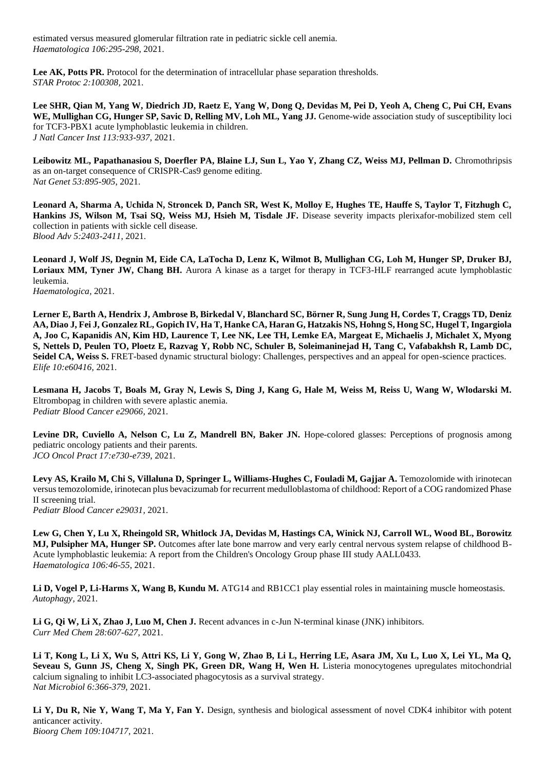estimated versus measured glomerular filtration rate in pediatric sickle cell anemia.
*Haematologica 106:295-298*, 2021.

**Lee AK, Potts PR.** Protocol for the determination of intracellular phase separation thresholds.
*STAR Protoc 2:100308*, 2021.

**Lee SHR, Qian M, Yang W, Diedrich JD, Raetz E, Yang W, Dong Q, Devidas M, Pei D, Yeoh A, Cheng C, Pui CH, Evans WE, Mullighan CG, Hunger SP, Savic D, Relling MV, Loh ML, Yang JJ.** Genome-wide association study of susceptibility loci for TCF3-PBX1 acute lymphoblastic leukemia in children.
*J Natl Cancer Inst 113:933-937*, 2021.

**Leibowitz ML, Papathanasiou S, Doerfler PA, Blaine LJ, Sun L, Yao Y, Zhang CZ, Weiss MJ, Pellman D.** Chromothripsis as an on-target consequence of CRISPR-Cas9 genome editing.
*Nat Genet 53:895-905*, 2021.

**Leonard A, Sharma A, Uchida N, Stroncek D, Panch SR, West K, Molloy E, Hughes TE, Hauffe S, Taylor T, Fitzhugh C, Hankins JS, Wilson M, Tsai SQ, Weiss MJ, Hsieh M, Tisdale JF.** Disease severity impacts plerixafor-mobilized stem cell collection in patients with sickle cell disease.
*Blood Adv 5:2403-2411*, 2021.

**Leonard J, Wolf JS, Degnin M, Eide CA, LaTocha D, Lenz K, Wilmot B, Mullighan CG, Loh M, Hunger SP, Druker BJ, Loriaux MM, Tyner JW, Chang BH.** Aurora A kinase as a target for therapy in TCF3-HLF rearranged acute lymphoblastic leukemia.
*Haematologica,* 2021.

**Lerner E, Barth A, Hendrix J, Ambrose B, Birkedal V, Blanchard SC, Börner R, Sung Jung H, Cordes T, Craggs TD, Deniz AA, Diao J, Fei J, Gonzalez RL, Gopich IV, Ha T, Hanke CA, Haran G, Hatzakis NS, Hohng S, Hong SC, Hugel T, Ingargiola A, Joo C, Kapanidis AN, Kim HD, Laurence T, Lee NK, Lee TH, Lemke EA, Margeat E, Michaelis J, Michalet X, Myong S, Nettels D, Peulen TO, Ploetz E, Razvag Y, Robb NC, Schuler B, Soleimaninejad H, Tang C, Vafabakhsh R, Lamb DC, Seidel CA, Weiss S.** FRET-based dynamic structural biology: Challenges, perspectives and an appeal for open-science practices.
*Elife 10:e60416*, 2021.

**Lesmana H, Jacobs T, Boals M, Gray N, Lewis S, Ding J, Kang G, Hale M, Weiss M, Reiss U, Wang W, Wlodarski M.** Eltrombopag in children with severe aplastic anemia.
*Pediatr Blood Cancer e29066*, 2021.

**Levine DR, Cuviello A, Nelson C, Lu Z, Mandrell BN, Baker JN.** Hope-colored glasses: Perceptions of prognosis among pediatric oncology patients and their parents.
*JCO Oncol Pract 17:e730-e739*, 2021.

**Levy AS, Krailo M, Chi S, Villaluna D, Springer L, Williams-Hughes C, Fouladi M, Gajjar A.** Temozolomide with irinotecan versus temozolomide, irinotecan plus bevacizumab for recurrent medulloblastoma of childhood: Report of a COG randomized Phase II screening trial.
*Pediatr Blood Cancer e29031*, 2021.

**Lew G, Chen Y, Lu X, Rheingold SR, Whitlock JA, Devidas M, Hastings CA, Winick NJ, Carroll WL, Wood BL, Borowitz MJ, Pulsipher MA, Hunger SP.** Outcomes after late bone marrow and very early central nervous system relapse of childhood B-Acute lymphoblastic leukemia: A report from the Children's Oncology Group phase III study AALL0433.
*Haematologica 106:46-55*, 2021.

**Li D, Vogel P, Li-Harms X, Wang B, Kundu M.** ATG14 and RB1CC1 play essential roles in maintaining muscle homeostasis.
*Autophagy,* 2021.

**Li G, Qi W, Li X, Zhao J, Luo M, Chen J.** Recent advances in c-Jun N-terminal kinase (JNK) inhibitors.
*Curr Med Chem 28:607-627*, 2021.

**Li T, Kong L, Li X, Wu S, Attri KS, Li Y, Gong W, Zhao B, Li L, Herring LE, Asara JM, Xu L, Luo X, Lei YL, Ma Q, Seveau S, Gunn JS, Cheng X, Singh PK, Green DR, Wang H, Wen H.** Listeria monocytogenes upregulates mitochondrial calcium signaling to inhibit LC3-associated phagocytosis as a survival strategy.
*Nat Microbiol 6:366-379*, 2021.

**Li Y, Du R, Nie Y, Wang T, Ma Y, Fan Y.** Design, synthesis and biological assessment of novel CDK4 inhibitor with potent anticancer activity.
*Bioorg Chem 109:104717*, 2021.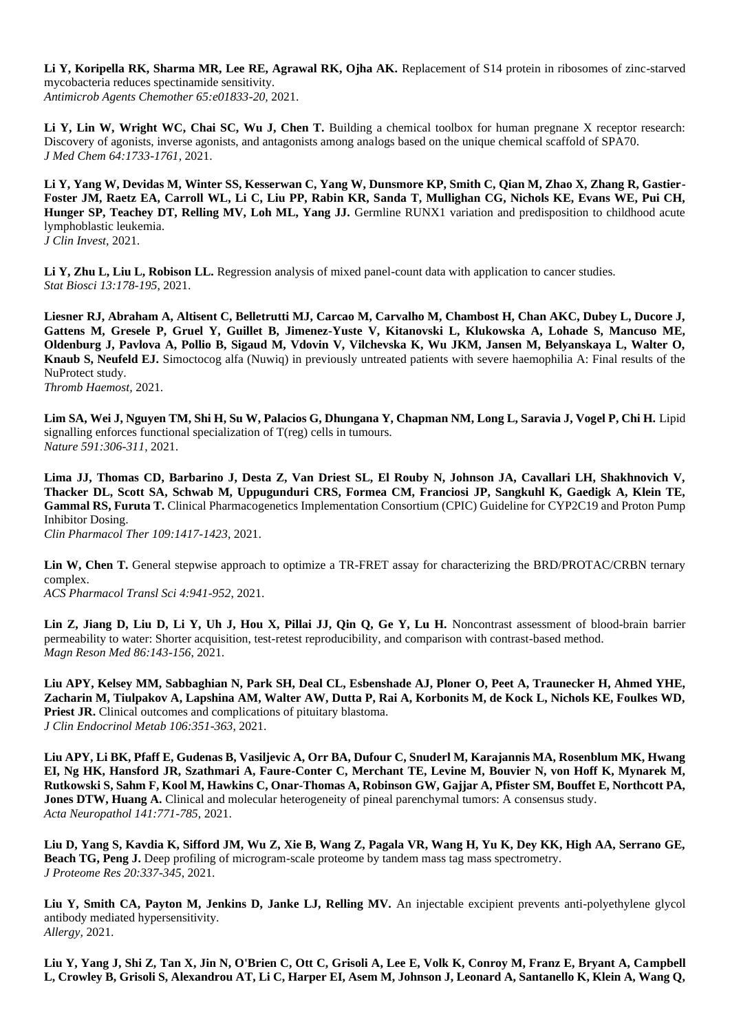**Li Y, Koripella RK, Sharma MR, Lee RE, Agrawal RK, Ojha AK.** Replacement of S14 protein in ribosomes of zinc-starved mycobacteria reduces spectinamide sensitivity.
*Antimicrob Agents Chemother 65:e01833-20*, 2021.

**Li Y, Lin W, Wright WC, Chai SC, Wu J, Chen T.** Building a chemical toolbox for human pregnane X receptor research: Discovery of agonists, inverse agonists, and antagonists among analogs based on the unique chemical scaffold of SPA70.
*J Med Chem 64:1733-1761*, 2021.

**Li Y, Yang W, Devidas M, Winter SS, Kesserwan C, Yang W, Dunsmore KP, Smith C, Qian M, Zhao X, Zhang R, Gastier-Foster JM, Raetz EA, Carroll WL, Li C, Liu PP, Rabin KR, Sanda T, Mullighan CG, Nichols KE, Evans WE, Pui CH, Hunger SP, Teachey DT, Relling MV, Loh ML, Yang JJ.** Germline RUNX1 variation and predisposition to childhood acute lymphoblastic leukemia.
*J Clin Invest*, 2021.

**Li Y, Zhu L, Liu L, Robison LL.** Regression analysis of mixed panel-count data with application to cancer studies.
*Stat Biosci 13:178-195*, 2021.

**Liesner RJ, Abraham A, Altisent C, Belletrutti MJ, Carcao M, Carvalho M, Chambost H, Chan AKC, Dubey L, Ducore J, Gattens M, Gresele P, Gruel Y, Guillet B, Jimenez-Yuste V, Kitanovski L, Klukowska A, Lohade S, Mancuso ME, Oldenburg J, Pavlova A, Pollio B, Sigaud M, Vdovin V, Vilchevska K, Wu JKM, Jansen M, Belyanskaya L, Walter O, Knaub S, Neufeld EJ.** Simoctocog alfa (Nuwiq) in previously untreated patients with severe haemophilia A: Final results of the NuProtect study.
*Thromb Haemost*, 2021.

**Lim SA, Wei J, Nguyen TM, Shi H, Su W, Palacios G, Dhungana Y, Chapman NM, Long L, Saravia J, Vogel P, Chi H.** Lipid signalling enforces functional specialization of T(reg) cells in tumours.
*Nature 591:306-311*, 2021.

**Lima JJ, Thomas CD, Barbarino J, Desta Z, Van Driest SL, El Rouby N, Johnson JA, Cavallari LH, Shakhnovich V, Thacker DL, Scott SA, Schwab M, Uppugunduri CRS, Formea CM, Franciosi JP, Sangkuhl K, Gaedigk A, Klein TE, Gammal RS, Furuta T.** Clinical Pharmacogenetics Implementation Consortium (CPIC) Guideline for CYP2C19 and Proton Pump Inhibitor Dosing.
*Clin Pharmacol Ther 109:1417-1423*, 2021.

**Lin W, Chen T.** General stepwise approach to optimize a TR-FRET assay for characterizing the BRD/PROTAC/CRBN ternary complex.
*ACS Pharmacol Transl Sci 4:941-952*, 2021.

**Lin Z, Jiang D, Liu D, Li Y, Uh J, Hou X, Pillai JJ, Qin Q, Ge Y, Lu H.** Noncontrast assessment of blood-brain barrier permeability to water: Shorter acquisition, test-retest reproducibility, and comparison with contrast-based method.
*Magn Reson Med 86:143-156*, 2021.

**Liu APY, Kelsey MM, Sabbaghian N, Park SH, Deal CL, Esbenshade AJ, Ploner O, Peet A, Traunecker H, Ahmed YHE, Zacharin M, Tiulpakov A, Lapshina AM, Walter AW, Dutta P, Rai A, Korbonits M, de Kock L, Nichols KE, Foulkes WD, Priest JR.** Clinical outcomes and complications of pituitary blastoma.
*J Clin Endocrinol Metab 106:351-363*, 2021.

**Liu APY, Li BK, Pfaff E, Gudenas B, Vasiljevic A, Orr BA, Dufour C, Snuderl M, Karajannis MA, Rosenblum MK, Hwang EI, Ng HK, Hansford JR, Szathmari A, Faure-Conter C, Merchant TE, Levine M, Bouvier N, von Hoff K, Mynarek M, Rutkowski S, Sahm F, Kool M, Hawkins C, Onar-Thomas A, Robinson GW, Gajjar A, Pfister SM, Bouffet E, Northcott PA, Jones DTW, Huang A.** Clinical and molecular heterogeneity of pineal parenchymal tumors: A consensus study.
*Acta Neuropathol 141:771-785*, 2021.

**Liu D, Yang S, Kavdia K, Sifford JM, Wu Z, Xie B, Wang Z, Pagala VR, Wang H, Yu K, Dey KK, High AA, Serrano GE, Beach TG, Peng J.** Deep profiling of microgram-scale proteome by tandem mass tag mass spectrometry.
*J Proteome Res 20:337-345*, 2021.

**Liu Y, Smith CA, Payton M, Jenkins D, Janke LJ, Relling MV.** An injectable excipient prevents anti-polyethylene glycol antibody mediated hypersensitivity.
*Allergy*, 2021.

**Liu Y, Yang J, Shi Z, Tan X, Jin N, O'Brien C, Ott C, Grisoli A, Lee E, Volk K, Conroy M, Franz E, Bryant A, Campbell L, Crowley B, Grisoli S, Alexandrou AT, Li C, Harper EI, Asem M, Johnson J, Leonard A, Santanello K, Klein A, Wang Q,**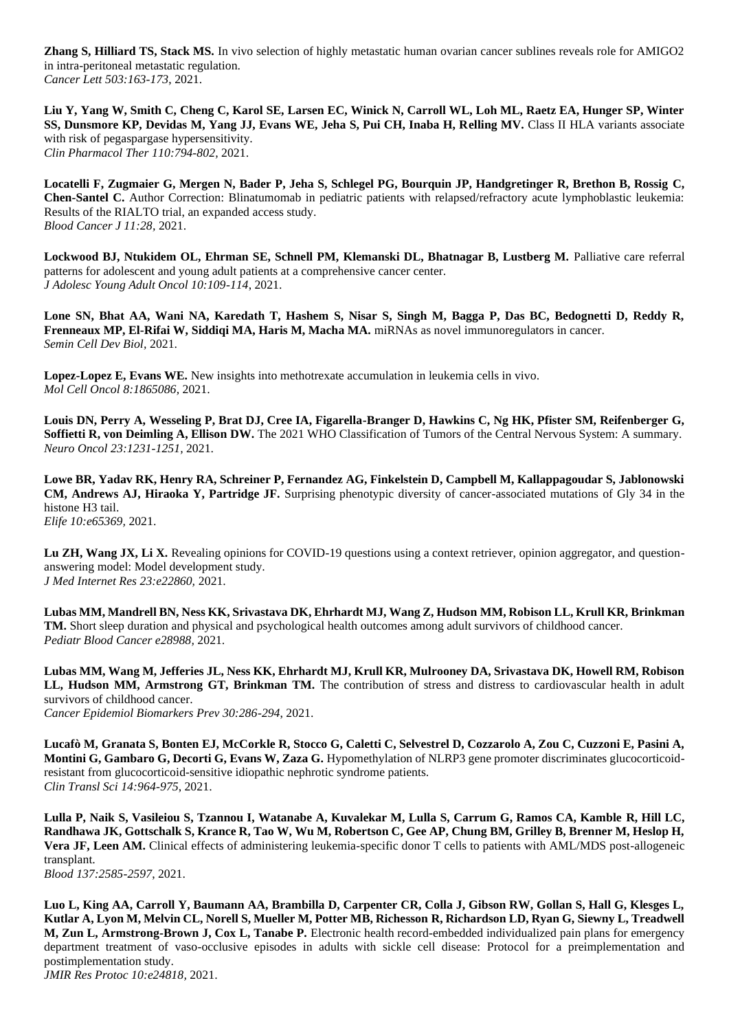**Zhang S, Hilliard TS, Stack MS.** In vivo selection of highly metastatic human ovarian cancer sublines reveals role for AMIGO2 in intra-peritoneal metastatic regulation.
*Cancer Lett 503:163-173*, 2021.

**Liu Y, Yang W, Smith C, Cheng C, Karol SE, Larsen EC, Winick N, Carroll WL, Loh ML, Raetz EA, Hunger SP, Winter SS, Dunsmore KP, Devidas M, Yang JJ, Evans WE, Jeha S, Pui CH, Inaba H, Relling MV.** Class II HLA variants associate with risk of pegaspargase hypersensitivity.
*Clin Pharmacol Ther 110:794-802*, 2021.

**Locatelli F, Zugmaier G, Mergen N, Bader P, Jeha S, Schlegel PG, Bourquin JP, Handgretinger R, Brethon B, Rossig C, Chen-Santel C.** Author Correction: Blinatumomab in pediatric patients with relapsed/refractory acute lymphoblastic leukemia: Results of the RIALTO trial, an expanded access study.
*Blood Cancer J 11:28*, 2021.

**Lockwood BJ, Ntukidem OL, Ehrman SE, Schnell PM, Klemanski DL, Bhatnagar B, Lustberg M.** Palliative care referral patterns for adolescent and young adult patients at a comprehensive cancer center.
*J Adolesc Young Adult Oncol 10:109-114*, 2021.

**Lone SN, Bhat AA, Wani NA, Karedath T, Hashem S, Nisar S, Singh M, Bagga P, Das BC, Bedognetti D, Reddy R, Frenneaux MP, El-Rifai W, Siddiqi MA, Haris M, Macha MA.** miRNAs as novel immunoregulators in cancer.
*Semin Cell Dev Biol*, 2021.

**Lopez-Lopez E, Evans WE.** New insights into methotrexate accumulation in leukemia cells in vivo.
*Mol Cell Oncol 8:1865086*, 2021.

**Louis DN, Perry A, Wesseling P, Brat DJ, Cree IA, Figarella-Branger D, Hawkins C, Ng HK, Pfister SM, Reifenberger G, Soffietti R, von Deimling A, Ellison DW.** The 2021 WHO Classification of Tumors of the Central Nervous System: A summary.
*Neuro Oncol 23:1231-1251*, 2021.

**Lowe BR, Yadav RK, Henry RA, Schreiner P, Fernandez AG, Finkelstein D, Campbell M, Kallappagoudar S, Jablonowski CM, Andrews AJ, Hiraoka Y, Partridge JF.** Surprising phenotypic diversity of cancer-associated mutations of Gly 34 in the histone H3 tail.
*Elife 10:e65369*, 2021.

**Lu ZH, Wang JX, Li X.** Revealing opinions for COVID-19 questions using a context retriever, opinion aggregator, and question-answering model: Model development study.
*J Med Internet Res 23:e22860*, 2021.

**Lubas MM, Mandrell BN, Ness KK, Srivastava DK, Ehrhardt MJ, Wang Z, Hudson MM, Robison LL, Krull KR, Brinkman TM.** Short sleep duration and physical and psychological health outcomes among adult survivors of childhood cancer.
*Pediatr Blood Cancer e28988*, 2021.

**Lubas MM, Wang M, Jefferies JL, Ness KK, Ehrhardt MJ, Krull KR, Mulrooney DA, Srivastava DK, Howell RM, Robison LL, Hudson MM, Armstrong GT, Brinkman TM.** The contribution of stress and distress to cardiovascular health in adult survivors of childhood cancer.
*Cancer Epidemiol Biomarkers Prev 30:286-294*, 2021.

**Lucafò M, Granata S, Bonten EJ, McCorkle R, Stocco G, Caletti C, Selvestrel D, Cozzarolo A, Zou C, Cuzzoni E, Pasini A, Montini G, Gambaro G, Decorti G, Evans W, Zaza G.** Hypomethylation of NLRP3 gene promoter discriminates glucocorticoid-resistant from glucocorticoid-sensitive idiopathic nephrotic syndrome patients.
*Clin Transl Sci 14:964-975*, 2021.

**Lulla P, Naik S, Vasileiou S, Tzannou I, Watanabe A, Kuvalekar M, Lulla S, Carrum G, Ramos CA, Kamble R, Hill LC, Randhawa JK, Gottschalk S, Krance R, Tao W, Wu M, Robertson C, Gee AP, Chung BM, Grilley B, Brenner M, Heslop H, Vera JF, Leen AM.** Clinical effects of administering leukemia-specific donor T cells to patients with AML/MDS post-allogeneic transplant.
*Blood 137:2585-2597*, 2021.

**Luo L, King AA, Carroll Y, Baumann AA, Brambilla D, Carpenter CR, Colla J, Gibson RW, Gollan S, Hall G, Klesges L, Kutlar A, Lyon M, Melvin CL, Norell S, Mueller M, Potter MB, Richesson R, Richardson LD, Ryan G, Siewny L, Treadwell M, Zun L, Armstrong-Brown J, Cox L, Tanabe P.** Electronic health record-embedded individualized pain plans for emergency department treatment of vaso-occlusive episodes in adults with sickle cell disease: Protocol for a preimplementation and postimplementation study.
*JMIR Res Protoc 10:e24818*, 2021.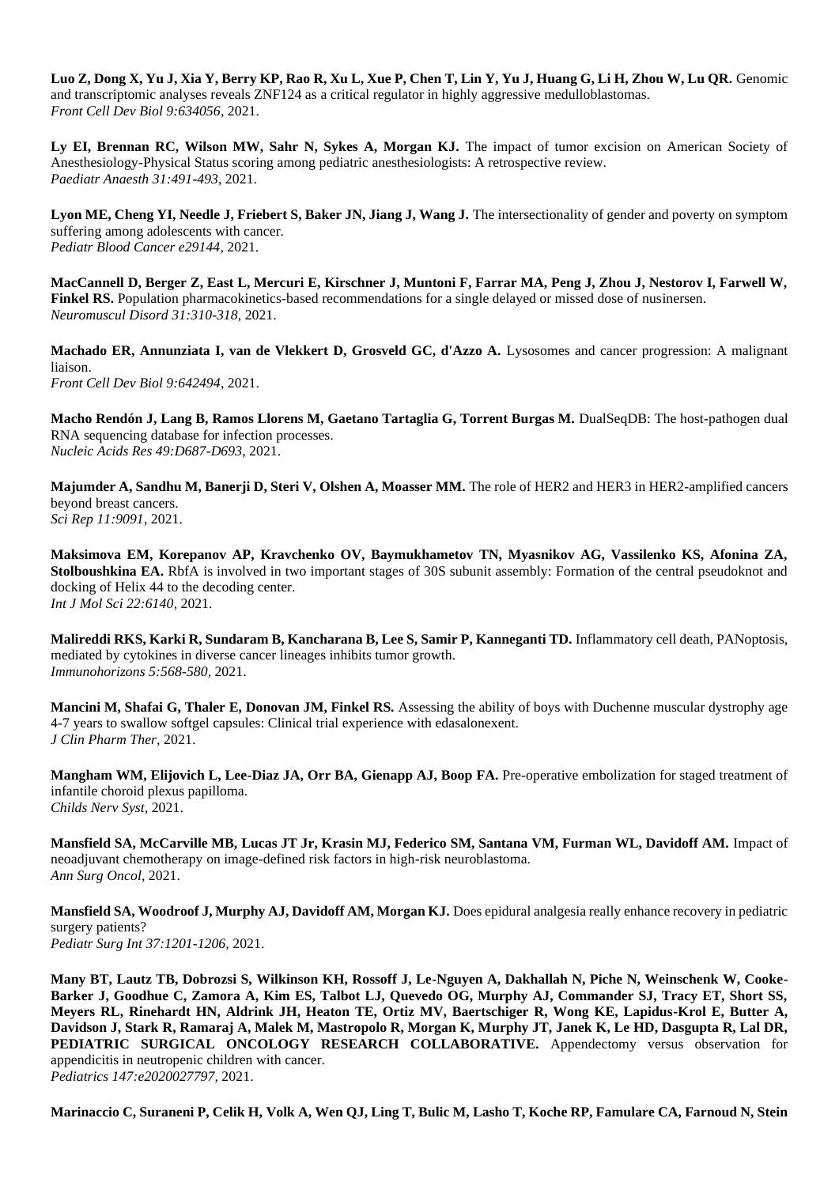**Luo Z, Dong X, Yu J, Xia Y, Berry KP, Rao R, Xu L, Xue P, Chen T, Lin Y, Yu J, Huang G, Li H, Zhou W, Lu QR.** Genomic and transcriptomic analyses reveals ZNF124 as a critical regulator in highly aggressive medulloblastomas.
*Front Cell Dev Biol 9:634056*, 2021.

**Ly EI, Brennan RC, Wilson MW, Sahr N, Sykes A, Morgan KJ.** The impact of tumor excision on American Society of Anesthesiology-Physical Status scoring among pediatric anesthesiologists: A retrospective review.
*Paediatr Anaesth 31:491-493*, 2021.

**Lyon ME, Cheng YI, Needle J, Friebert S, Baker JN, Jiang J, Wang J.** The intersectionality of gender and poverty on symptom suffering among adolescents with cancer.
*Pediatr Blood Cancer e29144*, 2021.

**MacCannell D, Berger Z, East L, Mercuri E, Kirschner J, Muntoni F, Farrar MA, Peng J, Zhou J, Nestorov I, Farwell W, Finkel RS.** Population pharmacokinetics-based recommendations for a single delayed or missed dose of nusinersen.
*Neuromuscul Disord 31:310-318*, 2021.

**Machado ER, Annunziata I, van de Vlekkert D, Grosveld GC, d'Azzo A.** Lysosomes and cancer progression: A malignant liaison.
*Front Cell Dev Biol 9:642494*, 2021.

**Macho Rendón J, Lang B, Ramos Llorens M, Gaetano Tartaglia G, Torrent Burgas M.** DualSeqDB: The host-pathogen dual RNA sequencing database for infection processes.
*Nucleic Acids Res 49:D687-D693*, 2021.

**Majumder A, Sandhu M, Banerji D, Steri V, Olshen A, Moasser MM.** The role of HER2 and HER3 in HER2-amplified cancers beyond breast cancers.
*Sci Rep 11:9091*, 2021.

**Maksimova EM, Korepanov AP, Kravchenko OV, Baymukhametov TN, Myasnikov AG, Vassilenko KS, Afonina ZA, Stolboushkina EA.** RbfA is involved in two important stages of 30S subunit assembly: Formation of the central pseudoknot and docking of Helix 44 to the decoding center.
*Int J Mol Sci 22:6140*, 2021.

**Malireddi RKS, Karki R, Sundaram B, Kancharana B, Lee S, Samir P, Kanneganti TD.** Inflammatory cell death, PANoptosis, mediated by cytokines in diverse cancer lineages inhibits tumor growth.
*Immunohorizons 5:568-580*, 2021.

**Mancini M, Shafai G, Thaler E, Donovan JM, Finkel RS.** Assessing the ability of boys with Duchenne muscular dystrophy age 4-7 years to swallow softgel capsules: Clinical trial experience with edasalonexent.
*J Clin Pharm Ther*, 2021.

**Mangham WM, Elijovich L, Lee-Diaz JA, Orr BA, Gienapp AJ, Boop FA.** Pre-operative embolization for staged treatment of infantile choroid plexus papilloma.
*Childs Nerv Syst*, 2021.

**Mansfield SA, McCarville MB, Lucas JT Jr, Krasin MJ, Federico SM, Santana VM, Furman WL, Davidoff AM.** Impact of neoadjuvant chemotherapy on image-defined risk factors in high-risk neuroblastoma.
*Ann Surg Oncol*, 2021.

**Mansfield SA, Woodroof J, Murphy AJ, Davidoff AM, Morgan KJ.** Does epidural analgesia really enhance recovery in pediatric surgery patients?
*Pediatr Surg Int 37:1201-1206*, 2021.

**Many BT, Lautz TB, Dobrozsi S, Wilkinson KH, Rossoff J, Le-Nguyen A, Dakhallah N, Piche N, Weinschenk W, Cooke-Barker J, Goodhue C, Zamora A, Kim ES, Talbot LJ, Quevedo OG, Murphy AJ, Commander SJ, Tracy ET, Short SS, Meyers RL, Rinehardt HN, Aldrink JH, Heaton TE, Ortiz MV, Baertschiger R, Wong KE, Lapidus-Krol E, Butter A, Davidson J, Stark R, Ramaraj A, Malek M, Mastropolo R, Morgan K, Murphy JT, Janek K, Le HD, Dasgupta R, Lal DR, PEDIATRIC SURGICAL ONCOLOGY RESEARCH COLLABORATIVE.** Appendectomy versus observation for appendicitis in neutropenic children with cancer.
*Pediatrics 147:e2020027797*, 2021.

**Marinaccio C, Suraneni P, Celik H, Volk A, Wen QJ, Ling T, Bulic M, Lasho T, Koche RP, Famulare CA, Farnoud N, Stein**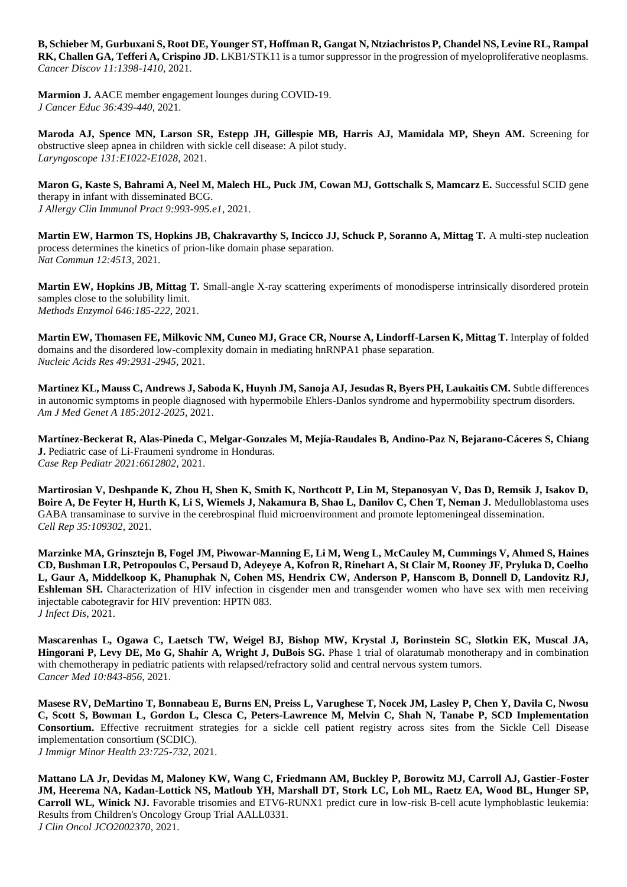**B, Schieber M, Gurbuxani S, Root DE, Younger ST, Hoffman R, Gangat N, Ntziachristos P, Chandel NS, Levine RL, Rampal RK, Challen GA, Tefferi A, Crispino JD.** LKB1/STK11 is a tumor suppressor in the progression of myeloproliferative neoplasms. *Cancer Discov 11:1398-1410*, 2021.

**Marmion J.** AACE member engagement lounges during COVID-19. *J Cancer Educ 36:439-440*, 2021.

**Maroda AJ, Spence MN, Larson SR, Estepp JH, Gillespie MB, Harris AJ, Mamidala MP, Sheyn AM.** Screening for obstructive sleep apnea in children with sickle cell disease: A pilot study. *Laryngoscope 131:E1022-E1028*, 2021.

**Maron G, Kaste S, Bahrami A, Neel M, Malech HL, Puck JM, Cowan MJ, Gottschalk S, Mamcarz E.** Successful SCID gene therapy in infant with disseminated BCG. *J Allergy Clin Immunol Pract 9:993-995.e1*, 2021.

**Martin EW, Harmon TS, Hopkins JB, Chakravarthy S, Incicco JJ, Schuck P, Soranno A, Mittag T.** A multi-step nucleation process determines the kinetics of prion-like domain phase separation. *Nat Commun 12:4513*, 2021.

**Martin EW, Hopkins JB, Mittag T.** Small-angle X-ray scattering experiments of monodisperse intrinsically disordered protein samples close to the solubility limit. *Methods Enzymol 646:185-222*, 2021.

**Martin EW, Thomasen FE, Milkovic NM, Cuneo MJ, Grace CR, Nourse A, Lindorff-Larsen K, Mittag T.** Interplay of folded domains and the disordered low-complexity domain in mediating hnRNPA1 phase separation. *Nucleic Acids Res 49:2931-2945*, 2021.

**Martinez KL, Mauss C, Andrews J, Saboda K, Huynh JM, Sanoja AJ, Jesudas R, Byers PH, Laukaitis CM.** Subtle differences in autonomic symptoms in people diagnosed with hypermobile Ehlers-Danlos syndrome and hypermobility spectrum disorders. *Am J Med Genet A 185:2012-2025*, 2021.

**Martínez-Beckerat R, Alas-Pineda C, Melgar-Gonzales M, Mejía-Raudales B, Andino-Paz N, Bejarano-Cáceres S, Chiang J.** Pediatric case of Li-Fraumeni syndrome in Honduras. *Case Rep Pediatr 2021:6612802*, 2021.

**Martirosian V, Deshpande K, Zhou H, Shen K, Smith K, Northcott P, Lin M, Stepanosyan V, Das D, Remsik J, Isakov D, Boire A, De Feyter H, Hurth K, Li S, Wiemels J, Nakamura B, Shao L, Danilov C, Chen T, Neman J.** Medulloblastoma uses GABA transaminase to survive in the cerebrospinal fluid microenvironment and promote leptomeningeal dissemination. *Cell Rep 35:109302*, 2021.

**Marzinke MA, Grinsztejn B, Fogel JM, Piwowar-Manning E, Li M, Weng L, McCauley M, Cummings V, Ahmed S, Haines CD, Bushman LR, Petropoulos C, Persaud D, Adeyeye A, Kofron R, Rinehart A, St Clair M, Rooney JF, Pryluka D, Coelho L, Gaur A, Middelkoop K, Phanuphak N, Cohen MS, Hendrix CW, Anderson P, Hanscom B, Donnell D, Landovitz RJ, Eshleman SH.** Characterization of HIV infection in cisgender men and transgender women who have sex with men receiving injectable cabotegravir for HIV prevention: HPTN 083. *J Infect Dis*, 2021.

**Mascarenhas L, Ogawa C, Laetsch TW, Weigel BJ, Bishop MW, Krystal J, Borinstein SC, Slotkin EK, Muscal JA, Hingorani P, Levy DE, Mo G, Shahir A, Wright J, DuBois SG.** Phase 1 trial of olaratumab monotherapy and in combination with chemotherapy in pediatric patients with relapsed/refractory solid and central nervous system tumors. *Cancer Med 10:843-856*, 2021.

**Masese RV, DeMartino T, Bonnabeau E, Burns EN, Preiss L, Varughese T, Nocek JM, Lasley P, Chen Y, Davila C, Nwosu C, Scott S, Bowman L, Gordon L, Clesca C, Peters-Lawrence M, Melvin C, Shah N, Tanabe P, SCD Implementation Consortium.** Effective recruitment strategies for a sickle cell patient registry across sites from the Sickle Cell Disease implementation consortium (SCDIC). *J Immigr Minor Health 23:725-732*, 2021.

**Mattano LA Jr, Devidas M, Maloney KW, Wang C, Friedmann AM, Buckley P, Borowitz MJ, Carroll AJ, Gastier-Foster JM, Heerema NA, Kadan-Lottick NS, Matloub YH, Marshall DT, Stork LC, Loh ML, Raetz EA, Wood BL, Hunger SP, Carroll WL, Winick NJ.** Favorable trisomies and ETV6-RUNX1 predict cure in low-risk B-cell acute lymphoblastic leukemia: Results from Children's Oncology Group Trial AALL0331. *J Clin Oncol JCO2002370*, 2021.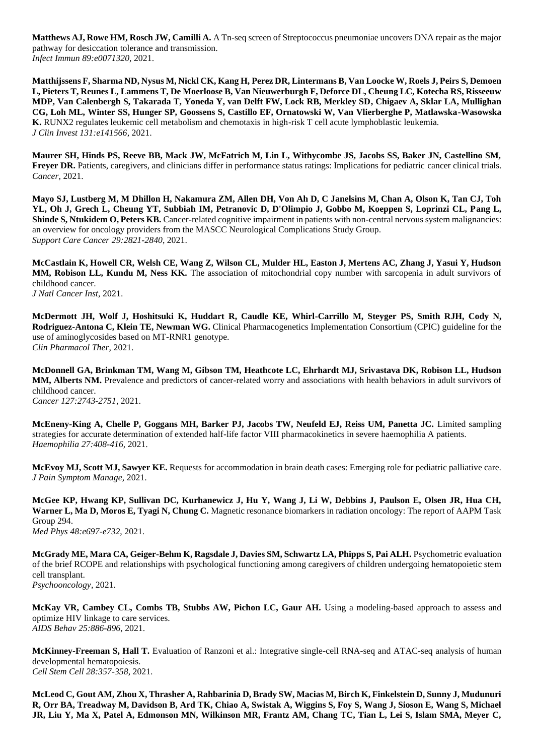**Matthews AJ, Rowe HM, Rosch JW, Camilli A.** A Tn-seq screen of Streptococcus pneumoniae uncovers DNA repair as the major pathway for desiccation tolerance and transmission.
*Infect Immun 89:e0071320*, 2021.

**Matthijssens F, Sharma ND, Nysus M, Nickl CK, Kang H, Perez DR, Lintermans B, Van Loocke W, Roels J, Peirs S, Demoen L, Pieters T, Reunes L, Lammens T, De Moerloose B, Van Nieuwerburgh F, Deforce DL, Cheung LC, Kotecha RS, Risseeuw MDP, Van Calenbergh S, Takarada T, Yoneda Y, van Delft FW, Lock RB, Merkley SD, Chigaev A, Sklar LA, Mullighan CG, Loh ML, Winter SS, Hunger SP, Goossens S, Castillo EF, Ornatowski W, Van Vlierberghe P, Matlawska-Wasowska K.** RUNX2 regulates leukemic cell metabolism and chemotaxis in high-risk T cell acute lymphoblastic leukemia.
*J Clin Invest 131:e141566*, 2021.

**Maurer SH, Hinds PS, Reeve BB, Mack JW, McFatrich M, Lin L, Withycombe JS, Jacobs SS, Baker JN, Castellino SM, Freyer DR.** Patients, caregivers, and clinicians differ in performance status ratings: Implications for pediatric cancer clinical trials.
*Cancer,* 2021.

**Mayo SJ, Lustberg M, M Dhillon H, Nakamura ZM, Allen DH, Von Ah D, C Janelsins M, Chan A, Olson K, Tan CJ, Toh YL, Oh J, Grech L, Cheung YT, Subbiah IM, Petranovic D, D'Olimpio J, Gobbo M, Koeppen S, Loprinzi CL, Pang L, Shinde S, Ntukidem O, Peters KB.** Cancer-related cognitive impairment in patients with non-central nervous system malignancies: an overview for oncology providers from the MASCC Neurological Complications Study Group.
*Support Care Cancer 29:2821-2840*, 2021.

**McCastlain K, Howell CR, Welsh CE, Wang Z, Wilson CL, Mulder HL, Easton J, Mertens AC, Zhang J, Yasui Y, Hudson MM, Robison LL, Kundu M, Ness KK.** The association of mitochondrial copy number with sarcopenia in adult survivors of childhood cancer.
*J Natl Cancer Inst,* 2021.

**McDermott JH, Wolf J, Hoshitsuki K, Huddart R, Caudle KE, Whirl-Carrillo M, Steyger PS, Smith RJH, Cody N, Rodriguez-Antona C, Klein TE, Newman WG.** Clinical Pharmacogenetics Implementation Consortium (CPIC) guideline for the use of aminoglycosides based on MT-RNR1 genotype.
*Clin Pharmacol Ther,* 2021.

**McDonnell GA, Brinkman TM, Wang M, Gibson TM, Heathcote LC, Ehrhardt MJ, Srivastava DK, Robison LL, Hudson MM, Alberts NM.** Prevalence and predictors of cancer-related worry and associations with health behaviors in adult survivors of childhood cancer.
*Cancer 127:2743-2751*, 2021.

**McEneny-King A, Chelle P, Goggans MH, Barker PJ, Jacobs TW, Neufeld EJ, Reiss UM, Panetta JC.** Limited sampling strategies for accurate determination of extended half-life factor VIII pharmacokinetics in severe haemophilia A patients.
*Haemophilia 27:408-416*, 2021.

**McEvoy MJ, Scott MJ, Sawyer KE.** Requests for accommodation in brain death cases: Emerging role for pediatric palliative care.
*J Pain Symptom Manage,* 2021.

**McGee KP, Hwang KP, Sullivan DC, Kurhanewicz J, Hu Y, Wang J, Li W, Debbins J, Paulson E, Olsen JR, Hua CH, Warner L, Ma D, Moros E, Tyagi N, Chung C.** Magnetic resonance biomarkers in radiation oncology: The report of AAPM Task Group 294.
*Med Phys 48:e697-e732*, 2021.

**McGrady ME, Mara CA, Geiger-Behm K, Ragsdale J, Davies SM, Schwartz LA, Phipps S, Pai ALH.** Psychometric evaluation of the brief RCOPE and relationships with psychological functioning among caregivers of children undergoing hematopoietic stem cell transplant.
*Psychooncology,* 2021.

**McKay VR, Cambey CL, Combs TB, Stubbs AW, Pichon LC, Gaur AH.** Using a modeling-based approach to assess and optimize HIV linkage to care services.
*AIDS Behav 25:886-896*, 2021.

**McKinney-Freeman S, Hall T.** Evaluation of Ranzoni et al.: Integrative single-cell RNA-seq and ATAC-seq analysis of human developmental hematopoiesis.
*Cell Stem Cell 28:357-358*, 2021.

**McLeod C, Gout AM, Zhou X, Thrasher A, Rahbarinia D, Brady SW, Macias M, Birch K, Finkelstein D, Sunny J, Mudunuri R, Orr BA, Treadway M, Davidson B, Ard TK, Chiao A, Swistak A, Wiggins S, Foy S, Wang J, Sioson E, Wang S, Michael JR, Liu Y, Ma X, Patel A, Edmonson MN, Wilkinson MR, Frantz AM, Chang TC, Tian L, Lei S, Islam SMA, Meyer C,**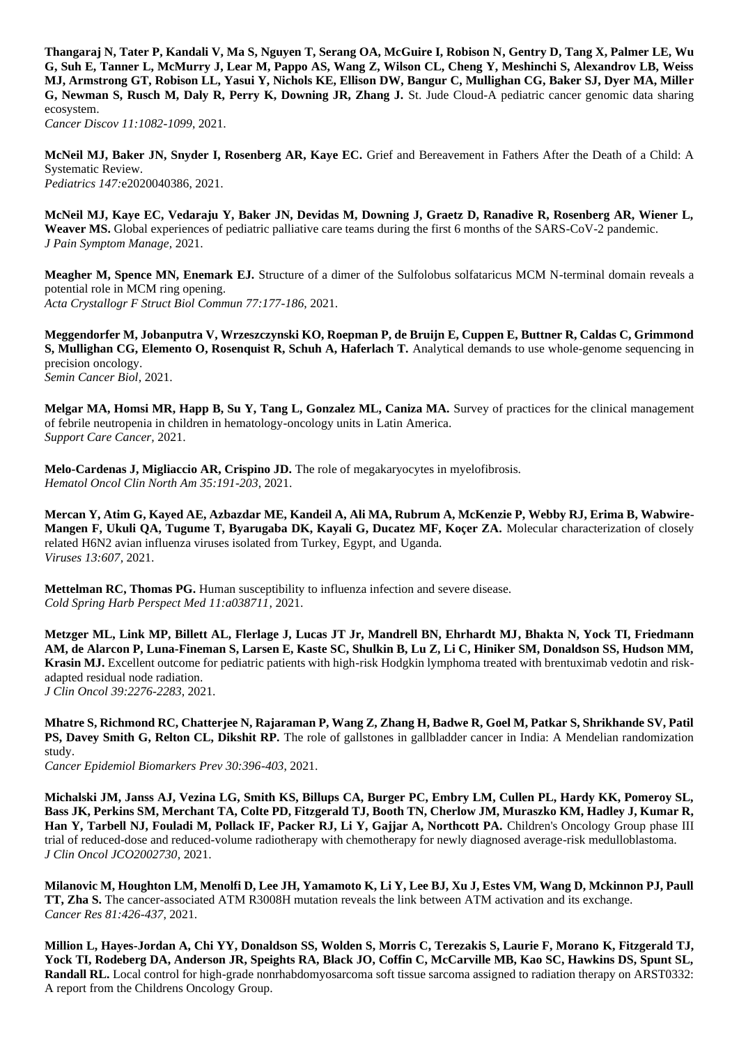**Thangaraj N, Tater P, Kandali V, Ma S, Nguyen T, Serang OA, McGuire I, Robison N, Gentry D, Tang X, Palmer LE, Wu G, Suh E, Tanner L, McMurry J, Lear M, Pappo AS, Wang Z, Wilson CL, Cheng Y, Meshinchi S, Alexandrov LB, Weiss MJ, Armstrong GT, Robison LL, Yasui Y, Nichols KE, Ellison DW, Bangur C, Mullighan CG, Baker SJ, Dyer MA, Miller G, Newman S, Rusch M, Daly R, Perry K, Downing JR, Zhang J.** St. Jude Cloud-A pediatric cancer genomic data sharing ecosystem.
*Cancer Discov 11:1082-1099*, 2021.

**McNeil MJ, Baker JN, Snyder I, Rosenberg AR, Kaye EC.** Grief and Bereavement in Fathers After the Death of a Child: A Systematic Review.
*Pediatrics 147:*e2020040386, 2021.

**McNeil MJ, Kaye EC, Vedaraju Y, Baker JN, Devidas M, Downing J, Graetz D, Ranadive R, Rosenberg AR, Wiener L, Weaver MS.** Global experiences of pediatric palliative care teams during the first 6 months of the SARS-CoV-2 pandemic.
*J Pain Symptom Manage,* 2021.

**Meagher M, Spence MN, Enemark EJ.** Structure of a dimer of the Sulfolobus solfataricus MCM N-terminal domain reveals a potential role in MCM ring opening.
*Acta Crystallogr F Struct Biol Commun 77:177-186*, 2021.

**Meggendorfer M, Jobanputra V, Wrzeszczynski KO, Roepman P, de Bruijn E, Cuppen E, Buttner R, Caldas C, Grimmond S, Mullighan CG, Elemento O, Rosenquist R, Schuh A, Haferlach T.** Analytical demands to use whole-genome sequencing in precision oncology.
*Semin Cancer Biol,* 2021.

**Melgar MA, Homsi MR, Happ B, Su Y, Tang L, Gonzalez ML, Caniza MA.** Survey of practices for the clinical management of febrile neutropenia in children in hematology-oncology units in Latin America.
*Support Care Cancer,* 2021.

**Melo-Cardenas J, Migliaccio AR, Crispino JD.** The role of megakaryocytes in myelofibrosis.
*Hematol Oncol Clin North Am 35:191-203*, 2021.

**Mercan Y, Atim G, Kayed AE, Azbazdar ME, Kandeil A, Ali MA, Rubrum A, McKenzie P, Webby RJ, Erima B, Wabwire-Mangen F, Ukuli QA, Tugume T, Byarugaba DK, Kayali G, Ducatez MF, Koçer ZA.** Molecular characterization of closely related H6N2 avian influenza viruses isolated from Turkey, Egypt, and Uganda.
*Viruses 13:607*, 2021.

**Mettelman RC, Thomas PG.** Human susceptibility to influenza infection and severe disease.
*Cold Spring Harb Perspect Med 11:a038711*, 2021.

**Metzger ML, Link MP, Billett AL, Flerlage J, Lucas JT Jr, Mandrell BN, Ehrhardt MJ, Bhakta N, Yock TI, Friedmann AM, de Alarcon P, Luna-Fineman S, Larsen E, Kaste SC, Shulkin B, Lu Z, Li C, Hiniker SM, Donaldson SS, Hudson MM, Krasin MJ.** Excellent outcome for pediatric patients with high-risk Hodgkin lymphoma treated with brentuximab vedotin and risk-adapted residual node radiation.
*J Clin Oncol 39:2276-2283*, 2021.

**Mhatre S, Richmond RC, Chatterjee N, Rajaraman P, Wang Z, Zhang H, Badwe R, Goel M, Patkar S, Shrikhande SV, Patil PS, Davey Smith G, Relton CL, Dikshit RP.** The role of gallstones in gallbladder cancer in India: A Mendelian randomization study.
*Cancer Epidemiol Biomarkers Prev 30:396-403*, 2021.

**Michalski JM, Janss AJ, Vezina LG, Smith KS, Billups CA, Burger PC, Embry LM, Cullen PL, Hardy KK, Pomeroy SL, Bass JK, Perkins SM, Merchant TA, Colte PD, Fitzgerald TJ, Booth TN, Cherlow JM, Muraszko KM, Hadley J, Kumar R, Han Y, Tarbell NJ, Fouladi M, Pollack IF, Packer RJ, Li Y, Gajjar A, Northcott PA.** Children's Oncology Group phase III trial of reduced-dose and reduced-volume radiotherapy with chemotherapy for newly diagnosed average-risk medulloblastoma.
*J Clin Oncol JCO2002730*, 2021.

**Milanovic M, Houghton LM, Menolfi D, Lee JH, Yamamoto K, Li Y, Lee BJ, Xu J, Estes VM, Wang D, Mckinnon PJ, Paull TT, Zha S.** The cancer-associated ATM R3008H mutation reveals the link between ATM activation and its exchange.
*Cancer Res 81:426-437*, 2021.

**Million L, Hayes-Jordan A, Chi YY, Donaldson SS, Wolden S, Morris C, Terezakis S, Laurie F, Morano K, Fitzgerald TJ, Yock TI, Rodeberg DA, Anderson JR, Speights RA, Black JO, Coffin C, McCarville MB, Kao SC, Hawkins DS, Spunt SL, Randall RL.** Local control for high-grade nonrhabdomyosarcoma soft tissue sarcoma assigned to radiation therapy on ARST0332: A report from the Childrens Oncology Group.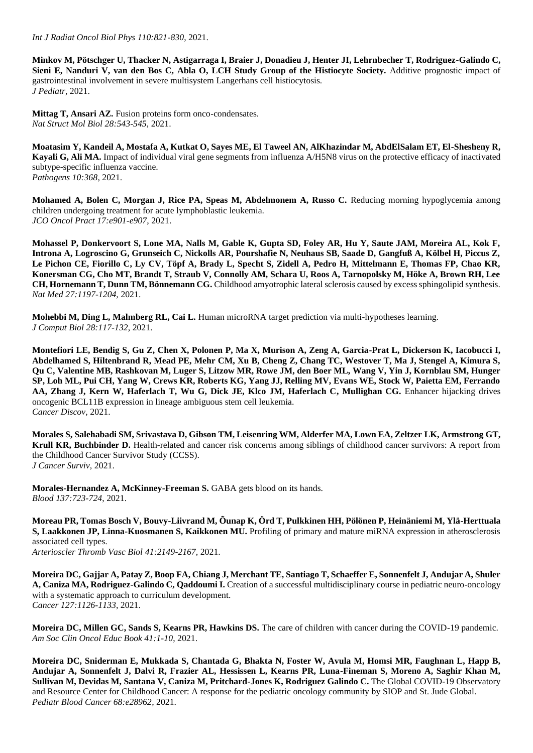*Int J Radiat Oncol Biol Phys 110:821-830,* 2021.

**Minkov M, Pötschger U, Thacker N, Astigarraga I, Braier J, Donadieu J, Henter JI, Lehrnbecher T, Rodriguez-Galindo C, Sieni E, Nanduri V, van den Bos C, Abla O, LCH Study Group of the Histiocyte Society.** Additive prognostic impact of gastrointestinal involvement in severe multisystem Langerhans cell histiocytosis.
*J Pediatr,* 2021.

**Mittag T, Ansari AZ.** Fusion proteins form onco-condensates.
*Nat Struct Mol Biol 28:543-545,* 2021.

**Moatasim Y, Kandeil A, Mostafa A, Kutkat O, Sayes ME, El Taweel AN, AlKhazindar M, AbdElSalam ET, El-Shesheny R, Kayali G, Ali MA.** Impact of individual viral gene segments from influenza A/H5N8 virus on the protective efficacy of inactivated subtype-specific influenza vaccine.
*Pathogens 10:368,* 2021.

**Mohamed A, Bolen C, Morgan J, Rice PA, Speas M, Abdelmonem A, Russo C.** Reducing morning hypoglycemia among children undergoing treatment for acute lymphoblastic leukemia.
*JCO Oncol Pract 17:e901-e907,* 2021.

**Mohassel P, Donkervoort S, Lone MA, Nalls M, Gable K, Gupta SD, Foley AR, Hu Y, Saute JAM, Moreira AL, Kok F, Introna A, Logroscino G, Grunseich C, Nickolls AR, Pourshafie N, Neuhaus SB, Saade D, Gangfuß A, Kölbel H, Piccus Z, Le Pichon CE, Fiorillo C, Ly CV, Töpf A, Brady L, Specht S, Zidell A, Pedro H, Mittelmann E, Thomas FP, Chao KR, Konersman CG, Cho MT, Brandt T, Straub V, Connolly AM, Schara U, Roos A, Tarnopolsky M, Höke A, Brown RH, Lee CH, Hornemann T, Dunn TM, Bönnemann CG.** Childhood amyotrophic lateral sclerosis caused by excess sphingolipid synthesis.
*Nat Med 27:1197-1204,* 2021.

**Mohebbi M, Ding L, Malmberg RL, Cai L.** Human microRNA target prediction via multi-hypotheses learning.
*J Comput Biol 28:117-132,* 2021.

**Montefiori LE, Bendig S, Gu Z, Chen X, Polonen P, Ma X, Murison A, Zeng A, Garcia-Prat L, Dickerson K, Iacobucci I, Abdelhamed S, Hiltenbrand R, Mead PE, Mehr CM, Xu B, Cheng Z, Chang TC, Westover T, Ma J, Stengel A, Kimura S, Qu C, Valentine MB, Rashkovan M, Luger S, Litzow MR, Rowe JM, den Boer ML, Wang V, Yin J, Kornblau SM, Hunger SP, Loh ML, Pui CH, Yang W, Crews KR, Roberts KG, Yang JJ, Relling MV, Evans WE, Stock W, Paietta EM, Ferrando AA, Zhang J, Kern W, Haferlach T, Wu G, Dick JE, Klco JM, Haferlach C, Mullighan CG.** Enhancer hijacking drives oncogenic BCL11B expression in lineage ambiguous stem cell leukemia.
*Cancer Discov,* 2021.

**Morales S, Salehabadi SM, Srivastava D, Gibson TM, Leisenring WM, Alderfer MA, Lown EA, Zeltzer LK, Armstrong GT, Krull KR, Buchbinder D.** Health-related and cancer risk concerns among siblings of childhood cancer survivors: A report from the Childhood Cancer Survivor Study (CCSS).
*J Cancer Surviv,* 2021.

**Morales-Hernandez A, McKinney-Freeman S.** GABA gets blood on its hands.
*Blood 137:723-724,* 2021.

**Moreau PR, Tomas Bosch V, Bouvy-Liivrand M, Õunap K, Örd T, Pulkkinen HH, Pölönen P, Heinäniemi M, Ylä-Herttuala S, Laakkonen JP, Linna-Kuosmanen S, Kaikkonen MU.** Profiling of primary and mature miRNA expression in atherosclerosis associated cell types.
*Arterioscler Thromb Vasc Biol 41:2149-2167,* 2021.

**Moreira DC, Gajjar A, Patay Z, Boop FA, Chiang J, Merchant TE, Santiago T, Schaeffer E, Sonnenfelt J, Andujar A, Shuler A, Caniza MA, Rodriguez-Galindo C, Qaddoumi I.** Creation of a successful multidisciplinary course in pediatric neuro-oncology with a systematic approach to curriculum development.
*Cancer 127:1126-1133,* 2021.

**Moreira DC, Millen GC, Sands S, Kearns PR, Hawkins DS.** The care of children with cancer during the COVID-19 pandemic.
*Am Soc Clin Oncol Educ Book 41:1-10,* 2021.

**Moreira DC, Sniderman E, Mukkada S, Chantada G, Bhakta N, Foster W, Avula M, Homsi MR, Faughnan L, Happ B, Andujar A, Sonnenfelt J, Dalvi R, Frazier AL, Hessissen L, Kearns PR, Luna-Fineman S, Moreno A, Saghir Khan M, Sullivan M, Devidas M, Santana V, Caniza M, Pritchard-Jones K, Rodriguez Galindo C.** The Global COVID-19 Observatory and Resource Center for Childhood Cancer: A response for the pediatric oncology community by SIOP and St. Jude Global.
*Pediatr Blood Cancer 68:e28962,* 2021.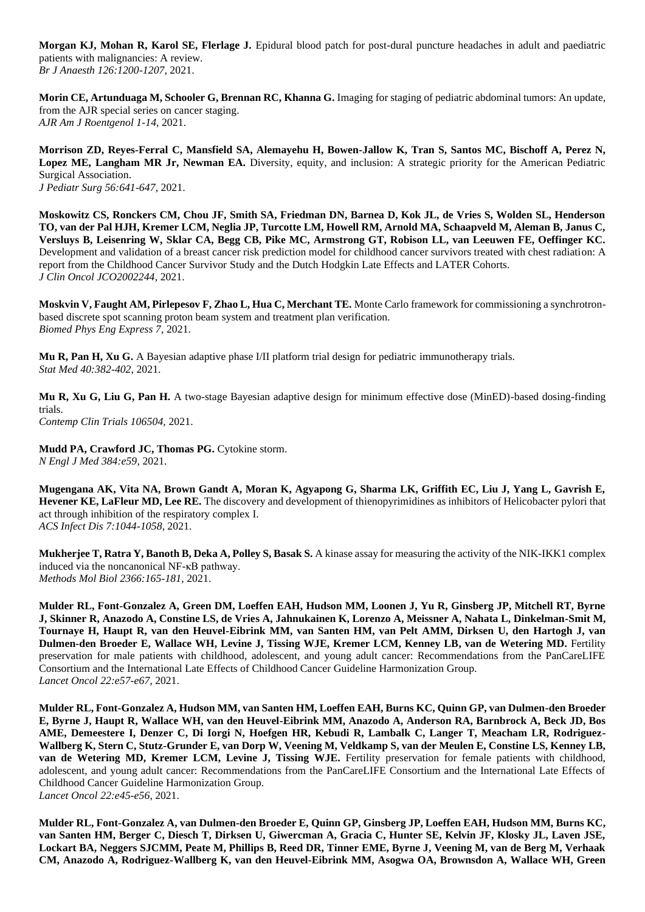**Morgan KJ, Mohan R, Karol SE, Flerlage J.** Epidural blood patch for post-dural puncture headaches in adult and paediatric patients with malignancies: A review.
*Br J Anaesth 126:1200-1207*, 2021.

**Morin CE, Artunduaga M, Schooler G, Brennan RC, Khanna G.** Imaging for staging of pediatric abdominal tumors: An update, from the AJR special series on cancer staging.
*AJR Am J Roentgenol 1-14*, 2021.

**Morrison ZD, Reyes-Ferral C, Mansfield SA, Alemayehu H, Bowen-Jallow K, Tran S, Santos MC, Bischoff A, Perez N, Lopez ME, Langham MR Jr, Newman EA.** Diversity, equity, and inclusion: A strategic priority for the American Pediatric Surgical Association.
*J Pediatr Surg 56:641-647*, 2021.

**Moskowitz CS, Ronckers CM, Chou JF, Smith SA, Friedman DN, Barnea D, Kok JL, de Vries S, Wolden SL, Henderson TO, van der Pal HJH, Kremer LCM, Neglia JP, Turcotte LM, Howell RM, Arnold MA, Schaapveld M, Aleman B, Janus C, Versluys B, Leisenring W, Sklar CA, Begg CB, Pike MC, Armstrong GT, Robison LL, van Leeuwen FE, Oeffinger KC.** Development and validation of a breast cancer risk prediction model for childhood cancer survivors treated with chest radiation: A report from the Childhood Cancer Survivor Study and the Dutch Hodgkin Late Effects and LATER Cohorts.
*J Clin Oncol JCO2002244*, 2021.

**Moskvin V, Faught AM, Pirlepesov F, Zhao L, Hua C, Merchant TE.** Monte Carlo framework for commissioning a synchrotron-based discrete spot scanning proton beam system and treatment plan verification.
*Biomed Phys Eng Express 7*, 2021.

**Mu R, Pan H, Xu G.** A Bayesian adaptive phase I/II platform trial design for pediatric immunotherapy trials.
*Stat Med 40:382-402*, 2021.

**Mu R, Xu G, Liu G, Pan H.** A two-stage Bayesian adaptive design for minimum effective dose (MinED)-based dosing-finding trials.
*Contemp Clin Trials 106504*, 2021.

**Mudd PA, Crawford JC, Thomas PG.** Cytokine storm.
*N Engl J Med 384:e59*, 2021.

**Mugengana AK, Vita NA, Brown Gandt A, Moran K, Agyapong G, Sharma LK, Griffith EC, Liu J, Yang L, Gavrish E, Hevener KE, LaFleur MD, Lee RE.** The discovery and development of thienopyrimidines as inhibitors of Helicobacter pylori that act through inhibition of the respiratory complex I.
*ACS Infect Dis 7:1044-1058*, 2021.

**Mukherjee T, Ratra Y, Banoth B, Deka A, Polley S, Basak S.** A kinase assay for measuring the activity of the NIK-IKK1 complex induced via the noncanonical NF-κB pathway.
*Methods Mol Biol 2366:165-181*, 2021.

**Mulder RL, Font-Gonzalez A, Green DM, Loeffen EAH, Hudson MM, Loonen J, Yu R, Ginsberg JP, Mitchell RT, Byrne J, Skinner R, Anazodo A, Constine LS, de Vries A, Jahnukainen K, Lorenzo A, Meissner A, Nahata L, Dinkelman-Smit M, Tournaye H, Haupt R, van den Heuvel-Eibrink MM, van Santen HM, van Pelt AMM, Dirksen U, den Hartogh J, van Dulmen-den Broeder E, Wallace WH, Levine J, Tissing WJE, Kremer LCM, Kenney LB, van de Wetering MD.** Fertility preservation for male patients with childhood, adolescent, and young adult cancer: Recommendations from the PanCareLIFE Consortium and the International Late Effects of Childhood Cancer Guideline Harmonization Group.
*Lancet Oncol 22:e57-e67*, 2021.

**Mulder RL, Font-Gonzalez A, Hudson MM, van Santen HM, Loeffen EAH, Burns KC, Quinn GP, van Dulmen-den Broeder E, Byrne J, Haupt R, Wallace WH, van den Heuvel-Eibrink MM, Anazodo A, Anderson RA, Barnbrock A, Beck JD, Bos AME, Demeestere I, Denzer C, Di Iorgi N, Hoefgen HR, Kebudi R, Lambalk C, Langer T, Meacham LR, Rodriguez-Wallberg K, Stern C, Stutz-Grunder E, van Dorp W, Veening M, Veldkamp S, van der Meulen E, Constine LS, Kenney LB, van de Wetering MD, Kremer LCM, Levine J, Tissing WJE.** Fertility preservation for female patients with childhood, adolescent, and young adult cancer: Recommendations from the PanCareLIFE Consortium and the International Late Effects of Childhood Cancer Guideline Harmonization Group.
*Lancet Oncol 22:e45-e56*, 2021.

**Mulder RL, Font-Gonzalez A, van Dulmen-den Broeder E, Quinn GP, Ginsberg JP, Loeffen EAH, Hudson MM, Burns KC, van Santen HM, Berger C, Diesch T, Dirksen U, Giwercman A, Gracia C, Hunter SE, Kelvin JF, Klosky JL, Laven JSE, Lockart BA, Neggers SJCMM, Peate M, Phillips B, Reed DR, Tinner EME, Byrne J, Veening M, van de Berg M, Verhaak CM, Anazodo A, Rodriguez-Wallberg K, van den Heuvel-Eibrink MM, Asogwa OA, Brownsdon A, Wallace WH, Green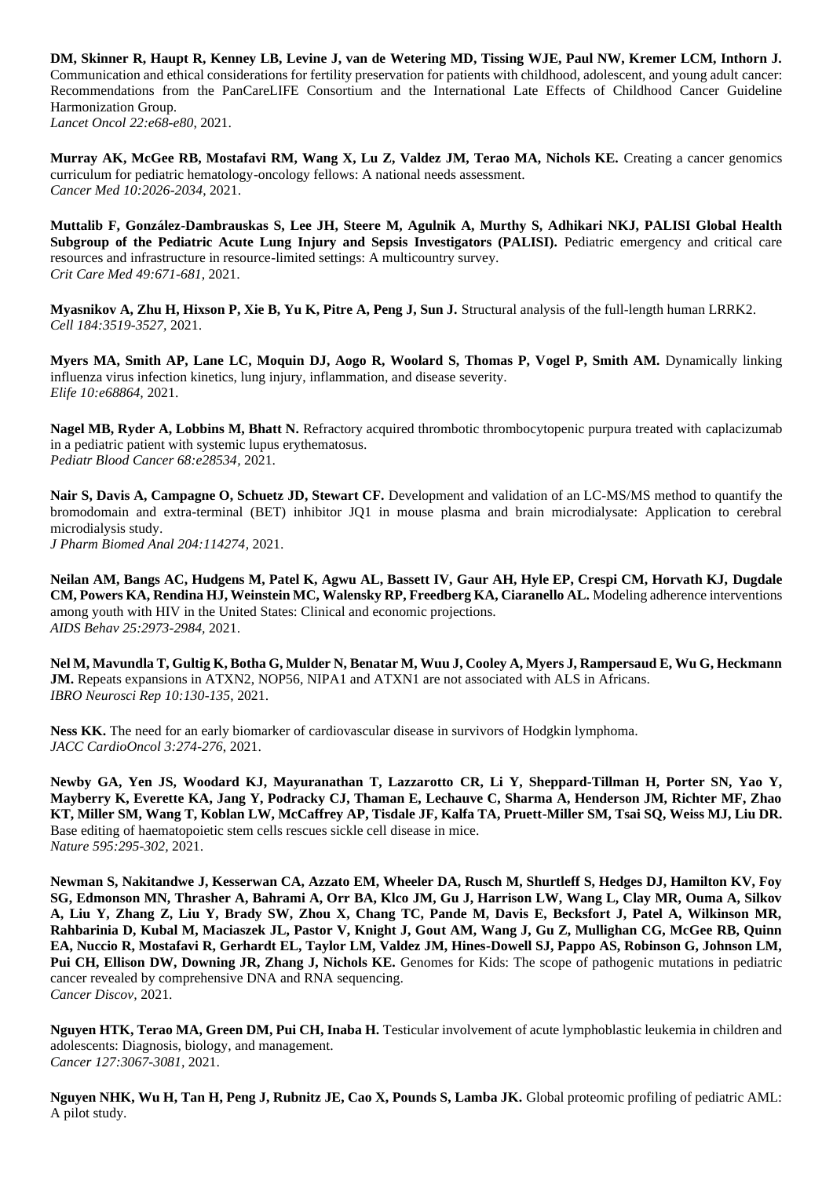**DM, Skinner R, Haupt R, Kenney LB, Levine J, van de Wetering MD, Tissing WJE, Paul NW, Kremer LCM, Inthorn J.** Communication and ethical considerations for fertility preservation for patients with childhood, adolescent, and young adult cancer: Recommendations from the PanCareLIFE Consortium and the International Late Effects of Childhood Cancer Guideline Harmonization Group.
*Lancet Oncol 22:e68-e80*, 2021.

**Murray AK, McGee RB, Mostafavi RM, Wang X, Lu Z, Valdez JM, Terao MA, Nichols KE.** Creating a cancer genomics curriculum for pediatric hematology-oncology fellows: A national needs assessment.
*Cancer Med 10:2026-2034*, 2021.

**Muttalib F, González-Dambrauskas S, Lee JH, Steere M, Agulnik A, Murthy S, Adhikari NKJ, PALISI Global Health Subgroup of the Pediatric Acute Lung Injury and Sepsis Investigators (PALISI).** Pediatric emergency and critical care resources and infrastructure in resource-limited settings: A multicountry survey.
*Crit Care Med 49:671-681*, 2021.

**Myasnikov A, Zhu H, Hixson P, Xie B, Yu K, Pitre A, Peng J, Sun J.** Structural analysis of the full-length human LRRK2.
*Cell 184:3519-3527*, 2021.

**Myers MA, Smith AP, Lane LC, Moquin DJ, Aogo R, Woolard S, Thomas P, Vogel P, Smith AM.** Dynamically linking influenza virus infection kinetics, lung injury, inflammation, and disease severity.
*Elife 10:e68864*, 2021.

**Nagel MB, Ryder A, Lobbins M, Bhatt N.** Refractory acquired thrombotic thrombocytopenic purpura treated with caplacizumab in a pediatric patient with systemic lupus erythematosus.
*Pediatr Blood Cancer 68:e28534*, 2021.

**Nair S, Davis A, Campagne O, Schuetz JD, Stewart CF.** Development and validation of an LC-MS/MS method to quantify the bromodomain and extra-terminal (BET) inhibitor JQ1 in mouse plasma and brain microdialysate: Application to cerebral microdialysis study.
*J Pharm Biomed Anal 204:114274*, 2021.

**Neilan AM, Bangs AC, Hudgens M, Patel K, Agwu AL, Bassett IV, Gaur AH, Hyle EP, Crespi CM, Horvath KJ, Dugdale CM, Powers KA, Rendina HJ, Weinstein MC, Walensky RP, Freedberg KA, Ciaranello AL.** Modeling adherence interventions among youth with HIV in the United States: Clinical and economic projections.
*AIDS Behav 25:2973-2984*, 2021.

**Nel M, Mavundla T, Gultig K, Botha G, Mulder N, Benatar M, Wuu J, Cooley A, Myers J, Rampersaud E, Wu G, Heckmann JM.** Repeats expansions in ATXN2, NOP56, NIPA1 and ATXN1 are not associated with ALS in Africans.
*IBRO Neurosci Rep 10:130-135*, 2021.

**Ness KK.** The need for an early biomarker of cardiovascular disease in survivors of Hodgkin lymphoma.
*JACC CardioOncol 3:274-276*, 2021.

**Newby GA, Yen JS, Woodard KJ, Mayuranathan T, Lazzarotto CR, Li Y, Sheppard-Tillman H, Porter SN, Yao Y, Mayberry K, Everette KA, Jang Y, Podracky CJ, Thaman E, Lechauve C, Sharma A, Henderson JM, Richter MF, Zhao KT, Miller SM, Wang T, Koblan LW, McCaffrey AP, Tisdale JF, Kalfa TA, Pruett-Miller SM, Tsai SQ, Weiss MJ, Liu DR.** Base editing of haematopoietic stem cells rescues sickle cell disease in mice.
*Nature 595:295-302*, 2021.

**Newman S, Nakitandwe J, Kesserwan CA, Azzato EM, Wheeler DA, Rusch M, Shurtleff S, Hedges DJ, Hamilton KV, Foy SG, Edmonson MN, Thrasher A, Bahrami A, Orr BA, Klco JM, Gu J, Harrison LW, Wang L, Clay MR, Ouma A, Silkov A, Liu Y, Zhang Z, Liu Y, Brady SW, Zhou X, Chang TC, Pande M, Davis E, Becksfort J, Patel A, Wilkinson MR, Rahbarinia D, Kubal M, Maciaszek JL, Pastor V, Knight J, Gout AM, Wang J, Gu Z, Mullighan CG, McGee RB, Quinn EA, Nuccio R, Mostafavi R, Gerhardt EL, Taylor LM, Valdez JM, Hines-Dowell SJ, Pappo AS, Robinson G, Johnson LM, Pui CH, Ellison DW, Downing JR, Zhang J, Nichols KE.** Genomes for Kids: The scope of pathogenic mutations in pediatric cancer revealed by comprehensive DNA and RNA sequencing.
*Cancer Discov*, 2021.

**Nguyen HTK, Terao MA, Green DM, Pui CH, Inaba H.** Testicular involvement of acute lymphoblastic leukemia in children and adolescents: Diagnosis, biology, and management.
*Cancer 127:3067-3081*, 2021.

**Nguyen NHK, Wu H, Tan H, Peng J, Rubnitz JE, Cao X, Pounds S, Lamba JK.** Global proteomic profiling of pediatric AML: A pilot study.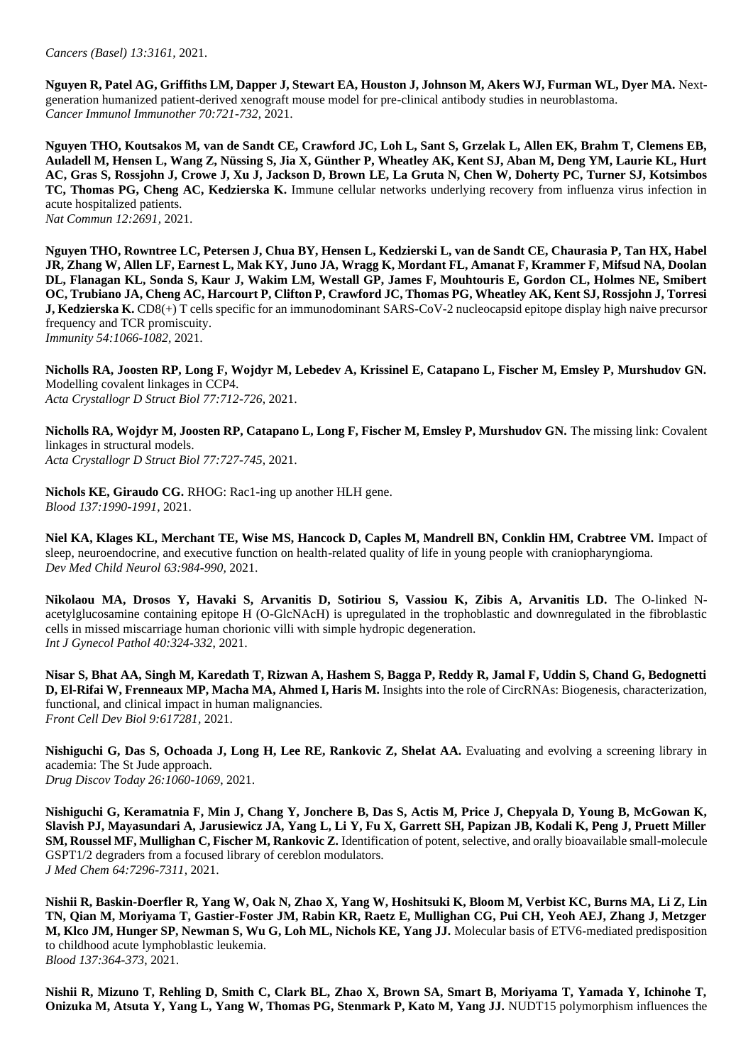*Cancers (Basel) 13:3161*, 2021.

**Nguyen R, Patel AG, Griffiths LM, Dapper J, Stewart EA, Houston J, Johnson M, Akers WJ, Furman WL, Dyer MA.** Next-generation humanized patient-derived xenograft mouse model for pre-clinical antibody studies in neuroblastoma.
*Cancer Immunol Immunother 70:721-732*, 2021.

**Nguyen THO, Koutsakos M, van de Sandt CE, Crawford JC, Loh L, Sant S, Grzelak L, Allen EK, Brahm T, Clemens EB, Auladell M, Hensen L, Wang Z, Nüssing S, Jia X, Günther P, Wheatley AK, Kent SJ, Aban M, Deng YM, Laurie KL, Hurt AC, Gras S, Rossjohn J, Crowe J, Xu J, Jackson D, Brown LE, La Gruta N, Chen W, Doherty PC, Turner SJ, Kotsimbos TC, Thomas PG, Cheng AC, Kedzierska K.** Immune cellular networks underlying recovery from influenza virus infection in acute hospitalized patients.
*Nat Commun 12:2691*, 2021.

**Nguyen THO, Rowntree LC, Petersen J, Chua BY, Hensen L, Kedzierski L, van de Sandt CE, Chaurasia P, Tan HX, Habel JR, Zhang W, Allen LF, Earnest L, Mak KY, Juno JA, Wragg K, Mordant FL, Amanat F, Krammer F, Mifsud NA, Doolan DL, Flanagan KL, Sonda S, Kaur J, Wakim LM, Westall GP, James F, Mouhtouris E, Gordon CL, Holmes NE, Smibert OC, Trubiano JA, Cheng AC, Harcourt P, Clifton P, Crawford JC, Thomas PG, Wheatley AK, Kent SJ, Rossjohn J, Torresi J, Kedzierska K.** CD8(+) T cells specific for an immunodominant SARS-CoV-2 nucleocapsid epitope display high naive precursor frequency and TCR promiscuity.
*Immunity 54:1066-1082*, 2021.

**Nicholls RA, Joosten RP, Long F, Wojdyr M, Lebedev A, Krissinel E, Catapano L, Fischer M, Emsley P, Murshudov GN.** Modelling covalent linkages in CCP4.
*Acta Crystallogr D Struct Biol 77:712-726*, 2021.

**Nicholls RA, Wojdyr M, Joosten RP, Catapano L, Long F, Fischer M, Emsley P, Murshudov GN.** The missing link: Covalent linkages in structural models.
*Acta Crystallogr D Struct Biol 77:727-745*, 2021.

**Nichols KE, Giraudo CG.** RHOG: Rac1-ing up another HLH gene.
*Blood 137:1990-1991*, 2021.

**Niel KA, Klages KL, Merchant TE, Wise MS, Hancock D, Caples M, Mandrell BN, Conklin HM, Crabtree VM.** Impact of sleep, neuroendocrine, and executive function on health-related quality of life in young people with craniopharyngioma.
*Dev Med Child Neurol 63:984-990*, 2021.

**Nikolaou MA, Drosos Y, Havaki S, Arvanitis D, Sotiriou S, Vassiou K, Zibis A, Arvanitis LD.** The O-linked N-acetylglucosamine containing epitope H (O-GlcNAcH) is upregulated in the trophoblastic and downregulated in the fibroblastic cells in missed miscarriage human chorionic villi with simple hydropic degeneration.
*Int J Gynecol Pathol 40:324-332*, 2021.

**Nisar S, Bhat AA, Singh M, Karedath T, Rizwan A, Hashem S, Bagga P, Reddy R, Jamal F, Uddin S, Chand G, Bedognetti D, El-Rifai W, Frenneaux MP, Macha MA, Ahmed I, Haris M.** Insights into the role of CircRNAs: Biogenesis, characterization, functional, and clinical impact in human malignancies.
*Front Cell Dev Biol 9:617281*, 2021.

**Nishiguchi G, Das S, Ochoada J, Long H, Lee RE, Rankovic Z, Shelat AA.** Evaluating and evolving a screening library in academia: The St Jude approach.
*Drug Discov Today 26:1060-1069*, 2021.

**Nishiguchi G, Keramatnia F, Min J, Chang Y, Jonchere B, Das S, Actis M, Price J, Chepyala D, Young B, McGowan K, Slavish PJ, Mayasundari A, Jarusiewicz JA, Yang L, Li Y, Fu X, Garrett SH, Papizan JB, Kodali K, Peng J, Pruett Miller SM, Roussel MF, Mullighan C, Fischer M, Rankovic Z.** Identification of potent, selective, and orally bioavailable small-molecule GSPT1/2 degraders from a focused library of cereblon modulators.
*J Med Chem 64:7296-7311*, 2021.

**Nishii R, Baskin-Doerfler R, Yang W, Oak N, Zhao X, Yang W, Hoshitsuki K, Bloom M, Verbist KC, Burns MA, Li Z, Lin TN, Qian M, Moriyama T, Gastier-Foster JM, Rabin KR, Raetz E, Mullighan CG, Pui CH, Yeoh AEJ, Zhang J, Metzger M, Klco JM, Hunger SP, Newman S, Wu G, Loh ML, Nichols KE, Yang JJ.** Molecular basis of ETV6-mediated predisposition to childhood acute lymphoblastic leukemia.
*Blood 137:364-373*, 2021.

**Nishii R, Mizuno T, Rehling D, Smith C, Clark BL, Zhao X, Brown SA, Smart B, Moriyama T, Yamada Y, Ichinohe T, Onizuka M, Atsuta Y, Yang L, Yang W, Thomas PG, Stenmark P, Kato M, Yang JJ.** NUDT15 polymorphism influences the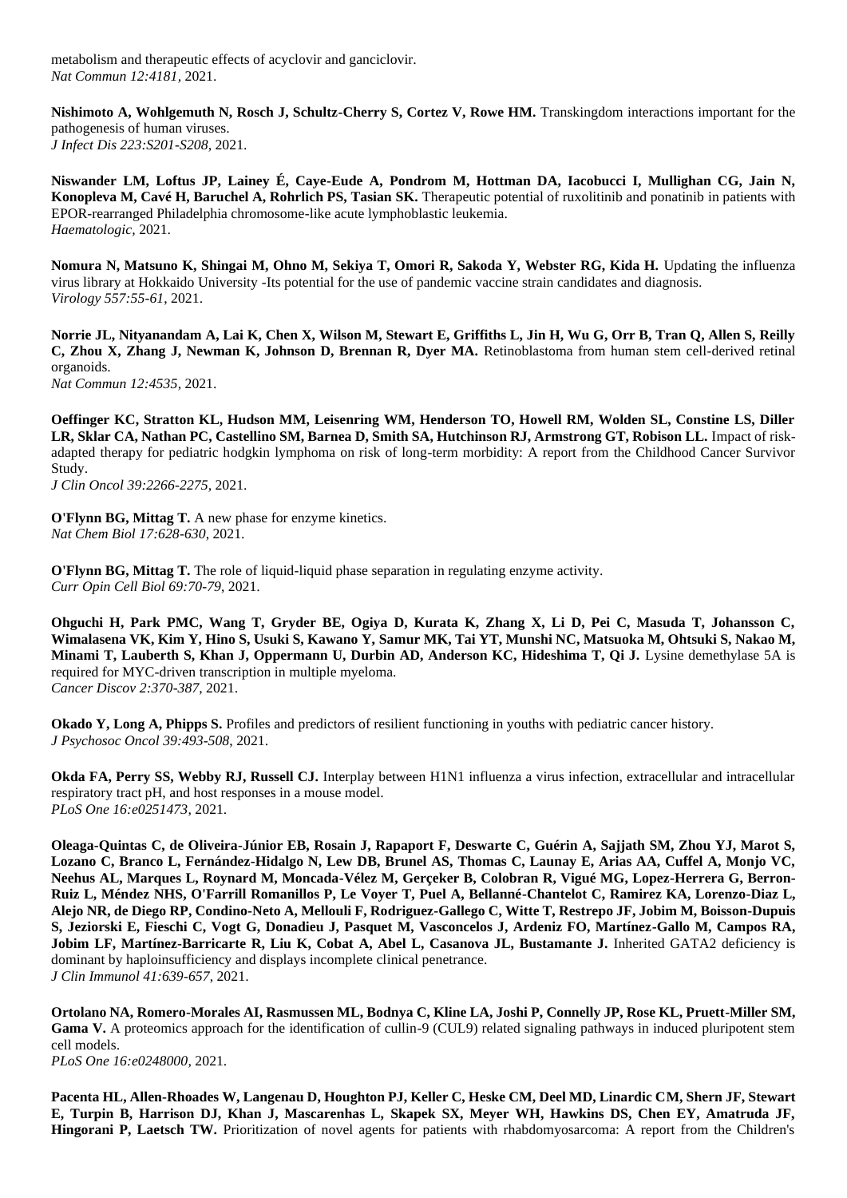metabolism and therapeutic effects of acyclovir and ganciclovir.
*Nat Commun 12:4181*, 2021.

**Nishimoto A, Wohlgemuth N, Rosch J, Schultz-Cherry S, Cortez V, Rowe HM.** Transkingdom interactions important for the pathogenesis of human viruses.
*J Infect Dis 223:S201-S208*, 2021.

**Niswander LM, Loftus JP, Lainey É, Caye-Eude A, Pondrom M, Hottman DA, Iacobucci I, Mullighan CG, Jain N, Konopleva M, Cavé H, Baruchel A, Rohrlich PS, Tasian SK.** Therapeutic potential of ruxolitinib and ponatinib in patients with EPOR-rearranged Philadelphia chromosome-like acute lymphoblastic leukemia.
*Haematologic*, 2021.

**Nomura N, Matsuno K, Shingai M, Ohno M, Sekiya T, Omori R, Sakoda Y, Webster RG, Kida H.** Updating the influenza virus library at Hokkaido University -Its potential for the use of pandemic vaccine strain candidates and diagnosis.
*Virology 557:55-61*, 2021.

**Norrie JL, Nityanandam A, Lai K, Chen X, Wilson M, Stewart E, Griffiths L, Jin H, Wu G, Orr B, Tran Q, Allen S, Reilly C, Zhou X, Zhang J, Newman K, Johnson D, Brennan R, Dyer MA.** Retinoblastoma from human stem cell-derived retinal organoids.
*Nat Commun 12:4535*, 2021.

**Oeffinger KC, Stratton KL, Hudson MM, Leisenring WM, Henderson TO, Howell RM, Wolden SL, Constine LS, Diller LR, Sklar CA, Nathan PC, Castellino SM, Barnea D, Smith SA, Hutchinson RJ, Armstrong GT, Robison LL.** Impact of risk-adapted therapy for pediatric hodgkin lymphoma on risk of long-term morbidity: A report from the Childhood Cancer Survivor Study.
*J Clin Oncol 39:2266-2275*, 2021.

**O'Flynn BG, Mittag T.** A new phase for enzyme kinetics.
*Nat Chem Biol 17:628-630*, 2021.

**O'Flynn BG, Mittag T.** The role of liquid-liquid phase separation in regulating enzyme activity.
*Curr Opin Cell Biol 69:70-79*, 2021.

**Ohguchi H, Park PMC, Wang T, Gryder BE, Ogiya D, Kurata K, Zhang X, Li D, Pei C, Masuda T, Johansson C, Wimalasena VK, Kim Y, Hino S, Usuki S, Kawano Y, Samur MK, Tai YT, Munshi NC, Matsuoka M, Ohtsuki S, Nakao M, Minami T, Lauberth S, Khan J, Oppermann U, Durbin AD, Anderson KC, Hideshima T, Qi J.** Lysine demethylase 5A is required for MYC-driven transcription in multiple myeloma.
*Cancer Discov 2:370-387*, 2021.

**Okado Y, Long A, Phipps S.** Profiles and predictors of resilient functioning in youths with pediatric cancer history.
*J Psychosoc Oncol 39:493-508*, 2021.

**Okda FA, Perry SS, Webby RJ, Russell CJ.** Interplay between H1N1 influenza a virus infection, extracellular and intracellular respiratory tract pH, and host responses in a mouse model.
*PLoS One 16:e0251473*, 2021.

**Oleaga-Quintas C, de Oliveira-Júnior EB, Rosain J, Rapaport F, Deswarte C, Guérin A, Sajjath SM, Zhou YJ, Marot S, Lozano C, Branco L, Fernández-Hidalgo N, Lew DB, Brunel AS, Thomas C, Launay E, Arias AA, Cuffel A, Monjo VC, Neehus AL, Marques L, Roynard M, Moncada-Vélez M, Gerçeker B, Colobran R, Vigué MG, Lopez-Herrera G, Berron-Ruiz L, Méndez NHS, O'Farrill Romanillos P, Le Voyer T, Puel A, Bellanné-Chantelot C, Ramirez KA, Lorenzo-Diaz L, Alejo NR, de Diego RP, Condino-Neto A, Mellouli F, Rodriguez-Gallego C, Witte T, Restrepo JF, Jobim M, Boisson-Dupuis S, Jeziorski E, Fieschi C, Vogt G, Donadieu J, Pasquet M, Vasconcelos J, Ardeniz FO, Martínez-Gallo M, Campos RA, Jobim LF, Martínez-Barricarte R, Liu K, Cobat A, Abel L, Casanova JL, Bustamante J.** Inherited GATA2 deficiency is dominant by haploinsufficiency and displays incomplete clinical penetrance.
*J Clin Immunol 41:639-657*, 2021.

**Ortolano NA, Romero-Morales AI, Rasmussen ML, Bodnya C, Kline LA, Joshi P, Connelly JP, Rose KL, Pruett-Miller SM, Gama V.** A proteomics approach for the identification of cullin-9 (CUL9) related signaling pathways in induced pluripotent stem cell models.
*PLoS One 16:e0248000*, 2021.

**Pacenta HL, Allen-Rhoades W, Langenau D, Houghton PJ, Keller C, Heske CM, Deel MD, Linardic CM, Shern JF, Stewart E, Turpin B, Harrison DJ, Khan J, Mascarenhas L, Skapek SX, Meyer WH, Hawkins DS, Chen EY, Amatruda JF, Hingorani P, Laetsch TW.** Prioritization of novel agents for patients with rhabdomyosarcoma: A report from the Children's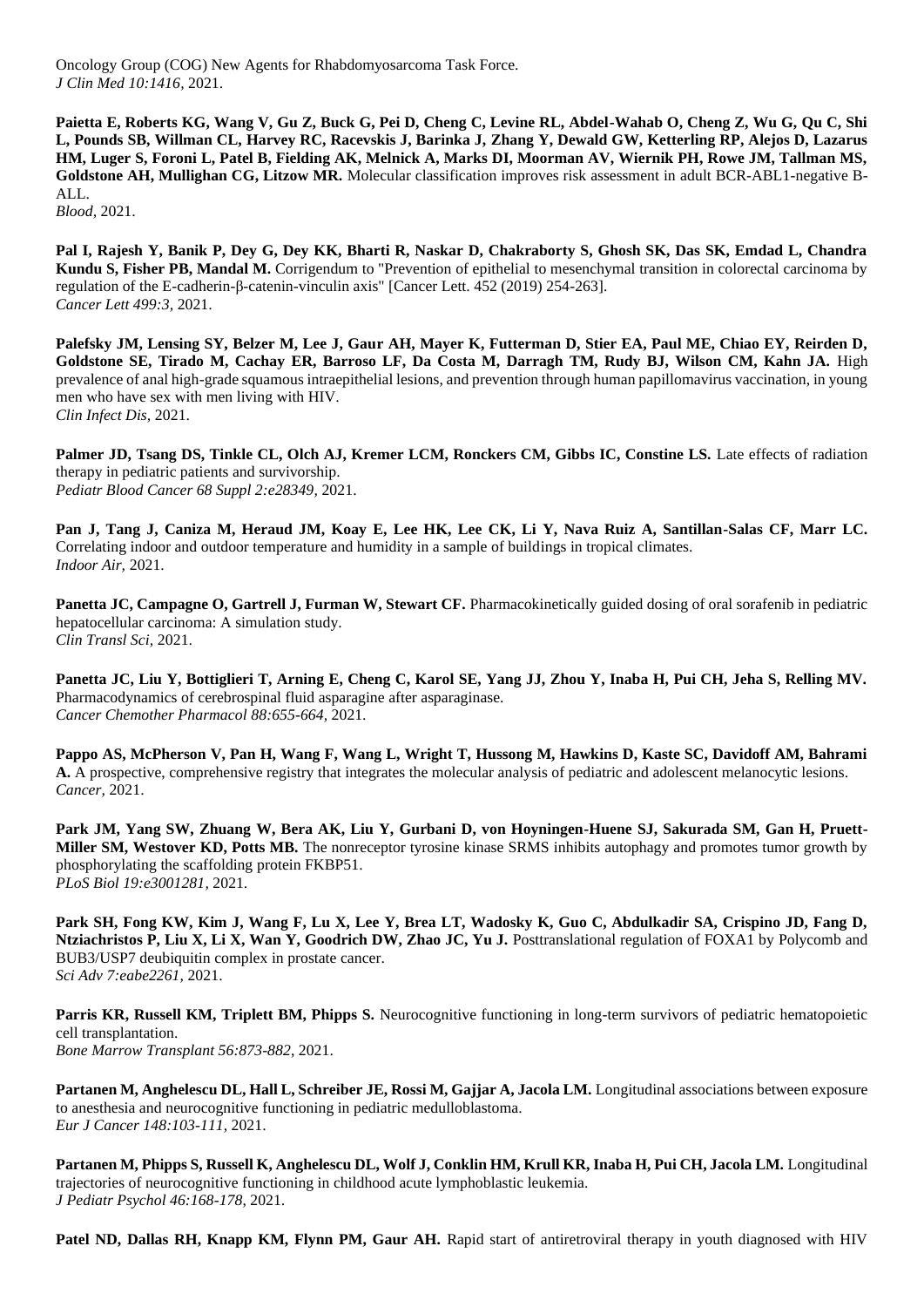Oncology Group (COG) New Agents for Rhabdomyosarcoma Task Force.
*J Clin Med 10:1416,* 2021.

**Paietta E, Roberts KG, Wang V, Gu Z, Buck G, Pei D, Cheng C, Levine RL, Abdel-Wahab O, Cheng Z, Wu G, Qu C, Shi L, Pounds SB, Willman CL, Harvey RC, Racevskis J, Barinka J, Zhang Y, Dewald GW, Ketterling RP, Alejos D, Lazarus HM, Luger S, Foroni L, Patel B, Fielding AK, Melnick A, Marks DI, Moorman AV, Wiernik PH, Rowe JM, Tallman MS, Goldstone AH, Mullighan CG, Litzow MR.** Molecular classification improves risk assessment in adult BCR-ABL1-negative B-ALL.
*Blood,* 2021.

**Pal I, Rajesh Y, Banik P, Dey G, Dey KK, Bharti R, Naskar D, Chakraborty S, Ghosh SK, Das SK, Emdad L, Chandra Kundu S, Fisher PB, Mandal M.** Corrigendum to "Prevention of epithelial to mesenchymal transition in colorectal carcinoma by regulation of the E-cadherin-β-catenin-vinculin axis" [Cancer Lett. 452 (2019) 254-263].
*Cancer Lett 499:3,* 2021.

**Palefsky JM, Lensing SY, Belzer M, Lee J, Gaur AH, Mayer K, Futterman D, Stier EA, Paul ME, Chiao EY, Reirden D, Goldstone SE, Tirado M, Cachay ER, Barroso LF, Da Costa M, Darragh TM, Rudy BJ, Wilson CM, Kahn JA.** High prevalence of anal high-grade squamous intraepithelial lesions, and prevention through human papillomavirus vaccination, in young men who have sex with men living with HIV.
*Clin Infect Dis,* 2021.

**Palmer JD, Tsang DS, Tinkle CL, Olch AJ, Kremer LCM, Ronckers CM, Gibbs IC, Constine LS.** Late effects of radiation therapy in pediatric patients and survivorship.
*Pediatr Blood Cancer 68 Suppl 2:e28349,* 2021.

**Pan J, Tang J, Caniza M, Heraud JM, Koay E, Lee HK, Lee CK, Li Y, Nava Ruiz A, Santillan-Salas CF, Marr LC.** Correlating indoor and outdoor temperature and humidity in a sample of buildings in tropical climates.
*Indoor Air,* 2021.

**Panetta JC, Campagne O, Gartrell J, Furman W, Stewart CF.** Pharmacokinetically guided dosing of oral sorafenib in pediatric hepatocellular carcinoma: A simulation study.
*Clin Transl Sci,* 2021.

**Panetta JC, Liu Y, Bottiglieri T, Arning E, Cheng C, Karol SE, Yang JJ, Zhou Y, Inaba H, Pui CH, Jeha S, Relling MV.** Pharmacodynamics of cerebrospinal fluid asparagine after asparaginase.
*Cancer Chemother Pharmacol 88:655-664,* 2021.

**Pappo AS, McPherson V, Pan H, Wang F, Wang L, Wright T, Hussong M, Hawkins D, Kaste SC, Davidoff AM, Bahrami A.** A prospective, comprehensive registry that integrates the molecular analysis of pediatric and adolescent melanocytic lesions.
*Cancer,* 2021.

**Park JM, Yang SW, Zhuang W, Bera AK, Liu Y, Gurbani D, von Hoyningen-Huene SJ, Sakurada SM, Gan H, Pruett-Miller SM, Westover KD, Potts MB.** The nonreceptor tyrosine kinase SRMS inhibits autophagy and promotes tumor growth by phosphorylating the scaffolding protein FKBP51.
*PLoS Biol 19:e3001281,* 2021.

**Park SH, Fong KW, Kim J, Wang F, Lu X, Lee Y, Brea LT, Wadosky K, Guo C, Abdulkadir SA, Crispino JD, Fang D, Ntziachristos P, Liu X, Li X, Wan Y, Goodrich DW, Zhao JC, Yu J.** Posttranslational regulation of FOXA1 by Polycomb and BUB3/USP7 deubiquitin complex in prostate cancer.
*Sci Adv 7:eabe2261,* 2021.

**Parris KR, Russell KM, Triplett BM, Phipps S.** Neurocognitive functioning in long-term survivors of pediatric hematopoietic cell transplantation.
*Bone Marrow Transplant 56:873-882,* 2021.

**Partanen M, Anghelescu DL, Hall L, Schreiber JE, Rossi M, Gajjar A, Jacola LM.** Longitudinal associations between exposure to anesthesia and neurocognitive functioning in pediatric medulloblastoma.
*Eur J Cancer 148:103-111,* 2021.

**Partanen M, Phipps S, Russell K, Anghelescu DL, Wolf J, Conklin HM, Krull KR, Inaba H, Pui CH, Jacola LM.** Longitudinal trajectories of neurocognitive functioning in childhood acute lymphoblastic leukemia.
*J Pediatr Psychol 46:168-178,* 2021.

**Patel ND, Dallas RH, Knapp KM, Flynn PM, Gaur AH.** Rapid start of antiretroviral therapy in youth diagnosed with HIV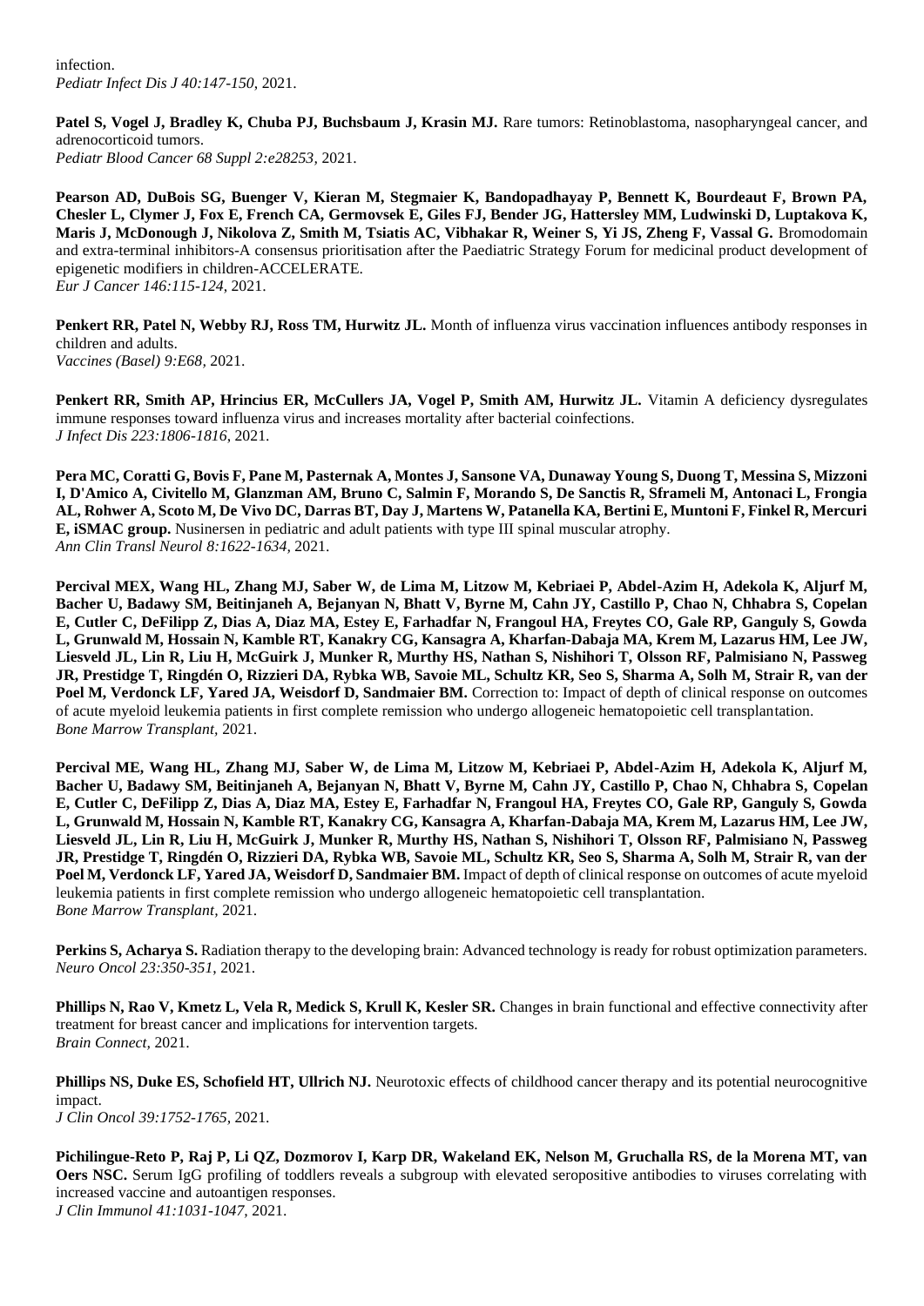infection.
*Pediatr Infect Dis J 40:147-150*, 2021.

**Patel S, Vogel J, Bradley K, Chuba PJ, Buchsbaum J, Krasin MJ.** Rare tumors: Retinoblastoma, nasopharyngeal cancer, and adrenocorticoid tumors.
*Pediatr Blood Cancer 68 Suppl 2:e28253*, 2021.

**Pearson AD, DuBois SG, Buenger V, Kieran M, Stegmaier K, Bandopadhayay P, Bennett K, Bourdeaut F, Brown PA, Chesler L, Clymer J, Fox E, French CA, Germovsek E, Giles FJ, Bender JG, Hattersley MM, Ludwinski D, Luptakova K, Maris J, McDonough J, Nikolova Z, Smith M, Tsiatis AC, Vibhakar R, Weiner S, Yi JS, Zheng F, Vassal G.** Bromodomain and extra-terminal inhibitors-A consensus prioritisation after the Paediatric Strategy Forum for medicinal product development of epigenetic modifiers in children-ACCELERATE.
*Eur J Cancer 146:115-124*, 2021.

**Penkert RR, Patel N, Webby RJ, Ross TM, Hurwitz JL.** Month of influenza virus vaccination influences antibody responses in children and adults.
*Vaccines (Basel) 9:E68*, 2021.

**Penkert RR, Smith AP, Hrincius ER, McCullers JA, Vogel P, Smith AM, Hurwitz JL.** Vitamin A deficiency dysregulates immune responses toward influenza virus and increases mortality after bacterial coinfections.
*J Infect Dis 223:1806-1816*, 2021.

**Pera MC, Coratti G, Bovis F, Pane M, Pasternak A, Montes J, Sansone VA, Dunaway Young S, Duong T, Messina S, Mizzoni I, D'Amico A, Civitello M, Glanzman AM, Bruno C, Salmin F, Morando S, De Sanctis R, Sframeli M, Antonaci L, Frongia AL, Rohwer A, Scoto M, De Vivo DC, Darras BT, Day J, Martens W, Patanella KA, Bertini E, Muntoni F, Finkel R, Mercuri E, iSMAC group.** Nusinersen in pediatric and adult patients with type III spinal muscular atrophy.
*Ann Clin Transl Neurol 8:1622-1634*, 2021.

**Percival MEX, Wang HL, Zhang MJ, Saber W, de Lima M, Litzow M, Kebriaei P, Abdel-Azim H, Adekola K, Aljurf M, Bacher U, Badawy SM, Beitinjaneh A, Bejanyan N, Bhatt V, Byrne M, Cahn JY, Castillo P, Chao N, Chhabra S, Copelan E, Cutler C, DeFilipp Z, Dias A, Diaz MA, Estey E, Farhadfar N, Frangoul HA, Freytes CO, Gale RP, Ganguly S, Gowda L, Grunwald M, Hossain N, Kamble RT, Kanakry CG, Kansagra A, Kharfan-Dabaja MA, Krem M, Lazarus HM, Lee JW, Liesveld JL, Lin R, Liu H, McGuirk J, Munker R, Murthy HS, Nathan S, Nishihori T, Olsson RF, Palmisiano N, Passweg JR, Prestidge T, Ringdén O, Rizzieri DA, Rybka WB, Savoie ML, Schultz KR, Seo S, Sharma A, Solh M, Strair R, van der Poel M, Verdonck LF, Yared JA, Weisdorf D, Sandmaier BM.** Correction to: Impact of depth of clinical response on outcomes of acute myeloid leukemia patients in first complete remission who undergo allogeneic hematopoietic cell transplantation.
*Bone Marrow Transplant*, 2021.

**Percival ME, Wang HL, Zhang MJ, Saber W, de Lima M, Litzow M, Kebriaei P, Abdel-Azim H, Adekola K, Aljurf M, Bacher U, Badawy SM, Beitinjaneh A, Bejanyan N, Bhatt V, Byrne M, Cahn JY, Castillo P, Chao N, Chhabra S, Copelan E, Cutler C, DeFilipp Z, Dias A, Diaz MA, Estey E, Farhadfar N, Frangoul HA, Freytes CO, Gale RP, Ganguly S, Gowda L, Grunwald M, Hossain N, Kamble RT, Kanakry CG, Kansagra A, Kharfan-Dabaja MA, Krem M, Lazarus HM, Lee JW, Liesveld JL, Lin R, Liu H, McGuirk J, Munker R, Murthy HS, Nathan S, Nishihori T, Olsson RF, Palmisiano N, Passweg JR, Prestidge T, Ringdén O, Rizzieri DA, Rybka WB, Savoie ML, Schultz KR, Seo S, Sharma A, Solh M, Strair R, van der Poel M, Verdonck LF, Yared JA, Weisdorf D, Sandmaier BM.** Impact of depth of clinical response on outcomes of acute myeloid leukemia patients in first complete remission who undergo allogeneic hematopoietic cell transplantation.
*Bone Marrow Transplant*, 2021.

**Perkins S, Acharya S.** Radiation therapy to the developing brain: Advanced technology is ready for robust optimization parameters.
*Neuro Oncol 23:350-351*, 2021.

**Phillips N, Rao V, Kmetz L, Vela R, Medick S, Krull K, Kesler SR.** Changes in brain functional and effective connectivity after treatment for breast cancer and implications for intervention targets.
*Brain Connect*, 2021.

**Phillips NS, Duke ES, Schofield HT, Ullrich NJ.** Neurotoxic effects of childhood cancer therapy and its potential neurocognitive impact.
*J Clin Oncol 39:1752-1765*, 2021.

**Pichilingue-Reto P, Raj P, Li QZ, Dozmorov I, Karp DR, Wakeland EK, Nelson M, Gruchalla RS, de la Morena MT, van Oers NSC.** Serum IgG profiling of toddlers reveals a subgroup with elevated seropositive antibodies to viruses correlating with increased vaccine and autoantigen responses.
*J Clin Immunol 41:1031-1047*, 2021.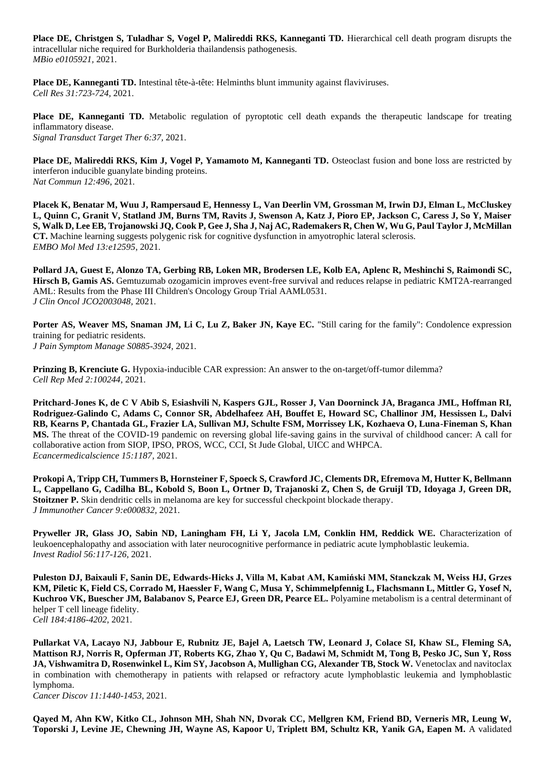**Place DE, Christgen S, Tuladhar S, Vogel P, Malireddi RKS, Kanneganti TD.** Hierarchical cell death program disrupts the intracellular niche required for Burkholderia thailandensis pathogenesis.
*MBio e0105921,* 2021.

**Place DE, Kanneganti TD.** Intestinal tête-à-tête: Helminths blunt immunity against flaviviruses.
*Cell Res 31:723-724,* 2021.

**Place DE, Kanneganti TD.** Metabolic regulation of pyroptotic cell death expands the therapeutic landscape for treating inflammatory disease.
*Signal Transduct Target Ther 6:37,* 2021.

**Place DE, Malireddi RKS, Kim J, Vogel P, Yamamoto M, Kanneganti TD.** Osteoclast fusion and bone loss are restricted by interferon inducible guanylate binding proteins.
*Nat Commun 12:496,* 2021.

**Placek K, Benatar M, Wuu J, Rampersaud E, Hennessy L, Van Deerlin VM, Grossman M, Irwin DJ, Elman L, McCluskey L, Quinn C, Granit V, Statland JM, Burns TM, Ravits J, Swenson A, Katz J, Pioro EP, Jackson C, Caress J, So Y, Maiser S, Walk D, Lee EB, Trojanowski JQ, Cook P, Gee J, Sha J, Naj AC, Rademakers R, Chen W, Wu G, Paul Taylor J, McMillan CT.** Machine learning suggests polygenic risk for cognitive dysfunction in amyotrophic lateral sclerosis.
*EMBO Mol Med 13:e12595,* 2021.

**Pollard JA, Guest E, Alonzo TA, Gerbing RB, Loken MR, Brodersen LE, Kolb EA, Aplenc R, Meshinchi S, Raimondi SC, Hirsch B, Gamis AS.** Gemtuzumab ozogamicin improves event-free survival and reduces relapse in pediatric KMT2A-rearranged AML: Results from the Phase III Children's Oncology Group Trial AAML0531.
*J Clin Oncol JCO2003048,* 2021.

**Porter AS, Weaver MS, Snaman JM, Li C, Lu Z, Baker JN, Kaye EC.** "Still caring for the family": Condolence expression training for pediatric residents.
*J Pain Symptom Manage S0885-3924,* 2021.

**Prinzing B, Krenciute G.** Hypoxia-inducible CAR expression: An answer to the on-target/off-tumor dilemma?
*Cell Rep Med 2:100244,* 2021.

**Pritchard-Jones K, de C V Abib S, Esiashvili N, Kaspers GJL, Rosser J, Van Doorninck JA, Braganca JML, Hoffman RI, Rodriguez-Galindo C, Adams C, Connor SR, Abdelhafeez AH, Bouffet E, Howard SC, Challinor JM, Hessissen L, Dalvi RB, Kearns P, Chantada GL, Frazier LA, Sullivan MJ, Schulte FSM, Morrissey LK, Kozhaeva O, Luna-Fineman S, Khan MS.** The threat of the COVID-19 pandemic on reversing global life-saving gains in the survival of childhood cancer: A call for collaborative action from SIOP, IPSO, PROS, WCC, CCI, St Jude Global, UICC and WHPCA.
*Ecancermedicalscience 15:1187,* 2021.

**Prokopi A, Tripp CH, Tummers B, Hornsteiner F, Spoeck S, Crawford JC, Clements DR, Efremova M, Hutter K, Bellmann L, Cappellano G, Cadilha BL, Kobold S, Boon L, Ortner D, Trajanoski Z, Chen S, de Gruijl TD, Idoyaga J, Green DR, Stoitzner P.** Skin dendritic cells in melanoma are key for successful checkpoint blockade therapy.
*J Immunother Cancer 9:e000832,* 2021.

**Pryweller JR, Glass JO, Sabin ND, Laningham FH, Li Y, Jacola LM, Conklin HM, Reddick WE.** Characterization of leukoencephalopathy and association with later neurocognitive performance in pediatric acute lymphoblastic leukemia.
*Invest Radiol 56:117-126,* 2021.

**Puleston DJ, Baixauli F, Sanin DE, Edwards-Hicks J, Villa M, Kabat AM, Kamiński MM, Stanckzak M, Weiss HJ, Grzes KM, Piletic K, Field CS, Corrado M, Haessler F, Wang C, Musa Y, Schimmelpfennig L, Flachsmann L, Mittler G, Yosef N, Kuchroo VK, Buescher JM, Balabanov S, Pearce EJ, Green DR, Pearce EL.** Polyamine metabolism is a central determinant of helper T cell lineage fidelity.
*Cell 184:4186-4202,* 2021.

**Pullarkat VA, Lacayo NJ, Jabbour E, Rubnitz JE, Bajel A, Laetsch TW, Leonard J, Colace SI, Khaw SL, Fleming SA, Mattison RJ, Norris R, Opferman JT, Roberts KG, Zhao Y, Qu C, Badawi M, Schmidt M, Tong B, Pesko JC, Sun Y, Ross JA, Vishwamitra D, Rosenwinkel L, Kim SY, Jacobson A, Mullighan CG, Alexander TB, Stock W.** Venetoclax and navitoclax in combination with chemotherapy in patients with relapsed or refractory acute lymphoblastic leukemia and lymphoblastic lymphoma.
*Cancer Discov 11:1440-1453,* 2021.

**Qayed M, Ahn KW, Kitko CL, Johnson MH, Shah NN, Dvorak CC, Mellgren KM, Friend BD, Verneris MR, Leung W, Toporski J, Levine JE, Chewning JH, Wayne AS, Kapoor U, Triplett BM, Schultz KR, Yanik GA, Eapen M.** A validated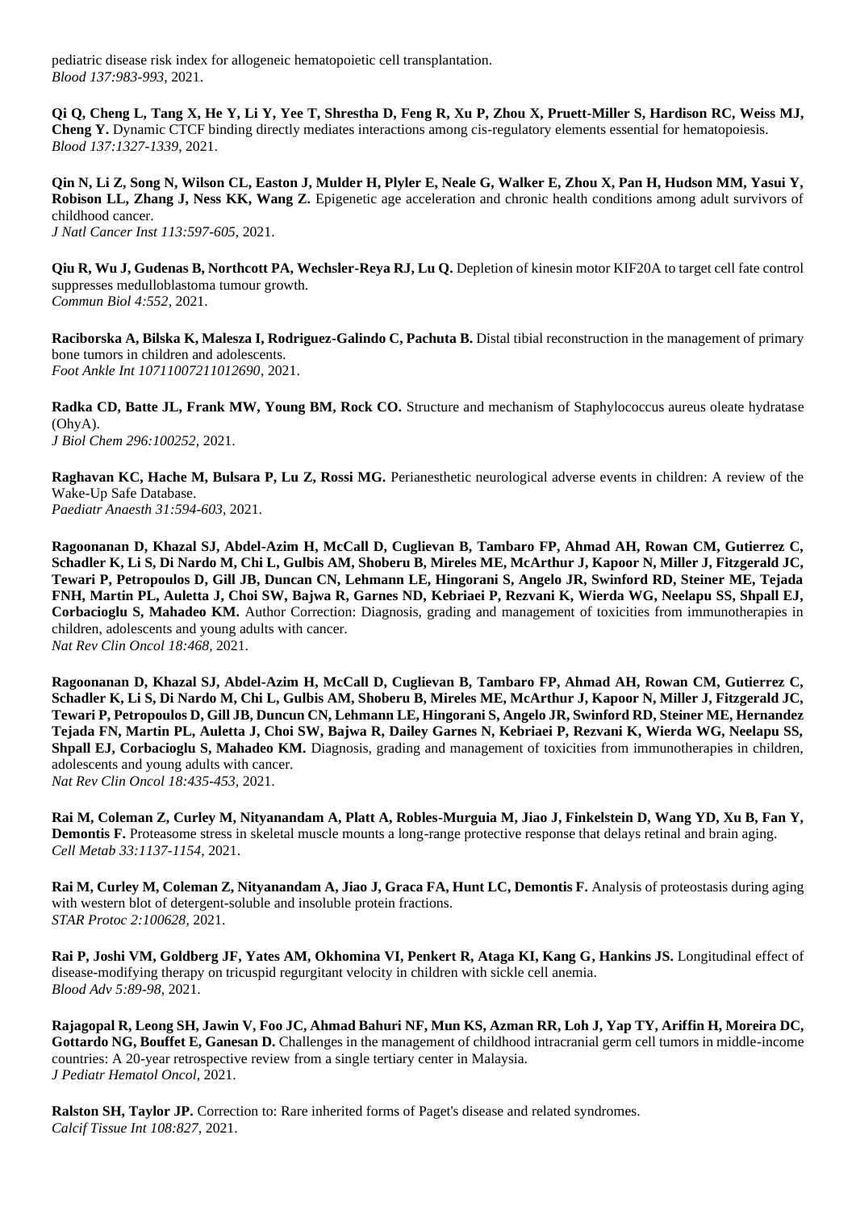pediatric disease risk index for allogeneic hematopoietic cell transplantation.
*Blood 137:983-993*, 2021.

**Qi Q, Cheng L, Tang X, He Y, Li Y, Yee T, Shrestha D, Feng R, Xu P, Zhou X, Pruett-Miller S, Hardison RC, Weiss MJ, Cheng Y.** Dynamic CTCF binding directly mediates interactions among cis-regulatory elements essential for hematopoiesis.
*Blood 137:1327-1339*, 2021.

**Qin N, Li Z, Song N, Wilson CL, Easton J, Mulder H, Plyler E, Neale G, Walker E, Zhou X, Pan H, Hudson MM, Yasui Y, Robison LL, Zhang J, Ness KK, Wang Z.** Epigenetic age acceleration and chronic health conditions among adult survivors of childhood cancer.
*J Natl Cancer Inst 113:597-605*, 2021.

**Qiu R, Wu J, Gudenas B, Northcott PA, Wechsler-Reya RJ, Lu Q.** Depletion of kinesin motor KIF20A to target cell fate control suppresses medulloblastoma tumour growth.
*Commun Biol 4:552*, 2021.

**Raciborska A, Bilska K, Malesza I, Rodriguez-Galindo C, Pachuta B.** Distal tibial reconstruction in the management of primary bone tumors in children and adolescents.
*Foot Ankle Int 10711007211012690*, 2021.

**Radka CD, Batte JL, Frank MW, Young BM, Rock CO.** Structure and mechanism of Staphylococcus aureus oleate hydratase (OhyA).
*J Biol Chem 296:100252*, 2021.

**Raghavan KC, Hache M, Bulsara P, Lu Z, Rossi MG.** Perianesthetic neurological adverse events in children: A review of the Wake-Up Safe Database.
*Paediatr Anaesth 31:594-603*, 2021.

**Ragoonanan D, Khazal SJ, Abdel-Azim H, McCall D, Cuglievan B, Tambaro FP, Ahmad AH, Rowan CM, Gutierrez C, Schadler K, Li S, Di Nardo M, Chi L, Gulbis AM, Shoberu B, Mireles ME, McArthur J, Kapoor N, Miller J, Fitzgerald JC, Tewari P, Petropoulos D, Gill JB, Duncan CN, Lehmann LE, Hingorani S, Angelo JR, Swinford RD, Steiner ME, Tejada FNH, Martin PL, Auletta J, Choi SW, Bajwa R, Garnes ND, Kebriaei P, Rezvani K, Wierda WG, Neelapu SS, Shpall EJ, Corbacioglu S, Mahadeo KM.** Author Correction: Diagnosis, grading and management of toxicities from immunotherapies in children, adolescents and young adults with cancer.
*Nat Rev Clin Oncol 18:468*, 2021.

**Ragoonanan D, Khazal SJ, Abdel-Azim H, McCall D, Cuglievan B, Tambaro FP, Ahmad AH, Rowan CM, Gutierrez C, Schadler K, Li S, Di Nardo M, Chi L, Gulbis AM, Shoberu B, Mireles ME, McArthur J, Kapoor N, Miller J, Fitzgerald JC, Tewari P, Petropoulos D, Gill JB, Duncun CN, Lehmann LE, Hingorani S, Angelo JR, Swinford RD, Steiner ME, Hernandez Tejada FN, Martin PL, Auletta J, Choi SW, Bajwa R, Dailey Garnes N, Kebriaei P, Rezvani K, Wierda WG, Neelapu SS, Shpall EJ, Corbacioglu S, Mahadeo KM.** Diagnosis, grading and management of toxicities from immunotherapies in children, adolescents and young adults with cancer.
*Nat Rev Clin Oncol 18:435-453*, 2021.

**Rai M, Coleman Z, Curley M, Nityanandam A, Platt A, Robles-Murguia M, Jiao J, Finkelstein D, Wang YD, Xu B, Fan Y, Demontis F.** Proteasome stress in skeletal muscle mounts a long-range protective response that delays retinal and brain aging.
*Cell Metab 33:1137-1154*, 2021.

**Rai M, Curley M, Coleman Z, Nityanandam A, Jiao J, Graca FA, Hunt LC, Demontis F.** Analysis of proteostasis during aging with western blot of detergent-soluble and insoluble protein fractions.
*STAR Protoc 2:100628*, 2021.

**Rai P, Joshi VM, Goldberg JF, Yates AM, Okhomina VI, Penkert R, Ataga KI, Kang G, Hankins JS.** Longitudinal effect of disease-modifying therapy on tricuspid regurgitant velocity in children with sickle cell anemia.
*Blood Adv 5:89-98*, 2021.

**Rajagopal R, Leong SH, Jawin V, Foo JC, Ahmad Bahuri NF, Mun KS, Azman RR, Loh J, Yap TY, Ariffin H, Moreira DC, Gottardo NG, Bouffet E, Ganesan D.** Challenges in the management of childhood intracranial germ cell tumors in middle-income countries: A 20-year retrospective review from a single tertiary center in Malaysia.
*J Pediatr Hematol Oncol*, 2021.

**Ralston SH, Taylor JP.** Correction to: Rare inherited forms of Paget's disease and related syndromes.
*Calcif Tissue Int 108:827*, 2021.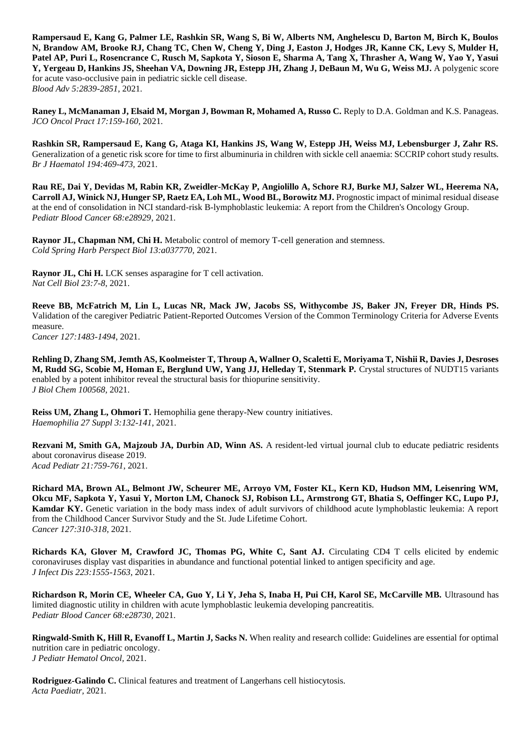**Rampersaud E, Kang G, Palmer LE, Rashkin SR, Wang S, Bi W, Alberts NM, Anghelescu D, Barton M, Birch K, Boulos N, Brandow AM, Brooke RJ, Chang TC, Chen W, Cheng Y, Ding J, Easton J, Hodges JR, Kanne CK, Levy S, Mulder H, Patel AP, Puri L, Rosencrance C, Rusch M, Sapkota Y, Sioson E, Sharma A, Tang X, Thrasher A, Wang W, Yao Y, Yasui Y, Yergeau D, Hankins JS, Sheehan VA, Downing JR, Estepp JH, Zhang J, DeBaun M, Wu G, Weiss MJ.** A polygenic score for acute vaso-occlusive pain in pediatric sickle cell disease.
*Blood Adv 5:2839-2851*, 2021.

**Raney L, McManaman J, Elsaid M, Morgan J, Bowman R, Mohamed A, Russo C.** Reply to D.A. Goldman and K.S. Panageas.
*JCO Oncol Pract 17:159-160*, 2021.

**Rashkin SR, Rampersaud E, Kang G, Ataga KI, Hankins JS, Wang W, Estepp JH, Weiss MJ, Lebensburger J, Zahr RS.** Generalization of a genetic risk score for time to first albuminuria in children with sickle cell anaemia: SCCRIP cohort study results.
*Br J Haematol 194:469-473*, 2021.

**Rau RE, Dai Y, Devidas M, Rabin KR, Zweidler-McKay P, Angiolillo A, Schore RJ, Burke MJ, Salzer WL, Heerema NA, Carroll AJ, Winick NJ, Hunger SP, Raetz EA, Loh ML, Wood BL, Borowitz MJ.** Prognostic impact of minimal residual disease at the end of consolidation in NCI standard-risk B-lymphoblastic leukemia: A report from the Children's Oncology Group.
*Pediatr Blood Cancer 68:e28929*, 2021.

**Raynor JL, Chapman NM, Chi H.** Metabolic control of memory T-cell generation and stemness.
*Cold Spring Harb Perspect Biol 13:a037770*, 2021.

**Raynor JL, Chi H.** LCK senses asparagine for T cell activation.
*Nat Cell Biol 23:7-8*, 2021.

**Reeve BB, McFatrich M, Lin L, Lucas NR, Mack JW, Jacobs SS, Withycombe JS, Baker JN, Freyer DR, Hinds PS.** Validation of the caregiver Pediatric Patient-Reported Outcomes Version of the Common Terminology Criteria for Adverse Events measure.
*Cancer 127:1483-1494*, 2021.

**Rehling D, Zhang SM, Jemth AS, Koolmeister T, Throup A, Wallner O, Scaletti E, Moriyama T, Nishii R, Davies J, Desroses M, Rudd SG, Scobie M, Homan E, Berglund UW, Yang JJ, Helleday T, Stenmark P.** Crystal structures of NUDT15 variants enabled by a potent inhibitor reveal the structural basis for thiopurine sensitivity.
*J Biol Chem 100568*, 2021.

**Reiss UM, Zhang L, Ohmori T.** Hemophilia gene therapy-New country initiatives.
*Haemophilia 27 Suppl 3:132-141*, 2021.

**Rezvani M, Smith GA, Majzoub JA, Durbin AD, Winn AS.** A resident-led virtual journal club to educate pediatric residents about coronavirus disease 2019.
*Acad Pediatr 21:759-761*, 2021.

**Richard MA, Brown AL, Belmont JW, Scheurer ME, Arroyo VM, Foster KL, Kern KD, Hudson MM, Leisenring WM, Okcu MF, Sapkota Y, Yasui Y, Morton LM, Chanock SJ, Robison LL, Armstrong GT, Bhatia S, Oeffinger KC, Lupo PJ, Kamdar KY.** Genetic variation in the body mass index of adult survivors of childhood acute lymphoblastic leukemia: A report from the Childhood Cancer Survivor Study and the St. Jude Lifetime Cohort.
*Cancer 127:310-318*, 2021.

**Richards KA, Glover M, Crawford JC, Thomas PG, White C, Sant AJ.** Circulating CD4 T cells elicited by endemic coronaviruses display vast disparities in abundance and functional potential linked to antigen specificity and age.
*J Infect Dis 223:1555-1563*, 2021.

**Richardson R, Morin CE, Wheeler CA, Guo Y, Li Y, Jeha S, Inaba H, Pui CH, Karol SE, McCarville MB.** Ultrasound has limited diagnostic utility in children with acute lymphoblastic leukemia developing pancreatitis.
*Pediatr Blood Cancer 68:e28730*, 2021.

**Ringwald-Smith K, Hill R, Evanoff L, Martin J, Sacks N.** When reality and research collide: Guidelines are essential for optimal nutrition care in pediatric oncology.
*J Pediatr Hematol Oncol*, 2021.

**Rodriguez-Galindo C.** Clinical features and treatment of Langerhans cell histiocytosis.
*Acta Paediatr*, 2021.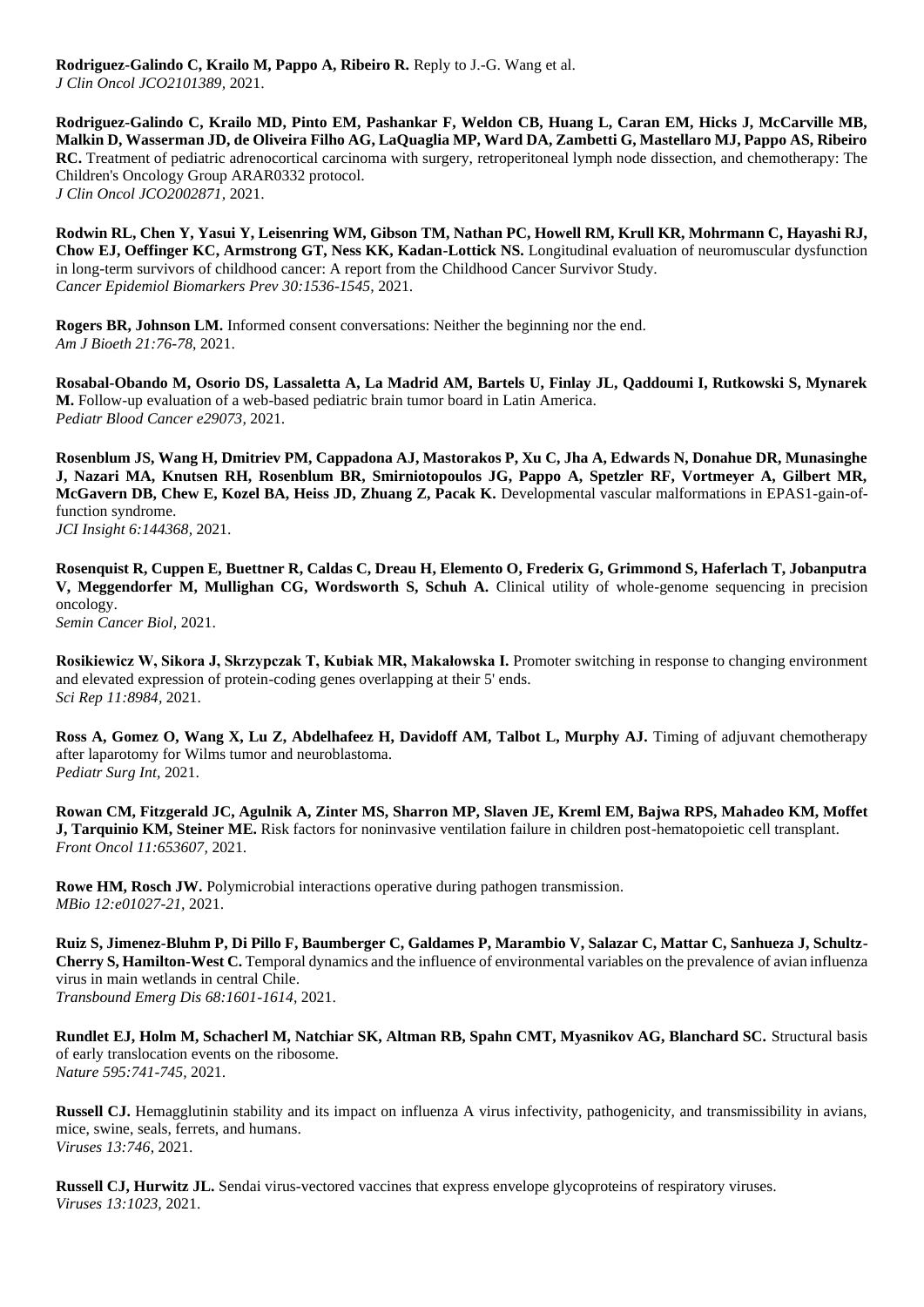**Rodriguez-Galindo C, Krailo M, Pappo A, Ribeiro R.** Reply to J.-G. Wang et al.
*J Clin Oncol JCO2101389,* 2021.

**Rodriguez-Galindo C, Krailo MD, Pinto EM, Pashankar F, Weldon CB, Huang L, Caran EM, Hicks J, McCarville MB, Malkin D, Wasserman JD, de Oliveira Filho AG, LaQuaglia MP, Ward DA, Zambetti G, Mastellaro MJ, Pappo AS, Ribeiro RC.** Treatment of pediatric adrenocortical carcinoma with surgery, retroperitoneal lymph node dissection, and chemotherapy: The Children's Oncology Group ARAR0332 protocol.
*J Clin Oncol JCO2002871,* 2021.

**Rodwin RL, Chen Y, Yasui Y, Leisenring WM, Gibson TM, Nathan PC, Howell RM, Krull KR, Mohrmann C, Hayashi RJ, Chow EJ, Oeffinger KC, Armstrong GT, Ness KK, Kadan-Lottick NS.** Longitudinal evaluation of neuromuscular dysfunction in long-term survivors of childhood cancer: A report from the Childhood Cancer Survivor Study.
*Cancer Epidemiol Biomarkers Prev 30:1536-1545,* 2021.

**Rogers BR, Johnson LM.** Informed consent conversations: Neither the beginning nor the end.
*Am J Bioeth 21:76-78,* 2021.

**Rosabal-Obando M, Osorio DS, Lassaletta A, La Madrid AM, Bartels U, Finlay JL, Qaddoumi I, Rutkowski S, Mynarek M.** Follow-up evaluation of a web-based pediatric brain tumor board in Latin America.
*Pediatr Blood Cancer e29073,* 2021.

**Rosenblum JS, Wang H, Dmitriev PM, Cappadona AJ, Mastorakos P, Xu C, Jha A, Edwards N, Donahue DR, Munasinghe J, Nazari MA, Knutsen RH, Rosenblum BR, Smirniotopoulos JG, Pappo A, Spetzler RF, Vortmeyer A, Gilbert MR, McGavern DB, Chew E, Kozel BA, Heiss JD, Zhuang Z, Pacak K.** Developmental vascular malformations in EPAS1-gain-of-function syndrome.
*JCI Insight 6:144368,* 2021.

**Rosenquist R, Cuppen E, Buettner R, Caldas C, Dreau H, Elemento O, Frederix G, Grimmond S, Haferlach T, Jobanputra V, Meggendorfer M, Mullighan CG, Wordsworth S, Schuh A.** Clinical utility of whole-genome sequencing in precision oncology.
*Semin Cancer Biol,* 2021.

**Rosikiewicz W, Sikora J, Skrzypczak T, Kubiak MR, Makałowska I.** Promoter switching in response to changing environment and elevated expression of protein-coding genes overlapping at their 5' ends.
*Sci Rep 11:8984,* 2021.

**Ross A, Gomez O, Wang X, Lu Z, Abdelhafeez H, Davidoff AM, Talbot L, Murphy AJ.** Timing of adjuvant chemotherapy after laparotomy for Wilms tumor and neuroblastoma.
*Pediatr Surg Int,* 2021.

**Rowan CM, Fitzgerald JC, Agulnik A, Zinter MS, Sharron MP, Slaven JE, Kreml EM, Bajwa RPS, Mahadeo KM, Moffet J, Tarquinio KM, Steiner ME.** Risk factors for noninvasive ventilation failure in children post-hematopoietic cell transplant.
*Front Oncol 11:653607,* 2021.

**Rowe HM, Rosch JW.** Polymicrobial interactions operative during pathogen transmission.
*MBio 12:e01027-21,* 2021.

**Ruiz S, Jimenez-Bluhm P, Di Pillo F, Baumberger C, Galdames P, Marambio V, Salazar C, Mattar C, Sanhueza J, Schultz-Cherry S, Hamilton-West C.** Temporal dynamics and the influence of environmental variables on the prevalence of avian influenza virus in main wetlands in central Chile.
*Transbound Emerg Dis 68:1601-1614,* 2021.

**Rundlet EJ, Holm M, Schacherl M, Natchiar SK, Altman RB, Spahn CMT, Myasnikov AG, Blanchard SC.** Structural basis of early translocation events on the ribosome.
*Nature 595:741-745,* 2021.

**Russell CJ.** Hemagglutinin stability and its impact on influenza A virus infectivity, pathogenicity, and transmissibility in avians, mice, swine, seals, ferrets, and humans.
*Viruses 13:746,* 2021.

**Russell CJ, Hurwitz JL.** Sendai virus-vectored vaccines that express envelope glycoproteins of respiratory viruses.
*Viruses 13:1023,* 2021.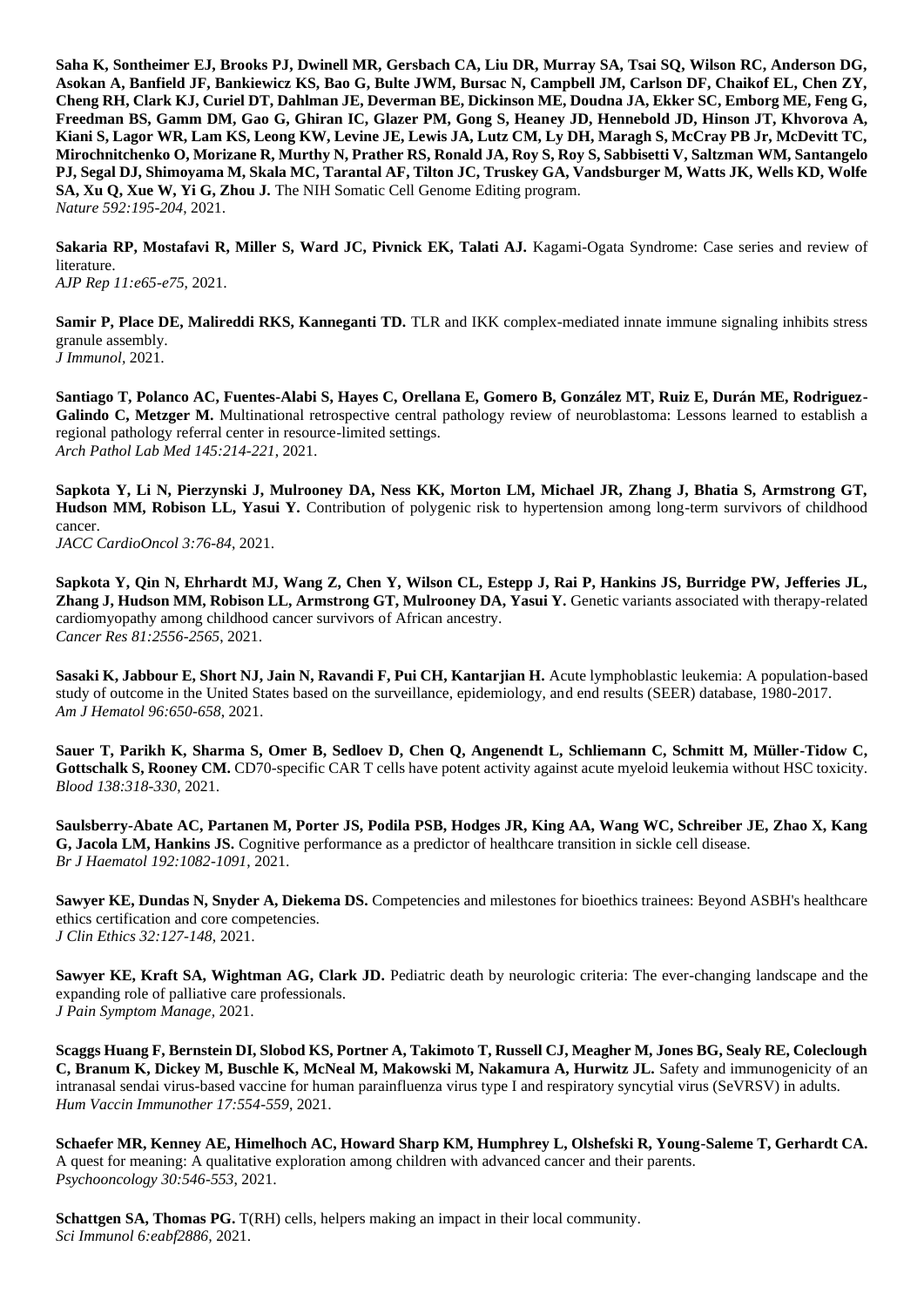**Saha K, Sontheimer EJ, Brooks PJ, Dwinell MR, Gersbach CA, Liu DR, Murray SA, Tsai SQ, Wilson RC, Anderson DG, Asokan A, Banfield JF, Bankiewicz KS, Bao G, Bulte JWM, Bursac N, Campbell JM, Carlson DF, Chaikof EL, Chen ZY, Cheng RH, Clark KJ, Curiel DT, Dahlman JE, Deverman BE, Dickinson ME, Doudna JA, Ekker SC, Emborg ME, Feng G, Freedman BS, Gamm DM, Gao G, Ghiran IC, Glazer PM, Gong S, Heaney JD, Hennebold JD, Hinson JT, Khvorova A, Kiani S, Lagor WR, Lam KS, Leong KW, Levine JE, Lewis JA, Lutz CM, Ly DH, Maragh S, McCray PB Jr, McDevitt TC, Mirochnitchenko O, Morizane R, Murthy N, Prather RS, Ronald JA, Roy S, Roy S, Sabbisetti V, Saltzman WM, Santangelo PJ, Segal DJ, Shimoyama M, Skala MC, Tarantal AF, Tilton JC, Truskey GA, Vandsburger M, Watts JK, Wells KD, Wolfe SA, Xu Q, Xue W, Yi G, Zhou J.** The NIH Somatic Cell Genome Editing program.
*Nature 592:195-204*, 2021.

**Sakaria RP, Mostafavi R, Miller S, Ward JC, Pivnick EK, Talati AJ.** Kagami-Ogata Syndrome: Case series and review of literature.
*AJP Rep 11:e65-e75*, 2021.

**Samir P, Place DE, Malireddi RKS, Kanneganti TD.** TLR and IKK complex-mediated innate immune signaling inhibits stress granule assembly.
*J Immunol*, 2021.

**Santiago T, Polanco AC, Fuentes-Alabi S, Hayes C, Orellana E, Gomero B, González MT, Ruiz E, Durán ME, Rodriguez-Galindo C, Metzger M.** Multinational retrospective central pathology review of neuroblastoma: Lessons learned to establish a regional pathology referral center in resource-limited settings.
*Arch Pathol Lab Med 145:214-221*, 2021.

**Sapkota Y, Li N, Pierzynski J, Mulrooney DA, Ness KK, Morton LM, Michael JR, Zhang J, Bhatia S, Armstrong GT, Hudson MM, Robison LL, Yasui Y.** Contribution of polygenic risk to hypertension among long-term survivors of childhood cancer.
*JACC CardioOncol 3:76-84*, 2021.

**Sapkota Y, Qin N, Ehrhardt MJ, Wang Z, Chen Y, Wilson CL, Estepp J, Rai P, Hankins JS, Burridge PW, Jefferies JL, Zhang J, Hudson MM, Robison LL, Armstrong GT, Mulrooney DA, Yasui Y.** Genetic variants associated with therapy-related cardiomyopathy among childhood cancer survivors of African ancestry.
*Cancer Res 81:2556-2565*, 2021.

**Sasaki K, Jabbour E, Short NJ, Jain N, Ravandi F, Pui CH, Kantarjian H.** Acute lymphoblastic leukemia: A population-based study of outcome in the United States based on the surveillance, epidemiology, and end results (SEER) database, 1980-2017.
*Am J Hematol 96:650-658*, 2021.

**Sauer T, Parikh K, Sharma S, Omer B, Sedloev D, Chen Q, Angenendt L, Schliemann C, Schmitt M, Müller-Tidow C, Gottschalk S, Rooney CM.** CD70-specific CAR T cells have potent activity against acute myeloid leukemia without HSC toxicity.
*Blood 138:318-330*, 2021.

**Saulsberry-Abate AC, Partanen M, Porter JS, Podila PSB, Hodges JR, King AA, Wang WC, Schreiber JE, Zhao X, Kang G, Jacola LM, Hankins JS.** Cognitive performance as a predictor of healthcare transition in sickle cell disease.
*Br J Haematol 192:1082-1091*, 2021.

**Sawyer KE, Dundas N, Snyder A, Diekema DS.** Competencies and milestones for bioethics trainees: Beyond ASBH's healthcare ethics certification and core competencies.
*J Clin Ethics 32:127-148*, 2021.

**Sawyer KE, Kraft SA, Wightman AG, Clark JD.** Pediatric death by neurologic criteria: The ever-changing landscape and the expanding role of palliative care professionals.
*J Pain Symptom Manage,* 2021.

**Scaggs Huang F, Bernstein DI, Slobod KS, Portner A, Takimoto T, Russell CJ, Meagher M, Jones BG, Sealy RE, Coleclough C, Branum K, Dickey M, Buschle K, McNeal M, Makowski M, Nakamura A, Hurwitz JL.** Safety and immunogenicity of an intranasal sendai virus-based vaccine for human parainfluenza virus type I and respiratory syncytial virus (SeVRSV) in adults.
*Hum Vaccin Immunother 17:554-559*, 2021.

**Schaefer MR, Kenney AE, Himelhoch AC, Howard Sharp KM, Humphrey L, Olshefski R, Young-Saleme T, Gerhardt CA.** A quest for meaning: A qualitative exploration among children with advanced cancer and their parents.
*Psychooncology 30:546-553*, 2021.

**Schattgen SA, Thomas PG.** T(RH) cells, helpers making an impact in their local community.
*Sci Immunol 6:eabf2886*, 2021.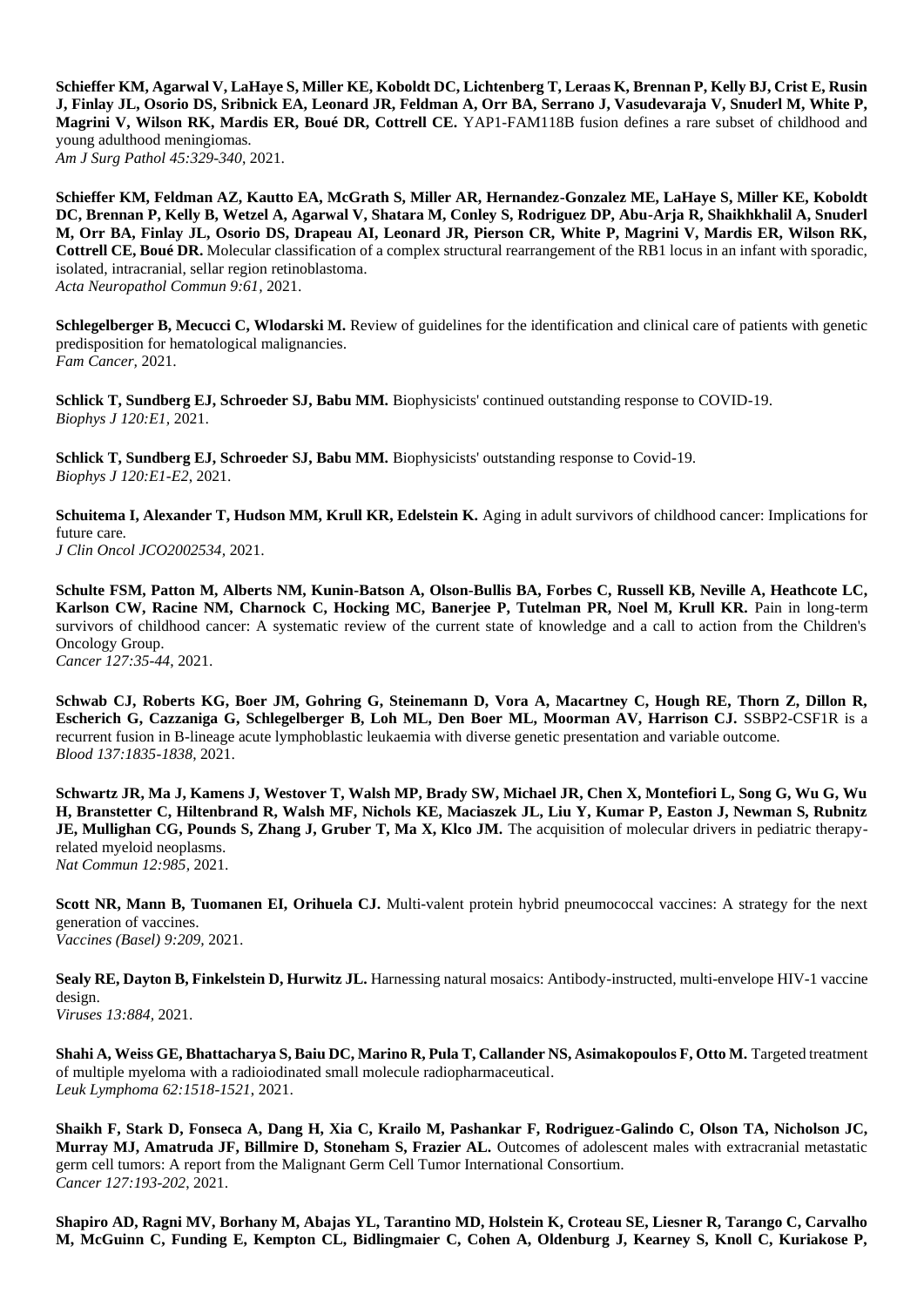**Schieffer KM, Agarwal V, LaHaye S, Miller KE, Koboldt DC, Lichtenberg T, Leraas K, Brennan P, Kelly BJ, Crist E, Rusin J, Finlay JL, Osorio DS, Sribnick EA, Leonard JR, Feldman A, Orr BA, Serrano J, Vasudevaraja V, Snuderl M, White P, Magrini V, Wilson RK, Mardis ER, Boué DR, Cottrell CE.** YAP1-FAM118B fusion defines a rare subset of childhood and young adulthood meningiomas.
*Am J Surg Pathol 45:329-340,* 2021.

**Schieffer KM, Feldman AZ, Kautto EA, McGrath S, Miller AR, Hernandez-Gonzalez ME, LaHaye S, Miller KE, Koboldt DC, Brennan P, Kelly B, Wetzel A, Agarwal V, Shatara M, Conley S, Rodriguez DP, Abu-Arja R, Shaikhkhalil A, Snuderl M, Orr BA, Finlay JL, Osorio DS, Drapeau AI, Leonard JR, Pierson CR, White P, Magrini V, Mardis ER, Wilson RK, Cottrell CE, Boué DR.** Molecular classification of a complex structural rearrangement of the RB1 locus in an infant with sporadic, isolated, intracranial, sellar region retinoblastoma.
*Acta Neuropathol Commun 9:61,* 2021.

**Schlegelberger B, Mecucci C, Wlodarski M.** Review of guidelines for the identification and clinical care of patients with genetic predisposition for hematological malignancies.
*Fam Cancer,* 2021.

**Schlick T, Sundberg EJ, Schroeder SJ, Babu MM.** Biophysicists' continued outstanding response to COVID-19.
*Biophys J 120:E1,* 2021.

**Schlick T, Sundberg EJ, Schroeder SJ, Babu MM.** Biophysicists' outstanding response to Covid-19.
*Biophys J 120:E1-E2,* 2021.

**Schuitema I, Alexander T, Hudson MM, Krull KR, Edelstein K.** Aging in adult survivors of childhood cancer: Implications for future care.
*J Clin Oncol JCO2002534,* 2021.

**Schulte FSM, Patton M, Alberts NM, Kunin-Batson A, Olson-Bullis BA, Forbes C, Russell KB, Neville A, Heathcote LC, Karlson CW, Racine NM, Charnock C, Hocking MC, Banerjee P, Tutelman PR, Noel M, Krull KR.** Pain in long-term survivors of childhood cancer: A systematic review of the current state of knowledge and a call to action from the Children's Oncology Group.
*Cancer 127:35-44,* 2021.

**Schwab CJ, Roberts KG, Boer JM, Gohring G, Steinemann D, Vora A, Macartney C, Hough RE, Thorn Z, Dillon R, Escherich G, Cazzaniga G, Schlegelberger B, Loh ML, Den Boer ML, Moorman AV, Harrison CJ.** SSBP2-CSF1R is a recurrent fusion in B-lineage acute lymphoblastic leukaemia with diverse genetic presentation and variable outcome.
*Blood 137:1835-1838,* 2021.

**Schwartz JR, Ma J, Kamens J, Westover T, Walsh MP, Brady SW, Michael JR, Chen X, Montefiori L, Song G, Wu G, Wu H, Branstetter C, Hiltenbrand R, Walsh MF, Nichols KE, Maciaszek JL, Liu Y, Kumar P, Easton J, Newman S, Rubnitz JE, Mullighan CG, Pounds S, Zhang J, Gruber T, Ma X, Klco JM.** The acquisition of molecular drivers in pediatric therapy-related myeloid neoplasms.
*Nat Commun 12:985,* 2021.

**Scott NR, Mann B, Tuomanen EI, Orihuela CJ.** Multi-valent protein hybrid pneumococcal vaccines: A strategy for the next generation of vaccines.
*Vaccines (Basel) 9:209,* 2021.

**Sealy RE, Dayton B, Finkelstein D, Hurwitz JL.** Harnessing natural mosaics: Antibody-instructed, multi-envelope HIV-1 vaccine design.
*Viruses 13:884,* 2021.

**Shahi A, Weiss GE, Bhattacharya S, Baiu DC, Marino R, Pula T, Callander NS, Asimakopoulos F, Otto M.** Targeted treatment of multiple myeloma with a radioiodinated small molecule radiopharmaceutical.
*Leuk Lymphoma 62:1518-1521,* 2021.

**Shaikh F, Stark D, Fonseca A, Dang H, Xia C, Krailo M, Pashankar F, Rodriguez-Galindo C, Olson TA, Nicholson JC, Murray MJ, Amatruda JF, Billmire D, Stoneham S, Frazier AL.** Outcomes of adolescent males with extracranial metastatic germ cell tumors: A report from the Malignant Germ Cell Tumor International Consortium.
*Cancer 127:193-202,* 2021.

**Shapiro AD, Ragni MV, Borhany M, Abajas YL, Tarantino MD, Holstein K, Croteau SE, Liesner R, Tarango C, Carvalho M, McGuinn C, Funding E, Kempton CL, Bidlingmaier C, Cohen A, Oldenburg J, Kearney S, Knoll C, Kuriakose P,**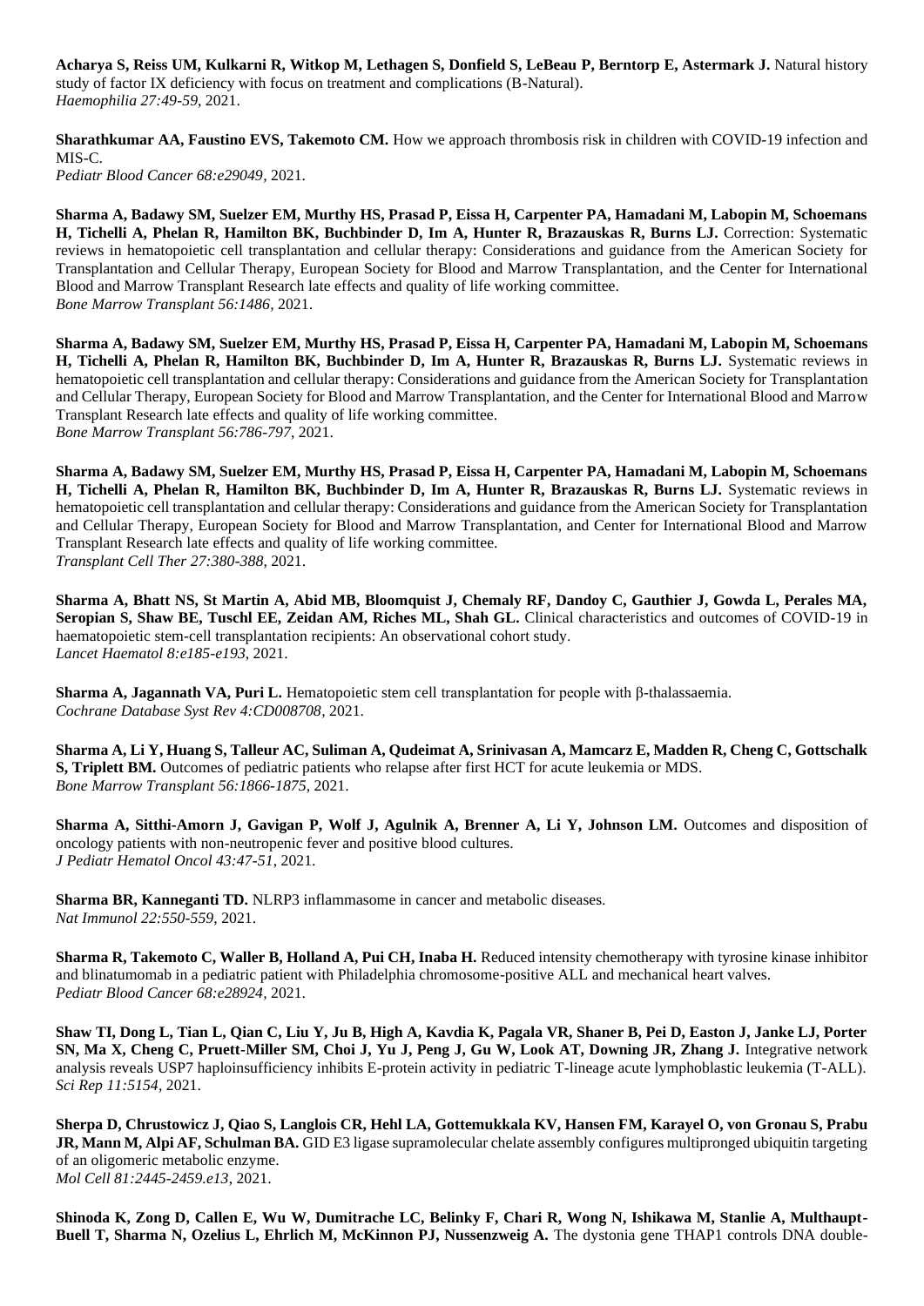**Acharya S, Reiss UM, Kulkarni R, Witkop M, Lethagen S, Donfield S, LeBeau P, Berntorp E, Astermark J.** Natural history study of factor IX deficiency with focus on treatment and complications (B-Natural).
*Haemophilia 27:49-59*, 2021.

**Sharathkumar AA, Faustino EVS, Takemoto CM.** How we approach thrombosis risk in children with COVID-19 infection and MIS-C.
*Pediatr Blood Cancer 68:e29049*, 2021.

**Sharma A, Badawy SM, Suelzer EM, Murthy HS, Prasad P, Eissa H, Carpenter PA, Hamadani M, Labopin M, Schoemans H, Tichelli A, Phelan R, Hamilton BK, Buchbinder D, Im A, Hunter R, Brazauskas R, Burns LJ.** Correction: Systematic reviews in hematopoietic cell transplantation and cellular therapy: Considerations and guidance from the American Society for Transplantation and Cellular Therapy, European Society for Blood and Marrow Transplantation, and the Center for International Blood and Marrow Transplant Research late effects and quality of life working committee.
*Bone Marrow Transplant 56:1486*, 2021.

**Sharma A, Badawy SM, Suelzer EM, Murthy HS, Prasad P, Eissa H, Carpenter PA, Hamadani M, Labopin M, Schoemans H, Tichelli A, Phelan R, Hamilton BK, Buchbinder D, Im A, Hunter R, Brazauskas R, Burns LJ.** Systematic reviews in hematopoietic cell transplantation and cellular therapy: Considerations and guidance from the American Society for Transplantation and Cellular Therapy, European Society for Blood and Marrow Transplantation, and the Center for International Blood and Marrow Transplant Research late effects and quality of life working committee.
*Bone Marrow Transplant 56:786-797*, 2021.

**Sharma A, Badawy SM, Suelzer EM, Murthy HS, Prasad P, Eissa H, Carpenter PA, Hamadani M, Labopin M, Schoemans H, Tichelli A, Phelan R, Hamilton BK, Buchbinder D, Im A, Hunter R, Brazauskas R, Burns LJ.** Systematic reviews in hematopoietic cell transplantation and cellular therapy: Considerations and guidance from the American Society for Transplantation and Cellular Therapy, European Society for Blood and Marrow Transplantation, and Center for International Blood and Marrow Transplant Research late effects and quality of life working committee.
*Transplant Cell Ther 27:380-388*, 2021.

**Sharma A, Bhatt NS, St Martin A, Abid MB, Bloomquist J, Chemaly RF, Dandoy C, Gauthier J, Gowda L, Perales MA, Seropian S, Shaw BE, Tuschl EE, Zeidan AM, Riches ML, Shah GL.** Clinical characteristics and outcomes of COVID-19 in haematopoietic stem-cell transplantation recipients: An observational cohort study.
*Lancet Haematol 8:e185-e193*, 2021.

**Sharma A, Jagannath VA, Puri L.** Hematopoietic stem cell transplantation for people with β-thalassaemia.
*Cochrane Database Syst Rev 4:CD008708*, 2021.

**Sharma A, Li Y, Huang S, Talleur AC, Suliman A, Qudeimat A, Srinivasan A, Mamcarz E, Madden R, Cheng C, Gottschalk S, Triplett BM.** Outcomes of pediatric patients who relapse after first HCT for acute leukemia or MDS.
*Bone Marrow Transplant 56:1866-1875*, 2021.

**Sharma A, Sitthi-Amorn J, Gavigan P, Wolf J, Agulnik A, Brenner A, Li Y, Johnson LM.** Outcomes and disposition of oncology patients with non-neutropenic fever and positive blood cultures.
*J Pediatr Hematol Oncol 43:47-51*, 2021.

**Sharma BR, Kanneganti TD.** NLRP3 inflammasome in cancer and metabolic diseases.
*Nat Immunol 22:550-559*, 2021.

**Sharma R, Takemoto C, Waller B, Holland A, Pui CH, Inaba H.** Reduced intensity chemotherapy with tyrosine kinase inhibitor and blinatumomab in a pediatric patient with Philadelphia chromosome-positive ALL and mechanical heart valves.
*Pediatr Blood Cancer 68:e28924*, 2021.

**Shaw TI, Dong L, Tian L, Qian C, Liu Y, Ju B, High A, Kavdia K, Pagala VR, Shaner B, Pei D, Easton J, Janke LJ, Porter SN, Ma X, Cheng C, Pruett-Miller SM, Choi J, Yu J, Peng J, Gu W, Look AT, Downing JR, Zhang J.** Integrative network analysis reveals USP7 haploinsufficiency inhibits E-protein activity in pediatric T-lineage acute lymphoblastic leukemia (T-ALL).
*Sci Rep 11:5154*, 2021.

**Sherpa D, Chrustowicz J, Qiao S, Langlois CR, Hehl LA, Gottemukkala KV, Hansen FM, Karayel O, von Gronau S, Prabu JR, Mann M, Alpi AF, Schulman BA.** GID E3 ligase supramolecular chelate assembly configures multipronged ubiquitin targeting of an oligomeric metabolic enzyme.
*Mol Cell 81:2445-2459.e13*, 2021.

**Shinoda K, Zong D, Callen E, Wu W, Dumitrache LC, Belinky F, Chari R, Wong N, Ishikawa M, Stanlie A, Multhaupt-Buell T, Sharma N, Ozelius L, Ehrlich M, McKinnon PJ, Nussenzweig A.** The dystonia gene THAP1 controls DNA double-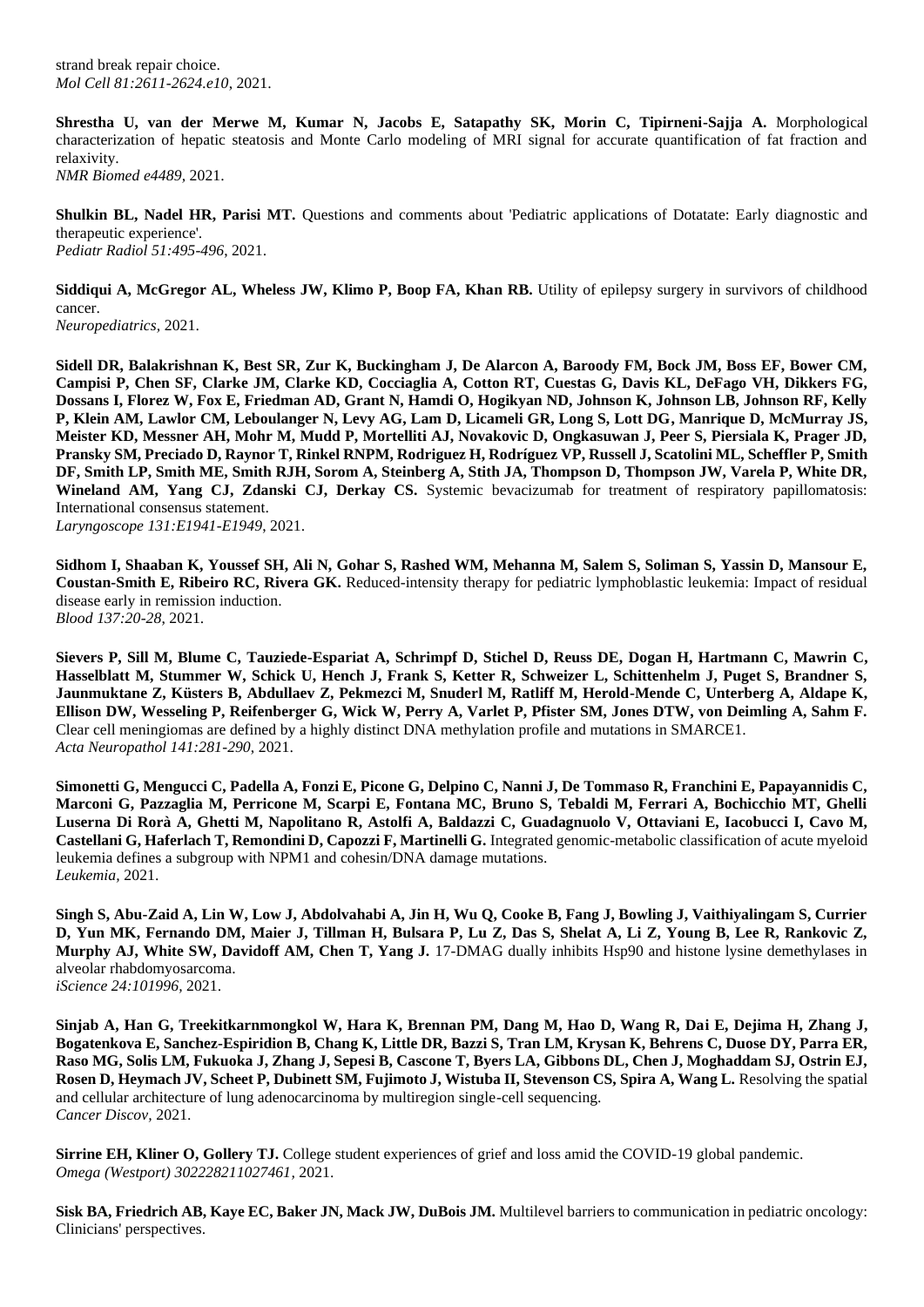strand break repair choice.
*Mol Cell 81:2611-2624.e10*, 2021.

**Shrestha U, van der Merwe M, Kumar N, Jacobs E, Satapathy SK, Morin C, Tipirneni-Sajja A.** Morphological characterization of hepatic steatosis and Monte Carlo modeling of MRI signal for accurate quantification of fat fraction and relaxivity.
*NMR Biomed e4489*, 2021.

**Shulkin BL, Nadel HR, Parisi MT.** Questions and comments about 'Pediatric applications of Dotatate: Early diagnostic and therapeutic experience'.
*Pediatr Radiol 51:495-496*, 2021.

**Siddiqui A, McGregor AL, Wheless JW, Klimo P, Boop FA, Khan RB.** Utility of epilepsy surgery in survivors of childhood cancer.
*Neuropediatrics*, 2021.

**Sidell DR, Balakrishnan K, Best SR, Zur K, Buckingham J, De Alarcon A, Baroody FM, Bock JM, Boss EF, Bower CM, Campisi P, Chen SF, Clarke JM, Clarke KD, Cocciaglia A, Cotton RT, Cuestas G, Davis KL, DeFago VH, Dikkers FG, Dossans I, Florez W, Fox E, Friedman AD, Grant N, Hamdi O, Hogikyan ND, Johnson K, Johnson LB, Johnson RF, Kelly P, Klein AM, Lawlor CM, Leboulanger N, Levy AG, Lam D, Licameli GR, Long S, Lott DG, Manrique D, McMurray JS, Meister KD, Messner AH, Mohr M, Mudd P, Mortelliti AJ, Novakovic D, Ongkasuwan J, Peer S, Piersiala K, Prager JD, Pransky SM, Preciado D, Raynor T, Rinkel RNPM, Rodriguez H, Rodríguez VP, Russell J, Scatolini ML, Scheffler P, Smith DF, Smith LP, Smith ME, Smith RJH, Sorom A, Steinberg A, Stith JA, Thompson D, Thompson JW, Varela P, White DR, Wineland AM, Yang CJ, Zdanski CJ, Derkay CS.** Systemic bevacizumab for treatment of respiratory papillomatosis: International consensus statement.
*Laryngoscope 131:E1941-E1949*, 2021.

**Sidhom I, Shaaban K, Youssef SH, Ali N, Gohar S, Rashed WM, Mehanna M, Salem S, Soliman S, Yassin D, Mansour E, Coustan-Smith E, Ribeiro RC, Rivera GK.** Reduced-intensity therapy for pediatric lymphoblastic leukemia: Impact of residual disease early in remission induction.
*Blood 137:20-28*, 2021.

**Sievers P, Sill M, Blume C, Tauziede-Espariat A, Schrimpf D, Stichel D, Reuss DE, Dogan H, Hartmann C, Mawrin C, Hasselblatt M, Stummer W, Schick U, Hench J, Frank S, Ketter R, Schweizer L, Schittenhelm J, Puget S, Brandner S, Jaunmuktane Z, Küsters B, Abdullaev Z, Pekmezci M, Snuderl M, Ratliff M, Herold-Mende C, Unterberg A, Aldape K, Ellison DW, Wesseling P, Reifenberger G, Wick W, Perry A, Varlet P, Pfister SM, Jones DTW, von Deimling A, Sahm F.** Clear cell meningiomas are defined by a highly distinct DNA methylation profile and mutations in SMARCE1.
*Acta Neuropathol 141:281-290*, 2021.

**Simonetti G, Mengucci C, Padella A, Fonzi E, Picone G, Delpino C, Nanni J, De Tommaso R, Franchini E, Papayannidis C, Marconi G, Pazzaglia M, Perricone M, Scarpi E, Fontana MC, Bruno S, Tebaldi M, Ferrari A, Bochicchio MT, Ghelli Luserna Di Rorà A, Ghetti M, Napolitano R, Astolfi A, Baldazzi C, Guadagnuolo V, Ottaviani E, Iacobucci I, Cavo M, Castellani G, Haferlach T, Remondini D, Capozzi F, Martinelli G.** Integrated genomic-metabolic classification of acute myeloid leukemia defines a subgroup with NPM1 and cohesin/DNA damage mutations.
*Leukemia*, 2021.

**Singh S, Abu-Zaid A, Lin W, Low J, Abdolvahabi A, Jin H, Wu Q, Cooke B, Fang J, Bowling J, Vaithiyalingam S, Currier D, Yun MK, Fernando DM, Maier J, Tillman H, Bulsara P, Lu Z, Das S, Shelat A, Li Z, Young B, Lee R, Rankovic Z, Murphy AJ, White SW, Davidoff AM, Chen T, Yang J.** 17-DMAG dually inhibits Hsp90 and histone lysine demethylases in alveolar rhabdomyosarcoma.
*iScience 24:101996*, 2021.

**Sinjab A, Han G, Treekitkarnmongkol W, Hara K, Brennan PM, Dang M, Hao D, Wang R, Dai E, Dejima H, Zhang J, Bogatenkova E, Sanchez-Espiridion B, Chang K, Little DR, Bazzi S, Tran LM, Krysan K, Behrens C, Duose DY, Parra ER, Raso MG, Solis LM, Fukuoka J, Zhang J, Sepesi B, Cascone T, Byers LA, Gibbons DL, Chen J, Moghaddam SJ, Ostrin EJ, Rosen D, Heymach JV, Scheet P, Dubinett SM, Fujimoto J, Wistuba II, Stevenson CS, Spira A, Wang L.** Resolving the spatial and cellular architecture of lung adenocarcinoma by multiregion single-cell sequencing.
*Cancer Discov*, 2021.

**Sirrine EH, Kliner O, Gollery TJ.** College student experiences of grief and loss amid the COVID-19 global pandemic.
*Omega (Westport) 302228211027461*, 2021.

**Sisk BA, Friedrich AB, Kaye EC, Baker JN, Mack JW, DuBois JM.** Multilevel barriers to communication in pediatric oncology: Clinicians' perspectives.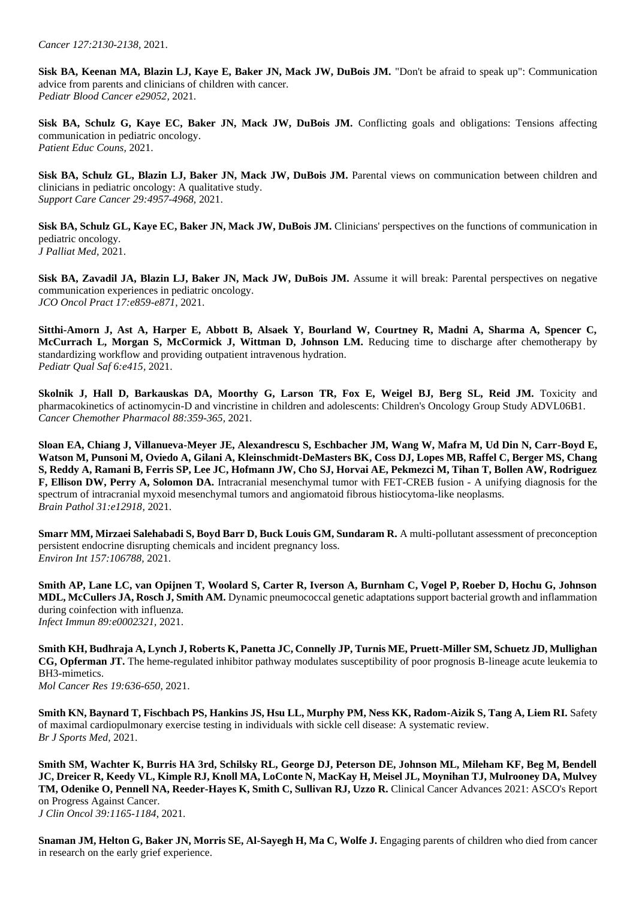*Cancer 127:2130-2138,* 2021.

**Sisk BA, Keenan MA, Blazin LJ, Kaye E, Baker JN, Mack JW, DuBois JM.** "Don't be afraid to speak up": Communication advice from parents and clinicians of children with cancer.
*Pediatr Blood Cancer e29052,* 2021.

**Sisk BA, Schulz G, Kaye EC, Baker JN, Mack JW, DuBois JM.** Conflicting goals and obligations: Tensions affecting communication in pediatric oncology.
*Patient Educ Couns,* 2021.

**Sisk BA, Schulz GL, Blazin LJ, Baker JN, Mack JW, DuBois JM.** Parental views on communication between children and clinicians in pediatric oncology: A qualitative study.
*Support Care Cancer 29:4957-4968,* 2021.

**Sisk BA, Schulz GL, Kaye EC, Baker JN, Mack JW, DuBois JM.** Clinicians' perspectives on the functions of communication in pediatric oncology.
*J Palliat Med,* 2021.

**Sisk BA, Zavadil JA, Blazin LJ, Baker JN, Mack JW, DuBois JM.** Assume it will break: Parental perspectives on negative communication experiences in pediatric oncology.
*JCO Oncol Pract 17:e859-e871,* 2021.

**Sitthi-Amorn J, Ast A, Harper E, Abbott B, Alsaek Y, Bourland W, Courtney R, Madni A, Sharma A, Spencer C, McCurrach L, Morgan S, McCormick J, Wittman D, Johnson LM.** Reducing time to discharge after chemotherapy by standardizing workflow and providing outpatient intravenous hydration.
*Pediatr Qual Saf 6:e415,* 2021.

**Skolnik J, Hall D, Barkauskas DA, Moorthy G, Larson TR, Fox E, Weigel BJ, Berg SL, Reid JM.** Toxicity and pharmacokinetics of actinomycin-D and vincristine in children and adolescents: Children's Oncology Group Study ADVL06B1.
*Cancer Chemother Pharmacol 88:359-365,* 2021.

**Sloan EA, Chiang J, Villanueva-Meyer JE, Alexandrescu S, Eschbacher JM, Wang W, Mafra M, Ud Din N, Carr-Boyd E, Watson M, Punsoni M, Oviedo A, Gilani A, Kleinschmidt-DeMasters BK, Coss DJ, Lopes MB, Raffel C, Berger MS, Chang S, Reddy A, Ramani B, Ferris SP, Lee JC, Hofmann JW, Cho SJ, Horvai AE, Pekmezci M, Tihan T, Bollen AW, Rodriguez F, Ellison DW, Perry A, Solomon DA.** Intracranial mesenchymal tumor with FET-CREB fusion - A unifying diagnosis for the spectrum of intracranial myxoid mesenchymal tumors and angiomatoid fibrous histiocytoma-like neoplasms.
*Brain Pathol 31:e12918,* 2021.

**Smarr MM, Mirzaei Salehabadi S, Boyd Barr D, Buck Louis GM, Sundaram R.** A multi-pollutant assessment of preconception persistent endocrine disrupting chemicals and incident pregnancy loss.
*Environ Int 157:106788,* 2021.

**Smith AP, Lane LC, van Opijnen T, Woolard S, Carter R, Iverson A, Burnham C, Vogel P, Roeber D, Hochu G, Johnson MDL, McCullers JA, Rosch J, Smith AM.** Dynamic pneumococcal genetic adaptations support bacterial growth and inflammation during coinfection with influenza.
*Infect Immun 89:e0002321,* 2021.

**Smith KH, Budhraja A, Lynch J, Roberts K, Panetta JC, Connelly JP, Turnis ME, Pruett-Miller SM, Schuetz JD, Mullighan CG, Opferman JT.** The heme-regulated inhibitor pathway modulates susceptibility of poor prognosis B-lineage acute leukemia to BH3-mimetics.
*Mol Cancer Res 19:636-650,* 2021.

**Smith KN, Baynard T, Fischbach PS, Hankins JS, Hsu LL, Murphy PM, Ness KK, Radom-Aizik S, Tang A, Liem RI.** Safety of maximal cardiopulmonary exercise testing in individuals with sickle cell disease: A systematic review.
*Br J Sports Med,* 2021.

**Smith SM, Wachter K, Burris HA 3rd, Schilsky RL, George DJ, Peterson DE, Johnson ML, Mileham KF, Beg M, Bendell JC, Dreicer R, Keedy VL, Kimple RJ, Knoll MA, LoConte N, MacKay H, Meisel JL, Moynihan TJ, Mulrooney DA, Mulvey TM, Odenike O, Pennell NA, Reeder-Hayes K, Smith C, Sullivan RJ, Uzzo R.** Clinical Cancer Advances 2021: ASCO's Report on Progress Against Cancer.
*J Clin Oncol 39:1165-1184,* 2021.

**Snaman JM, Helton G, Baker JN, Morris SE, Al-Sayegh H, Ma C, Wolfe J.** Engaging parents of children who died from cancer in research on the early grief experience.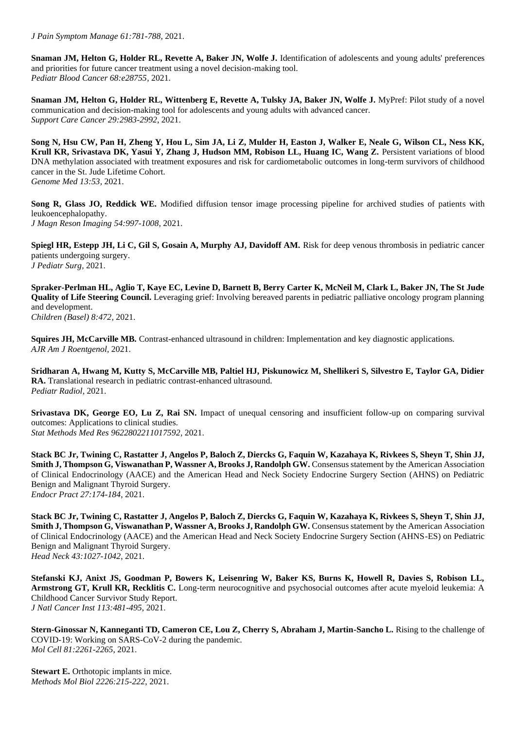*J Pain Symptom Manage 61:781-788*, 2021.

**Snaman JM, Helton G, Holder RL, Revette A, Baker JN, Wolfe J.** Identification of adolescents and young adults' preferences and priorities for future cancer treatment using a novel decision-making tool.
*Pediatr Blood Cancer 68:e28755*, 2021.

**Snaman JM, Helton G, Holder RL, Wittenberg E, Revette A, Tulsky JA, Baker JN, Wolfe J.** MyPref: Pilot study of a novel communication and decision-making tool for adolescents and young adults with advanced cancer.
*Support Care Cancer 29:2983-2992*, 2021.

**Song N, Hsu CW, Pan H, Zheng Y, Hou L, Sim JA, Li Z, Mulder H, Easton J, Walker E, Neale G, Wilson CL, Ness KK, Krull KR, Srivastava DK, Yasui Y, Zhang J, Hudson MM, Robison LL, Huang IC, Wang Z.** Persistent variations of blood DNA methylation associated with treatment exposures and risk for cardiometabolic outcomes in long-term survivors of childhood cancer in the St. Jude Lifetime Cohort.
*Genome Med 13:53*, 2021.

**Song R, Glass JO, Reddick WE.** Modified diffusion tensor image processing pipeline for archived studies of patients with leukoencephalopathy.
*J Magn Reson Imaging 54:997-1008*, 2021.

**Spiegl HR, Estepp JH, Li C, Gil S, Gosain A, Murphy AJ, Davidoff AM.** Risk for deep venous thrombosis in pediatric cancer patients undergoing surgery.
*J Pediatr Surg*, 2021.

**Spraker-Perlman HL, Aglio T, Kaye EC, Levine D, Barnett B, Berry Carter K, McNeil M, Clark L, Baker JN, The St Jude Quality of Life Steering Council.** Leveraging grief: Involving bereaved parents in pediatric palliative oncology program planning and development.
*Children (Basel) 8:472*, 2021.

**Squires JH, McCarville MB.** Contrast-enhanced ultrasound in children: Implementation and key diagnostic applications.
*AJR Am J Roentgenol*, 2021.

**Sridharan A, Hwang M, Kutty S, McCarville MB, Paltiel HJ, Piskunowicz M, Shellikeri S, Silvestro E, Taylor GA, Didier RA.** Translational research in pediatric contrast-enhanced ultrasound.
*Pediatr Radiol*, 2021.

**Srivastava DK, George EO, Lu Z, Rai SN.** Impact of unequal censoring and insufficient follow-up on comparing survival outcomes: Applications to clinical studies.
*Stat Methods Med Res 9622802211017592*, 2021.

**Stack BC Jr, Twining C, Rastatter J, Angelos P, Baloch Z, Diercks G, Faquin W, Kazahaya K, Rivkees S, Sheyn T, Shin JJ, Smith J, Thompson G, Viswanathan P, Wassner A, Brooks J, Randolph GW.** Consensus statement by the American Association of Clinical Endocrinology (AACE) and the American Head and Neck Society Endocrine Surgery Section (AHNS) on Pediatric Benign and Malignant Thyroid Surgery.
*Endocr Pract 27:174-184*, 2021.

**Stack BC Jr, Twining C, Rastatter J, Angelos P, Baloch Z, Diercks G, Faquin W, Kazahaya K, Rivkees S, Sheyn T, Shin JJ, Smith J, Thompson G, Viswanathan P, Wassner A, Brooks J, Randolph GW.** Consensus statement by the American Association of Clinical Endocrinology (AACE) and the American Head and Neck Society Endocrine Surgery Section (AHNS-ES) on Pediatric Benign and Malignant Thyroid Surgery.
*Head Neck 43:1027-1042*, 2021.

**Stefanski KJ, Anixt JS, Goodman P, Bowers K, Leisenring W, Baker KS, Burns K, Howell R, Davies S, Robison LL, Armstrong GT, Krull KR, Recklitis C.** Long-term neurocognitive and psychosocial outcomes after acute myeloid leukemia: A Childhood Cancer Survivor Study Report.
*J Natl Cancer Inst 113:481-495*, 2021.

**Stern-Ginossar N, Kanneganti TD, Cameron CE, Lou Z, Cherry S, Abraham J, Martin-Sancho L.** Rising to the challenge of COVID-19: Working on SARS-CoV-2 during the pandemic.
*Mol Cell 81:2261-2265*, 2021.

**Stewart E.** Orthotopic implants in mice.
*Methods Mol Biol 2226:215-222*, 2021.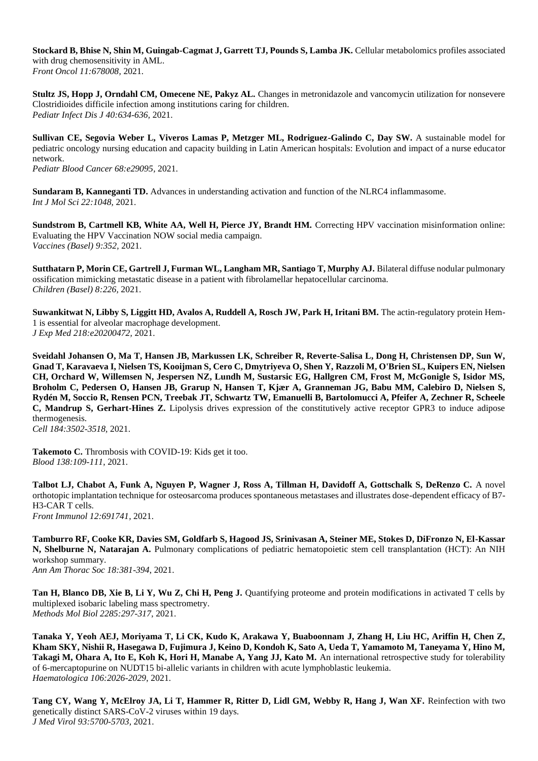**Stockard B, Bhise N, Shin M, Guingab-Cagmat J, Garrett TJ, Pounds S, Lamba JK.** Cellular metabolomics profiles associated with drug chemosensitivity in AML.
*Front Oncol 11:678008,* 2021.

**Stultz JS, Hopp J, Orndahl CM, Omecene NE, Pakyz AL.** Changes in metronidazole and vancomycin utilization for nonsevere Clostridioides difficile infection among institutions caring for children.
*Pediatr Infect Dis J 40:634-636,* 2021.

**Sullivan CE, Segovia Weber L, Viveros Lamas P, Metzger ML, Rodriguez-Galindo C, Day SW.** A sustainable model for pediatric oncology nursing education and capacity building in Latin American hospitals: Evolution and impact of a nurse educator network.
*Pediatr Blood Cancer 68:e29095,* 2021.

**Sundaram B, Kanneganti TD.** Advances in understanding activation and function of the NLRC4 inflammasome.
*Int J Mol Sci 22:1048,* 2021.

**Sundstrom B, Cartmell KB, White AA, Well H, Pierce JY, Brandt HM.** Correcting HPV vaccination misinformation online: Evaluating the HPV Vaccination NOW social media campaign.
*Vaccines (Basel) 9:352,* 2021.

**Sutthatarn P, Morin CE, Gartrell J, Furman WL, Langham MR, Santiago T, Murphy AJ.** Bilateral diffuse nodular pulmonary ossification mimicking metastatic disease in a patient with fibrolamellar hepatocellular carcinoma.
*Children (Basel) 8:226,* 2021.

**Suwankitwat N, Libby S, Liggitt HD, Avalos A, Ruddell A, Rosch JW, Park H, Iritani BM.** The actin-regulatory protein Hem-1 is essential for alveolar macrophage development.
*J Exp Med 218:e20200472,* 2021.

**Sveidahl Johansen O, Ma T, Hansen JB, Markussen LK, Schreiber R, Reverte-Salisa L, Dong H, Christensen DP, Sun W, Gnad T, Karavaeva I, Nielsen TS, Kooijman S, Cero C, Dmytriyeva O, Shen Y, Razzoli M, O'Brien SL, Kuipers EN, Nielsen CH, Orchard W, Willemsen N, Jespersen NZ, Lundh M, Sustarsic EG, Hallgren CM, Frost M, McGonigle S, Isidor MS, Broholm C, Pedersen O, Hansen JB, Grarup N, Hansen T, Kjær A, Granneman JG, Babu MM, Calebiro D, Nielsen S, Rydén M, Soccio R, Rensen PCN, Treebak JT, Schwartz TW, Emanuelli B, Bartolomucci A, Pfeifer A, Zechner R, Scheele C, Mandrup S, Gerhart-Hines Z.** Lipolysis drives expression of the constitutively active receptor GPR3 to induce adipose thermogenesis.
*Cell 184:3502-3518,* 2021.

**Takemoto C.** Thrombosis with COVID-19: Kids get it too.
*Blood 138:109-111,* 2021.

**Talbot LJ, Chabot A, Funk A, Nguyen P, Wagner J, Ross A, Tillman H, Davidoff A, Gottschalk S, DeRenzo C.** A novel orthotopic implantation technique for osteosarcoma produces spontaneous metastases and illustrates dose-dependent efficacy of B7-H3-CAR T cells.
*Front Immunol 12:691741,* 2021.

**Tamburro RF, Cooke KR, Davies SM, Goldfarb S, Hagood JS, Srinivasan A, Steiner ME, Stokes D, DiFronzo N, El-Kassar N, Shelburne N, Natarajan A.** Pulmonary complications of pediatric hematopoietic stem cell transplantation (HCT): An NIH workshop summary.
*Ann Am Thorac Soc 18:381-394,* 2021.

**Tan H, Blanco DB, Xie B, Li Y, Wu Z, Chi H, Peng J.** Quantifying proteome and protein modifications in activated T cells by multiplexed isobaric labeling mass spectrometry.
*Methods Mol Biol 2285:297-317,* 2021.

**Tanaka Y, Yeoh AEJ, Moriyama T, Li CK, Kudo K, Arakawa Y, Buaboonnam J, Zhang H, Liu HC, Ariffin H, Chen Z, Kham SKY, Nishii R, Hasegawa D, Fujimura J, Keino D, Kondoh K, Sato A, Ueda T, Yamamoto M, Taneyama Y, Hino M, Takagi M, Ohara A, Ito E, Koh K, Hori H, Manabe A, Yang JJ, Kato M.** An international retrospective study for tolerability of 6-mercaptopurine on NUDT15 bi-allelic variants in children with acute lymphoblastic leukemia.
*Haematologica 106:2026-2029,* 2021.

**Tang CY, Wang Y, McElroy JA, Li T, Hammer R, Ritter D, Lidl GM, Webby R, Hang J, Wan XF.** Reinfection with two genetically distinct SARS-CoV-2 viruses within 19 days.
*J Med Virol 93:5700-5703,* 2021.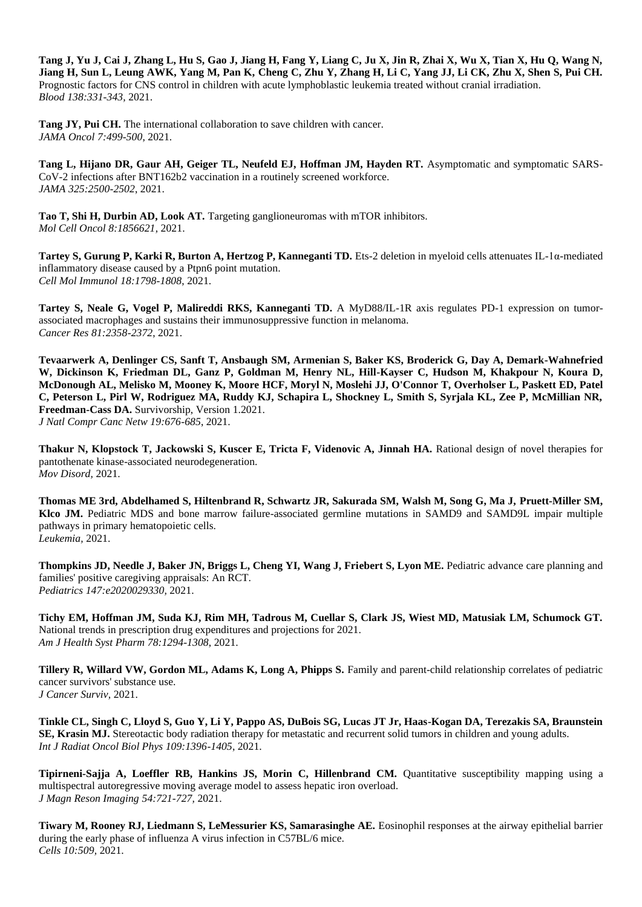**Tang J, Yu J, Cai J, Zhang L, Hu S, Gao J, Jiang H, Fang Y, Liang C, Ju X, Jin R, Zhai X, Wu X, Tian X, Hu Q, Wang N, Jiang H, Sun L, Leung AWK, Yang M, Pan K, Cheng C, Zhu Y, Zhang H, Li C, Yang JJ, Li CK, Zhu X, Shen S, Pui CH.** Prognostic factors for CNS control in children with acute lymphoblastic leukemia treated without cranial irradiation.
*Blood 138:331-343*, 2021.

**Tang JY, Pui CH.** The international collaboration to save children with cancer.
*JAMA Oncol 7:499-500*, 2021.

**Tang L, Hijano DR, Gaur AH, Geiger TL, Neufeld EJ, Hoffman JM, Hayden RT.** Asymptomatic and symptomatic SARS-CoV-2 infections after BNT162b2 vaccination in a routinely screened workforce.
*JAMA 325:2500-2502*, 2021.

**Tao T, Shi H, Durbin AD, Look AT.** Targeting ganglioneuromas with mTOR inhibitors.
*Mol Cell Oncol 8:1856621*, 2021.

**Tartey S, Gurung P, Karki R, Burton A, Hertzog P, Kanneganti TD.** Ets-2 deletion in myeloid cells attenuates IL-1α-mediated inflammatory disease caused by a Ptpn6 point mutation.
*Cell Mol Immunol 18:1798-1808*, 2021.

**Tartey S, Neale G, Vogel P, Malireddi RKS, Kanneganti TD.** A MyD88/IL-1R axis regulates PD-1 expression on tumor-associated macrophages and sustains their immunosuppressive function in melanoma.
*Cancer Res 81:2358-2372*, 2021.

**Tevaarwerk A, Denlinger CS, Sanft T, Ansbaugh SM, Armenian S, Baker KS, Broderick G, Day A, Demark-Wahnefried W, Dickinson K, Friedman DL, Ganz P, Goldman M, Henry NL, Hill-Kayser C, Hudson M, Khakpour N, Koura D, McDonough AL, Melisko M, Mooney K, Moore HCF, Moryl N, Moslehi JJ, O'Connor T, Overholser L, Paskett ED, Patel C, Peterson L, Pirl W, Rodriguez MA, Ruddy KJ, Schapira L, Shockney L, Smith S, Syrjala KL, Zee P, McMillian NR, Freedman-Cass DA.** Survivorship, Version 1.2021.
*J Natl Compr Canc Netw 19:676-685*, 2021.

**Thakur N, Klopstock T, Jackowski S, Kuscer E, Tricta F, Videnovic A, Jinnah HA.** Rational design of novel therapies for pantothenate kinase-associated neurodegeneration.
*Mov Disord*, 2021.

**Thomas ME 3rd, Abdelhamed S, Hiltenbrand R, Schwartz JR, Sakurada SM, Walsh M, Song G, Ma J, Pruett-Miller SM, Klco JM.** Pediatric MDS and bone marrow failure-associated germline mutations in SAMD9 and SAMD9L impair multiple pathways in primary hematopoietic cells.
*Leukemia*, 2021.

**Thompkins JD, Needle J, Baker JN, Briggs L, Cheng YI, Wang J, Friebert S, Lyon ME.** Pediatric advance care planning and families' positive caregiving appraisals: An RCT.
*Pediatrics 147:e2020029330*, 2021.

**Tichy EM, Hoffman JM, Suda KJ, Rim MH, Tadrous M, Cuellar S, Clark JS, Wiest MD, Matusiak LM, Schumock GT.** National trends in prescription drug expenditures and projections for 2021.
*Am J Health Syst Pharm 78:1294-1308*, 2021.

**Tillery R, Willard VW, Gordon ML, Adams K, Long A, Phipps S.** Family and parent-child relationship correlates of pediatric cancer survivors' substance use.
*J Cancer Surviv*, 2021.

**Tinkle CL, Singh C, Lloyd S, Guo Y, Li Y, Pappo AS, DuBois SG, Lucas JT Jr, Haas-Kogan DA, Terezakis SA, Braunstein SE, Krasin MJ.** Stereotactic body radiation therapy for metastatic and recurrent solid tumors in children and young adults.
*Int J Radiat Oncol Biol Phys 109:1396-1405*, 2021.

**Tipirneni-Sajja A, Loeffler RB, Hankins JS, Morin C, Hillenbrand CM.** Quantitative susceptibility mapping using a multispectral autoregressive moving average model to assess hepatic iron overload.
*J Magn Reson Imaging 54:721-727*, 2021.

**Tiwary M, Rooney RJ, Liedmann S, LeMessurier KS, Samarasinghe AE.** Eosinophil responses at the airway epithelial barrier during the early phase of influenza A virus infection in C57BL/6 mice.
*Cells 10:509*, 2021.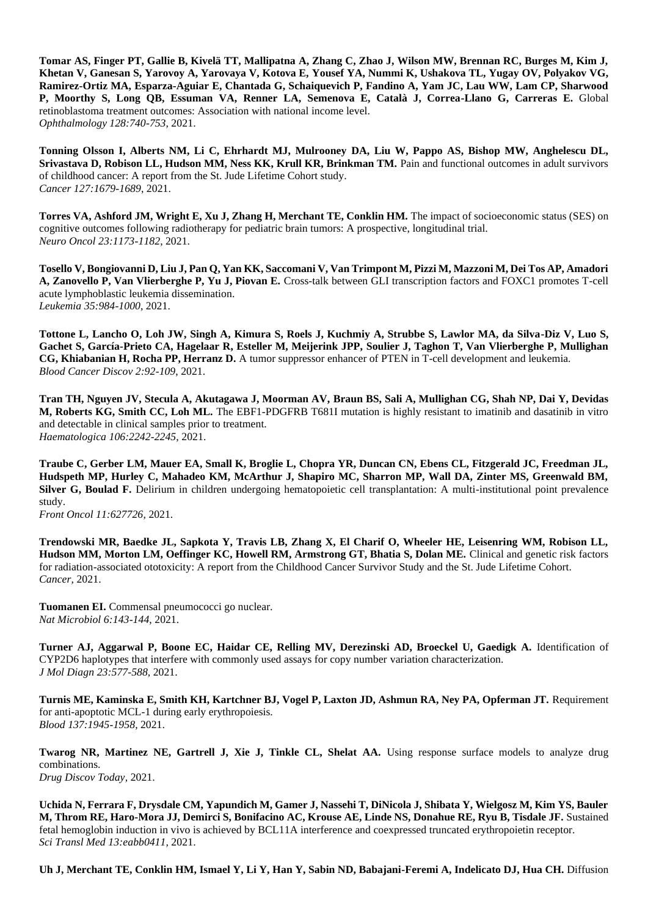**Tomar AS, Finger PT, Gallie B, Kivelä TT, Mallipatna A, Zhang C, Zhao J, Wilson MW, Brennan RC, Burges M, Kim J, Khetan V, Ganesan S, Yarovoy A, Yarovaya V, Kotova E, Yousef YA, Nummi K, Ushakova TL, Yugay OV, Polyakov VG, Ramirez-Ortiz MA, Esparza-Aguiar E, Chantada G, Schaiquevich P, Fandino A, Yam JC, Lau WW, Lam CP, Sharwood P, Moorthy S, Long QB, Essuman VA, Renner LA, Semenova E, Català J, Correa-Llano G, Carreras E.** Global retinoblastoma treatment outcomes: Association with national income level.
*Ophthalmology 128:740-753*, 2021.

**Tonning Olsson I, Alberts NM, Li C, Ehrhardt MJ, Mulrooney DA, Liu W, Pappo AS, Bishop MW, Anghelescu DL, Srivastava D, Robison LL, Hudson MM, Ness KK, Krull KR, Brinkman TM.** Pain and functional outcomes in adult survivors of childhood cancer: A report from the St. Jude Lifetime Cohort study.
*Cancer 127:1679-1689*, 2021.

**Torres VA, Ashford JM, Wright E, Xu J, Zhang H, Merchant TE, Conklin HM.** The impact of socioeconomic status (SES) on cognitive outcomes following radiotherapy for pediatric brain tumors: A prospective, longitudinal trial.
*Neuro Oncol 23:1173-1182*, 2021.

**Tosello V, Bongiovanni D, Liu J, Pan Q, Yan KK, Saccomani V, Van Trimpont M, Pizzi M, Mazzoni M, Dei Tos AP, Amadori A, Zanovello P, Van Vlierberghe P, Yu J, Piovan E.** Cross-talk between GLI transcription factors and FOXC1 promotes T-cell acute lymphoblastic leukemia dissemination.
*Leukemia 35:984-1000*, 2021.

**Tottone L, Lancho O, Loh JW, Singh A, Kimura S, Roels J, Kuchmiy A, Strubbe S, Lawlor MA, da Silva-Diz V, Luo S, Gachet S, García-Prieto CA, Hagelaar R, Esteller M, Meijerink JPP, Soulier J, Taghon T, Van Vlierberghe P, Mullighan CG, Khiabanian H, Rocha PP, Herranz D.** A tumor suppressor enhancer of PTEN in T-cell development and leukemia.
*Blood Cancer Discov 2:92-109*, 2021.

**Tran TH, Nguyen JV, Stecula A, Akutagawa J, Moorman AV, Braun BS, Sali A, Mullighan CG, Shah NP, Dai Y, Devidas M, Roberts KG, Smith CC, Loh ML.** The EBF1-PDGFRB T681I mutation is highly resistant to imatinib and dasatinib in vitro and detectable in clinical samples prior to treatment.
*Haematologica 106:2242-2245,* 2021.

**Traube C, Gerber LM, Mauer EA, Small K, Broglie L, Chopra YR, Duncan CN, Ebens CL, Fitzgerald JC, Freedman JL, Hudspeth MP, Hurley C, Mahadeo KM, McArthur J, Shapiro MC, Sharron MP, Wall DA, Zinter MS, Greenwald BM, Silver G, Boulad F.** Delirium in children undergoing hematopoietic cell transplantation: A multi-institutional point prevalence study.
*Front Oncol 11:627726,* 2021.

**Trendowski MR, Baedke JL, Sapkota Y, Travis LB, Zhang X, El Charif O, Wheeler HE, Leisenring WM, Robison LL, Hudson MM, Morton LM, Oeffinger KC, Howell RM, Armstrong GT, Bhatia S, Dolan ME.** Clinical and genetic risk factors for radiation-associated ototoxicity: A report from the Childhood Cancer Survivor Study and the St. Jude Lifetime Cohort.
*Cancer,* 2021.

**Tuomanen EI.** Commensal pneumococci go nuclear.
*Nat Microbiol 6:143-144*, 2021.

**Turner AJ, Aggarwal P, Boone EC, Haidar CE, Relling MV, Derezinski AD, Broeckel U, Gaedigk A.** Identification of CYP2D6 haplotypes that interfere with commonly used assays for copy number variation characterization.
*J Mol Diagn 23:577-588,* 2021.

**Turnis ME, Kaminska E, Smith KH, Kartchner BJ, Vogel P, Laxton JD, Ashmun RA, Ney PA, Opferman JT.** Requirement for anti-apoptotic MCL-1 during early erythropoiesis.
*Blood 137:1945-1958*, 2021.

**Twarog NR, Martinez NE, Gartrell J, Xie J, Tinkle CL, Shelat AA.** Using response surface models to analyze drug combinations.
*Drug Discov Today,* 2021.

**Uchida N, Ferrara F, Drysdale CM, Yapundich M, Gamer J, Nassehi T, DiNicola J, Shibata Y, Wielgosz M, Kim YS, Bauler M, Throm RE, Haro-Mora JJ, Demirci S, Bonifacino AC, Krouse AE, Linde NS, Donahue RE, Ryu B, Tisdale JF.** Sustained fetal hemoglobin induction in vivo is achieved by BCL11A interference and coexpressed truncated erythropoietin receptor.
*Sci Transl Med 13:eabb0411,* 2021.

**Uh J, Merchant TE, Conklin HM, Ismael Y, Li Y, Han Y, Sabin ND, Babajani-Feremi A, Indelicato DJ, Hua CH.** Diffusion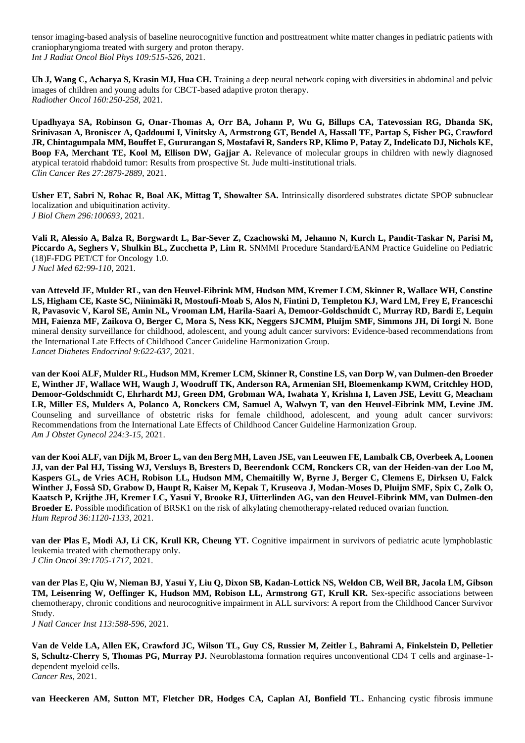tensor imaging-based analysis of baseline neurocognitive function and posttreatment white matter changes in pediatric patients with craniopharyngioma treated with surgery and proton therapy.
*Int J Radiat Oncol Biol Phys 109:515-526*, 2021.

**Uh J, Wang C, Acharya S, Krasin MJ, Hua CH.** Training a deep neural network coping with diversities in abdominal and pelvic images of children and young adults for CBCT-based adaptive proton therapy.
*Radiother Oncol 160:250-258*, 2021.

**Upadhyaya SA, Robinson G, Onar-Thomas A, Orr BA, Johann P, Wu G, Billups CA, Tatevossian RG, Dhanda SK, Srinivasan A, Broniscer A, Qaddoumi I, Vinitsky A, Armstrong GT, Bendel A, Hassall TE, Partap S, Fisher PG, Crawford JR, Chintagumpala MM, Bouffet E, Gururangan S, Mostafavi R, Sanders RP, Klimo P, Patay Z, Indelicato DJ, Nichols KE, Boop FA, Merchant TE, Kool M, Ellison DW, Gajjar A.** Relevance of molecular groups in children with newly diagnosed atypical teratoid rhabdoid tumor: Results from prospective St. Jude multi-institutional trials.
*Clin Cancer Res 27:2879-2889*, 2021.

**Usher ET, Sabri N, Rohac R, Boal AK, Mittag T, Showalter SA.** Intrinsically disordered substrates dictate SPOP subnuclear localization and ubiquitination activity.
*J Biol Chem 296:100693*, 2021.

**Vali R, Alessio A, Balza R, Borgwardt L, Bar-Sever Z, Czachowski M, Jehanno N, Kurch L, Pandit-Taskar N, Parisi M, Piccardo A, Seghers V, Shulkin BL, Zucchetta P, Lim R.** SNMMI Procedure Standard/EANM Practice Guideline on Pediatric (18)F-FDG PET/CT for Oncology 1.0.
*J Nucl Med 62:99-110*, 2021.

**van Atteveld JE, Mulder RL, van den Heuvel-Eibrink MM, Hudson MM, Kremer LCM, Skinner R, Wallace WH, Constine LS, Higham CE, Kaste SC, Niinimäki R, Mostoufi-Moab S, Alos N, Fintini D, Templeton KJ, Ward LM, Frey E, Franceschi R, Pavasovic V, Karol SE, Amin NL, Vrooman LM, Harila-Saari A, Demoor-Goldschmidt C, Murray RD, Bardi E, Lequin MH, Faienza MF, Zaikova O, Berger C, Mora S, Ness KK, Neggers SJCMM, Pluijm SMF, Simmons JH, Di Iorgi N.** Bone mineral density surveillance for childhood, adolescent, and young adult cancer survivors: Evidence-based recommendations from the International Late Effects of Childhood Cancer Guideline Harmonization Group.
*Lancet Diabetes Endocrinol 9:622-637*, 2021.

**van der Kooi ALF, Mulder RL, Hudson MM, Kremer LCM, Skinner R, Constine LS, van Dorp W, van Dulmen-den Broeder E, Winther JF, Wallace WH, Waugh J, Woodruff TK, Anderson RA, Armenian SH, Bloemenkamp KWM, Critchley HOD, Demoor-Goldschmidt C, Ehrhardt MJ, Green DM, Grobman WA, Iwahata Y, Krishna I, Laven JSE, Levitt G, Meacham LR, Miller ES, Mulders A, Polanco A, Ronckers CM, Samuel A, Walwyn T, van den Heuvel-Eibrink MM, Levine JM.** Counseling and surveillance of obstetric risks for female childhood, adolescent, and young adult cancer survivors: Recommendations from the International Late Effects of Childhood Cancer Guideline Harmonization Group.
*Am J Obstet Gynecol 224:3-15*, 2021.

**van der Kooi ALF, van Dijk M, Broer L, van den Berg MH, Laven JSE, van Leeuwen FE, Lambalk CB, Overbeek A, Loonen JJ, van der Pal HJ, Tissing WJ, Versluys B, Bresters D, Beerendonk CCM, Ronckers CR, van der Heiden-van der Loo M, Kaspers GL, de Vries ACH, Robison LL, Hudson MM, Chemaitilly W, Byrne J, Berger C, Clemens E, Dirksen U, Falck Winther J, Fosså SD, Grabow D, Haupt R, Kaiser M, Kepak T, Kruseova J, Modan-Moses D, Pluijm SMF, Spix C, Zolk O, Kaatsch P, Krijthe JH, Kremer LC, Yasui Y, Brooke RJ, Uitterlinden AG, van den Heuvel-Eibrink MM, van Dulmen-den Broeder E.** Possible modification of BRSK1 on the risk of alkylating chemotherapy-related reduced ovarian function.
*Hum Reprod 36:1120-1133*, 2021.

**van der Plas E, Modi AJ, Li CK, Krull KR, Cheung YT.** Cognitive impairment in survivors of pediatric acute lymphoblastic leukemia treated with chemotherapy only.
*J Clin Oncol 39:1705-1717*, 2021.

**van der Plas E, Qiu W, Nieman BJ, Yasui Y, Liu Q, Dixon SB, Kadan-Lottick NS, Weldon CB, Weil BR, Jacola LM, Gibson TM, Leisenring W, Oeffinger K, Hudson MM, Robison LL, Armstrong GT, Krull KR.** Sex-specific associations between chemotherapy, chronic conditions and neurocognitive impairment in ALL survivors: A report from the Childhood Cancer Survivor Study.
*J Natl Cancer Inst 113:588-596*, 2021.

**Van de Velde LA, Allen EK, Crawford JC, Wilson TL, Guy CS, Russier M, Zeitler L, Bahrami A, Finkelstein D, Pelletier S, Schultz-Cherry S, Thomas PG, Murray PJ.** Neuroblastoma formation requires unconventional CD4 T cells and arginase-1-dependent myeloid cells.
*Cancer Res*, 2021.

**van Heeckeren AM, Sutton MT, Fletcher DR, Hodges CA, Caplan AI, Bonfield TL.** Enhancing cystic fibrosis immune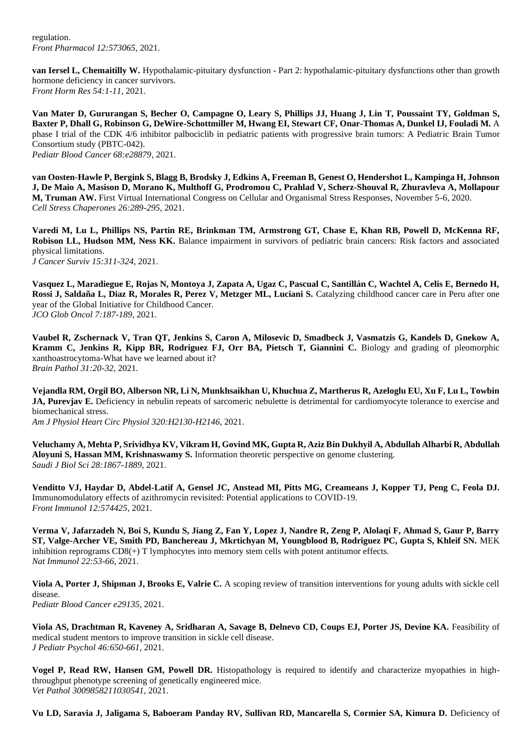regulation.
*Front Pharmacol 12:573065,* 2021.

**van Iersel L, Chemaitilly W.** Hypothalamic-pituitary dysfunction - Part 2: hypothalamic-pituitary dysfunctions other than growth hormone deficiency in cancer survivors.
*Front Horm Res 54:1-11,* 2021.

**Van Mater D, Gururangan S, Becher O, Campagne O, Leary S, Phillips JJ, Huang J, Lin T, Poussaint TY, Goldman S, Baxter P, Dhall G, Robinson G, DeWire-Schottmiller M, Hwang EI, Stewart CF, Onar-Thomas A, Dunkel IJ, Fouladi M.** A phase I trial of the CDK 4/6 inhibitor palbociclib in pediatric patients with progressive brain tumors: A Pediatric Brain Tumor Consortium study (PBTC-042).
*Pediatr Blood Cancer 68:e28879,* 2021.

**van Oosten-Hawle P, Bergink S, Blagg B, Brodsky J, Edkins A, Freeman B, Genest O, Hendershot L, Kampinga H, Johnson J, De Maio A, Masison D, Morano K, Multhoff G, Prodromou C, Prahlad V, Scherz-Shouval R, Zhuravleva A, Mollapour M, Truman AW.** First Virtual International Congress on Cellular and Organismal Stress Responses, November 5-6, 2020.
*Cell Stress Chaperones 26:289-295,* 2021.

**Varedi M, Lu L, Phillips NS, Partin RE, Brinkman TM, Armstrong GT, Chase E, Khan RB, Powell D, McKenna RF, Robison LL, Hudson MM, Ness KK.** Balance impairment in survivors of pediatric brain cancers: Risk factors and associated physical limitations.
*J Cancer Surviv 15:311-324,* 2021.

**Vasquez L, Maradiegue E, Rojas N, Montoya J, Zapata A, Ugaz C, Pascual C, Santillán C, Wachtel A, Celis E, Bernedo H, Rossi J, Saldaña L, Diaz R, Morales R, Perez V, Metzger ML, Luciani S.** Catalyzing childhood cancer care in Peru after one year of the Global Initiative for Childhood Cancer.
*JCO Glob Oncol 7:187-189,* 2021.

**Vaubel R, Zschernack V, Tran QT, Jenkins S, Caron A, Milosevic D, Smadbeck J, Vasmatzis G, Kandels D, Gnekow A, Kramm C, Jenkins R, Kipp BR, Rodriguez FJ, Orr BA, Pietsch T, Giannini C.** Biology and grading of pleomorphic xanthoastrocytoma-What have we learned about it?
*Brain Pathol 31:20-32,* 2021.

**Vejandla RM, Orgil BO, Alberson NR, Li N, Munkhsaikhan U, Khuchua Z, Martherus R, Azeloglu EU, Xu F, Lu L, Towbin JA, Purevjav E.** Deficiency in nebulin repeats of sarcomeric nebulette is detrimental for cardiomyocyte tolerance to exercise and biomechanical stress.
*Am J Physiol Heart Circ Physiol 320:H2130-H2146,* 2021.

**Veluchamy A, Mehta P, Srividhya KV, Vikram H, Govind MK, Gupta R, Aziz Bin Dukhyil A, Abdullah Alharbi R, Abdullah Aloyuni S, Hassan MM, Krishnaswamy S.** Information theoretic perspective on genome clustering.
*Saudi J Biol Sci 28:1867-1889,* 2021.

**Venditto VJ, Haydar D, Abdel-Latif A, Gensel JC, Anstead MI, Pitts MG, Creameans J, Kopper TJ, Peng C, Feola DJ.** Immunomodulatory effects of azithromycin revisited: Potential applications to COVID-19.
*Front Immunol 12:574425,* 2021.

**Verma V, Jafarzadeh N, Boi S, Kundu S, Jiang Z, Fan Y, Lopez J, Nandre R, Zeng P, Alolaqi F, Ahmad S, Gaur P, Barry ST, Valge-Archer VE, Smith PD, Banchereau J, Mkrtichyan M, Youngblood B, Rodriguez PC, Gupta S, Khleif SN.** MEK inhibition reprograms CD8(+) T lymphocytes into memory stem cells with potent antitumor effects.
*Nat Immunol 22:53-66,* 2021.

**Viola A, Porter J, Shipman J, Brooks E, Valrie C.** A scoping review of transition interventions for young adults with sickle cell disease.
*Pediatr Blood Cancer e29135,* 2021.

**Viola AS, Drachtman R, Kaveney A, Sridharan A, Savage B, Delnevo CD, Coups EJ, Porter JS, Devine KA.** Feasibility of medical student mentors to improve transition in sickle cell disease.
*J Pediatr Psychol 46:650-661,* 2021.

**Vogel P, Read RW, Hansen GM, Powell DR.** Histopathology is required to identify and characterize myopathies in high-throughput phenotype screening of genetically engineered mice.
*Vet Pathol 3009858211030541,* 2021.

**Vu LD, Saravia J, Jaligama S, Baboeram Panday RV, Sullivan RD, Mancarella S, Cormier SA, Kimura D.** Deficiency of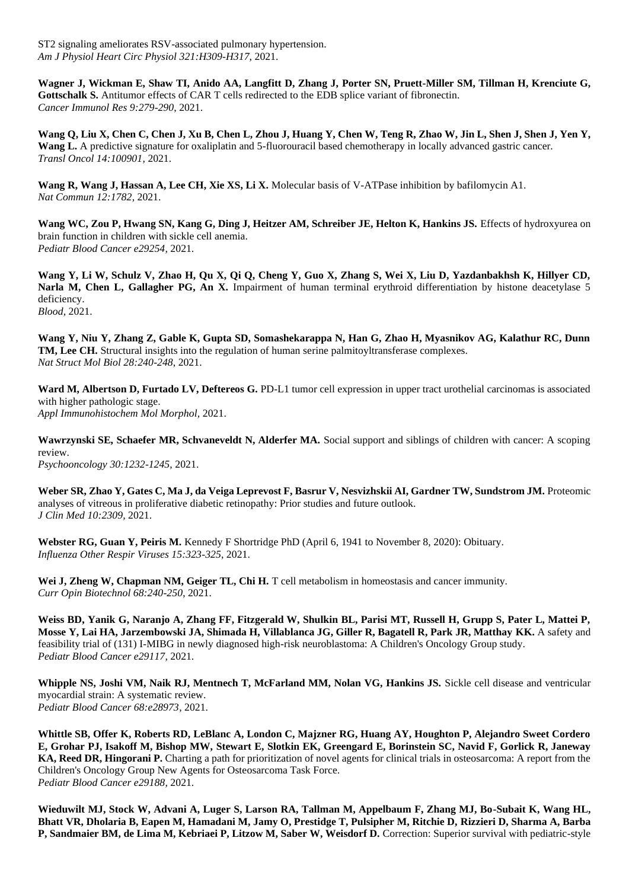ST2 signaling ameliorates RSV-associated pulmonary hypertension.
*Am J Physiol Heart Circ Physiol 321:H309-H317,* 2021.

**Wagner J, Wickman E, Shaw TI, Anido AA, Langfitt D, Zhang J, Porter SN, Pruett-Miller SM, Tillman H, Krenciute G, Gottschalk S.** Antitumor effects of CAR T cells redirected to the EDB splice variant of fibronectin.
*Cancer Immunol Res 9:279-290,* 2021.

**Wang Q, Liu X, Chen C, Chen J, Xu B, Chen L, Zhou J, Huang Y, Chen W, Teng R, Zhao W, Jin L, Shen J, Shen J, Yen Y, Wang L.** A predictive signature for oxaliplatin and 5-fluorouracil based chemotherapy in locally advanced gastric cancer.
*Transl Oncol 14:100901,* 2021.

**Wang R, Wang J, Hassan A, Lee CH, Xie XS, Li X.** Molecular basis of V-ATPase inhibition by bafilomycin A1.
*Nat Commun 12:1782,* 2021.

**Wang WC, Zou P, Hwang SN, Kang G, Ding J, Heitzer AM, Schreiber JE, Helton K, Hankins JS.** Effects of hydroxyurea on brain function in children with sickle cell anemia.
*Pediatr Blood Cancer e29254,* 2021.

**Wang Y, Li W, Schulz V, Zhao H, Qu X, Qi Q, Cheng Y, Guo X, Zhang S, Wei X, Liu D, Yazdanbakhsh K, Hillyer CD, Narla M, Chen L, Gallagher PG, An X.** Impairment of human terminal erythroid differentiation by histone deacetylase 5 deficiency.
*Blood,* 2021.

**Wang Y, Niu Y, Zhang Z, Gable K, Gupta SD, Somashekarappa N, Han G, Zhao H, Myasnikov AG, Kalathur RC, Dunn TM, Lee CH.** Structural insights into the regulation of human serine palmitoyltransferase complexes.
*Nat Struct Mol Biol 28:240-248,* 2021.

**Ward M, Albertson D, Furtado LV, Deftereos G.** PD-L1 tumor cell expression in upper tract urothelial carcinomas is associated with higher pathologic stage.
*Appl Immunohistochem Mol Morphol,* 2021.

**Wawrzynski SE, Schaefer MR, Schvaneveldt N, Alderfer MA.** Social support and siblings of children with cancer: A scoping review.
*Psychooncology 30:1232-1245,* 2021.

**Weber SR, Zhao Y, Gates C, Ma J, da Veiga Leprevost F, Basrur V, Nesvizhskii AI, Gardner TW, Sundstrom JM.** Proteomic analyses of vitreous in proliferative diabetic retinopathy: Prior studies and future outlook.
*J Clin Med 10:2309,* 2021.

**Webster RG, Guan Y, Peiris M.** Kennedy F Shortridge PhD (April 6, 1941 to November 8, 2020): Obituary.
*Influenza Other Respir Viruses 15:323-325,* 2021.

**Wei J, Zheng W, Chapman NM, Geiger TL, Chi H.** T cell metabolism in homeostasis and cancer immunity.
*Curr Opin Biotechnol 68:240-250,* 2021.

**Weiss BD, Yanik G, Naranjo A, Zhang FF, Fitzgerald W, Shulkin BL, Parisi MT, Russell H, Grupp S, Pater L, Mattei P, Mosse Y, Lai HA, Jarzembowski JA, Shimada H, Villablanca JG, Giller R, Bagatell R, Park JR, Matthay KK.** A safety and feasibility trial of (131) I-MIBG in newly diagnosed high-risk neuroblastoma: A Children's Oncology Group study.
*Pediatr Blood Cancer e29117,* 2021.

**Whipple NS, Joshi VM, Naik RJ, Mentnech T, McFarland MM, Nolan VG, Hankins JS.** Sickle cell disease and ventricular myocardial strain: A systematic review.
*Pediatr Blood Cancer 68:e28973,* 2021.

**Whittle SB, Offer K, Roberts RD, LeBlanc A, London C, Majzner RG, Huang AY, Houghton P, Alejandro Sweet Cordero E, Grohar PJ, Isakoff M, Bishop MW, Stewart E, Slotkin EK, Greengard E, Borinstein SC, Navid F, Gorlick R, Janeway KA, Reed DR, Hingorani P.** Charting a path for prioritization of novel agents for clinical trials in osteosarcoma: A report from the Children's Oncology Group New Agents for Osteosarcoma Task Force.
*Pediatr Blood Cancer e29188,* 2021.

**Wieduwilt MJ, Stock W, Advani A, Luger S, Larson RA, Tallman M, Appelbaum F, Zhang MJ, Bo-Subait K, Wang HL, Bhatt VR, Dholaria B, Eapen M, Hamadani M, Jamy O, Prestidge T, Pulsipher M, Ritchie D, Rizzieri D, Sharma A, Barba P, Sandmaier BM, de Lima M, Kebriaei P, Litzow M, Saber W, Weisdorf D.** Correction: Superior survival with pediatric-style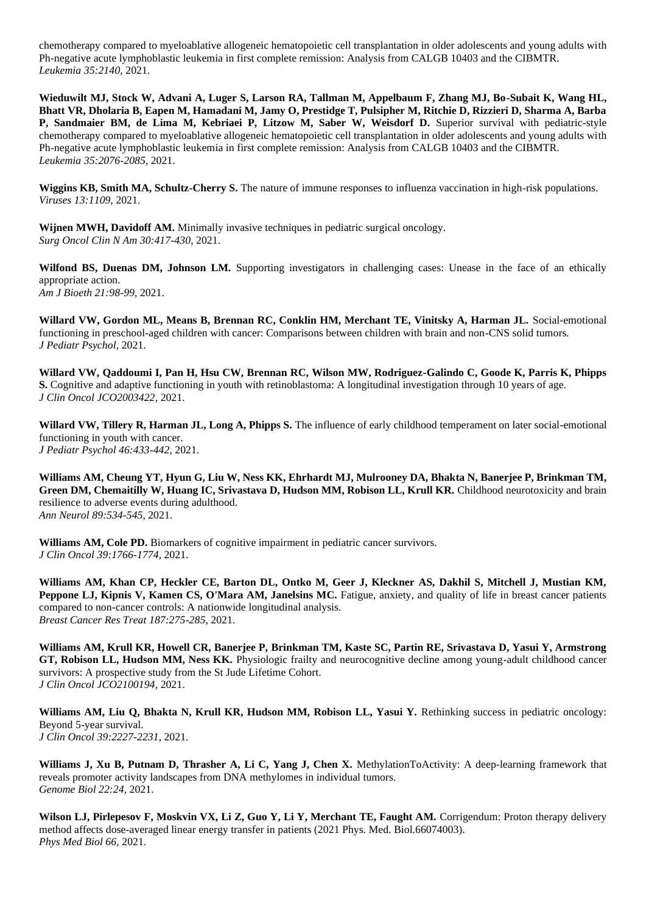chemotherapy compared to myeloablative allogeneic hematopoietic cell transplantation in older adolescents and young adults with Ph-negative acute lymphoblastic leukemia in first complete remission: Analysis from CALGB 10403 and the CIBMTR.
*Leukemia 35:2140*, 2021.

**Wieduwilt MJ, Stock W, Advani A, Luger S, Larson RA, Tallman M, Appelbaum F, Zhang MJ, Bo-Subait K, Wang HL, Bhatt VR, Dholaria B, Eapen M, Hamadani M, Jamy O, Prestidge T, Pulsipher M, Ritchie D, Rizzieri D, Sharma A, Barba P, Sandmaier BM, de Lima M, Kebriaei P, Litzow M, Saber W, Weisdorf D.** Superior survival with pediatric-style chemotherapy compared to myeloablative allogeneic hematopoietic cell transplantation in older adolescents and young adults with Ph-negative acute lymphoblastic leukemia in first complete remission: Analysis from CALGB 10403 and the CIBMTR.
*Leukemia 35:2076-2085*, 2021.

**Wiggins KB, Smith MA, Schultz-Cherry S.** The nature of immune responses to influenza vaccination in high-risk populations.
*Viruses 13:1109*, 2021.

**Wijnen MWH, Davidoff AM.** Minimally invasive techniques in pediatric surgical oncology.
*Surg Oncol Clin N Am 30:417-430*, 2021.

**Wilfond BS, Duenas DM, Johnson LM.** Supporting investigators in challenging cases: Unease in the face of an ethically appropriate action.
*Am J Bioeth 21:98-99*, 2021.

**Willard VW, Gordon ML, Means B, Brennan RC, Conklin HM, Merchant TE, Vinitsky A, Harman JL.** Social-emotional functioning in preschool-aged children with cancer: Comparisons between children with brain and non-CNS solid tumors.
*J Pediatr Psychol*, 2021.

**Willard VW, Qaddoumi I, Pan H, Hsu CW, Brennan RC, Wilson MW, Rodriguez-Galindo C, Goode K, Parris K, Phipps S.** Cognitive and adaptive functioning in youth with retinoblastoma: A longitudinal investigation through 10 years of age.
*J Clin Oncol JCO2003422*, 2021.

**Willard VW, Tillery R, Harman JL, Long A, Phipps S.** The influence of early childhood temperament on later social-emotional functioning in youth with cancer.
*J Pediatr Psychol 46:433-442*, 2021.

**Williams AM, Cheung YT, Hyun G, Liu W, Ness KK, Ehrhardt MJ, Mulrooney DA, Bhakta N, Banerjee P, Brinkman TM, Green DM, Chemaitilly W, Huang IC, Srivastava D, Hudson MM, Robison LL, Krull KR.** Childhood neurotoxicity and brain resilience to adverse events during adulthood.
*Ann Neurol 89:534-545*, 2021.

**Williams AM, Cole PD.** Biomarkers of cognitive impairment in pediatric cancer survivors.
*J Clin Oncol 39:1766-1774*, 2021.

**Williams AM, Khan CP, Heckler CE, Barton DL, Ontko M, Geer J, Kleckner AS, Dakhil S, Mitchell J, Mustian KM, Peppone LJ, Kipnis V, Kamen CS, O'Mara AM, Janelsins MC.** Fatigue, anxiety, and quality of life in breast cancer patients compared to non-cancer controls: A nationwide longitudinal analysis.
*Breast Cancer Res Treat 187:275-285*, 2021.

**Williams AM, Krull KR, Howell CR, Banerjee P, Brinkman TM, Kaste SC, Partin RE, Srivastava D, Yasui Y, Armstrong GT, Robison LL, Hudson MM, Ness KK.** Physiologic frailty and neurocognitive decline among young-adult childhood cancer survivors: A prospective study from the St Jude Lifetime Cohort.
*J Clin Oncol JCO2100194*, 2021.

**Williams AM, Liu Q, Bhakta N, Krull KR, Hudson MM, Robison LL, Yasui Y.** Rethinking success in pediatric oncology: Beyond 5-year survival.
*J Clin Oncol 39:2227-2231*, 2021.

**Williams J, Xu B, Putnam D, Thrasher A, Li C, Yang J, Chen X.** MethylationToActivity: A deep-learning framework that reveals promoter activity landscapes from DNA methylomes in individual tumors.
*Genome Biol 22:24*, 2021.

**Wilson LJ, Pirlepesov F, Moskvin VX, Li Z, Guo Y, Li Y, Merchant TE, Faught AM.** Corrigendum: Proton therapy delivery method affects dose-averaged linear energy transfer in patients (2021 Phys. Med. Biol.66074003).
*Phys Med Biol 66*, 2021.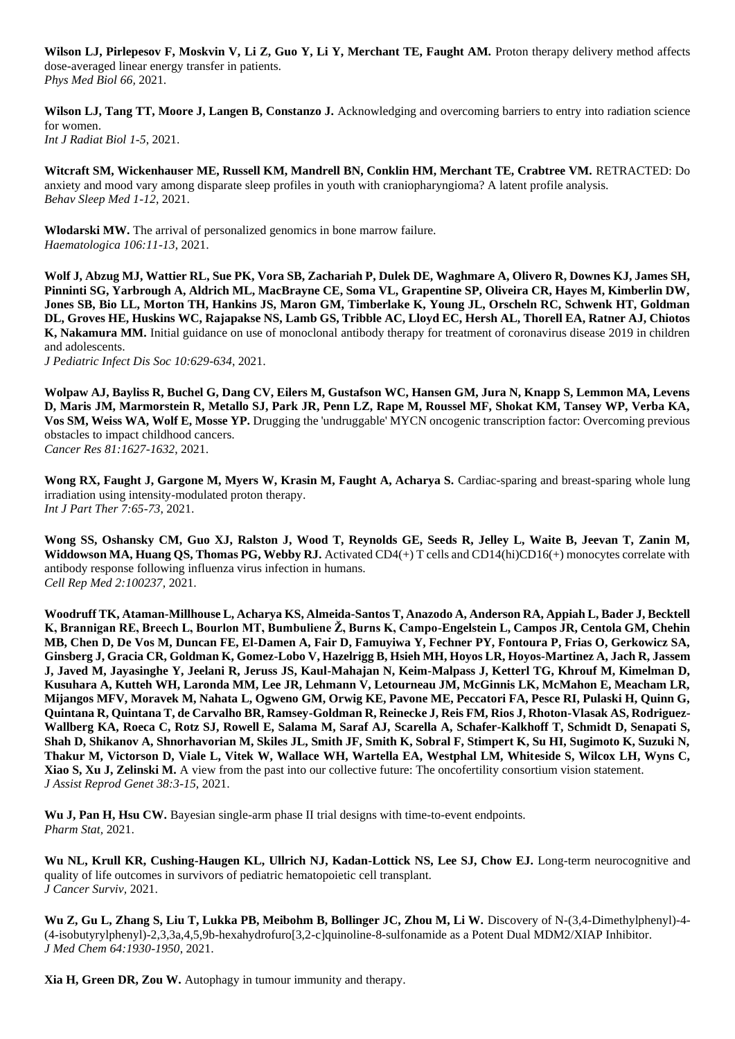**Wilson LJ, Pirlepesov F, Moskvin V, Li Z, Guo Y, Li Y, Merchant TE, Faught AM.** Proton therapy delivery method affects dose-averaged linear energy transfer in patients.
*Phys Med Biol 66*, 2021.

**Wilson LJ, Tang TT, Moore J, Langen B, Constanzo J.** Acknowledging and overcoming barriers to entry into radiation science for women.
*Int J Radiat Biol 1-5*, 2021.

**Witcraft SM, Wickenhauser ME, Russell KM, Mandrell BN, Conklin HM, Merchant TE, Crabtree VM.** RETRACTED: Do anxiety and mood vary among disparate sleep profiles in youth with craniopharyngioma? A latent profile analysis.
*Behav Sleep Med 1-12*, 2021.

**Wlodarski MW.** The arrival of personalized genomics in bone marrow failure.
*Haematologica 106:11-13*, 2021.

**Wolf J, Abzug MJ, Wattier RL, Sue PK, Vora SB, Zachariah P, Dulek DE, Waghmare A, Olivero R, Downes KJ, James SH, Pinninti SG, Yarbrough A, Aldrich ML, MacBrayne CE, Soma VL, Grapentine SP, Oliveira CR, Hayes M, Kimberlin DW, Jones SB, Bio LL, Morton TH, Hankins JS, Maron GM, Timberlake K, Young JL, Orscheln RC, Schwenk HT, Goldman DL, Groves HE, Huskins WC, Rajapakse NS, Lamb GS, Tribble AC, Lloyd EC, Hersh AL, Thorell EA, Ratner AJ, Chiotos K, Nakamura MM.** Initial guidance on use of monoclonal antibody therapy for treatment of coronavirus disease 2019 in children and adolescents.
*J Pediatric Infect Dis Soc 10:629-634*, 2021.

**Wolpaw AJ, Bayliss R, Buchel G, Dang CV, Eilers M, Gustafson WC, Hansen GM, Jura N, Knapp S, Lemmon MA, Levens D, Maris JM, Marmorstein R, Metallo SJ, Park JR, Penn LZ, Rape M, Roussel MF, Shokat KM, Tansey WP, Verba KA, Vos SM, Weiss WA, Wolf E, Mosse YP.** Drugging the 'undruggable' MYCN oncogenic transcription factor: Overcoming previous obstacles to impact childhood cancers.
*Cancer Res 81:1627-1632*, 2021.

**Wong RX, Faught J, Gargone M, Myers W, Krasin M, Faught A, Acharya S.** Cardiac-sparing and breast-sparing whole lung irradiation using intensity-modulated proton therapy.
*Int J Part Ther 7:65-73*, 2021.

**Wong SS, Oshansky CM, Guo XJ, Ralston J, Wood T, Reynolds GE, Seeds R, Jelley L, Waite B, Jeevan T, Zanin M, Widdowson MA, Huang QS, Thomas PG, Webby RJ.** Activated CD4(+) T cells and CD14(hi)CD16(+) monocytes correlate with antibody response following influenza virus infection in humans.
*Cell Rep Med 2:100237*, 2021.

**Woodruff TK, Ataman-Millhouse L, Acharya KS, Almeida-Santos T, Anazodo A, Anderson RA, Appiah L, Bader J, Becktell K, Brannigan RE, Breech L, Bourlon MT, Bumbuliene Ž, Burns K, Campo-Engelstein L, Campos JR, Centola GM, Chehin MB, Chen D, De Vos M, Duncan FE, El-Damen A, Fair D, Famuyiwa Y, Fechner PY, Fontoura P, Frias O, Gerkowicz SA, Ginsberg J, Gracia CR, Goldman K, Gomez-Lobo V, Hazelrigg B, Hsieh MH, Hoyos LR, Hoyos-Martinez A, Jach R, Jassem J, Javed M, Jayasinghe Y, Jeelani R, Jeruss JS, Kaul-Mahajan N, Keim-Malpass J, Ketterl TG, Khrouf M, Kimelman D, Kusuhara A, Kutteh WH, Laronda MM, Lee JR, Lehmann V, Letourneau JM, McGinnis LK, McMahon E, Meacham LR, Mijangos MFV, Moravek M, Nahata L, Ogweno GM, Orwig KE, Pavone ME, Peccatori FA, Pesce RI, Pulaski H, Quinn G, Quintana R, Quintana T, de Carvalho BR, Ramsey-Goldman R, Reinecke J, Reis FM, Rios J, Rhoton-Vlasak AS, Rodriguez-Wallberg KA, Roeca C, Rotz SJ, Rowell E, Salama M, Saraf AJ, Scarella A, Schafer-Kalkhoff T, Schmidt D, Senapati S, Shah D, Shikanov A, Shnorhavorian M, Skiles JL, Smith JF, Smith K, Sobral F, Stimpert K, Su HI, Sugimoto K, Suzuki N, Thakur M, Victorson D, Viale L, Vitek W, Wallace WH, Wartella EA, Westphal LM, Whiteside S, Wilcox LH, Wyns C, Xiao S, Xu J, Zelinski M.** A view from the past into our collective future: The oncofertility consortium vision statement.
*J Assist Reprod Genet 38:3-15*, 2021.

**Wu J, Pan H, Hsu CW.** Bayesian single-arm phase II trial designs with time-to-event endpoints.
*Pharm Stat*, 2021.

**Wu NL, Krull KR, Cushing-Haugen KL, Ullrich NJ, Kadan-Lottick NS, Lee SJ, Chow EJ.** Long-term neurocognitive and quality of life outcomes in survivors of pediatric hematopoietic cell transplant.
*J Cancer Surviv*, 2021.

**Wu Z, Gu L, Zhang S, Liu T, Lukka PB, Meibohm B, Bollinger JC, Zhou M, Li W.** Discovery of N-(3,4-Dimethylphenyl)-4-(4-isobutyrylphenyl)-2,3,3a,4,5,9b-hexahydrofuro[3,2-c]quinoline-8-sulfonamide as a Potent Dual MDM2/XIAP Inhibitor.
*J Med Chem 64:1930-1950*, 2021.

**Xia H, Green DR, Zou W.** Autophagy in tumour immunity and therapy.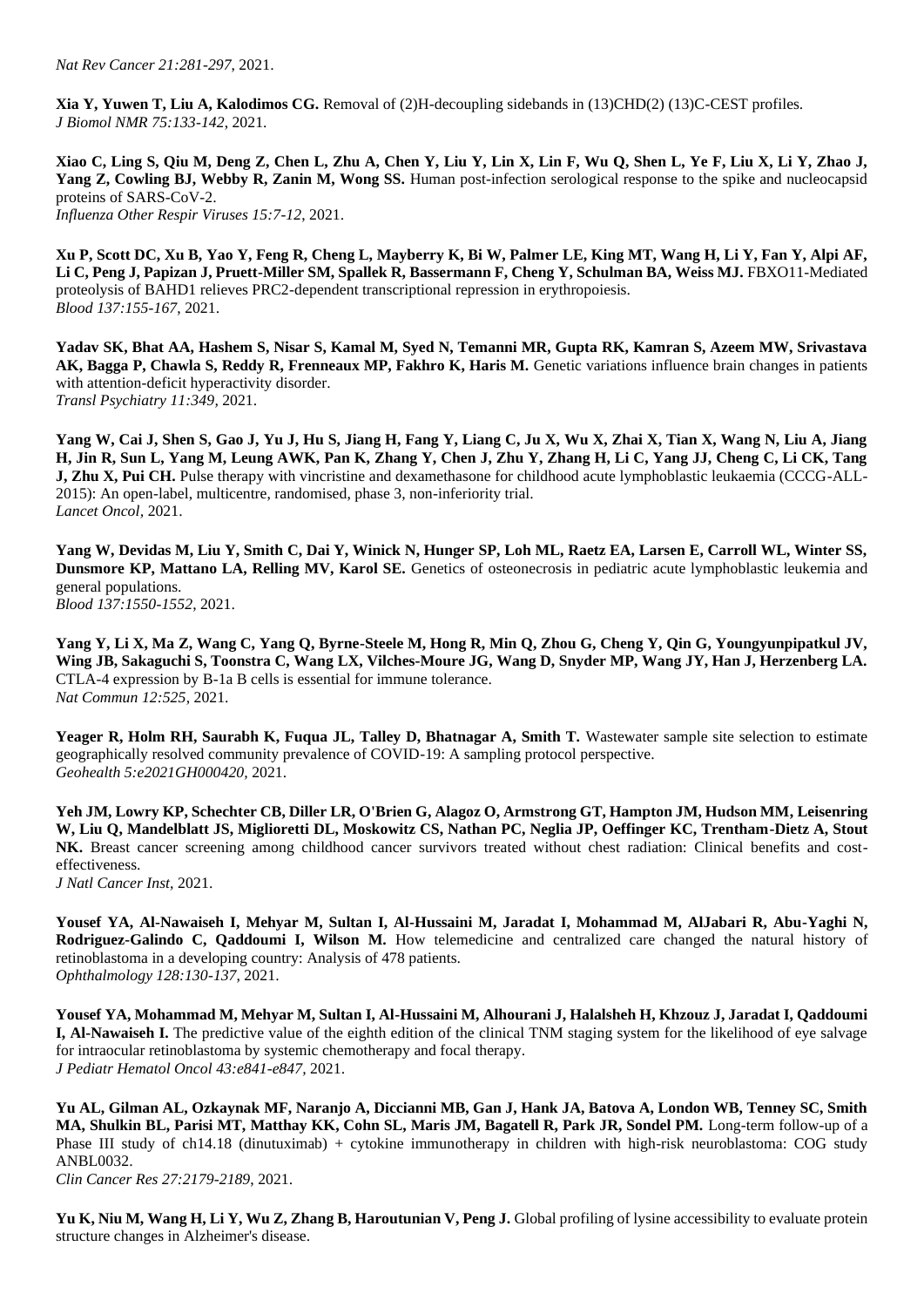*Nat Rev Cancer 21:281-297*, 2021.

**Xia Y, Yuwen T, Liu A, Kalodimos CG.** Removal of (2)H-decoupling sidebands in (13)CHD(2) (13)C-CEST profiles. *J Biomol NMR 75:133-142*, 2021.

**Xiao C, Ling S, Qiu M, Deng Z, Chen L, Zhu A, Chen Y, Liu Y, Lin X, Lin F, Wu Q, Shen L, Ye F, Liu X, Li Y, Zhao J, Yang Z, Cowling BJ, Webby R, Zanin M, Wong SS.** Human post-infection serological response to the spike and nucleocapsid proteins of SARS-CoV-2. *Influenza Other Respir Viruses 15:7-12*, 2021.

**Xu P, Scott DC, Xu B, Yao Y, Feng R, Cheng L, Mayberry K, Bi W, Palmer LE, King MT, Wang H, Li Y, Fan Y, Alpi AF, Li C, Peng J, Papizan J, Pruett-Miller SM, Spallek R, Bassermann F, Cheng Y, Schulman BA, Weiss MJ.** FBXO11-Mediated proteolysis of BAHD1 relieves PRC2-dependent transcriptional repression in erythropoiesis. *Blood 137:155-167*, 2021.

**Yadav SK, Bhat AA, Hashem S, Nisar S, Kamal M, Syed N, Temanni MR, Gupta RK, Kamran S, Azeem MW, Srivastava AK, Bagga P, Chawla S, Reddy R, Frenneaux MP, Fakhro K, Haris M.** Genetic variations influence brain changes in patients with attention-deficit hyperactivity disorder. *Transl Psychiatry 11:349*, 2021.

**Yang W, Cai J, Shen S, Gao J, Yu J, Hu S, Jiang H, Fang Y, Liang C, Ju X, Wu X, Zhai X, Tian X, Wang N, Liu A, Jiang H, Jin R, Sun L, Yang M, Leung AWK, Pan K, Zhang Y, Chen J, Zhu Y, Zhang H, Li C, Yang JJ, Cheng C, Li CK, Tang J, Zhu X, Pui CH.** Pulse therapy with vincristine and dexamethasone for childhood acute lymphoblastic leukaemia (CCCG-ALL-2015): An open-label, multicentre, randomised, phase 3, non-inferiority trial. *Lancet Oncol*, 2021.

**Yang W, Devidas M, Liu Y, Smith C, Dai Y, Winick N, Hunger SP, Loh ML, Raetz EA, Larsen E, Carroll WL, Winter SS, Dunsmore KP, Mattano LA, Relling MV, Karol SE.** Genetics of osteonecrosis in pediatric acute lymphoblastic leukemia and general populations. *Blood 137:1550-1552*, 2021.

**Yang Y, Li X, Ma Z, Wang C, Yang Q, Byrne-Steele M, Hong R, Min Q, Zhou G, Cheng Y, Qin G, Youngyunpipatkul JV, Wing JB, Sakaguchi S, Toonstra C, Wang LX, Vilches-Moure JG, Wang D, Snyder MP, Wang JY, Han J, Herzenberg LA.** CTLA-4 expression by B-1a B cells is essential for immune tolerance. *Nat Commun 12:525*, 2021.

**Yeager R, Holm RH, Saurabh K, Fuqua JL, Talley D, Bhatnagar A, Smith T.** Wastewater sample site selection to estimate geographically resolved community prevalence of COVID-19: A sampling protocol perspective. *Geohealth 5:e2021GH000420*, 2021.

**Yeh JM, Lowry KP, Schechter CB, Diller LR, O'Brien G, Alagoz O, Armstrong GT, Hampton JM, Hudson MM, Leisenring W, Liu Q, Mandelblatt JS, Miglioretti DL, Moskowitz CS, Nathan PC, Neglia JP, Oeffinger KC, Trentham-Dietz A, Stout NK.** Breast cancer screening among childhood cancer survivors treated without chest radiation: Clinical benefits and cost-effectiveness. *J Natl Cancer Inst*, 2021.

**Yousef YA, Al-Nawaiseh I, Mehyar M, Sultan I, Al-Hussaini M, Jaradat I, Mohammad M, AlJabari R, Abu-Yaghi N, Rodriguez-Galindo C, Qaddoumi I, Wilson M.** How telemedicine and centralized care changed the natural history of retinoblastoma in a developing country: Analysis of 478 patients. *Ophthalmology 128:130-137*, 2021.

**Yousef YA, Mohammad M, Mehyar M, Sultan I, Al-Hussaini M, Alhourani J, Halalsheh H, Khzouz J, Jaradat I, Qaddoumi I, Al-Nawaiseh I.** The predictive value of the eighth edition of the clinical TNM staging system for the likelihood of eye salvage for intraocular retinoblastoma by systemic chemotherapy and focal therapy. *J Pediatr Hematol Oncol 43:e841-e847*, 2021.

**Yu AL, Gilman AL, Ozkaynak MF, Naranjo A, Diccianni MB, Gan J, Hank JA, Batova A, London WB, Tenney SC, Smith MA, Shulkin BL, Parisi MT, Matthay KK, Cohn SL, Maris JM, Bagatell R, Park JR, Sondel PM.** Long-term follow-up of a Phase III study of ch14.18 (dinutuximab) + cytokine immunotherapy in children with high-risk neuroblastoma: COG study ANBL0032. *Clin Cancer Res 27:2179-2189*, 2021.

**Yu K, Niu M, Wang H, Li Y, Wu Z, Zhang B, Haroutunian V, Peng J.** Global profiling of lysine accessibility to evaluate protein structure changes in Alzheimer's disease.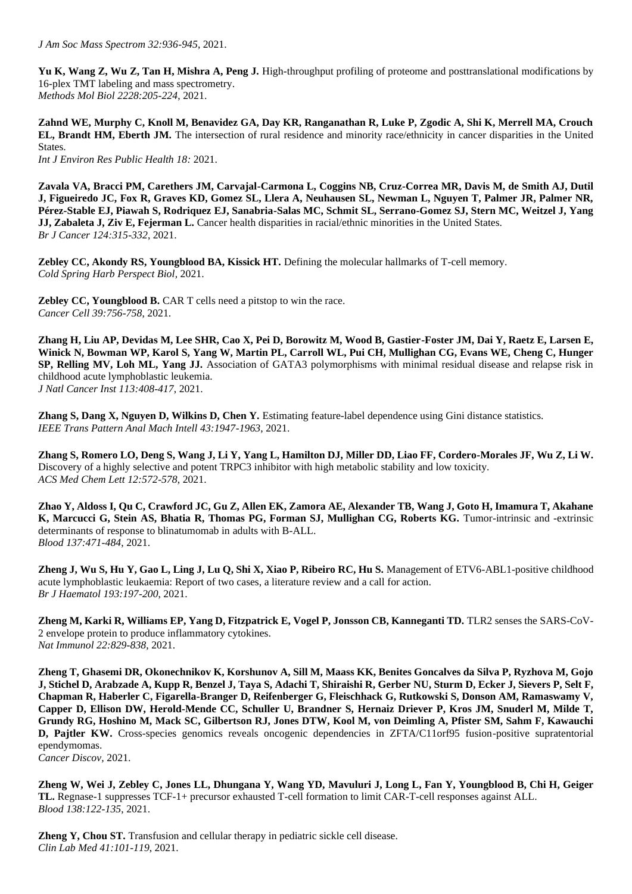*J Am Soc Mass Spectrom 32:936-945*, 2021.

**Yu K, Wang Z, Wu Z, Tan H, Mishra A, Peng J.** High-throughput profiling of proteome and posttranslational modifications by 16-plex TMT labeling and mass spectrometry.
*Methods Mol Biol 2228:205-224*, 2021.

**Zahnd WE, Murphy C, Knoll M, Benavidez GA, Day KR, Ranganathan R, Luke P, Zgodic A, Shi K, Merrell MA, Crouch EL, Brandt HM, Eberth JM.** The intersection of rural residence and minority race/ethnicity in cancer disparities in the United States.
*Int J Environ Res Public Health 18:* 2021.

**Zavala VA, Bracci PM, Carethers JM, Carvajal-Carmona L, Coggins NB, Cruz-Correa MR, Davis M, de Smith AJ, Dutil J, Figueiredo JC, Fox R, Graves KD, Gomez SL, Llera A, Neuhausen SL, Newman L, Nguyen T, Palmer JR, Palmer NR, Pérez-Stable EJ, Piawah S, Rodriquez EJ, Sanabria-Salas MC, Schmit SL, Serrano-Gomez SJ, Stern MC, Weitzel J, Yang JJ, Zabaleta J, Ziv E, Fejerman L.** Cancer health disparities in racial/ethnic minorities in the United States.
*Br J Cancer 124:315-332*, 2021.

**Zebley CC, Akondy RS, Youngblood BA, Kissick HT.** Defining the molecular hallmarks of T-cell memory.
*Cold Spring Harb Perspect Biol*, 2021.

**Zebley CC, Youngblood B.** CAR T cells need a pitstop to win the race.
*Cancer Cell 39:756-758*, 2021.

**Zhang H, Liu AP, Devidas M, Lee SHR, Cao X, Pei D, Borowitz M, Wood B, Gastier-Foster JM, Dai Y, Raetz E, Larsen E, Winick N, Bowman WP, Karol S, Yang W, Martin PL, Carroll WL, Pui CH, Mullighan CG, Evans WE, Cheng C, Hunger SP, Relling MV, Loh ML, Yang JJ.** Association of GATA3 polymorphisms with minimal residual disease and relapse risk in childhood acute lymphoblastic leukemia.
*J Natl Cancer Inst 113:408-417*, 2021.

**Zhang S, Dang X, Nguyen D, Wilkins D, Chen Y.** Estimating feature-label dependence using Gini distance statistics.
*IEEE Trans Pattern Anal Mach Intell 43:1947-1963*, 2021.

**Zhang S, Romero LO, Deng S, Wang J, Li Y, Yang L, Hamilton DJ, Miller DD, Liao FF, Cordero-Morales JF, Wu Z, Li W.** Discovery of a highly selective and potent TRPC3 inhibitor with high metabolic stability and low toxicity.
*ACS Med Chem Lett 12:572-578*, 2021.

**Zhao Y, Aldoss I, Qu C, Crawford JC, Gu Z, Allen EK, Zamora AE, Alexander TB, Wang J, Goto H, Imamura T, Akahane K, Marcucci G, Stein AS, Bhatia R, Thomas PG, Forman SJ, Mullighan CG, Roberts KG.** Tumor-intrinsic and -extrinsic determinants of response to blinatumomab in adults with B-ALL.
*Blood 137:471-484*, 2021.

**Zheng J, Wu S, Hu Y, Gao L, Ling J, Lu Q, Shi X, Xiao P, Ribeiro RC, Hu S.** Management of ETV6-ABL1-positive childhood acute lymphoblastic leukaemia: Report of two cases, a literature review and a call for action.
*Br J Haematol 193:197-200*, 2021.

**Zheng M, Karki R, Williams EP, Yang D, Fitzpatrick E, Vogel P, Jonsson CB, Kanneganti TD.** TLR2 senses the SARS-CoV-2 envelope protein to produce inflammatory cytokines.
*Nat Immunol 22:829-838*, 2021.

**Zheng T, Ghasemi DR, Okonechnikov K, Korshunov A, Sill M, Maass KK, Benites Goncalves da Silva P, Ryzhova M, Gojo J, Stichel D, Arabzade A, Kupp R, Benzel J, Taya S, Adachi T, Shiraishi R, Gerber NU, Sturm D, Ecker J, Sievers P, Selt F, Chapman R, Haberler C, Figarella-Branger D, Reifenberger G, Fleischhack G, Rutkowski S, Donson AM, Ramaswamy V, Capper D, Ellison DW, Herold-Mende CC, Schuller U, Brandner S, Hernaiz Driever P, Kros JM, Snuderl M, Milde T, Grundy RG, Hoshino M, Mack SC, Gilbertson RJ, Jones DTW, Kool M, von Deimling A, Pfister SM, Sahm F, Kawauchi D, Pajtler KW.** Cross-species genomics reveals oncogenic dependencies in ZFTA/C11orf95 fusion-positive supratentorial ependymomas.
*Cancer Discov*, 2021.

**Zheng W, Wei J, Zebley C, Jones LL, Dhungana Y, Wang YD, Mavuluri J, Long L, Fan Y, Youngblood B, Chi H, Geiger TL.** Regnase-1 suppresses TCF-1+ precursor exhausted T-cell formation to limit CAR-T-cell responses against ALL.
*Blood 138:122-135*, 2021.

**Zheng Y, Chou ST.** Transfusion and cellular therapy in pediatric sickle cell disease.
*Clin Lab Med 41:101-119*, 2021.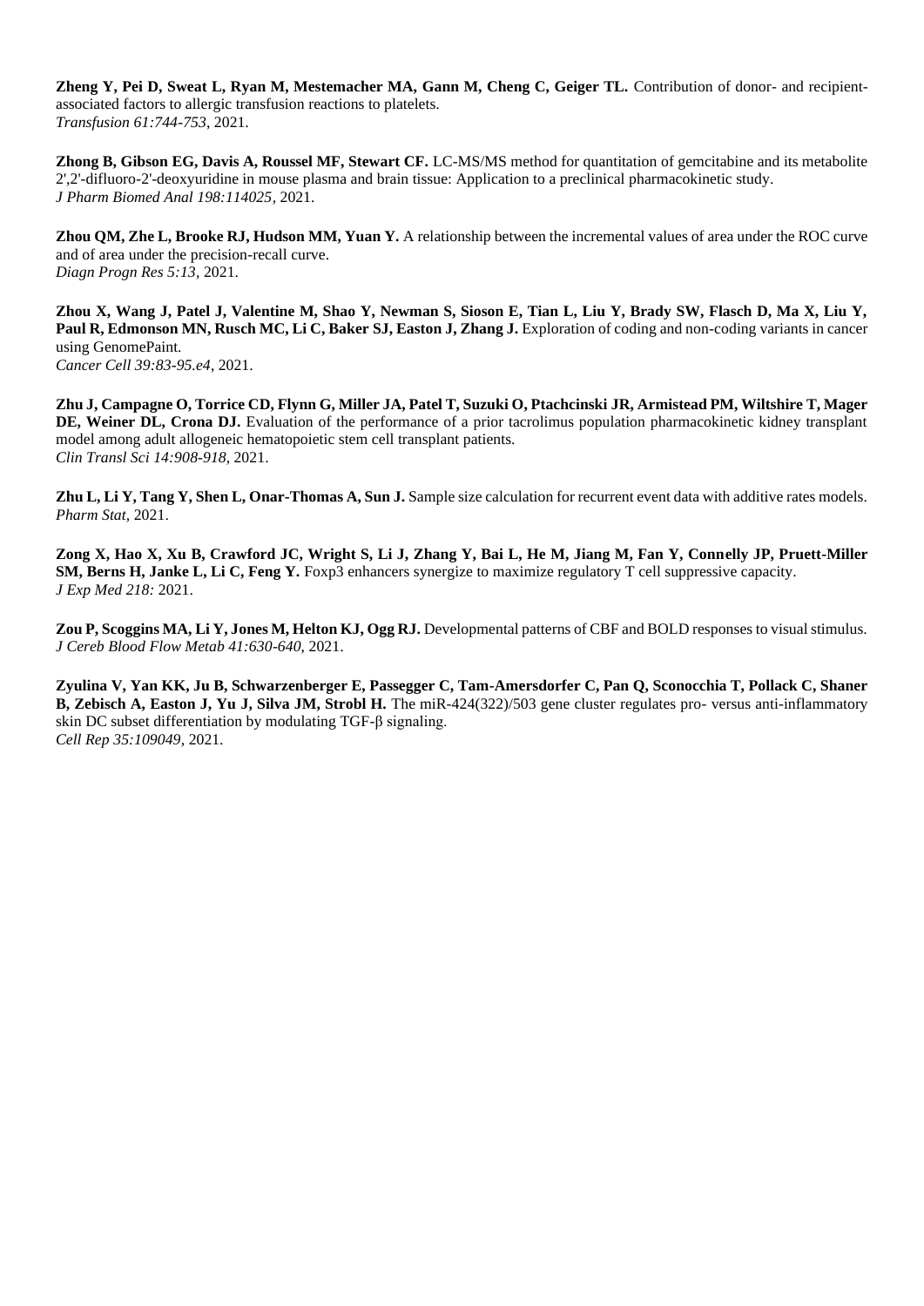**Zheng Y, Pei D, Sweat L, Ryan M, Mestemacher MA, Gann M, Cheng C, Geiger TL.** Contribution of donor- and recipient-associated factors to allergic transfusion reactions to platelets.
*Transfusion 61:744-753*, 2021.

**Zhong B, Gibson EG, Davis A, Roussel MF, Stewart CF.** LC-MS/MS method for quantitation of gemcitabine and its metabolite 2',2'-difluoro-2'-deoxyuridine in mouse plasma and brain tissue: Application to a preclinical pharmacokinetic study.
*J Pharm Biomed Anal 198:114025*, 2021.

**Zhou QM, Zhe L, Brooke RJ, Hudson MM, Yuan Y.** A relationship between the incremental values of area under the ROC curve and of area under the precision-recall curve.
*Diagn Progn Res 5:13*, 2021.

**Zhou X, Wang J, Patel J, Valentine M, Shao Y, Newman S, Sioson E, Tian L, Liu Y, Brady SW, Flasch D, Ma X, Liu Y, Paul R, Edmonson MN, Rusch MC, Li C, Baker SJ, Easton J, Zhang J.** Exploration of coding and non-coding variants in cancer using GenomePaint.
*Cancer Cell 39:83-95.e4*, 2021.

**Zhu J, Campagne O, Torrice CD, Flynn G, Miller JA, Patel T, Suzuki O, Ptachcinski JR, Armistead PM, Wiltshire T, Mager DE, Weiner DL, Crona DJ.** Evaluation of the performance of a prior tacrolimus population pharmacokinetic kidney transplant model among adult allogeneic hematopoietic stem cell transplant patients.
*Clin Transl Sci 14:908-918*, 2021.

**Zhu L, Li Y, Tang Y, Shen L, Onar-Thomas A, Sun J.** Sample size calculation for recurrent event data with additive rates models.
*Pharm Stat*, 2021.

**Zong X, Hao X, Xu B, Crawford JC, Wright S, Li J, Zhang Y, Bai L, He M, Jiang M, Fan Y, Connelly JP, Pruett-Miller SM, Berns H, Janke L, Li C, Feng Y.** Foxp3 enhancers synergize to maximize regulatory T cell suppressive capacity.
*J Exp Med 218:* 2021.

**Zou P, Scoggins MA, Li Y, Jones M, Helton KJ, Ogg RJ.** Developmental patterns of CBF and BOLD responses to visual stimulus.
*J Cereb Blood Flow Metab 41:630-640*, 2021.

**Zyulina V, Yan KK, Ju B, Schwarzenberger E, Passegger C, Tam-Amersdorfer C, Pan Q, Sconocchia T, Pollack C, Shaner B, Zebisch A, Easton J, Yu J, Silva JM, Strobl H.** The miR-424(322)/503 gene cluster regulates pro- versus anti-inflammatory skin DC subset differentiation by modulating TGF-β signaling.
*Cell Rep 35:109049*, 2021.